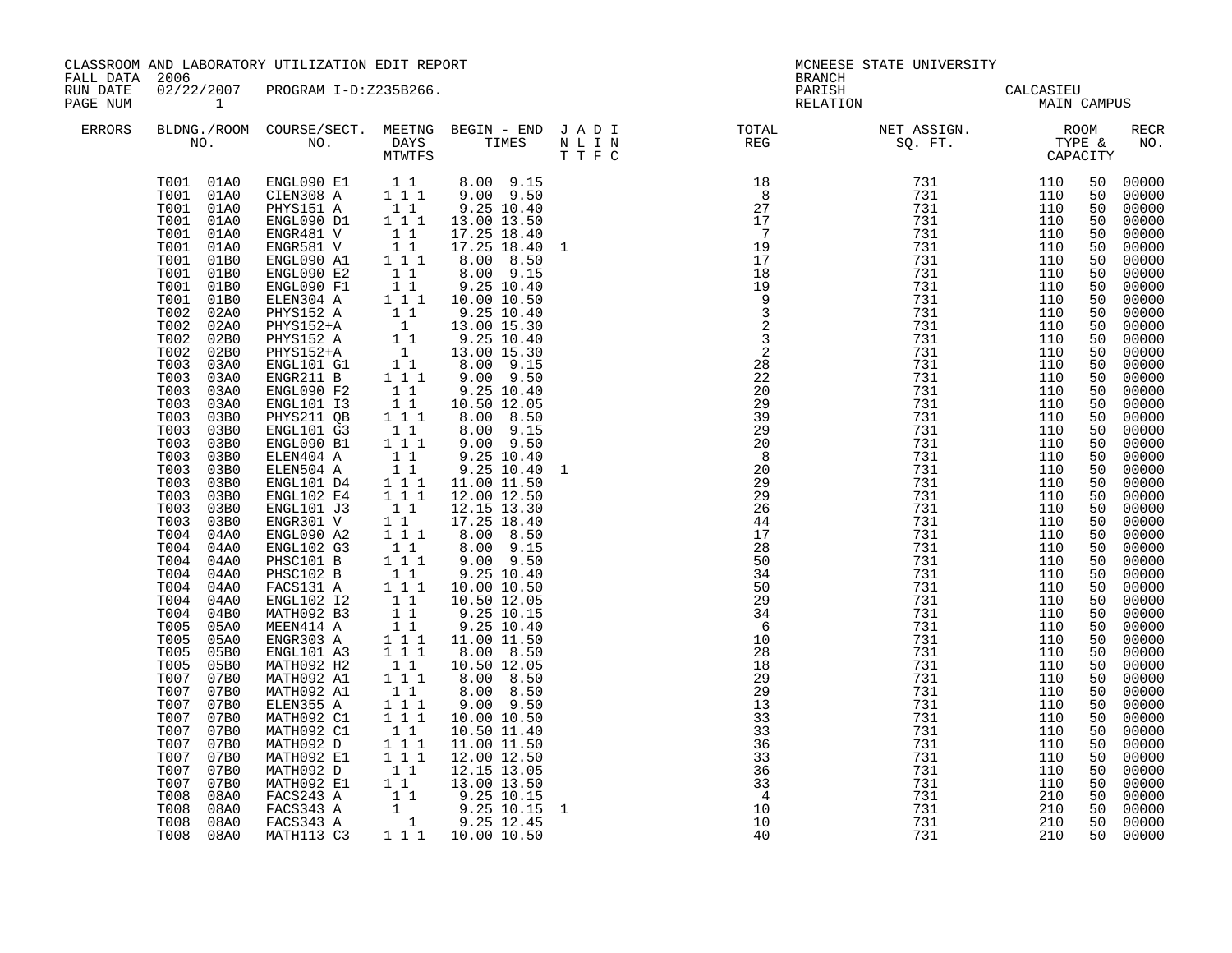CLASSROOM AND LABORATORY UTILIZATION EDIT REPORT
FALL DATA 2006
RUN DATE 02/22/2007 PROGRAM I-D:Z235B266.

MCNEESE STATE UNIVERSITY
BRANCH
PARISH CALCASIEU
RELATION MAIN CAMPUS

| ERRORS | BLDG. | ROOM NO. | COURSE/SECT. NO. | M | T | W | T | F | S | BEGIN TIME | END TIME | J T | A T | D F | I C | TOTAL REG | NET ASSIGN. SQ. FT. | ROOM TYPE | CAPACITY | RECR NO. |
|---|---|---|---|---|---|---|---|---|---|---|---|---|---|---|---|---|---|---|---|---|
| | T001 | 01A0 | ENGL090 E1 | | 1 | | 1 | | | 8.00 | 9.15 | | | | | 18 | 731 | 110 | 50 | 00000 |
| | T001 | 01A0 | CIEN308 A | 1 | | 1 | | 1 | | 9.00 | 9.50 | | | | | 8 | 731 | 110 | 50 | 00000 |
| | T001 | 01A0 | PHYS151 A | | 1 | | 1 | | | 9.25 | 10.40 | | | | | 27 | 731 | 110 | 50 | 00000 |
| | T001 | 01A0 | ENGL090 D1 | 1 | | 1 | | 1 | | 13.00 | 13.50 | | | | | 17 | 731 | 110 | 50 | 00000 |
| | T001 | 01A0 | ENGR481 V | | 1 | | 1 | | | 17.25 | 18.40 | | | | | 7 | 731 | 110 | 50 | 00000 |
| | T001 | 01A0 | ENGR581 V | | 1 | | 1 | | | 17.25 | 18.40 | 1 | | | | 19 | 731 | 110 | 50 | 00000 |
| | T001 | 01B0 | ENGL090 A1 | 1 | | 1 | | 1 | | 8.00 | 8.50 | | | | | 17 | 731 | 110 | 50 | 00000 |
| | T001 | 01B0 | ENGL090 E2 | | 1 | | 1 | | | 8.00 | 9.15 | | | | | 18 | 731 | 110 | 50 | 00000 |
| | T001 | 01B0 | ENGL090 F1 | | 1 | | 1 | | | 9.25 | 10.40 | | | | | 19 | 731 | 110 | 50 | 00000 |
| | T001 | 01B0 | ELEN304 A | 1 | | 1 | | 1 | | 10.00 | 10.50 | | | | | 9 | 731 | 110 | 50 | 00000 |
| | T002 | 02A0 | PHYS152 A | | 1 | | 1 | | | 9.25 | 10.40 | | | | | 3 | 731 | 110 | 50 | 00000 |
| | T002 | 02A0 | PHYS152+A | | | | 1 | | | 13.00 | 15.30 | | | | | 2 | 731 | 110 | 50 | 00000 |
| | T002 | 02B0 | PHYS152 A | | 1 | | 1 | | | 9.25 | 10.40 | | | | | 3 | 731 | 110 | 50 | 00000 |
| | T002 | 02B0 | PHYS152+A | | | | 1 | | | 13.00 | 15.30 | | | | | 2 | 731 | 110 | 50 | 00000 |
| | T003 | 03A0 | ENGL101 G1 | | 1 | | 1 | | | 8.00 | 9.15 | | | | | 28 | 731 | 110 | 50 | 00000 |
| | T003 | 03A0 | ENGR211 B | 1 | | 1 | | 1 | | 9.00 | 9.50 | | | | | 22 | 731 | 110 | 50 | 00000 |
| | T003 | 03A0 | ENGL090 F2 | | 1 | | 1 | | | 9.25 | 10.40 | | | | | 20 | 731 | 110 | 50 | 00000 |
| | T003 | 03A0 | ENGL101 I3 | | 1 | | 1 | | | 10.50 | 12.05 | | | | | 29 | 731 | 110 | 50 | 00000 |
| | T003 | 03B0 | PHYS211 QB | 1 | | 1 | | 1 | | 8.00 | 8.50 | | | | | 39 | 731 | 110 | 50 | 00000 |
| | T003 | 03B0 | ENGL101 G3 | | 1 | | 1 | | | 8.00 | 9.15 | | | | | 29 | 731 | 110 | 50 | 00000 |
| | T003 | 03B0 | ENGL090 B1 | 1 | | 1 | | 1 | | 9.00 | 9.50 | | | | | 20 | 731 | 110 | 50 | 00000 |
| | T003 | 03B0 | ELEN404 A | | 1 | | 1 | | | 9.25 | 10.40 | | | | | 8 | 731 | 110 | 50 | 00000 |
| | T003 | 03B0 | ELEN504 A | | 1 | | 1 | | | 9.25 | 10.40 | 1 | | | | 20 | 731 | 110 | 50 | 00000 |
| | T003 | 03B0 | ENGL101 D4 | 1 | | 1 | | 1 | | 11.00 | 11.50 | | | | | 29 | 731 | 110 | 50 | 00000 |
| | T003 | 03B0 | ENGL102 E4 | 1 | | 1 | | 1 | | 12.00 | 12.50 | | | | | 29 | 731 | 110 | 50 | 00000 |
| | T003 | 03B0 | ENGL101 J3 | | 1 | | 1 | | | 12.15 | 13.30 | | | | | 26 | 731 | 110 | 50 | 00000 |
| | T003 | 03B0 | ENGR301 V | 1 | | 1 | | | | 17.25 | 18.40 | | | | | 44 | 731 | 110 | 50 | 00000 |
| | T004 | 04A0 | ENGL090 A2 | 1 | | 1 | | 1 | | 8.00 | 8.50 | | | | | 17 | 731 | 110 | 50 | 00000 |
| | T004 | 04A0 | ENGL102 G3 | | 1 | | 1 | | | 8.00 | 9.15 | | | | | 28 | 731 | 110 | 50 | 00000 |
| | T004 | 04A0 | PHSC101 B | 1 | | 1 | | 1 | | 9.00 | 9.50 | | | | | 50 | 731 | 110 | 50 | 00000 |
| | T004 | 04A0 | PHSC102 B | | 1 | | 1 | | | 9.25 | 10.40 | | | | | 34 | 731 | 110 | 50 | 00000 |
| | T004 | 04A0 | FACS131 A | 1 | | 1 | | 1 | | 10.00 | 10.50 | | | | | 50 | 731 | 110 | 50 | 00000 |
| | T004 | 04A0 | ENGL102 I2 | | 1 | | 1 | | | 10.50 | 12.05 | | | | | 29 | 731 | 110 | 50 | 00000 |
| | T004 | 04B0 | MATH092 B3 | | 1 | | 1 | | | 9.25 | 10.15 | | | | | 34 | 731 | 110 | 50 | 00000 |
| | T005 | 05A0 | MEEN414 A | | 1 | | 1 | | | 9.25 | 10.40 | | | | | 6 | 731 | 110 | 50 | 00000 |
| | T005 | 05A0 | ENGR303 A | 1 | | 1 | | 1 | | 11.00 | 11.50 | | | | | 10 | 731 | 110 | 50 | 00000 |
| | T005 | 05B0 | ENGL101 A3 | 1 | | 1 | | 1 | | 8.00 | 8.50 | | | | | 28 | 731 | 110 | 50 | 00000 |
| | T005 | 05B0 | MATH092 H2 | | 1 | | 1 | | | 10.50 | 12.05 | | | | | 18 | 731 | 110 | 50 | 00000 |
| | T007 | 07B0 | MATH092 A1 | 1 | | 1 | | 1 | | 8.00 | 8.50 | | | | | 29 | 731 | 110 | 50 | 00000 |
| | T007 | 07B0 | MATH092 A1 | | 1 | | 1 | | | 8.00 | 8.50 | | | | | 29 | 731 | 110 | 50 | 00000 |
| | T007 | 07B0 | ELEN355 A | 1 | | 1 | | 1 | | 9.00 | 9.50 | | | | | 13 | 731 | 110 | 50 | 00000 |
| | T007 | 07B0 | MATH092 C1 | 1 | | 1 | | 1 | | 10.00 | 10.50 | | | | | 33 | 731 | 110 | 50 | 00000 |
| | T007 | 07B0 | MATH092 C1 | | 1 | | 1 | | | 10.50 | 11.40 | | | | | 33 | 731 | 110 | 50 | 00000 |
| | T007 | 07B0 | MATH092 D | 1 | | 1 | | 1 | | 11.00 | 11.50 | | | | | 36 | 731 | 110 | 50 | 00000 |
| | T007 | 07B0 | MATH092 E1 | 1 | | 1 | | 1 | | 12.00 | 12.50 | | | | | 33 | 731 | 110 | 50 | 00000 |
| | T007 | 07B0 | MATH092 D | | 1 | | 1 | | | 12.15 | 13.05 | | | | | 36 | 731 | 110 | 50 | 00000 |
| | T007 | 07B0 | MATH092 E1 | 1 | | 1 | | | | 13.00 | 13.50 | | | | | 33 | 731 | 110 | 50 | 00000 |
| | T008 | 08A0 | FACS243 A | | 1 | | 1 | | | 9.25 | 10.15 | | | | | 4 | 731 | 210 | 50 | 00000 |
| | T008 | 08A0 | FACS343 A | | 1 | | | | | 9.25 | 10.15 | 1 | | | | 10 | 731 | 210 | 50 | 00000 |
| | T008 | 08A0 | FACS343 A | | | | 1 | | | 9.25 | 12.45 | | | | | 10 | 731 | 210 | 50 | 00000 |
| | T008 | 08A0 | MATH113 C3 | 1 | | 1 | | 1 | | 10.00 | 10.50 | | | | | 40 | 731 | 210 | 50 | 00000 |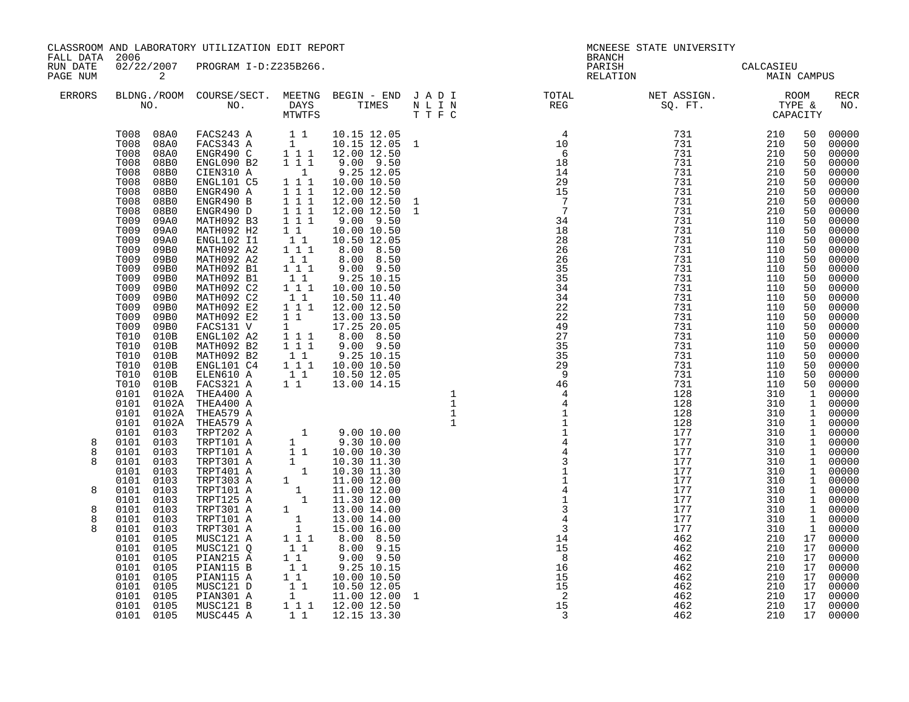CLASSROOM AND LABORATORY UTILIZATION EDIT REPORT
FALL DATA 2006
RUN DATE 02/22/2007 PROGRAM I-D:Z235B266.

MCNEESE STATE UNIVERSITY
BRANCH
PARISH CALCASIEU
RELATION MAIN CAMPUS

| ERRORS | BLDG. | ROOM NO. | COURSE/SECT. NO. | M | T | W | T | F | S | BEGIN TIME | END TIME | JNT | ALT | DIF | INC | TOTAL REG | NET ASSIGN. SQ. FT. | ROOM TYPE | CAPACITY | RECR NO. |
|---|---|---|---|---|---|---|---|---|---|---|---|---|---|---|---|---|---|---|---|---|
| | T008 | 08A0 | FACS243 A | | 1 | | 1 | | | 10.15 | 12.05 | | | | | 4 | 731 | 210 | 50 | 00000 |
| | T008 | 08A0 | FACS343 A | | 1 | | | | | 10.15 | 12.05 | 1 | | | | 10 | 731 | 210 | 50 | 00000 |
| | T008 | 08A0 | ENGR490 C | 1 | | 1 | | 1 | | 12.00 | 12.50 | | | | | 6 | 731 | 210 | 50 | 00000 |
| | T008 | 08B0 | ENGL090 B2 | 1 | | 1 | | 1 | | 9.00 | 9.50 | | | | | 18 | 731 | 210 | 50 | 00000 |
| | T008 | 08B0 | CIEN310 A | | | | 1 | | | 9.25 | 12.05 | | | | | 14 | 731 | 210 | 50 | 00000 |
| | T008 | 08B0 | ENGL101 C5 | 1 | | 1 | | 1 | | 10.00 | 10.50 | | | | | 29 | 731 | 210 | 50 | 00000 |
| | T008 | 08B0 | ENGR490 A | 1 | | 1 | | 1 | | 12.00 | 12.50 | | | | | 15 | 731 | 210 | 50 | 00000 |
| | T008 | 08B0 | ENGR490 B | 1 | | 1 | | 1 | | 12.00 | 12.50 | 1 | | | | 7 | 731 | 210 | 50 | 00000 |
| | T008 | 08B0 | ENGR490 D | 1 | | 1 | | 1 | | 12.00 | 12.50 | 1 | | | | 7 | 731 | 210 | 50 | 00000 |
| | T009 | 09A0 | MATH092 B3 | 1 | | 1 | | 1 | | 9.00 | 9.50 | | | | | 34 | 731 | 110 | 50 | 00000 |
| | T009 | 09A0 | MATH092 H2 | 1 | | 1 | | | | 10.00 | 10.50 | | | | | 18 | 731 | 110 | 50 | 00000 |
| | T009 | 09A0 | ENGL102 I1 | | 1 | | 1 | | | 10.50 | 12.05 | | | | | 28 | 731 | 110 | 50 | 00000 |
| | T009 | 09B0 | MATH092 A2 | 1 | | 1 | | 1 | | 8.00 | 8.50 | | | | | 26 | 731 | 110 | 50 | 00000 |
| | T009 | 09B0 | MATH092 A2 | | 1 | | 1 | | | 8.00 | 8.50 | | | | | 26 | 731 | 110 | 50 | 00000 |
| | T009 | 09B0 | MATH092 B1 | 1 | | 1 | | 1 | | 9.00 | 9.50 | | | | | 35 | 731 | 110 | 50 | 00000 |
| | T009 | 09B0 | MATH092 B1 | | 1 | | 1 | | | 9.25 | 10.15 | | | | | 35 | 731 | 110 | 50 | 00000 |
| | T009 | 09B0 | MATH092 C2 | 1 | | 1 | | 1 | | 10.00 | 10.50 | | | | | 34 | 731 | 110 | 50 | 00000 |
| | T009 | 09B0 | MATH092 C2 | | 1 | | 1 | | | 10.50 | 11.40 | | | | | 34 | 731 | 110 | 50 | 00000 |
| | T009 | 09B0 | MATH092 E2 | 1 | | 1 | | 1 | | 12.00 | 12.50 | | | | | 22 | 731 | 110 | 50 | 00000 |
| | T009 | 09B0 | MATH092 E2 | 1 | | 1 | | | | 13.00 | 13.50 | | | | | 22 | 731 | 110 | 50 | 00000 |
| | T009 | 09B0 | FACS131 V | 1 | | | | | | 17.25 | 20.05 | | | | | 49 | 731 | 110 | 50 | 00000 |
| | T010 | 010B | ENGL102 A2 | 1 | | 1 | | 1 | | 8.00 | 8.50 | | | | | 27 | 731 | 110 | 50 | 00000 |
| | T010 | 010B | MATH092 B2 | 1 | | 1 | | 1 | | 9.00 | 9.50 | | | | | 35 | 731 | 110 | 50 | 00000 |
| | T010 | 010B | MATH092 B2 | | 1 | | 1 | | | 9.25 | 10.15 | | | | | 35 | 731 | 110 | 50 | 00000 |
| | T010 | 010B | ENGL101 C4 | 1 | | 1 | | 1 | | 10.00 | 10.50 | | | | | 29 | 731 | 110 | 50 | 00000 |
| | T010 | 010B | ELEN610 A | | 1 | | 1 | | | 10.50 | 12.05 | | | | | 9 | 731 | 110 | 50 | 00000 |
| | T010 | 010B | FACS321 A | 1 | | 1 | | | | 13.00 | 14.15 | | | | | 46 | 731 | 110 | 50 | 00000 |
| | 0101 | 0102A | THEA400 A | | | | | | | | | | | | 1 | 4 | 128 | 310 | 1 | 00000 |
| | 0101 | 0102A | THEA400 A | | | | | | | | | | | | 1 | 4 | 128 | 310 | 1 | 00000 |
| | 0101 | 0102A | THEA579 A | | | | | | | | | | | | 1 | 1 | 128 | 310 | 1 | 00000 |
| | 0101 | 0102A | THEA579 A | | | | | | | | | | | | 1 | 1 | 128 | 310 | 1 | 00000 |
| | 0101 | 0103 | TRPT202 A | | | | 1 | | | 9.00 | 10.00 | | | | | 1 | 177 | 310 | 1 | 00000 |
| 8 | 0101 | 0103 | TRPT101 A | 1 | | | | | | 9.30 | 10.00 | | | | | 4 | 177 | 310 | 1 | 00000 |
| 8 | 0101 | 0103 | TRPT101 A | 1 | | 1 | | | | 10.00 | 10.30 | | | | | 4 | 177 | 310 | 1 | 00000 |
| 8 | 0101 | 0103 | TRPT301 A | 1 | | | | | | 10.30 | 11.30 | | | | | 3 | 177 | 310 | 1 | 00000 |
| | 0101 | 0103 | TRPT401 A | | | | 1 | | | 10.30 | 11.30 | | | | | 1 | 177 | 310 | 1 | 00000 |
| | 0101 | 0103 | TRPT303 A | 1 | | | | | | 11.00 | 12.00 | | | | | 1 | 177 | 310 | 1 | 00000 |
| 8 | 0101 | 0103 | TRPT101 A | | | 1 | | | | 11.00 | 12.00 | | | | | 4 | 177 | 310 | 1 | 00000 |
| | 0101 | 0103 | TRPT125 A | | | | 1 | | | 11.30 | 12.00 | | | | | 1 | 177 | 310 | 1 | 00000 |
| 8 | 0101 | 0103 | TRPT301 A | 1 | | | | | | 13.00 | 14.00 | | | | | 3 | 177 | 310 | 1 | 00000 |
| 8 | 0101 | 0103 | TRPT101 A | | | 1 | | | | 13.00 | 14.00 | | | | | 4 | 177 | 310 | 1 | 00000 |
| 8 | 0101 | 0103 | TRPT301 A | | | 1 | | | | 15.00 | 16.00 | | | | | 3 | 177 | 310 | 1 | 00000 |
| | 0101 | 0105 | MUSC121 A | 1 | | 1 | | 1 | | 8.00 | 8.50 | | | | | 14 | 462 | 210 | 17 | 00000 |
| | 0101 | 0105 | MUSC121 Q | | 1 | | 1 | | | 8.00 | 9.15 | | | | | 15 | 462 | 210 | 17 | 00000 |
| | 0101 | 0105 | PIAN215 A | 1 | | 1 | | | | 9.00 | 9.50 | | | | | 8 | 462 | 210 | 17 | 00000 |
| | 0101 | 0105 | PIAN115 B | | 1 | | 1 | | | 9.25 | 10.15 | | | | | 16 | 462 | 210 | 17 | 00000 |
| | 0101 | 0105 | PIAN115 A | 1 | | 1 | | | | 10.00 | 10.50 | | | | | 15 | 462 | 210 | 17 | 00000 |
| | 0101 | 0105 | MUSC121 D | | 1 | | 1 | | | 10.50 | 12.05 | | | | | 15 | 462 | 210 | 17 | 00000 |
| | 0101 | 0105 | PIAN301 A | 1 | | | | | | 11.00 | 12.00 | 1 | | | | 2 | 462 | 210 | 17 | 00000 |
| | 0101 | 0105 | MUSC121 B | 1 | | 1 | | 1 | | 12.00 | 12.50 | | | | | 15 | 462 | 210 | 17 | 00000 |
| | 0101 | 0105 | MUSC445 A | | 1 | | 1 | | | 12.15 | 13.30 | | | | | 3 | 462 | 210 | 17 | 00000 |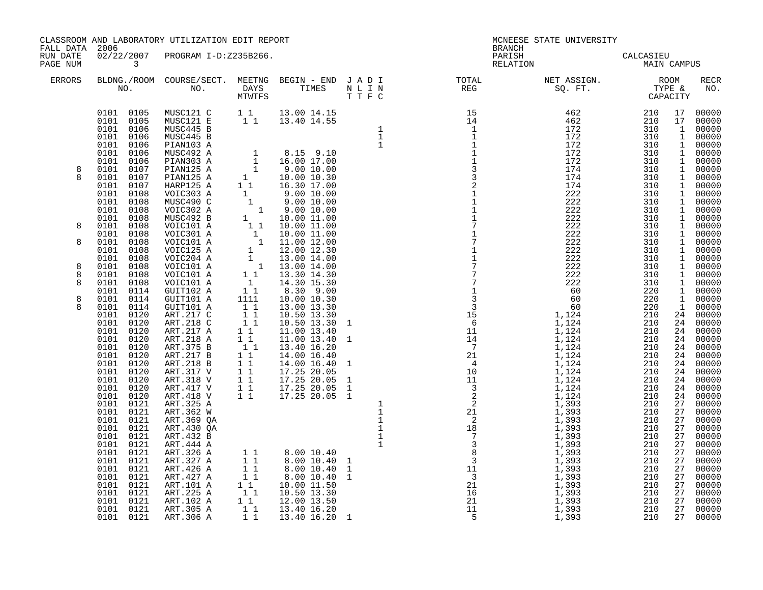CLASSROOM AND LABORATORY UTILIZATION EDIT REPORT
FALL DATA 2006
RUN DATE 02/22/2007 PROGRAM I-D:Z235B266.

MCNEESE STATE UNIVERSITY
BRANCH
PARISH CALCASIEU
RELATION MAIN CAMPUS

| ERRORS | BLDNG./ROOM NO. | COURSE/SECT. NO. | MEETNG DAYS MTWTFS | BEGIN - END TIMES | J A D I N L I N T T F C | TOTAL REG | NET ASSIGN. SQ. FT. | ROOM TYPE & CAPACITY | RECR NO. |
|---|---|---|---|---|---|---|---|---|---|
| | 0101 0105 | MUSC121 C | 1 1 | 13.00 14.15 | | 15 | 462 | 210 17 | 00000 |
| | 0101 0105 | MUSC121 E | 1 1 | 13.40 14.55 | | 14 | 462 | 210 17 | 00000 |
| | 0101 0106 | MUSC445 B | | | 1 | 1 | 172 | 310 1 | 00000 |
| | 0101 0106 | MUSC445 B | | | 1 | 1 | 172 | 310 1 | 00000 |
| | 0101 0106 | PIAN103 A | | | 1 | 1 | 172 | 310 1 | 00000 |
| | 0101 0106 | MUSC492 A | 1 | 8.15 9.10 | | 1 | 172 | 310 1 | 00000 |
| | 0101 0106 | PIAN303 A | 1 | 16.00 17.00 | | 1 | 172 | 310 1 | 00000 |
| 8 | 0101 0107 | PIAN125 A | 1 | 9.00 10.00 | | 3 | 174 | 310 1 | 00000 |
| 8 | 0101 0107 | PIAN125 A | 1 | 10.00 10.30 | | 3 | 174 | 310 1 | 00000 |
| | 0101 0107 | HARP125 A | 1 1 | 16.30 17.00 | | 2 | 174 | 310 1 | 00000 |
| | 0101 0108 | VOIC303 A | 1 | 9.00 10.00 | | 1 | 222 | 310 1 | 00000 |
| | 0101 0108 | MUSC490 C | 1 | 9.00 10.00 | | 1 | 222 | 310 1 | 00000 |
| | 0101 0108 | VOIC302 A | 1 | 9.00 10.00 | | 1 | 222 | 310 1 | 00000 |
| | 0101 0108 | MUSC492 B | 1 | 10.00 11.00 | | 1 | 222 | 310 1 | 00000 |
| 8 | 0101 0108 | VOIC101 A | 1 1 | 10.00 11.00 | | 7 | 222 | 310 1 | 00000 |
| | 0101 0108 | VOIC301 A | 1 | 10.00 11.00 | | 1 | 222 | 310 1 | 00000 |
| 8 | 0101 0108 | VOIC101 A | 1 | 11.00 12.00 | | 7 | 222 | 310 1 | 00000 |
| | 0101 0108 | VOIC125 A | 1 | 12.00 12.30 | | 1 | 222 | 310 1 | 00000 |
| | 0101 0108 | VOIC204 A | 1 | 13.00 14.00 | | 1 | 222 | 310 1 | 00000 |
| 8 | 0101 0108 | VOIC101 A | 1 | 13.00 14.00 | | 7 | 222 | 310 1 | 00000 |
| 8 | 0101 0108 | VOIC101 A | 1 1 | 13.30 14.30 | | 7 | 222 | 310 1 | 00000 |
| 8 | 0101 0108 | VOIC101 A | 1 | 14.30 15.30 | | 7 | 222 | 310 1 | 00000 |
| | 0101 0114 | GUIT102 A | 1 1 | 8.30 9.00 | | 1 | 60 | 220 1 | 00000 |
| 8 | 0101 0114 | GUIT101 A | 1111 | 10.00 10.30 | | 3 | 60 | 220 1 | 00000 |
| 8 | 0101 0114 | GUIT101 A | 1 1 | 13.00 13.30 | | 3 | 60 | 220 1 | 00000 |
| | 0101 0120 | ART.217 C | 1 1 | 10.50 13.30 | | 15 | 1,124 | 210 24 | 00000 |
| | 0101 0120 | ART.218 C | 1 1 | 10.50 13.30 | 1 | 6 | 1,124 | 210 24 | 00000 |
| | 0101 0120 | ART.217 A | 1 1 | 11.00 13.40 | | 11 | 1,124 | 210 24 | 00000 |
| | 0101 0120 | ART.218 A | 1 1 | 11.00 13.40 | 1 | 14 | 1,124 | 210 24 | 00000 |
| | 0101 0120 | ART.375 B | 1 1 | 13.40 16.20 | | 7 | 1,124 | 210 24 | 00000 |
| | 0101 0120 | ART.217 B | 1 1 | 14.00 16.40 | | 21 | 1,124 | 210 24 | 00000 |
| | 0101 0120 | ART.218 B | 1 1 | 14.00 16.40 | 1 | 4 | 1,124 | 210 24 | 00000 |
| | 0101 0120 | ART.317 V | 1 1 | 17.25 20.05 | | 10 | 1,124 | 210 24 | 00000 |
| | 0101 0120 | ART.318 V | 1 1 | 17.25 20.05 | 1 | 11 | 1,124 | 210 24 | 00000 |
| | 0101 0120 | ART.417 V | 1 1 | 17.25 20.05 | 1 | 3 | 1,124 | 210 24 | 00000 |
| | 0101 0120 | ART.418 V | 1 1 | 17.25 20.05 | 1 | 2 | 1,124 | 210 24 | 00000 |
| | 0101 0121 | ART.325 A | | | 1 | 2 | 1,393 | 210 27 | 00000 |
| | 0101 0121 | ART.362 W | | | 1 | 21 | 1,393 | 210 27 | 00000 |
| | 0101 0121 | ART.369 QA | | | 1 | 2 | 1,393 | 210 27 | 00000 |
| | 0101 0121 | ART.430 QA | | | 1 | 18 | 1,393 | 210 27 | 00000 |
| | 0101 0121 | ART.432 B | | | 1 | 7 | 1,393 | 210 27 | 00000 |
| | 0101 0121 | ART.444 A | | | 1 | 3 | 1,393 | 210 27 | 00000 |
| | 0101 0121 | ART.326 A | 1 1 | 8.00 10.40 | | 8 | 1,393 | 210 27 | 00000 |
| | 0101 0121 | ART.327 A | 1 1 | 8.00 10.40 | 1 | 3 | 1,393 | 210 27 | 00000 |
| | 0101 0121 | ART.426 A | 1 1 | 8.00 10.40 | 1 | 11 | 1,393 | 210 27 | 00000 |
| | 0101 0121 | ART.427 A | 1 1 | 8.00 10.40 | 1 | 3 | 1,393 | 210 27 | 00000 |
| | 0101 0121 | ART.101 A | 1 1 | 10.00 11.50 | | 21 | 1,393 | 210 27 | 00000 |
| | 0101 0121 | ART.225 A | 1 1 | 10.50 13.30 | | 16 | 1,393 | 210 27 | 00000 |
| | 0101 0121 | ART.102 A | 1 1 | 12.00 13.50 | | 21 | 1,393 | 210 27 | 00000 |
| | 0101 0121 | ART.305 A | 1 1 | 13.40 16.20 | | 11 | 1,393 | 210 27 | 00000 |
| | 0101 0121 | ART.306 A | 1 1 | 13.40 16.20 | 1 | 5 | 1,393 | 210 27 | 00000 |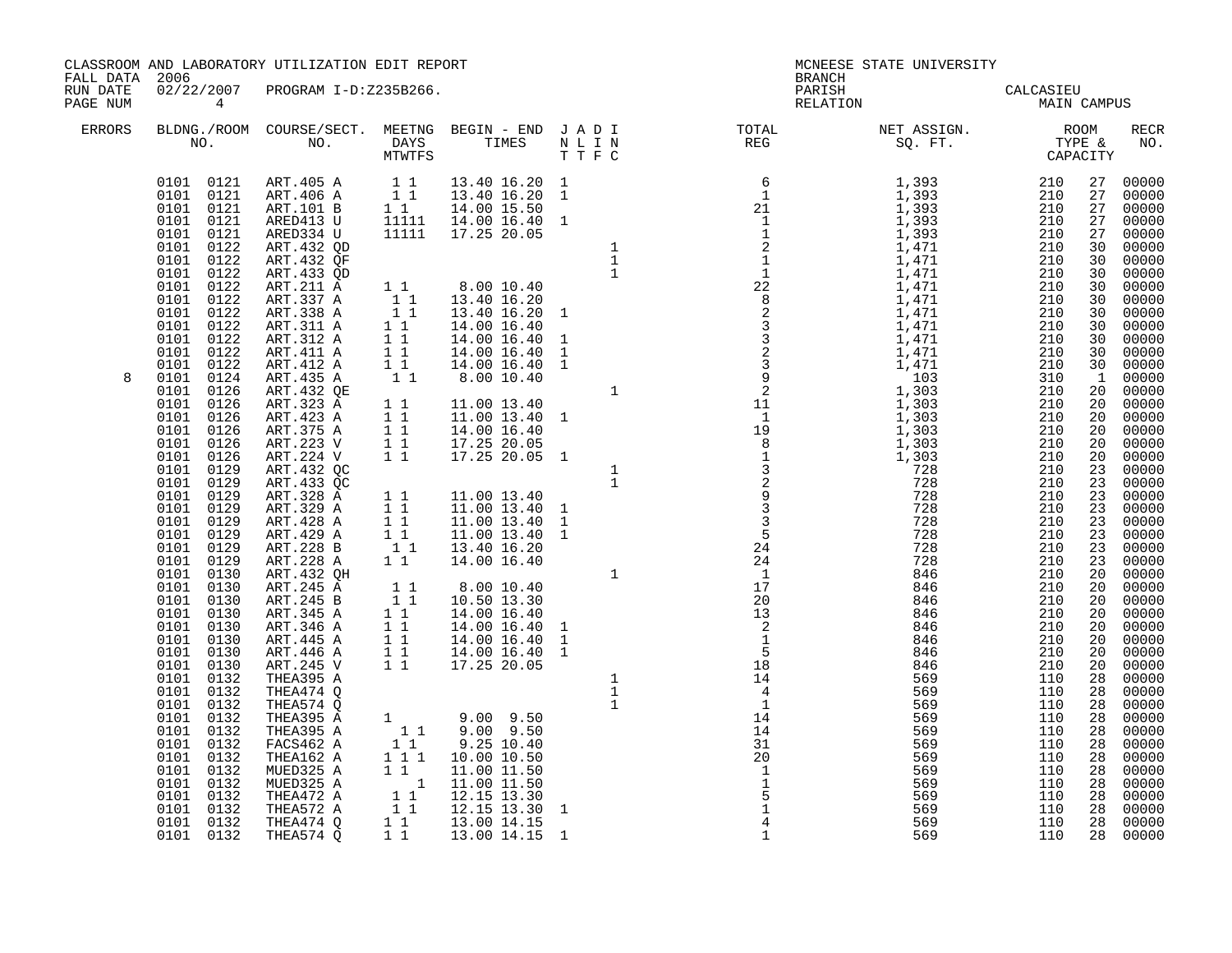CLASSROOM AND LABORATORY UTILIZATION EDIT REPORT
FALL DATA 2006
RUN DATE 02/22/2007 PROGRAM I-D:Z235B266.
PAGE NUM 4

MCNEESE STATE UNIVERSITY
BRANCH
PARISH CALCASIEU
RELATION MAIN CAMPUS

| ERRORS | BLDNG./ROOM NO. | COURSE/SECT. NO. | MEETNG DAYS MTWTFS | BEGIN - END TIMES | J A D I N L I N T T F C | TOTAL REG | NET ASSIGN. SQ. FT. | ROOM TYPE & CAPACITY | | RECR NO. |
|---|---|---|---|---|---|---|---|---|---|---|
| | 0101 0121 | ART.405 A | 1 1 | 13.40 16.20 | 1 | 6 | 1,393 | 210 | 27 | 00000 |
| | 0101 0121 | ART.406 A | 1 1 | 13.40 16.20 | 1 | 1 | 1,393 | 210 | 27 | 00000 |
| | 0101 0121 | ART.101 B | 1 1 | 14.00 15.50 | | 21 | 1,393 | 210 | 27 | 00000 |
| | 0101 0121 | ARED413 U | 11111 | 14.00 16.40 | 1 | 1 | 1,393 | 210 | 27 | 00000 |
| | 0101 0121 | ARED334 U | 11111 | 17.25 20.05 | | 1 | 1,393 | 210 | 27 | 00000 |
| | 0101 0122 | ART.432 QD | | | 1 | 2 | 1,471 | 210 | 30 | 00000 |
| | 0101 0122 | ART.432 QF | | | 1 | 1 | 1,471 | 210 | 30 | 00000 |
| | 0101 0122 | ART.433 QD | | | 1 | 1 | 1,471 | 210 | 30 | 00000 |
| | 0101 0122 | ART.211 A | 1 1 | 8.00 10.40 | | 22 | 1,471 | 210 | 30 | 00000 |
| | 0101 0122 | ART.337 A | 1 1 | 13.40 16.20 | | 8 | 1,471 | 210 | 30 | 00000 |
| | 0101 0122 | ART.338 A | 1 1 | 13.40 16.20 | 1 | 2 | 1,471 | 210 | 30 | 00000 |
| | 0101 0122 | ART.311 A | 1 1 | 14.00 16.40 | | 3 | 1,471 | 210 | 30 | 00000 |
| | 0101 0122 | ART.312 A | 1 1 | 14.00 16.40 | 1 | 3 | 1,471 | 210 | 30 | 00000 |
| | 0101 0122 | ART.411 A | 1 1 | 14.00 16.40 | 1 | 2 | 1,471 | 210 | 30 | 00000 |
| | 0101 0122 | ART.412 A | 1 1 | 14.00 16.40 | 1 | 3 | 1,471 | 210 | 30 | 00000 |
| 8 | 0101 0124 | ART.435 A | 1 1 | 8.00 10.40 | | 9 | 103 | 310 | 1 | 00000 |
| | 0101 0126 | ART.432 QE | | | 1 | 2 | 1,303 | 210 | 20 | 00000 |
| | 0101 0126 | ART.323 A | 1 1 | 11.00 13.40 | | 11 | 1,303 | 210 | 20 | 00000 |
| | 0101 0126 | ART.423 A | 1 1 | 11.00 13.40 | 1 | 1 | 1,303 | 210 | 20 | 00000 |
| | 0101 0126 | ART.375 A | 1 1 | 14.00 16.40 | | 19 | 1,303 | 210 | 20 | 00000 |
| | 0101 0126 | ART.223 V | 1 1 | 17.25 20.05 | | 8 | 1,303 | 210 | 20 | 00000 |
| | 0101 0126 | ART.224 V | 1 1 | 17.25 20.05 | 1 | 1 | 1,303 | 210 | 20 | 00000 |
| | 0101 0129 | ART.432 QC | | | 1 | 3 | 728 | 210 | 23 | 00000 |
| | 0101 0129 | ART.433 QC | | | 1 | 2 | 728 | 210 | 23 | 00000 |
| | 0101 0129 | ART.328 A | 1 1 | 11.00 13.40 | | 9 | 728 | 210 | 23 | 00000 |
| | 0101 0129 | ART.329 A | 1 1 | 11.00 13.40 | 1 | 3 | 728 | 210 | 23 | 00000 |
| | 0101 0129 | ART.428 A | 1 1 | 11.00 13.40 | 1 | 3 | 728 | 210 | 23 | 00000 |
| | 0101 0129 | ART.429 A | 1 1 | 11.00 13.40 | 1 | 5 | 728 | 210 | 23 | 00000 |
| | 0101 0129 | ART.228 B | 1 1 | 13.40 16.20 | | 24 | 728 | 210 | 23 | 00000 |
| | 0101 0129 | ART.228 A | 1 1 | 14.00 16.40 | | 24 | 728 | 210 | 23 | 00000 |
| | 0101 0130 | ART.432 QH | | | 1 | 1 | 846 | 210 | 20 | 00000 |
| | 0101 0130 | ART.245 A | 1 1 | 8.00 10.40 | | 17 | 846 | 210 | 20 | 00000 |
| | 0101 0130 | ART.245 B | 1 1 | 10.50 13.30 | | 20 | 846 | 210 | 20 | 00000 |
| | 0101 0130 | ART.345 A | 1 1 | 14.00 16.40 | | 13 | 846 | 210 | 20 | 00000 |
| | 0101 0130 | ART.346 A | 1 1 | 14.00 16.40 | 1 | 2 | 846 | 210 | 20 | 00000 |
| | 0101 0130 | ART.445 A | 1 1 | 14.00 16.40 | 1 | 1 | 846 | 210 | 20 | 00000 |
| | 0101 0130 | ART.446 A | 1 1 | 14.00 16.40 | 1 | 5 | 846 | 210 | 20 | 00000 |
| | 0101 0130 | ART.245 V | 1 1 | 17.25 20.05 | | 18 | 846 | 210 | 20 | 00000 |
| | 0101 0132 | THEA395 A | | | 1 | 14 | 569 | 110 | 28 | 00000 |
| | 0101 0132 | THEA474 Q | | | 1 | 4 | 569 | 110 | 28 | 00000 |
| | 0101 0132 | THEA574 Q | | | 1 | 1 | 569 | 110 | 28 | 00000 |
| | 0101 0132 | THEA395 A | 1 | 9.00 9.50 | | 14 | 569 | 110 | 28 | 00000 |
| | 0101 0132 | THEA395 A | 1 1 | 9.00 9.50 | | 14 | 569 | 110 | 28 | 00000 |
| | 0101 0132 | FACS462 A | 1 1 | 9.25 10.40 | | 31 | 569 | 110 | 28 | 00000 |
| | 0101 0132 | THEA162 A | 1 1 1 | 10.00 10.50 | | 20 | 569 | 110 | 28 | 00000 |
| | 0101 0132 | MUED325 A | 1 1 | 11.00 11.50 | | 1 | 569 | 110 | 28 | 00000 |
| | 0101 0132 | MUED325 A | 1 | 11.00 11.50 | | 1 | 569 | 110 | 28 | 00000 |
| | 0101 0132 | THEA472 A | 1 1 | 12.15 13.30 | | 5 | 569 | 110 | 28 | 00000 |
| | 0101 0132 | THEA572 A | 1 1 | 12.15 13.30 | 1 | 1 | 569 | 110 | 28 | 00000 |
| | 0101 0132 | THEA474 Q | 1 1 | 13.00 14.15 | | 4 | 569 | 110 | 28 | 00000 |
| | 0101 0132 | THEA574 Q | 1 1 | 13.00 14.15 | 1 | 1 | 569 | 110 | 28 | 00000 |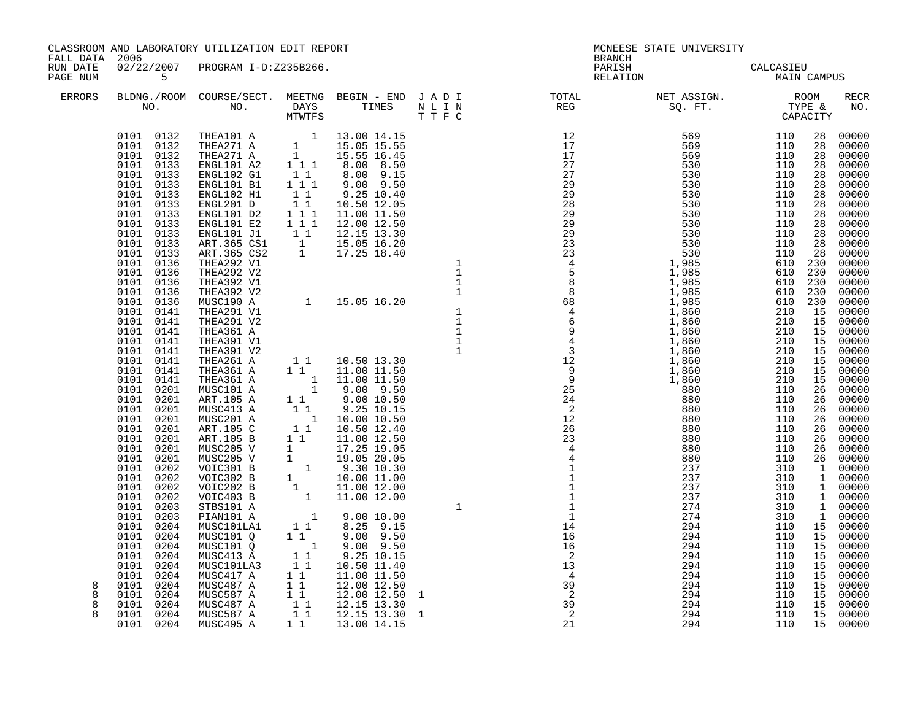CLASSROOM AND LABORATORY UTILIZATION EDIT REPORT
FALL DATA 2006
RUN DATE 02/22/2007 PROGRAM I-D:Z235B266.
PAGE NUM 5

MCNEESE STATE UNIVERSITY
BRANCH
PARISH CALCASIEU
RELATION MAIN CAMPUS

| ERRORS | BLDNG./ROOM NO. | COURSE/SECT. NO. | MEETNG DAYS MTWTFS | BEGIN - END TIMES | J A D I N L I N T T F C | TOTAL REG | NET ASSIGN. SQ. FT. | ROOM TYPE & CAPACITY | RECR NO. |
|---|---|---|---|---|---|---|---|---|---|
| | 0101 0132 | THEA101 A | 1 | 13.00 14.15 | | 12 | 569 | 110 28 | 00000 |
| | 0101 0132 | THEA271 A | 1 | 15.05 15.55 | | 17 | 569 | 110 28 | 00000 |
| | 0101 0132 | THEA271 A | 1 | 15.55 16.45 | | 17 | 569 | 110 28 | 00000 |
| | 0101 0133 | ENGL101 A2 | 1 1 1 | 8.00 8.50 | | 27 | 530 | 110 28 | 00000 |
| | 0101 0133 | ENGL102 G1 | 1 1 | 8.00 9.15 | | 27 | 530 | 110 28 | 00000 |
| | 0101 0133 | ENGL101 B1 | 1 1 1 | 9.00 9.50 | | 29 | 530 | 110 28 | 00000 |
| | 0101 0133 | ENGL102 H1 | 1 1 | 9.25 10.40 | | 29 | 530 | 110 28 | 00000 |
| | 0101 0133 | ENGL201 D | 1 1 | 10.50 12.05 | | 28 | 530 | 110 28 | 00000 |
| | 0101 0133 | ENGL101 D2 | 1 1 1 | 11.00 11.50 | | 29 | 530 | 110 28 | 00000 |
| | 0101 0133 | ENGL101 E2 | 1 1 1 | 12.00 12.50 | | 29 | 530 | 110 28 | 00000 |
| | 0101 0133 | ENGL101 J1 | 1 1 | 12.15 13.30 | | 29 | 530 | 110 28 | 00000 |
| | 0101 0133 | ART.365 CS1 | 1 | 15.05 16.20 | | 23 | 530 | 110 28 | 00000 |
| | 0101 0133 | ART.365 CS2 | 1 | 17.25 18.40 | | 23 | 530 | 110 28 | 00000 |
| | 0101 0136 | THEA292 V1 | | | 1 | 4 | 1,985 | 610 230 | 00000 |
| | 0101 0136 | THEA292 V2 | | | 1 | 5 | 1,985 | 610 230 | 00000 |
| | 0101 0136 | THEA392 V1 | | | 1 | 8 | 1,985 | 610 230 | 00000 |
| | 0101 0136 | THEA392 V2 | | | 1 | 8 | 1,985 | 610 230 | 00000 |
| | 0101 0136 | MUSC190 A | 1 | 15.05 16.20 | | 68 | 1,985 | 610 230 | 00000 |
| | 0101 0141 | THEA291 V1 | | | 1 | 4 | 1,860 | 210 15 | 00000 |
| | 0101 0141 | THEA291 V2 | | | 1 | 6 | 1,860 | 210 15 | 00000 |
| | 0101 0141 | THEA361 A | | | 1 | 9 | 1,860 | 210 15 | 00000 |
| | 0101 0141 | THEA391 V1 | | | 1 | 4 | 1,860 | 210 15 | 00000 |
| | 0101 0141 | THEA391 V2 | | | 1 | 3 | 1,860 | 210 15 | 00000 |
| | 0101 0141 | THEA261 A | 1 1 | 10.50 13.30 | | 12 | 1,860 | 210 15 | 00000 |
| | 0101 0141 | THEA361 A | 1 1 | 11.00 11.50 | | 9 | 1,860 | 210 15 | 00000 |
| | 0101 0141 | THEA361 A | 1 | 11.00 11.50 | | 9 | 1,860 | 210 15 | 00000 |
| | 0101 0201 | MUSC101 A | 1 | 9.00 9.50 | | 25 | 880 | 110 26 | 00000 |
| | 0101 0201 | ART.105 A | 1 1 | 9.00 10.50 | | 24 | 880 | 110 26 | 00000 |
| | 0101 0201 | MUSC413 A | 1 1 | 9.25 10.15 | | 2 | 880 | 110 26 | 00000 |
| | 0101 0201 | MUSC201 A | 1 | 10.00 10.50 | | 12 | 880 | 110 26 | 00000 |
| | 0101 0201 | ART.105 C | 1 1 | 10.50 12.40 | | 26 | 880 | 110 26 | 00000 |
| | 0101 0201 | ART.105 B | 1 1 | 11.00 12.50 | | 23 | 880 | 110 26 | 00000 |
| | 0101 0201 | MUSC205 V | 1 | 17.25 19.05 | | 4 | 880 | 110 26 | 00000 |
| | 0101 0201 | MUSC205 V | 1 | 19.05 20.05 | | 4 | 880 | 110 26 | 00000 |
| | 0101 0202 | VOIC301 B | 1 | 9.30 10.30 | | 1 | 237 | 310 1 | 00000 |
| | 0101 0202 | VOIC302 B | 1 | 10.00 11.00 | | 1 | 237 | 310 1 | 00000 |
| | 0101 0202 | VOIC202 B | 1 | 11.00 12.00 | | 1 | 237 | 310 1 | 00000 |
| | 0101 0202 | VOIC403 B | 1 | 11.00 12.00 | | 1 | 237 | 310 1 | 00000 |
| | 0101 0203 | STBS101 A | | | 1 | 1 | 274 | 310 1 | 00000 |
| | 0101 0203 | PIAN101 A | 1 | 9.00 10.00 | | 1 | 274 | 310 1 | 00000 |
| | 0101 0204 | MUSC101LA1 | 1 1 | 8.25 9.15 | | 14 | 294 | 110 15 | 00000 |
| | 0101 0204 | MUSC101 Q | 1 1 | 9.00 9.50 | | 16 | 294 | 110 15 | 00000 |
| | 0101 0204 | MUSC101 Q | 1 | 9.00 9.50 | | 16 | 294 | 110 15 | 00000 |
| | 0101 0204 | MUSC413 A | 1 1 | 9.25 10.15 | | 2 | 294 | 110 15 | 00000 |
| | 0101 0204 | MUSC101LA3 | 1 1 | 10.50 11.40 | | 13 | 294 | 110 15 | 00000 |
| | 0101 0204 | MUSC417 A | 1 1 | 11.00 11.50 | | 4 | 294 | 110 15 | 00000 |
| 8 | 0101 0204 | MUSC487 A | 1 1 | 12.00 12.50 | | 39 | 294 | 110 15 | 00000 |
| 8 | 0101 0204 | MUSC587 A | 1 1 | 12.00 12.50 | 1 | 2 | 294 | 110 15 | 00000 |
| 8 | 0101 0204 | MUSC487 A | 1 1 | 12.15 13.30 | | 39 | 294 | 110 15 | 00000 |
| 8 | 0101 0204 | MUSC587 A | 1 1 | 12.15 13.30 | 1 | 2 | 294 | 110 15 | 00000 |
| | 0101 0204 | MUSC495 A | 1 1 | 13.00 14.15 | | 21 | 294 | 110 15 | 00000 |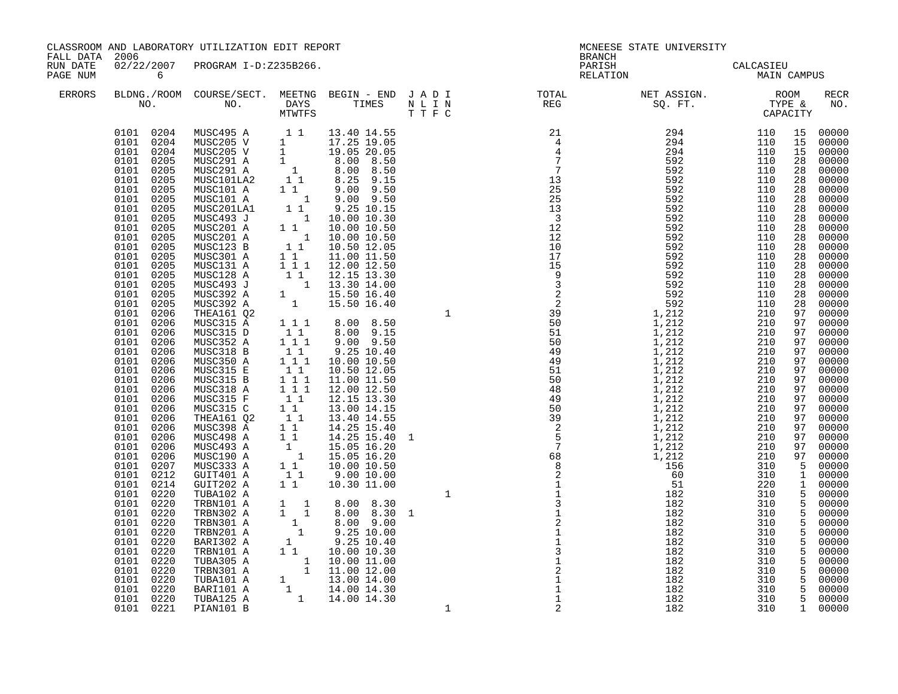CLASSROOM AND LABORATORY UTILIZATION EDIT REPORT
FALL DATA 2006
RUN DATE 02/22/2007 PROGRAM I-D:Z235B266.

MCNEESE STATE UNIVERSITY
BRANCH
PARISH CALCASIEU
RELATION MAIN CAMPUS

| ERRORS | BLDNG. NO. | ROOM NO. | COURSE/SECT. NO. | M | T | W | T | F | S | BEGIN | END | J T | A T | D F | I C | TOTAL REG | NET ASSIGN. SQ. FT. | ROOM TYPE | CAPACITY | RECR NO. |
|---|---|---|---|---|---|---|---|---|---|---|---|---|---|---|---|---|---|---|---|---|
| | 0101 | 0204 | MUSC495 A | | 1 | | 1 | | | 13.40 | 14.55 | | | | | 21 | 294 | 110 | 15 | 00000 |
| | 0101 | 0204 | MUSC205 V | 1 | | | | | | 17.25 | 19.05 | | | | | 4 | 294 | 110 | 15 | 00000 |
| | 0101 | 0204 | MUSC205 V | 1 | | | | | | 19.05 | 20.05 | | | | | 4 | 294 | 110 | 15 | 00000 |
| | 0101 | 0205 | MUSC291 A | 1 | | | | | | 8.00 | 8.50 | | | | | 7 | 592 | 110 | 28 | 00000 |
| | 0101 | 0205 | MUSC291 A | | | 1 | | | | 8.00 | 8.50 | | | | | 7 | 592 | 110 | 28 | 00000 |
| | 0101 | 0205 | MUSC101LA2 | | 1 | | 1 | | | 8.25 | 9.15 | | | | | 13 | 592 | 110 | 28 | 00000 |
| | 0101 | 0205 | MUSC101 A | 1 | | 1 | | | | 9.00 | 9.50 | | | | | 25 | 592 | 110 | 28 | 00000 |
| | 0101 | 0205 | MUSC101 A | | | | | 1 | | 9.00 | 9.50 | | | | | 25 | 592 | 110 | 28 | 00000 |
| | 0101 | 0205 | MUSC201LA1 | | 1 | | 1 | | | 9.25 | 10.15 | | | | | 13 | 592 | 110 | 28 | 00000 |
| | 0101 | 0205 | MUSC493 J | | | | | 1 | | 10.00 | 10.30 | | | | | 3 | 592 | 110 | 28 | 00000 |
| | 0101 | 0205 | MUSC201 A | 1 | | 1 | | | | 10.00 | 10.50 | | | | | 12 | 592 | 110 | 28 | 00000 |
| | 0101 | 0205 | MUSC201 A | | | | | 1 | | 10.00 | 10.50 | | | | | 12 | 592 | 110 | 28 | 00000 |
| | 0101 | 0205 | MUSC123 B | | 1 | | 1 | | | 10.50 | 12.05 | | | | | 10 | 592 | 110 | 28 | 00000 |
| | 0101 | 0205 | MUSC301 A | 1 | | 1 | | | | 11.00 | 11.50 | | | | | 17 | 592 | 110 | 28 | 00000 |
| | 0101 | 0205 | MUSC131 A | 1 | | 1 | | 1 | | 12.00 | 12.50 | | | | | 15 | 592 | 110 | 28 | 00000 |
| | 0101 | 0205 | MUSC128 A | | 1 | | 1 | | | 12.15 | 13.30 | | | | | 9 | 592 | 110 | 28 | 00000 |
| | 0101 | 0205 | MUSC493 J | | | | | 1 | | 13.30 | 14.00 | | | | | 3 | 592 | 110 | 28 | 00000 |
| | 0101 | 0205 | MUSC392 A | 1 | | | | | | 15.50 | 16.40 | | | | | 2 | 592 | 110 | 28 | 00000 |
| | 0101 | 0205 | MUSC392 A | | | 1 | | | | 15.50 | 16.40 | | | | | 2 | 592 | 110 | 28 | 00000 |
| | 0101 | 0206 | THEA161 Q2 | | | | | | | | | | | | 1 | 39 | 1,212 | 210 | 97 | 00000 |
| | 0101 | 0206 | MUSC315 A | 1 | | 1 | | 1 | | 8.00 | 8.50 | | | | | 50 | 1,212 | 210 | 97 | 00000 |
| | 0101 | 0206 | MUSC315 D | | 1 | | 1 | | | 8.00 | 9.15 | | | | | 51 | 1,212 | 210 | 97 | 00000 |
| | 0101 | 0206 | MUSC352 A | 1 | | 1 | | 1 | | 9.00 | 9.50 | | | | | 50 | 1,212 | 210 | 97 | 00000 |
| | 0101 | 0206 | MUSC318 B | | 1 | | 1 | | | 9.25 | 10.40 | | | | | 49 | 1,212 | 210 | 97 | 00000 |
| | 0101 | 0206 | MUSC350 A | 1 | | 1 | | 1 | | 10.00 | 10.50 | | | | | 49 | 1,212 | 210 | 97 | 00000 |
| | 0101 | 0206 | MUSC315 E | | 1 | | 1 | | | 10.50 | 12.05 | | | | | 51 | 1,212 | 210 | 97 | 00000 |
| | 0101 | 0206 | MUSC315 B | 1 | | 1 | | 1 | | 11.00 | 11.50 | | | | | 50 | 1,212 | 210 | 97 | 00000 |
| | 0101 | 0206 | MUSC318 A | 1 | | 1 | | 1 | | 12.00 | 12.50 | | | | | 48 | 1,212 | 210 | 97 | 00000 |
| | 0101 | 0206 | MUSC315 F | | 1 | | 1 | | | 12.15 | 13.30 | | | | | 49 | 1,212 | 210 | 97 | 00000 |
| | 0101 | 0206 | MUSC315 C | 1 | | 1 | | | | 13.00 | 14.15 | | | | | 50 | 1,212 | 210 | 97 | 00000 |
| | 0101 | 0206 | THEA161 Q2 | | 1 | | 1 | | | 13.40 | 14.55 | | | | | 39 | 1,212 | 210 | 97 | 00000 |
| | 0101 | 0206 | MUSC398 A | 1 | | 1 | | | | 14.25 | 15.40 | | | | | 2 | 1,212 | 210 | 97 | 00000 |
| | 0101 | 0206 | MUSC498 A | 1 | | 1 | | | | 14.25 | 15.40 | | 1 | | | 5 | 1,212 | 210 | 97 | 00000 |
| | 0101 | 0206 | MUSC493 A | | 1 | | | | | 15.05 | 16.20 | | | | | 7 | 1,212 | 210 | 97 | 00000 |
| | 0101 | 0206 | MUSC190 A | | | | 1 | | | 15.05 | 16.20 | | | | | 68 | 1,212 | 210 | 97 | 00000 |
| | 0101 | 0207 | MUSC333 A | 1 | | 1 | | | | 10.00 | 10.50 | | | | | 8 | 156 | 310 | 5 | 00000 |
| | 0101 | 0212 | GUIT401 A | | 1 | | 1 | | | 9.00 | 10.00 | | | | | 2 | 60 | 310 | 1 | 00000 |
| | 0101 | 0214 | GUIT202 A | 1 | | 1 | | | | 10.30 | 11.00 | | | | | 1 | 51 | 220 | 1 | 00000 |
| | 0101 | 0220 | TUBA102 A | | | | | | | | | | | | 1 | 1 | 182 | 310 | 5 | 00000 |
| | 0101 | 0220 | TRBN101 A | 1 | | | | 1 | | 8.00 | 8.30 | | | | | 3 | 182 | 310 | 5 | 00000 |
| | 0101 | 0220 | TRBN302 A | 1 | | | | 1 | | 8.00 | 8.30 | | 1 | | | 1 | 182 | 310 | 5 | 00000 |
| | 0101 | 0220 | TRBN301 A | | | 1 | | | | 8.00 | 9.00 | | | | | 2 | 182 | 310 | 5 | 00000 |
| | 0101 | 0220 | TRBN201 A | | | | 1 | | | 9.25 | 10.00 | | | | | 1 | 182 | 310 | 5 | 00000 |
| | 0101 | 0220 | BARI302 A | | 1 | | | | | 9.25 | 10.40 | | | | | 1 | 182 | 310 | 5 | 00000 |
| | 0101 | 0220 | TRBN101 A | 1 | | 1 | | | | 10.00 | 10.30 | | | | | 3 | 182 | 310 | 5 | 00000 |
| | 0101 | 0220 | TUBA305 A | | | | | 1 | | 10.00 | 11.00 | | | | | 1 | 182 | 310 | 5 | 00000 |
| | 0101 | 0220 | TRBN301 A | | | | | 1 | | 11.00 | 12.00 | | | | | 2 | 182 | 310 | 5 | 00000 |
| | 0101 | 0220 | TUBA101 A | 1 | | | | | | 13.00 | 14.00 | | | | | 1 | 182 | 310 | 5 | 00000 |
| | 0101 | 0220 | BARI101 A | | 1 | | | | | 14.00 | 14.30 | | | | | 1 | 182 | 310 | 5 | 00000 |
| | 0101 | 0220 | TUBA125 A | | | | 1 | | | 14.00 | 14.30 | | | | | 1 | 182 | 310 | 5 | 00000 |
| | 0101 | 0221 | PIAN101 B | | | | | | | | | | | | 1 | 2 | 182 | 310 | 1 | 00000 |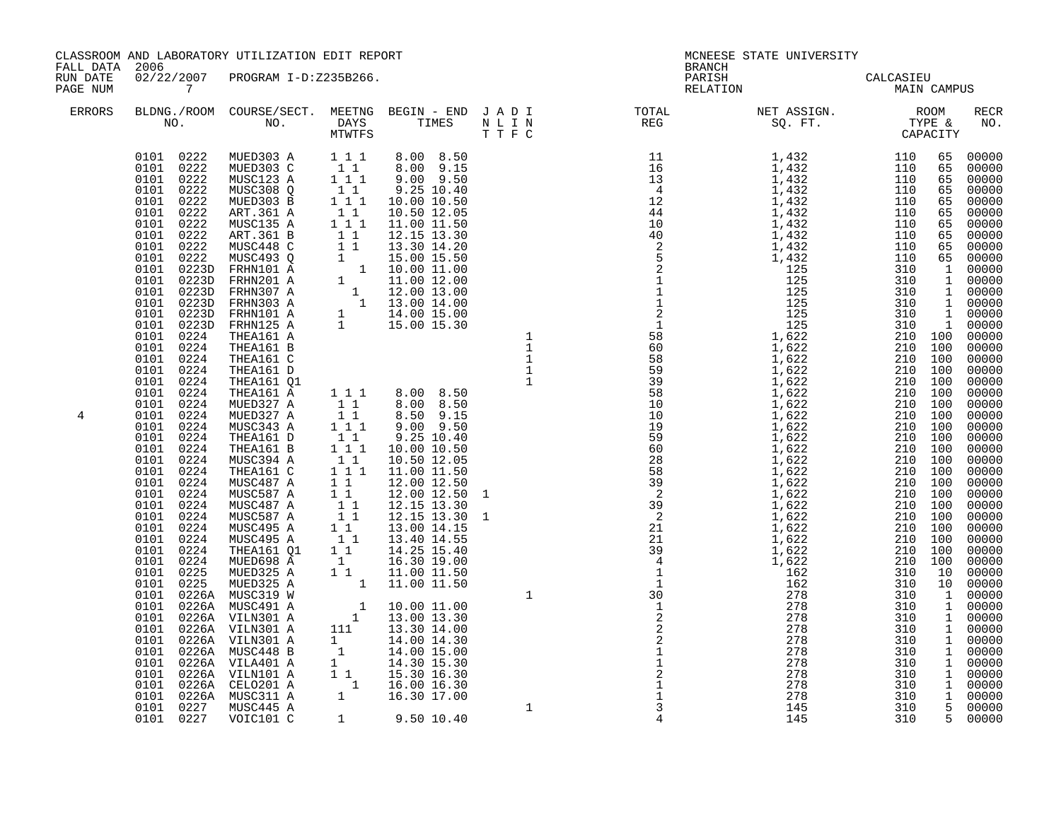CLASSROOM AND LABORATORY UTILIZATION EDIT REPORT
FALL DATA 2006
RUN DATE 02/22/2007 PROGRAM I-D:Z235B266.
PAGE NUM 7

MCNEESE STATE UNIVERSITY
BRANCH
PARISH CALCASIEU
RELATION MAIN CAMPUS

| ERRORS | BLDNG./ROOM NO. | COURSE/SECT. NO. | MEETNG DAYS MTWTFS | BEGIN - END TIMES | J A D I N L I N T T F C | TOTAL REG | NET ASSIGN. SQ. FT. | ROOM TYPE & CAPACITY | | RECR NO. |
|---|---|---|---|---|---|---|---|---|---|---|
| | 0101 0222 | MUED303 A | 1 1 1 | 8.00 8.50 | | 11 | 1,432 | 110 | 65 | 00000 |
| | 0101 0222 | MUED303 C | 1 1 | 8.00 9.15 | | 16 | 1,432 | 110 | 65 | 00000 |
| | 0101 0222 | MUSC123 A | 1 1 1 | 9.00 9.50 | | 13 | 1,432 | 110 | 65 | 00000 |
| | 0101 0222 | MUSC308 Q | 1 1 | 9.25 10.40 | | 4 | 1,432 | 110 | 65 | 00000 |
| | 0101 0222 | MUED303 B | 1 1 1 | 10.00 10.50 | | 12 | 1,432 | 110 | 65 | 00000 |
| | 0101 0222 | ART.361 A | 1 1 | 10.50 12.05 | | 44 | 1,432 | 110 | 65 | 00000 |
| | 0101 0222 | MUSC135 A | 1 1 1 | 11.00 11.50 | | 10 | 1,432 | 110 | 65 | 00000 |
| | 0101 0222 | ART.361 B | 1 1 | 12.15 13.30 | | 40 | 1,432 | 110 | 65 | 00000 |
| | 0101 0222 | MUSC448 C | 1 1 | 13.30 14.20 | | 2 | 1,432 | 110 | 65 | 00000 |
| | 0101 0222 | MUSC493 Q | 1 | 15.00 15.50 | | 5 | 1,432 | 110 | 65 | 00000 |
| | 0101 0223D | FRHN101 A | 1 | 10.00 11.00 | | 2 | 125 | 310 | 1 | 00000 |
| | 0101 0223D | FRHN201 A | 1 | 11.00 12.00 | | 1 | 125 | 310 | 1 | 00000 |
| | 0101 0223D | FRHN307 A | 1 | 12.00 13.00 | | 1 | 125 | 310 | 1 | 00000 |
| | 0101 0223D | FRHN303 A | 1 | 13.00 14.00 | | 1 | 125 | 310 | 1 | 00000 |
| | 0101 0223D | FRHN101 A | 1 | 14.00 15.00 | | 2 | 125 | 310 | 1 | 00000 |
| | 0101 0223D | FRHN125 A | 1 | 15.00 15.30 | | 1 | 125 | 310 | 1 | 00000 |
| | 0101 0224 | THEA161 A | | | 1 | 58 | 1,622 | 210 | 100 | 00000 |
| | 0101 0224 | THEA161 B | | | 1 | 60 | 1,622 | 210 | 100 | 00000 |
| | 0101 0224 | THEA161 C | | | 1 | 58 | 1,622 | 210 | 100 | 00000 |
| | 0101 0224 | THEA161 D | | | 1 | 59 | 1,622 | 210 | 100 | 00000 |
| | 0101 0224 | THEA161 Q1 | | | 1 | 39 | 1,622 | 210 | 100 | 00000 |
| | 0101 0224 | THEA161 A | 1 1 1 | 8.00 8.50 | | 58 | 1,622 | 210 | 100 | 00000 |
| | 0101 0224 | MUED327 A | 1 1 | 8.00 8.50 | | 10 | 1,622 | 210 | 100 | 00000 |
| 4 | 0101 0224 | MUED327 A | 1 1 | 8.50 9.15 | | 10 | 1,622 | 210 | 100 | 00000 |
| | 0101 0224 | MUSC343 A | 1 1 1 | 9.00 9.50 | | 19 | 1,622 | 210 | 100 | 00000 |
| | 0101 0224 | THEA161 D | 1 1 | 9.25 10.40 | | 59 | 1,622 | 210 | 100 | 00000 |
| | 0101 0224 | THEA161 B | 1 1 1 | 10.00 10.50 | | 60 | 1,622 | 210 | 100 | 00000 |
| | 0101 0224 | MUSC394 A | 1 1 | 10.50 12.05 | | 28 | 1,622 | 210 | 100 | 00000 |
| | 0101 0224 | THEA161 C | 1 1 1 | 11.00 11.50 | | 58 | 1,622 | 210 | 100 | 00000 |
| | 0101 0224 | MUSC487 A | 1 1 | 12.00 12.50 | | 39 | 1,622 | 210 | 100 | 00000 |
| | 0101 0224 | MUSC587 A | 1 1 | 12.00 12.50 | 1 | 2 | 1,622 | 210 | 100 | 00000 |
| | 0101 0224 | MUSC487 A | 1 1 | 12.15 13.30 | | 39 | 1,622 | 210 | 100 | 00000 |
| | 0101 0224 | MUSC587 A | 1 1 | 12.15 13.30 | 1 | 2 | 1,622 | 210 | 100 | 00000 |
| | 0101 0224 | MUSC495 A | 1 1 | 13.00 14.15 | | 21 | 1,622 | 210 | 100 | 00000 |
| | 0101 0224 | MUSC495 A | 1 1 | 13.40 14.55 | | 21 | 1,622 | 210 | 100 | 00000 |
| | 0101 0224 | THEA161 Q1 | 1 1 | 14.25 15.40 | | 39 | 1,622 | 210 | 100 | 00000 |
| | 0101 0224 | MUED698 A | 1 | 16.30 19.00 | | 4 | 1,622 | 210 | 100 | 00000 |
| | 0101 0225 | MUED325 A | 1 1 | 11.00 11.50 | | 1 | 162 | 310 | 10 | 00000 |
| | 0101 0225 | MUED325 A | 1 | 11.00 11.50 | | 1 | 162 | 310 | 10 | 00000 |
| | 0101 0226A | MUSC319 W | | | 1 | 30 | 278 | 310 | 1 | 00000 |
| | 0101 0226A | MUSC491 A | 1 | 10.00 11.00 | | 1 | 278 | 310 | 1 | 00000 |
| | 0101 0226A | VILN301 A | 1 | 13.00 13.30 | | 2 | 278 | 310 | 1 | 00000 |
| | 0101 0226A | VILN301 A | 111 | 13.30 14.00 | | 2 | 278 | 310 | 1 | 00000 |
| | 0101 0226A | VILN301 A | 1 | 14.00 14.30 | | 2 | 278 | 310 | 1 | 00000 |
| | 0101 0226A | MUSC448 B | 1 | 14.00 15.00 | | 1 | 278 | 310 | 1 | 00000 |
| | 0101 0226A | VILA401 A | 1 | 14.30 15.30 | | 1 | 278 | 310 | 1 | 00000 |
| | 0101 0226A | VILN101 A | 1 1 | 15.30 16.30 | | 2 | 278 | 310 | 1 | 00000 |
| | 0101 0226A | CELO201 A | 1 | 16.00 16.30 | | 1 | 278 | 310 | 1 | 00000 |
| | 0101 0226A | MUSC311 A | 1 | 16.30 17.00 | | 1 | 278 | 310 | 1 | 00000 |
| | 0101 0227 | MUSC445 A | | | 1 | 3 | 145 | 310 | 5 | 00000 |
| | 0101 0227 | VOIC101 C | 1 | 9.50 10.40 | | 4 | 145 | 310 | 5 | 00000 |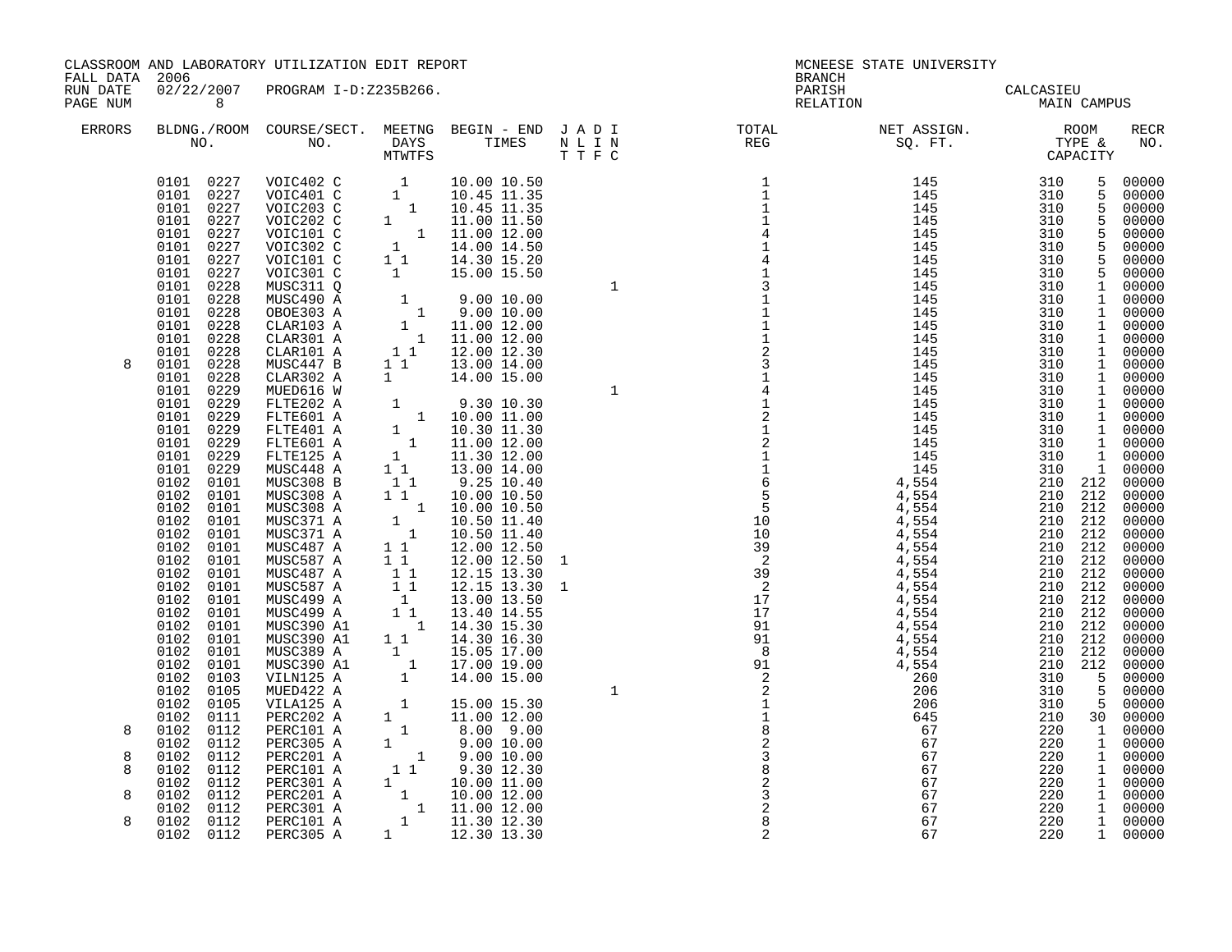CLASSROOM AND LABORATORY UTILIZATION EDIT REPORT

FALL DATA 2006
RUN DATE 02/22/2007 PROGRAM I-D:Z235B266.

MCNEESE STATE UNIVERSITY
BRANCH
PARISH CALCASIEU
RELATION MAIN CAMPUS

| ERRORS | BLDG. NO. | ROOM NO. | COURSE/SECT. NO. | M | T | W | T | F | S | BEGIN TIME | END TIME | J | A | D | I | TOTAL REG | NET ASSIGN. SQ. FT. | ROOM TYPE | CAPACITY | RECR NO. |
|---|---|---|---|---|---|---|---|---|---|---|---|---|---|---|---|---|---|---|---|---|
| | 0101 | 0227 | VOIC402 C | | | 1 | | | | 10.00 | 10.50 | | | | | 1 | 145 | 310 | 5 | 00000 |
| | 0101 | 0227 | VOIC401 C | | 1 | | | | | 10.45 | 11.35 | | | | | 1 | 145 | 310 | 5 | 00000 |
| | 0101 | 0227 | VOIC203 C | | | | 1 | | | 10.45 | 11.35 | | | | | 1 | 145 | 310 | 5 | 00000 |
| | 0101 | 0227 | VOIC202 C | 1 | | | | | | 11.00 | 11.50 | | | | | 1 | 145 | 310 | 5 | 00000 |
| | 0101 | 0227 | VOIC101 C | | | | | 1 | | 11.00 | 12.00 | | | | | 4 | 145 | 310 | 5 | 00000 |
| | 0101 | 0227 | VOIC302 C | | 1 | | | | | 14.00 | 14.50 | | | | | 1 | 145 | 310 | 5 | 00000 |
| | 0101 | 0227 | VOIC101 C | 1 | | 1 | | | | 14.30 | 15.20 | | | | | 4 | 145 | 310 | 5 | 00000 |
| | 0101 | 0227 | VOIC301 C | | 1 | | | | | 15.00 | 15.50 | | | | | 1 | 145 | 310 | 5 | 00000 |
| | 0101 | 0228 | MUSC311 Q | | | | | | | | | | | | 1 | 3 | 145 | 310 | 1 | 00000 |
| | 0101 | 0228 | MUSC490 A | | | 1 | | | | 9.00 | 10.00 | | | | | 1 | 145 | 310 | 1 | 00000 |
| | 0101 | 0228 | OBOE303 A | | | | | 1 | | 9.00 | 10.00 | | | | | 1 | 145 | 310 | 1 | 00000 |
| | 0101 | 0228 | CLAR103 A | | | 1 | | | | 11.00 | 12.00 | | | | | 1 | 145 | 310 | 1 | 00000 |
| | 0101 | 0228 | CLAR301 A | | | | | 1 | | 11.00 | 12.00 | | | | | 1 | 145 | 310 | 1 | 00000 |
| | 0101 | 0228 | CLAR101 A | | 1 | | 1 | | | 12.00 | 12.30 | | | | | 2 | 145 | 310 | 1 | 00000 |
| 8 | 0101 | 0228 | MUSC447 B | 1 | | 1 | | | | 13.00 | 14.00 | | | | | 3 | 145 | 310 | 1 | 00000 |
| | 0101 | 0228 | CLAR302 A | 1 | | | | | | 14.00 | 15.00 | | | | | 1 | 145 | 310 | 1 | 00000 |
| | 0101 | 0229 | MUED616 W | | | | | | | | | | | | 1 | 4 | 145 | 310 | 1 | 00000 |
| | 0101 | 0229 | FLTE202 A | | 1 | | | | | 9.30 | 10.30 | | | | | 1 | 145 | 310 | 1 | 00000 |
| | 0101 | 0229 | FLTE601 A | | | | | 1 | | 10.00 | 11.00 | | | | | 2 | 145 | 310 | 1 | 00000 |
| | 0101 | 0229 | FLTE401 A | | 1 | | | | | 10.30 | 11.30 | | | | | 1 | 145 | 310 | 1 | 00000 |
| | 0101 | 0229 | FLTE601 A | | | | 1 | | | 11.00 | 12.00 | | | | | 2 | 145 | 310 | 1 | 00000 |
| | 0101 | 0229 | FLTE125 A | | 1 | | | | | 11.30 | 12.00 | | | | | 1 | 145 | 310 | 1 | 00000 |
| | 0101 | 0229 | MUSC448 A | 1 | | 1 | | | | 13.00 | 14.00 | | | | | 1 | 145 | 310 | 1 | 00000 |
| | 0102 | 0101 | MUSC308 B | | 1 | | 1 | | | 9.25 | 10.40 | | | | | 6 | 4,554 | 210 | 212 | 00000 |
| | 0102 | 0101 | MUSC308 A | 1 | | 1 | | | | 10.00 | 10.50 | | | | | 5 | 4,554 | 210 | 212 | 00000 |
| | 0102 | 0101 | MUSC308 A | | | | | 1 | | 10.00 | 10.50 | | | | | 5 | 4,554 | 210 | 212 | 00000 |
| | 0102 | 0101 | MUSC371 A | | 1 | | | | | 10.50 | 11.40 | | | | | 10 | 4,554 | 210 | 212 | 00000 |
| | 0102 | 0101 | MUSC371 A | | | | 1 | | | 10.50 | 11.40 | | | | | 10 | 4,554 | 210 | 212 | 00000 |
| | 0102 | 0101 | MUSC487 A | 1 | | 1 | | | | 12.00 | 12.50 | | | | | 39 | 4,554 | 210 | 212 | 00000 |
| | 0102 | 0101 | MUSC587 A | 1 | | 1 | | | | 12.00 | 12.50 | 1 | | | | 2 | 4,554 | 210 | 212 | 00000 |
| | 0102 | 0101 | MUSC487 A | | 1 | | 1 | | | 12.15 | 13.30 | | | | | 39 | 4,554 | 210 | 212 | 00000 |
| | 0102 | 0101 | MUSC587 A | | 1 | | 1 | | | 12.15 | 13.30 | 1 | | | | 2 | 4,554 | 210 | 212 | 00000 |
| | 0102 | 0101 | MUSC499 A | | | 1 | | | | 13.00 | 13.50 | | | | | 17 | 4,554 | 210 | 212 | 00000 |
| | 0102 | 0101 | MUSC499 A | | 1 | | 1 | | | 13.40 | 14.55 | | | | | 17 | 4,554 | 210 | 212 | 00000 |
| | 0102 | 0101 | MUSC390 A1 | | | | | 1 | | 14.30 | 15.30 | | | | | 91 | 4,554 | 210 | 212 | 00000 |
| | 0102 | 0101 | MUSC390 A1 | 1 | | 1 | | | | 14.30 | 16.30 | | | | | 91 | 4,554 | 210 | 212 | 00000 |
| | 0102 | 0101 | MUSC389 A | | 1 | | | | | 15.05 | 17.00 | | | | | 8 | 4,554 | 210 | 212 | 00000 |
| | 0102 | 0101 | MUSC390 A1 | | | | 1 | | | 17.00 | 19.00 | | | | | 91 | 4,554 | 210 | 212 | 00000 |
| | 0102 | 0103 | VILN125 A | | | 1 | | | | 14.00 | 15.00 | | | | | 2 | 260 | 310 | 5 | 00000 |
| | 0102 | 0105 | MUED422 A | | | | | | | | | | | | 1 | 2 | 206 | 310 | 5 | 00000 |
| | 0102 | 0105 | VILA125 A | | | 1 | | | | 15.00 | 15.30 | | | | | 1 | 206 | 310 | 5 | 00000 |
| | 0102 | 0111 | PERC202 A | 1 | | | | | | 11.00 | 12.00 | | | | | 1 | 645 | 210 | 30 | 00000 |
| 8 | 0102 | 0112 | PERC101 A | | | 1 | | | | 8.00 | 9.00 | | | | | 8 | 67 | 220 | 1 | 00000 |
| | 0102 | 0112 | PERC305 A | 1 | | | | | | 9.00 | 10.00 | | | | | 2 | 67 | 220 | 1 | 00000 |
| 8 | 0102 | 0112 | PERC201 A | | | | | 1 | | 9.00 | 10.00 | | | | | 3 | 67 | 220 | 1 | 00000 |
| 8 | 0102 | 0112 | PERC101 A | 1 | | 1 | | | | 9.30 | 12.30 | | | | | 8 | 67 | 220 | 1 | 00000 |
| | 0102 | 0112 | PERC301 A | 1 | | | | | | 10.00 | 11.00 | | | | | 2 | 67 | 220 | 1 | 00000 |
| 8 | 0102 | 0112 | PERC201 A | | | 1 | | | | 10.00 | 12.00 | | | | | 3 | 67 | 220 | 1 | 00000 |
| | 0102 | 0112 | PERC301 A | | | | | 1 | | 11.00 | 12.00 | | | | | 2 | 67 | 220 | 1 | 00000 |
| 8 | 0102 | 0112 | PERC101 A | | | 1 | | | | 11.30 | 12.30 | | | | | 8 | 67 | 220 | 1 | 00000 |
| | 0102 | 0112 | PERC305 A | 1 | | | | | | 12.30 | 13.30 | | | | | 2 | 67 | 220 | 1 | 00000 |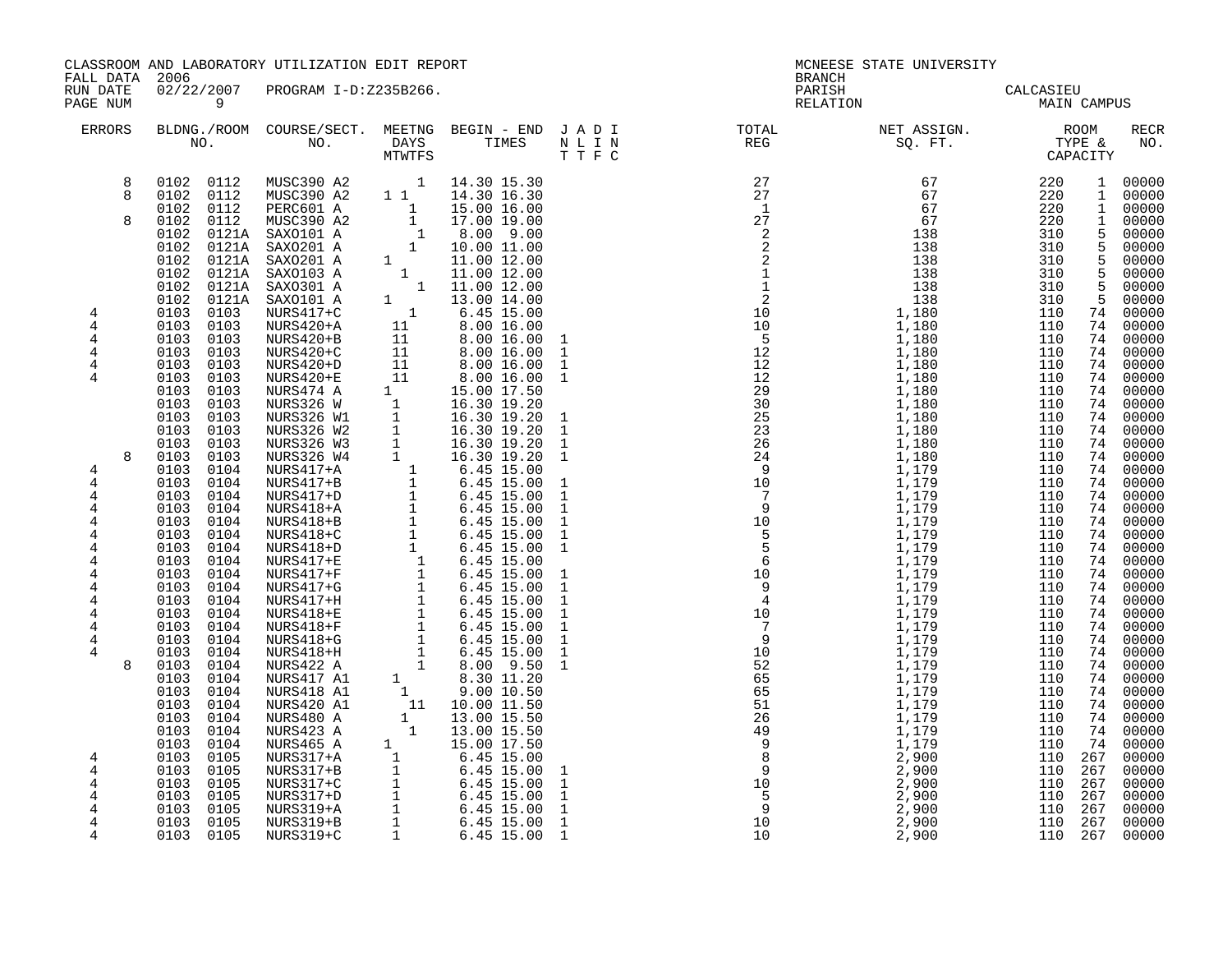CLASSROOM AND LABORATORY UTILIZATION EDIT REPORT

FALL DATA 2006

RUN DATE 02/22/2007 PROGRAM I-D:Z235B266.

MCNEESE STATE UNIVERSITY

BRANCH

PARISH CALCASIEU

RELATION MAIN CAMPUS

| ERRORS | BLDG. NO. | ROOM NO. | COURSE/SECT. NO. | M | T | W | T | F | S | BEGIN TIME | END TIME | J | A | D | I | TOTAL REG | NET ASSIGN. SQ. FT. | ROOM TYPE | CAPACITY | RECR NO. |
|---|---|---|---|---|---|---|---|---|---|---|---|---|---|---|---|---|---|---|---|---|
| 8 | 0102 | 0112 | MUSC390 A2 | | | | | 1 | | 14.30 | 15.30 | | | | | 27 | 67 | 220 | 1 | 00000 |
| 8 | 0102 | 0112 | MUSC390 A2 | 1 | | 1 | | | | 14.30 | 16.30 | | | | | 27 | 67 | 220 | 1 | 00000 |
| | 0102 | 0112 | PERC601 A | | | | 1 | | | 15.00 | 16.00 | | | | | 1 | 67 | 220 | 1 | 00000 |
| 8 | 0102 | 0112 | MUSC390 A2 | | | | 1 | | | 17.00 | 19.00 | | | | | 27 | 67 | 220 | 1 | 00000 |
| | 0102 | 0121A | SAXO101 A | | | | | 1 | | 8.00 | 9.00 | | | | | 2 | 138 | 310 | 5 | 00000 |
| | 0102 | 0121A | SAXO201 A | | | | 1 | | | 10.00 | 11.00 | | | | | 2 | 138 | 310 | 5 | 00000 |
| | 0102 | 0121A | SAXO201 A | 1 | | | | | | 11.00 | 12.00 | | | | | 2 | 138 | 310 | 5 | 00000 |
| | 0102 | 0121A | SAXO103 A | | | 1 | | | | 11.00 | 12.00 | | | | | 1 | 138 | 310 | 5 | 00000 |
| | 0102 | 0121A | SAXO301 A | | | | | 1 | | 11.00 | 12.00 | | | | | 1 | 138 | 310 | 5 | 00000 |
| | 0102 | 0121A | SAXO101 A | 1 | | | | | | 13.00 | 14.00 | | | | | 2 | 138 | 310 | 5 | 00000 |
| 4 | 0103 | 0103 | NURS417+C | | | | 1 | | | 6.45 | 15.00 | | | | | 10 | 1,180 | 110 | 74 | 00000 |
| 4 | 0103 | 0103 | NURS420+A | | 1 | 1 | | | | 8.00 | 16.00 | | | | | 10 | 1,180 | 110 | 74 | 00000 |
| 4 | 0103 | 0103 | NURS420+B | | 1 | 1 | | | | 8.00 | 16.00 | 1 | | | | 5 | 1,180 | 110 | 74 | 00000 |
| 4 | 0103 | 0103 | NURS420+C | | 1 | 1 | | | | 8.00 | 16.00 | 1 | | | | 12 | 1,180 | 110 | 74 | 00000 |
| 4 | 0103 | 0103 | NURS420+D | | 1 | 1 | | | | 8.00 | 16.00 | 1 | | | | 12 | 1,180 | 110 | 74 | 00000 |
| 4 | 0103 | 0103 | NURS420+E | | 1 | 1 | | | | 8.00 | 16.00 | 1 | | | | 12 | 1,180 | 110 | 74 | 00000 |
| | 0103 | 0103 | NURS474 A | 1 | | | | | | 15.00 | 17.50 | | | | | 29 | 1,180 | 110 | 74 | 00000 |
| | 0103 | 0103 | NURS326 W | | 1 | | | | | 16.30 | 19.20 | | | | | 30 | 1,180 | 110 | 74 | 00000 |
| | 0103 | 0103 | NURS326 W1 | | 1 | | | | | 16.30 | 19.20 | 1 | | | | 25 | 1,180 | 110 | 74 | 00000 |
| | 0103 | 0103 | NURS326 W2 | | 1 | | | | | 16.30 | 19.20 | 1 | | | | 23 | 1,180 | 110 | 74 | 00000 |
| | 0103 | 0103 | NURS326 W3 | | 1 | | | | | 16.30 | 19.20 | 1 | | | | 26 | 1,180 | 110 | 74 | 00000 |
| 8 | 0103 | 0103 | NURS326 W4 | | 1 | | | | | 16.30 | 19.20 | 1 | | | | 24 | 1,180 | 110 | 74 | 00000 |
| 4 | 0103 | 0104 | NURS417+A | | | | 1 | | | 6.45 | 15.00 | | | | | 9 | 1,179 | 110 | 74 | 00000 |
| 4 | 0103 | 0104 | NURS417+B | | 1 | | | | | 6.45 | 15.00 | 1 | | | | 10 | 1,179 | 110 | 74 | 00000 |
| 4 | 0103 | 0104 | NURS417+D | | 1 | | | | | 6.45 | 15.00 | 1 | | | | 7 | 1,179 | 110 | 74 | 00000 |
| 4 | 0103 | 0104 | NURS418+A | | 1 | | | | | 6.45 | 15.00 | 1 | | | | 9 | 1,179 | 110 | 74 | 00000 |
| 4 | 0103 | 0104 | NURS418+B | | 1 | | | | | 6.45 | 15.00 | 1 | | | | 10 | 1,179 | 110 | 74 | 00000 |
| 4 | 0103 | 0104 | NURS418+C | | 1 | | | | | 6.45 | 15.00 | 1 | | | | 5 | 1,179 | 110 | 74 | 00000 |
| 4 | 0103 | 0104 | NURS418+D | | 1 | | | | | 6.45 | 15.00 | 1 | | | | 5 | 1,179 | 110 | 74 | 00000 |
| 4 | 0103 | 0104 | NURS417+E | | | | | 1 | | 6.45 | 15.00 | | | | | 6 | 1,179 | 110 | 74 | 00000 |
| 4 | 0103 | 0104 | NURS417+F | | | | | 1 | | 6.45 | 15.00 | 1 | | | | 10 | 1,179 | 110 | 74 | 00000 |
| 4 | 0103 | 0104 | NURS417+G | | | | | 1 | | 6.45 | 15.00 | 1 | | | | 9 | 1,179 | 110 | 74 | 00000 |
| 4 | 0103 | 0104 | NURS417+H | | | | | 1 | | 6.45 | 15.00 | 1 | | | | 4 | 1,179 | 110 | 74 | 00000 |
| 4 | 0103 | 0104 | NURS418+E | | | | | 1 | | 6.45 | 15.00 | 1 | | | | 10 | 1,179 | 110 | 74 | 00000 |
| 4 | 0103 | 0104 | NURS418+F | | | | | 1 | | 6.45 | 15.00 | 1 | | | | 7 | 1,179 | 110 | 74 | 00000 |
| 4 | 0103 | 0104 | NURS418+G | | | | | 1 | | 6.45 | 15.00 | 1 | | | | 9 | 1,179 | 110 | 74 | 00000 |
| 4 | 0103 | 0104 | NURS418+H | | | | | 1 | | 6.45 | 15.00 | 1 | | | | 10 | 1,179 | 110 | 74 | 00000 |
| 8 | 0103 | 0104 | NURS422 A | | | | | 1 | | 8.00 | 9.50 | 1 | | | | 52 | 1,179 | 110 | 74 | 00000 |
| | 0103 | 0104 | NURS417 A1 | | 1 | | | | | 8.30 | 11.20 | | | | | 65 | 1,179 | 110 | 74 | 00000 |
| | 0103 | 0104 | NURS418 A1 | | | 1 | | | | 9.00 | 10.50 | | | | | 65 | 1,179 | 110 | 74 | 00000 |
| | 0103 | 0104 | NURS420 A1 | | | | 1 | 1 | | 10.00 | 11.50 | | | | | 51 | 1,179 | 110 | 74 | 00000 |
| | 0103 | 0104 | NURS480 A | | | 1 | | | | 13.00 | 15.50 | | | | | 26 | 1,179 | 110 | 74 | 00000 |
| | 0103 | 0104 | NURS423 A | | | | 1 | | | 13.00 | 15.50 | | | | | 49 | 1,179 | 110 | 74 | 00000 |
| | 0103 | 0104 | NURS465 A | 1 | | | | | | 15.00 | 17.50 | | | | | 9 | 1,179 | 110 | 74 | 00000 |
| 4 | 0103 | 0105 | NURS317+A | | 1 | | | | | 6.45 | 15.00 | | | | | 8 | 2,900 | 110 | 267 | 00000 |
| 4 | 0103 | 0105 | NURS317+B | | 1 | | | | | 6.45 | 15.00 | 1 | | | | 9 | 2,900 | 110 | 267 | 00000 |
| 4 | 0103 | 0105 | NURS317+C | | 1 | | | | | 6.45 | 15.00 | 1 | | | | 10 | 2,900 | 110 | 267 | 00000 |
| 4 | 0103 | 0105 | NURS317+D | | 1 | | | | | 6.45 | 15.00 | 1 | | | | 5 | 2,900 | 110 | 267 | 00000 |
| 4 | 0103 | 0105 | NURS319+A | | 1 | | | | | 6.45 | 15.00 | 1 | | | | 9 | 2,900 | 110 | 267 | 00000 |
| 4 | 0103 | 0105 | NURS319+B | | 1 | | | | | 6.45 | 15.00 | 1 | | | | 10 | 2,900 | 110 | 267 | 00000 |
| 4 | 0103 | 0105 | NURS319+C | | 1 | | | | | 6.45 | 15.00 | 1 | | | | 10 | 2,900 | 110 | 267 | 00000 |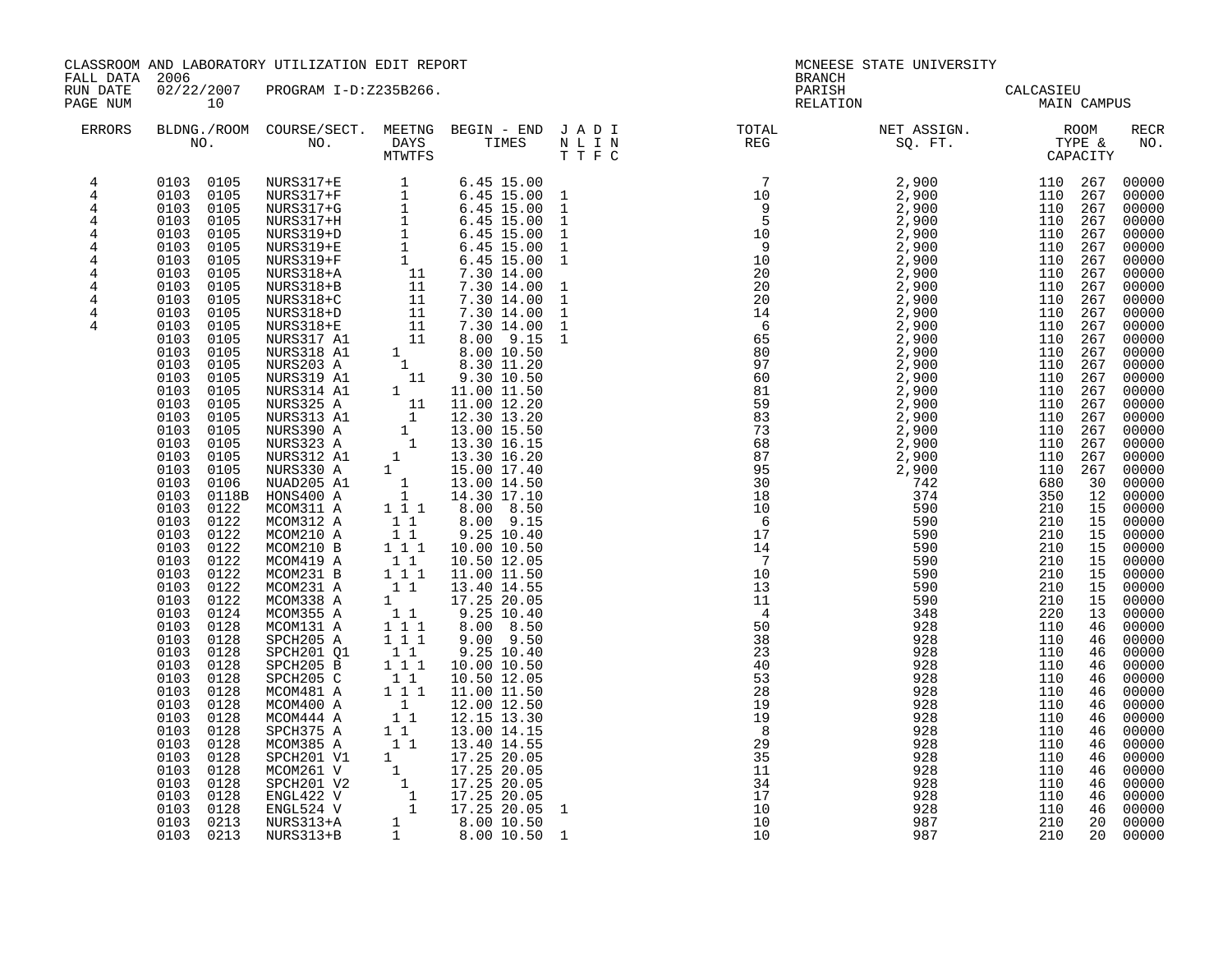CLASSROOM AND LABORATORY UTILIZATION EDIT REPORT
FALL DATA 2006
RUN DATE 02/22/2007 PROGRAM I-D:Z235B266.

MCNEESE STATE UNIVERSITY
BRANCH
PARISH CALCASIEU
RELATION MAIN CAMPUS

| ERRORS | BLDNG./ROOM NO. | COURSE/SECT. NO. | MEETNG DAYS MTWTFS | BEGIN - END TIMES | J A D I N L I N T T F C | TOTAL REG | NET ASSIGN. SQ. FT. | ROOM TYPE & CAPACITY | RECR NO. |
|---|---|---|---|---|---|---|---|---|---|
| 4 | 0103 0105 | NURS317+E | 1 | 6.45 15.00 | | 7 | 2,900 | 110 267 | 00000 |
| 4 | 0103 0105 | NURS317+F | 1 | 6.45 15.00 | 1 | 10 | 2,900 | 110 267 | 00000 |
| 4 | 0103 0105 | NURS317+G | 1 | 6.45 15.00 | 1 | 9 | 2,900 | 110 267 | 00000 |
| 4 | 0103 0105 | NURS317+H | 1 | 6.45 15.00 | 1 | 5 | 2,900 | 110 267 | 00000 |
| 4 | 0103 0105 | NURS319+D | 1 | 6.45 15.00 | 1 | 10 | 2,900 | 110 267 | 00000 |
| 4 | 0103 0105 | NURS319+E | 1 | 6.45 15.00 | 1 | 9 | 2,900 | 110 267 | 00000 |
| 4 | 0103 0105 | NURS319+F | 1 | 6.45 15.00 | 1 | 10 | 2,900 | 110 267 | 00000 |
| 4 | 0103 0105 | NURS318+A | 11 | 7.30 14.00 | | 20 | 2,900 | 110 267 | 00000 |
| 4 | 0103 0105 | NURS318+B | 11 | 7.30 14.00 | 1 | 20 | 2,900 | 110 267 | 00000 |
| 4 | 0103 0105 | NURS318+C | 11 | 7.30 14.00 | 1 | 20 | 2,900 | 110 267 | 00000 |
| 4 | 0103 0105 | NURS318+D | 11 | 7.30 14.00 | 1 | 14 | 2,900 | 110 267 | 00000 |
| 4 | 0103 0105 | NURS318+E | 11 | 7.30 14.00 | 1 | 6 | 2,900 | 110 267 | 00000 |
| | 0103 0105 | NURS317 A1 | 11 | 8.00 9.15 | 1 | 65 | 2,900 | 110 267 | 00000 |
| | 0103 0105 | NURS318 A1 | 1 | 8.00 10.50 | | 80 | 2,900 | 110 267 | 00000 |
| | 0103 0105 | NURS203 A | 1 | 8.30 11.20 | | 97 | 2,900 | 110 267 | 00000 |
| | 0103 0105 | NURS319 A1 | 11 | 9.30 10.50 | | 60 | 2,900 | 110 267 | 00000 |
| | 0103 0105 | NURS314 A1 | 1 | 11.00 11.50 | | 81 | 2,900 | 110 267 | 00000 |
| | 0103 0105 | NURS325 A | 11 | 11.00 12.20 | | 59 | 2,900 | 110 267 | 00000 |
| | 0103 0105 | NURS313 A1 | 1 | 12.30 13.20 | | 83 | 2,900 | 110 267 | 00000 |
| | 0103 0105 | NURS390 A | 1 | 13.00 15.50 | | 73 | 2,900 | 110 267 | 00000 |
| | 0103 0105 | NURS323 A | 1 | 13.30 16.15 | | 68 | 2,900 | 110 267 | 00000 |
| | 0103 0105 | NURS312 A1 | 1 | 13.30 16.20 | | 87 | 2,900 | 110 267 | 00000 |
| | 0103 0105 | NURS330 A | 1 | 15.00 17.40 | | 95 | 2,900 | 110 267 | 00000 |
| | 0103 0106 | NUAD205 A1 | 1 | 13.00 14.50 | | 30 | 742 | 680 30 | 00000 |
| | 0103 0118B | HONS400 A | 1 | 14.30 17.10 | | 18 | 374 | 350 12 | 00000 |
| | 0103 0122 | MCOM311 A | 1 1 1 | 8.00 8.50 | | 10 | 590 | 210 15 | 00000 |
| | 0103 0122 | MCOM312 A | 1 1 | 8.00 9.15 | | 6 | 590 | 210 15 | 00000 |
| | 0103 0122 | MCOM210 A | 1 1 | 9.25 10.40 | | 17 | 590 | 210 15 | 00000 |
| | 0103 0122 | MCOM210 B | 1 1 1 | 10.00 10.50 | | 14 | 590 | 210 15 | 00000 |
| | 0103 0122 | MCOM419 A | 1 1 | 10.50 12.05 | | 7 | 590 | 210 15 | 00000 |
| | 0103 0122 | MCOM231 B | 1 1 1 | 11.00 11.50 | | 10 | 590 | 210 15 | 00000 |
| | 0103 0122 | MCOM231 A | 1 1 | 13.40 14.55 | | 13 | 590 | 210 15 | 00000 |
| | 0103 0122 | MCOM338 A | 1 | 17.25 20.05 | | 11 | 590 | 210 15 | 00000 |
| | 0103 0124 | MCOM355 A | 1 1 | 9.25 10.40 | | 4 | 348 | 220 13 | 00000 |
| | 0103 0128 | MCOM131 A | 1 1 1 | 8.00 8.50 | | 50 | 928 | 110 46 | 00000 |
| | 0103 0128 | SPCH205 A | 1 1 1 | 9.00 9.50 | | 38 | 928 | 110 46 | 00000 |
| | 0103 0128 | SPCH201 Q1 | 1 1 | 9.25 10.40 | | 23 | 928 | 110 46 | 00000 |
| | 0103 0128 | SPCH205 B | 1 1 1 | 10.00 10.50 | | 40 | 928 | 110 46 | 00000 |
| | 0103 0128 | SPCH205 C | 1 1 | 10.50 12.05 | | 53 | 928 | 110 46 | 00000 |
| | 0103 0128 | MCOM481 A | 1 1 1 | 11.00 11.50 | | 28 | 928 | 110 46 | 00000 |
| | 0103 0128 | MCOM400 A | 1 | 12.00 12.50 | | 19 | 928 | 110 46 | 00000 |
| | 0103 0128 | MCOM444 A | 1 1 | 12.15 13.30 | | 19 | 928 | 110 46 | 00000 |
| | 0103 0128 | SPCH375 A | 1 1 | 13.00 14.15 | | 8 | 928 | 110 46 | 00000 |
| | 0103 0128 | MCOM385 A | 1 1 | 13.40 14.55 | | 29 | 928 | 110 46 | 00000 |
| | 0103 0128 | SPCH201 V1 | 1 | 17.25 20.05 | | 35 | 928 | 110 46 | 00000 |
| | 0103 0128 | MCOM261 V | 1 | 17.25 20.05 | | 11 | 928 | 110 46 | 00000 |
| | 0103 0128 | SPCH201 V2 | 1 | 17.25 20.05 | | 34 | 928 | 110 46 | 00000 |
| | 0103 0128 | ENGL422 V | 1 | 17.25 20.05 | | 17 | 928 | 110 46 | 00000 |
| | 0103 0128 | ENGL524 V | 1 | 17.25 20.05 | 1 | 10 | 928 | 110 46 | 00000 |
| | 0103 0213 | NURS313+A | 1 | 8.00 10.50 | | 10 | 987 | 210 20 | 00000 |
| | 0103 0213 | NURS313+B | 1 | 8.00 10.50 | 1 | 10 | 987 | 210 20 | 00000 |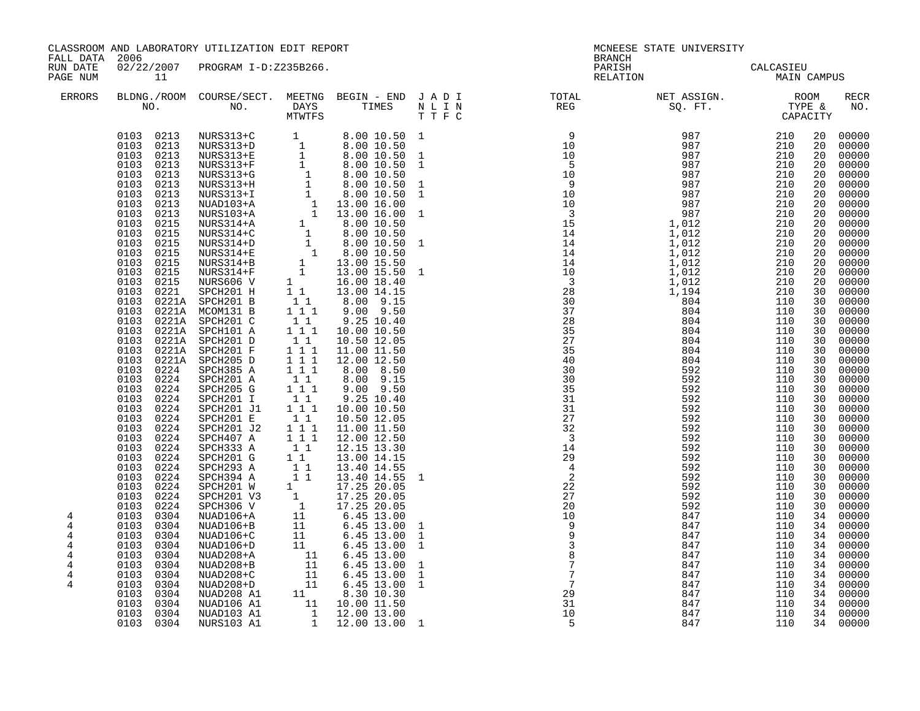CLASSROOM AND LABORATORY UTILIZATION EDIT REPORT
FALL DATA 2006
RUN DATE 02/22/2007 PROGRAM I-D:Z235B266.

MCNEESE STATE UNIVERSITY
BRANCH
PARISH CALCASIEU
RELATION MAIN CAMPUS

| ERRORS | BLDNG./ROOM NO. | COURSE/SECT. NO. | MEETNG DAYS MTWTFS | BEGIN - END TIMES | J A D I N L I N T T F C | TOTAL REG | NET ASSIGN. SQ. FT. | ROOM TYPE & CAPACITY | | RECR NO. |
|---|---|---|---|---|---|---|---|---|---|---|
| | 0103 0213 | NURS313+C | 1 | 8.00 10.50 | 1 | 9 | 987 | 210 | 20 | 00000 |
| | 0103 0213 | NURS313+D | 1 | 8.00 10.50 | | 10 | 987 | 210 | 20 | 00000 |
| | 0103 0213 | NURS313+E | 1 | 8.00 10.50 | 1 | 10 | 987 | 210 | 20 | 00000 |
| | 0103 0213 | NURS313+F | 1 | 8.00 10.50 | 1 | 5 | 987 | 210 | 20 | 00000 |
| | 0103 0213 | NURS313+G | 1 | 8.00 10.50 | | 10 | 987 | 210 | 20 | 00000 |
| | 0103 0213 | NURS313+H | 1 | 8.00 10.50 | 1 | 9 | 987 | 210 | 20 | 00000 |
| | 0103 0213 | NURS313+I | 1 | 8.00 10.50 | 1 | 10 | 987 | 210 | 20 | 00000 |
| | 0103 0213 | NUAD103+A | 1 | 13.00 16.00 | | 10 | 987 | 210 | 20 | 00000 |
| | 0103 0213 | NURS103+A | 1 | 13.00 16.00 | 1 | 3 | 987 | 210 | 20 | 00000 |
| | 0103 0215 | NURS314+A | 1 | 8.00 10.50 | | 15 | 1,012 | 210 | 20 | 00000 |
| | 0103 0215 | NURS314+C | 1 | 8.00 10.50 | | 14 | 1,012 | 210 | 20 | 00000 |
| | 0103 0215 | NURS314+D | 1 | 8.00 10.50 | 1 | 14 | 1,012 | 210 | 20 | 00000 |
| | 0103 0215 | NURS314+E | 1 | 8.00 10.50 | | 14 | 1,012 | 210 | 20 | 00000 |
| | 0103 0215 | NURS314+B | 1 | 13.00 15.50 | | 14 | 1,012 | 210 | 20 | 00000 |
| | 0103 0215 | NURS314+F | 1 | 13.00 15.50 | 1 | 10 | 1,012 | 210 | 20 | 00000 |
| | 0103 0215 | NURS606 V | 1 | 16.00 18.40 | | 3 | 1,012 | 210 | 20 | 00000 |
| | 0103 0221 | SPCH201 H | 1 1 | 13.00 14.15 | | 28 | 1,194 | 210 | 30 | 00000 |
| | 0103 0221A | SPCH201 B | 1 1 | 8.00 9.15 | | 30 | 804 | 110 | 30 | 00000 |
| | 0103 0221A | MCOM131 B | 1 1 1 | 9.00 9.50 | | 37 | 804 | 110 | 30 | 00000 |
| | 0103 0221A | SPCH201 C | 1 1 | 9.25 10.40 | | 28 | 804 | 110 | 30 | 00000 |
| | 0103 0221A | SPCH101 A | 1 1 1 | 10.00 10.50 | | 35 | 804 | 110 | 30 | 00000 |
| | 0103 0221A | SPCH201 D | 1 1 | 10.50 12.05 | | 27 | 804 | 110 | 30 | 00000 |
| | 0103 0221A | SPCH201 F | 1 1 1 | 11.00 11.50 | | 35 | 804 | 110 | 30 | 00000 |
| | 0103 0221A | SPCH205 D | 1 1 1 | 12.00 12.50 | | 40 | 804 | 110 | 30 | 00000 |
| | 0103 0224 | SPCH385 A | 1 1 1 | 8.00 8.50 | | 30 | 592 | 110 | 30 | 00000 |
| | 0103 0224 | SPCH201 A | 1 1 | 8.00 9.15 | | 30 | 592 | 110 | 30 | 00000 |
| | 0103 0224 | SPCH205 G | 1 1 1 | 9.00 9.50 | | 35 | 592 | 110 | 30 | 00000 |
| | 0103 0224 | SPCH201 I | 1 1 | 9.25 10.40 | | 31 | 592 | 110 | 30 | 00000 |
| | 0103 0224 | SPCH201 J1 | 1 1 1 | 10.00 10.50 | | 31 | 592 | 110 | 30 | 00000 |
| | 0103 0224 | SPCH201 E | 1 1 | 10.50 12.05 | | 27 | 592 | 110 | 30 | 00000 |
| | 0103 0224 | SPCH201 J2 | 1 1 1 | 11.00 11.50 | | 32 | 592 | 110 | 30 | 00000 |
| | 0103 0224 | SPCH407 A | 1 1 1 | 12.00 12.50 | | 3 | 592 | 110 | 30 | 00000 |
| | 0103 0224 | SPCH333 A | 1 1 | 12.15 13.30 | | 14 | 592 | 110 | 30 | 00000 |
| | 0103 0224 | SPCH201 G | 1 1 | 13.00 14.15 | | 29 | 592 | 110 | 30 | 00000 |
| | 0103 0224 | SPCH293 A | 1 1 | 13.40 14.55 | | 4 | 592 | 110 | 30 | 00000 |
| | 0103 0224 | SPCH394 A | 1 1 | 13.40 14.55 | 1 | 2 | 592 | 110 | 30 | 00000 |
| | 0103 0224 | SPCH201 W | 1 | 17.25 20.05 | | 22 | 592 | 110 | 30 | 00000 |
| | 0103 0224 | SPCH201 V3 | 1 | 17.25 20.05 | | 27 | 592 | 110 | 30 | 00000 |
| | 0103 0224 | SPCH306 V | 1 | 17.25 20.05 | | 20 | 592 | 110 | 30 | 00000 |
| 4 | 0103 0304 | NUAD106+A | 11 | 6.45 13.00 | | 10 | 847 | 110 | 34 | 00000 |
| 4 | 0103 0304 | NUAD106+B | 11 | 6.45 13.00 | 1 | 9 | 847 | 110 | 34 | 00000 |
| 4 | 0103 0304 | NUAD106+C | 11 | 6.45 13.00 | 1 | 9 | 847 | 110 | 34 | 00000 |
| 4 | 0103 0304 | NUAD106+D | 11 | 6.45 13.00 | 1 | 3 | 847 | 110 | 34 | 00000 |
| 4 | 0103 0304 | NUAD208+A | 11 | 6.45 13.00 | | 8 | 847 | 110 | 34 | 00000 |
| 4 | 0103 0304 | NUAD208+B | 11 | 6.45 13.00 | 1 | 7 | 847 | 110 | 34 | 00000 |
| 4 | 0103 0304 | NUAD208+C | 11 | 6.45 13.00 | 1 | 7 | 847 | 110 | 34 | 00000 |
| 4 | 0103 0304 | NUAD208+D | 11 | 6.45 13.00 | 1 | 7 | 847 | 110 | 34 | 00000 |
| | 0103 0304 | NUAD208 A1 | 11 | 8.30 10.30 | | 29 | 847 | 110 | 34 | 00000 |
| | 0103 0304 | NUAD106 A1 | 11 | 10.00 11.50 | | 31 | 847 | 110 | 34 | 00000 |
| | 0103 0304 | NUAD103 A1 | 1 | 12.00 13.00 | | 10 | 847 | 110 | 34 | 00000 |
| | 0103 0304 | NURS103 A1 | 1 | 12.00 13.00 | 1 | 5 | 847 | 110 | 34 | 00000 |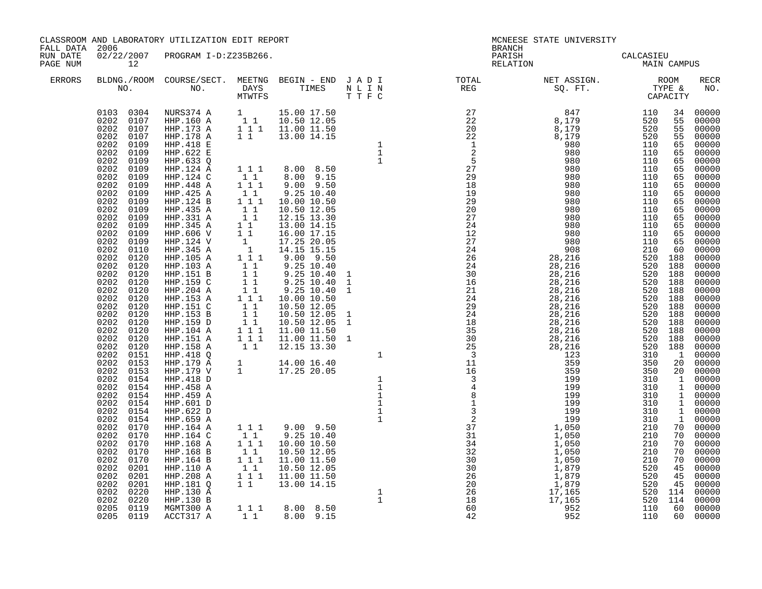CLASSROOM AND LABORATORY UTILIZATION EDIT REPORT
FALL DATA 2006
RUN DATE 02/22/2007 PROGRAM I-D:Z235B266.

MCNEESE STATE UNIVERSITY
BRANCH
PARISH CALCASIEU
RELATION MAIN CAMPUS

| ERRORS | BLDG./ROOM NO. | COURSE/SECT. NO. | MEETNG DAYS MTWTFS | BEGIN - END TIMES | J N T | A L T | D I F | I N C | TOTAL REG | NET ASSIGN. SQ. FT. | ROOM TYPE | CAPACITY | RECR NO. |
|---|---|---|---|---|---|---|---|---|---|---|---|---|---|
| | 0103 0304 | NURS374 A | 1 | 15.00 17.50 | | | | | 27 | 847 | 110 | 34 | 00000 |
| | 0202 0107 | HHP.160 A | 1 1 | 10.50 12.05 | | | | | 22 | 8,179 | 520 | 55 | 00000 |
| | 0202 0107 | HHP.173 A | 1 1 1 | 11.00 11.50 | | | | | 20 | 8,179 | 520 | 55 | 00000 |
| | 0202 0107 | HHP.178 A | 1 1 | 13.00 14.15 | | | | | 22 | 8,179 | 520 | 55 | 00000 |
| | 0202 0109 | HHP.418 E | | | | | | 1 | 1 | 980 | 110 | 65 | 00000 |
| | 0202 0109 | HHP.622 E | | | | | | 1 | 2 | 980 | 110 | 65 | 00000 |
| | 0202 0109 | HHP.633 Q | | | | | | 1 | 5 | 980 | 110 | 65 | 00000 |
| | 0202 0109 | HHP.124 A | 1 1 1 | 8.00 8.50 | | | | | 27 | 980 | 110 | 65 | 00000 |
| | 0202 0109 | HHP.124 C | 1 1 | 8.00 9.15 | | | | | 29 | 980 | 110 | 65 | 00000 |
| | 0202 0109 | HHP.448 A | 1 1 1 | 9.00 9.50 | | | | | 18 | 980 | 110 | 65 | 00000 |
| | 0202 0109 | HHP.425 A | 1 1 | 9.25 10.40 | | | | | 19 | 980 | 110 | 65 | 00000 |
| | 0202 0109 | HHP.124 B | 1 1 1 | 10.00 10.50 | | | | | 29 | 980 | 110 | 65 | 00000 |
| | 0202 0109 | HHP.435 A | 1 1 | 10.50 12.05 | | | | | 20 | 980 | 110 | 65 | 00000 |
| | 0202 0109 | HHP.331 A | 1 1 | 12.15 13.30 | | | | | 27 | 980 | 110 | 65 | 00000 |
| | 0202 0109 | HHP.345 A | 1 1 | 13.00 14.15 | | | | | 24 | 980 | 110 | 65 | 00000 |
| | 0202 0109 | HHP.606 V | 1 1 | 16.00 17.15 | | | | | 12 | 980 | 110 | 65 | 00000 |
| | 0202 0109 | HHP.124 V | 1 | 17.25 20.05 | | | | | 27 | 980 | 110 | 65 | 00000 |
| | 0202 0110 | HHP.345 A | 1 | 14.15 15.15 | | | | | 24 | 908 | 210 | 60 | 00000 |
| | 0202 0120 | HHP.105 A | 1 1 1 | 9.00 9.50 | | | | | 26 | 28,216 | 520 | 188 | 00000 |
| | 0202 0120 | HHP.103 A | 1 1 | 9.25 10.40 | | | | | 24 | 28,216 | 520 | 188 | 00000 |
| | 0202 0120 | HHP.151 B | 1 1 | 9.25 10.40 | 1 | | | | 30 | 28,216 | 520 | 188 | 00000 |
| | 0202 0120 | HHP.159 C | 1 1 | 9.25 10.40 | 1 | | | | 16 | 28,216 | 520 | 188 | 00000 |
| | 0202 0120 | HHP.204 A | 1 1 | 9.25 10.40 | 1 | | | | 21 | 28,216 | 520 | 188 | 00000 |
| | 0202 0120 | HHP.153 A | 1 1 1 | 10.00 10.50 | | | | | 24 | 28,216 | 520 | 188 | 00000 |
| | 0202 0120 | HHP.151 C | 1 1 | 10.50 12.05 | | | | | 29 | 28,216 | 520 | 188 | 00000 |
| | 0202 0120 | HHP.153 B | 1 1 | 10.50 12.05 | 1 | | | | 24 | 28,216 | 520 | 188 | 00000 |
| | 0202 0120 | HHP.159 D | 1 1 | 10.50 12.05 | 1 | | | | 18 | 28,216 | 520 | 188 | 00000 |
| | 0202 0120 | HHP.104 A | 1 1 1 | 11.00 11.50 | | | | | 35 | 28,216 | 520 | 188 | 00000 |
| | 0202 0120 | HHP.151 A | 1 1 1 | 11.00 11.50 | 1 | | | | 30 | 28,216 | 520 | 188 | 00000 |
| | 0202 0120 | HHP.158 A | 1 1 | 12.15 13.30 | | | | | 25 | 28,216 | 520 | 188 | 00000 |
| | 0202 0151 | HHP.418 Q | | | | | | 1 | 3 | 123 | 310 | 1 | 00000 |
| | 0202 0153 | HHP.179 A | 1 | 14.00 16.40 | | | | | 11 | 359 | 350 | 20 | 00000 |
| | 0202 0153 | HHP.179 V | 1 | 17.25 20.05 | | | | | 16 | 359 | 350 | 20 | 00000 |
| | 0202 0154 | HHP.418 D | | | | | | 1 | 3 | 199 | 310 | 1 | 00000 |
| | 0202 0154 | HHP.458 A | | | | | | 1 | 4 | 199 | 310 | 1 | 00000 |
| | 0202 0154 | HHP.459 A | | | | | | 1 | 8 | 199 | 310 | 1 | 00000 |
| | 0202 0154 | HHP.601 D | | | | | | 1 | 1 | 199 | 310 | 1 | 00000 |
| | 0202 0154 | HHP.622 D | | | | | | 1 | 3 | 199 | 310 | 1 | 00000 |
| | 0202 0154 | HHP.659 A | | | | | | 1 | 2 | 199 | 310 | 1 | 00000 |
| | 0202 0170 | HHP.164 A | 1 1 1 | 9.00 9.50 | | | | | 37 | 1,050 | 210 | 70 | 00000 |
| | 0202 0170 | HHP.164 C | 1 1 | 9.25 10.40 | | | | | 31 | 1,050 | 210 | 70 | 00000 |
| | 0202 0170 | HHP.168 A | 1 1 1 | 10.00 10.50 | | | | | 34 | 1,050 | 210 | 70 | 00000 |
| | 0202 0170 | HHP.168 B | 1 1 | 10.50 12.05 | | | | | 32 | 1,050 | 210 | 70 | 00000 |
| | 0202 0170 | HHP.164 B | 1 1 1 | 11.00 11.50 | | | | | 30 | 1,050 | 210 | 70 | 00000 |
| | 0202 0201 | HHP.110 A | 1 1 | 10.50 12.05 | | | | | 30 | 1,879 | 520 | 45 | 00000 |
| | 0202 0201 | HHP.208 A | 1 1 1 | 11.00 11.50 | | | | | 26 | 1,879 | 520 | 45 | 00000 |
| | 0202 0201 | HHP.181 Q | 1 1 | 13.00 14.15 | | | | | 20 | 1,879 | 520 | 45 | 00000 |
| | 0202 0220 | HHP.130 A | | | | | | 1 | 26 | 17,165 | 520 | 114 | 00000 |
| | 0202 0220 | HHP.130 B | | | | | | 1 | 18 | 17,165 | 520 | 114 | 00000 |
| | 0205 0119 | MGMT300 A | 1 1 1 | 8.00 8.50 | | | | | 60 | 952 | 110 | 60 | 00000 |
| | 0205 0119 | ACCT317 A | 1 1 | 8.00 9.15 | | | | | 42 | 952 | 110 | 60 | 00000 |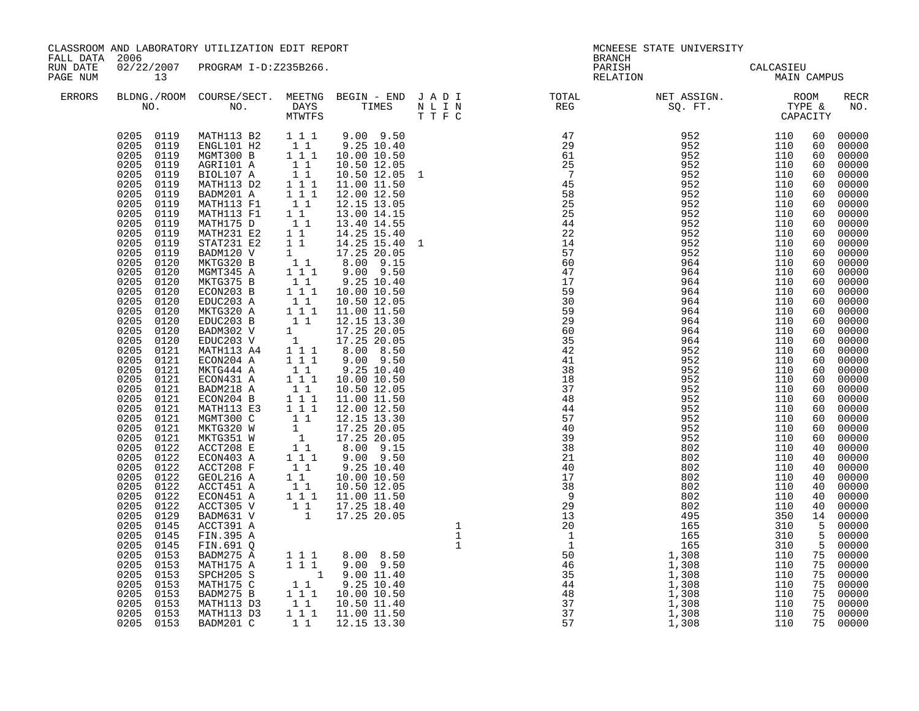CLASSROOM AND LABORATORY UTILIZATION EDIT REPORT
FALL DATA 2006
RUN DATE 02/22/2007 PROGRAM I-D:Z235B266.

MCNEESE STATE UNIVERSITY
BRANCH
PARISH CALCASIEU
RELATION MAIN CAMPUS

| ERRORS | BLDNG./ROOM NO. | COURSE/SECT. NO. | MEETNG DAYS MTWTFS | BEGIN - END TIMES | J A D I N L I N T T F C | TOTAL REG | NET ASSIGN. SQ. FT. | ROOM TYPE & CAPACITY | | RECR NO. |
|---|---|---|---|---|---|---|---|---|---|---|
| | 0205 0119 | MATH113 B2 | 1 1 1 | 9.00 9.50 | | 47 | 952 | 110 | 60 | 00000 |
| | 0205 0119 | ENGL101 H2 | 1 1 | 9.25 10.40 | | 29 | 952 | 110 | 60 | 00000 |
| | 0205 0119 | MGMT300 B | 1 1 1 | 10.00 10.50 | | 61 | 952 | 110 | 60 | 00000 |
| | 0205 0119 | AGRI101 A | 1 1 | 10.50 12.05 | | 25 | 952 | 110 | 60 | 00000 |
| | 0205 0119 | BIOL107 A | 1 1 | 10.50 12.05 | 1 | 7 | 952 | 110 | 60 | 00000 |
| | 0205 0119 | MATH113 D2 | 1 1 1 | 11.00 11.50 | | 45 | 952 | 110 | 60 | 00000 |
| | 0205 0119 | BADM201 A | 1 1 1 | 12.00 12.50 | | 58 | 952 | 110 | 60 | 00000 |
| | 0205 0119 | MATH113 F1 | 1 1 | 12.15 13.05 | | 25 | 952 | 110 | 60 | 00000 |
| | 0205 0119 | MATH113 F1 | 1 1 | 13.00 14.15 | | 25 | 952 | 110 | 60 | 00000 |
| | 0205 0119 | MATH175 D | 1 1 | 13.40 14.55 | | 44 | 952 | 110 | 60 | 00000 |
| | 0205 0119 | MATH231 E2 | 1 1 | 14.25 15.40 | | 22 | 952 | 110 | 60 | 00000 |
| | 0205 0119 | STAT231 E2 | 1 1 | 14.25 15.40 | 1 | 14 | 952 | 110 | 60 | 00000 |
| | 0205 0119 | BADM120 V | 1 | 17.25 20.05 | | 57 | 952 | 110 | 60 | 00000 |
| | 0205 0120 | MKTG320 B | 1 1 | 8.00 9.15 | | 60 | 964 | 110 | 60 | 00000 |
| | 0205 0120 | MGMT345 A | 1 1 1 | 9.00 9.50 | | 47 | 964 | 110 | 60 | 00000 |
| | 0205 0120 | MKTG375 B | 1 1 | 9.25 10.40 | | 17 | 964 | 110 | 60 | 00000 |
| | 0205 0120 | ECON203 B | 1 1 1 | 10.00 10.50 | | 59 | 964 | 110 | 60 | 00000 |
| | 0205 0120 | EDUC203 A | 1 1 | 10.50 12.05 | | 30 | 964 | 110 | 60 | 00000 |
| | 0205 0120 | MKTG320 A | 1 1 1 | 11.00 11.50 | | 59 | 964 | 110 | 60 | 00000 |
| | 0205 0120 | EDUC203 B | 1 1 | 12.15 13.30 | | 29 | 964 | 110 | 60 | 00000 |
| | 0205 0120 | BADM302 V | 1 | 17.25 20.05 | | 60 | 964 | 110 | 60 | 00000 |
| | 0205 0120 | EDUC203 V | 1 | 17.25 20.05 | | 35 | 964 | 110 | 60 | 00000 |
| | 0205 0121 | MATH113 A4 | 1 1 1 | 8.00 8.50 | | 42 | 952 | 110 | 60 | 00000 |
| | 0205 0121 | ECON204 A | 1 1 1 | 9.00 9.50 | | 41 | 952 | 110 | 60 | 00000 |
| | 0205 0121 | MKTG444 A | 1 1 | 9.25 10.40 | | 38 | 952 | 110 | 60 | 00000 |
| | 0205 0121 | ECON431 A | 1 1 1 | 10.00 10.50 | | 18 | 952 | 110 | 60 | 00000 |
| | 0205 0121 | BADM218 A | 1 1 | 10.50 12.05 | | 37 | 952 | 110 | 60 | 00000 |
| | 0205 0121 | ECON204 B | 1 1 1 | 11.00 11.50 | | 48 | 952 | 110 | 60 | 00000 |
| | 0205 0121 | MATH113 E3 | 1 1 1 | 12.00 12.50 | | 44 | 952 | 110 | 60 | 00000 |
| | 0205 0121 | MGMT300 C | 1 1 | 12.15 13.30 | | 57 | 952 | 110 | 60 | 00000 |
| | 0205 0121 | MKTG320 W | 1 | 17.25 20.05 | | 40 | 952 | 110 | 60 | 00000 |
| | 0205 0121 | MKTG351 W | 1 | 17.25 20.05 | | 39 | 952 | 110 | 60 | 00000 |
| | 0205 0122 | ACCT208 E | 1 1 | 8.00 9.15 | | 38 | 802 | 110 | 40 | 00000 |
| | 0205 0122 | ECON403 A | 1 1 1 | 9.00 9.50 | | 21 | 802 | 110 | 40 | 00000 |
| | 0205 0122 | ACCT208 F | 1 1 | 9.25 10.40 | | 40 | 802 | 110 | 40 | 00000 |
| | 0205 0122 | GEOL216 A | 1 1 | 10.00 10.50 | | 17 | 802 | 110 | 40 | 00000 |
| | 0205 0122 | ACCT451 A | 1 1 | 10.50 12.05 | | 38 | 802 | 110 | 40 | 00000 |
| | 0205 0122 | ECON451 A | 1 1 1 | 11.00 11.50 | | 9 | 802 | 110 | 40 | 00000 |
| | 0205 0122 | ACCT305 V | 1 1 | 17.25 18.40 | | 29 | 802 | 110 | 40 | 00000 |
| | 0205 0129 | BADM631 V | 1 | 17.25 20.05 | | 13 | 495 | 350 | 14 | 00000 |
| | 0205 0145 | ACCT391 A | | | 1 | 20 | 165 | 310 | 5 | 00000 |
| | 0205 0145 | FIN.395 A | | | 1 | 1 | 165 | 310 | 5 | 00000 |
| | 0205 0145 | FIN.691 Q | | | 1 | 1 | 165 | 310 | 5 | 00000 |
| | 0205 0153 | BADM275 A | 1 1 1 | 8.00 8.50 | | 50 | 1,308 | 110 | 75 | 00000 |
| | 0205 0153 | MATH175 A | 1 1 1 | 9.00 9.50 | | 46 | 1,308 | 110 | 75 | 00000 |
| | 0205 0153 | SPCH205 S | 1 | 9.00 11.40 | | 35 | 1,308 | 110 | 75 | 00000 |
| | 0205 0153 | MATH175 C | 1 1 | 9.25 10.40 | | 44 | 1,308 | 110 | 75 | 00000 |
| | 0205 0153 | BADM275 B | 1 1 1 | 10.00 10.50 | | 48 | 1,308 | 110 | 75 | 00000 |
| | 0205 0153 | MATH113 D3 | 1 1 | 10.50 11.40 | | 37 | 1,308 | 110 | 75 | 00000 |
| | 0205 0153 | MATH113 D3 | 1 1 1 | 11.00 11.50 | | 37 | 1,308 | 110 | 75 | 00000 |
| | 0205 0153 | BADM201 C | 1 1 | 12.15 13.30 | | 57 | 1,308 | 110 | 75 | 00000 |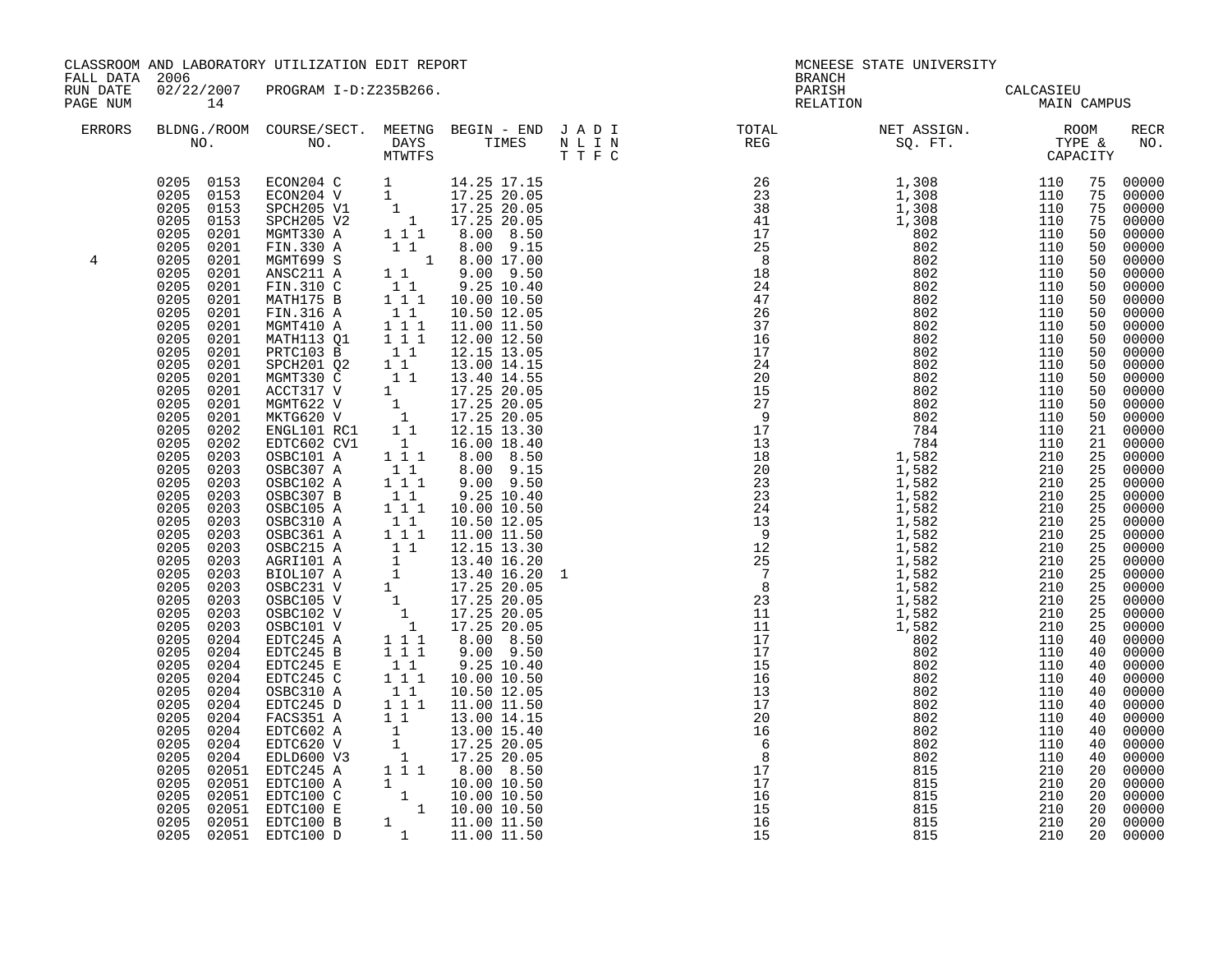CLASSROOM AND LABORATORY UTILIZATION EDIT REPORT
FALL DATA 2006
RUN DATE 02/22/2007 PROGRAM I-D:Z235B266.

MCNEESE STATE UNIVERSITY
BRANCH
PARISH CALCASIEU
RELATION MAIN CAMPUS

| ERRORS | BLDNG./ROOM NO. | COURSE/SECT. NO. | MEETNG DAYS MTWTFS | BEGIN - END TIMES | J A D I N L I N T T F C | TOTAL REG | NET ASSIGN. SQ. FT. | ROOM TYPE & CAPACITY | | RECR NO. |
|---|---|---|---|---|---|---|---|---|---|---|
| | 0205 0153 | ECON204 C | 1 | 14.25 17.15 | | 26 | 1,308 | 110 | 75 | 00000 |
| | 0205 0153 | ECON204 V | 1 | 17.25 20.05 | | 23 | 1,308 | 110 | 75 | 00000 |
| | 0205 0153 | SPCH205 V1 | 1 | 17.25 20.05 | | 38 | 1,308 | 110 | 75 | 00000 |
| | 0205 0153 | SPCH205 V2 | 1 | 17.25 20.05 | | 41 | 1,308 | 110 | 75 | 00000 |
| | 0205 0201 | MGMT330 A | 1 1 1 | 8.00 8.50 | | 17 | 802 | 110 | 50 | 00000 |
| | 0205 0201 | FIN.330 A | 1 1 | 8.00 9.15 | | 25 | 802 | 110 | 50 | 00000 |
| 4 | 0205 0201 | MGMT699 S | 1 | 8.00 17.00 | | 8 | 802 | 110 | 50 | 00000 |
| | 0205 0201 | ANSC211 A | 1 1 | 9.00 9.50 | | 18 | 802 | 110 | 50 | 00000 |
| | 0205 0201 | FIN.310 C | 1 1 | 9.25 10.40 | | 24 | 802 | 110 | 50 | 00000 |
| | 0205 0201 | MATH175 B | 1 1 1 | 10.00 10.50 | | 47 | 802 | 110 | 50 | 00000 |
| | 0205 0201 | FIN.316 A | 1 1 | 10.50 12.05 | | 26 | 802 | 110 | 50 | 00000 |
| | 0205 0201 | MGMT410 A | 1 1 1 | 11.00 11.50 | | 37 | 802 | 110 | 50 | 00000 |
| | 0205 0201 | MATH113 Q1 | 1 1 1 | 12.00 12.50 | | 16 | 802 | 110 | 50 | 00000 |
| | 0205 0201 | PRTC103 B | 1 1 | 12.15 13.05 | | 17 | 802 | 110 | 50 | 00000 |
| | 0205 0201 | SPCH201 Q2 | 1 1 | 13.00 14.15 | | 24 | 802 | 110 | 50 | 00000 |
| | 0205 0201 | MGMT330 C | 1 1 | 13.40 14.55 | | 20 | 802 | 110 | 50 | 00000 |
| | 0205 0201 | ACCT317 V | 1 | 17.25 20.05 | | 15 | 802 | 110 | 50 | 00000 |
| | 0205 0201 | MGMT622 V | 1 | 17.25 20.05 | | 27 | 802 | 110 | 50 | 00000 |
| | 0205 0201 | MKTG620 V | 1 | 17.25 20.05 | | 9 | 802 | 110 | 50 | 00000 |
| | 0205 0202 | ENGL101 RC1 | 1 1 | 12.15 13.30 | | 17 | 784 | 110 | 21 | 00000 |
| | 0205 0202 | EDTC602 CV1 | 1 | 16.00 18.40 | | 13 | 784 | 110 | 21 | 00000 |
| | 0205 0203 | OSBC101 A | 1 1 1 | 8.00 8.50 | | 18 | 1,582 | 210 | 25 | 00000 |
| | 0205 0203 | OSBC307 A | 1 1 | 8.00 9.15 | | 20 | 1,582 | 210 | 25 | 00000 |
| | 0205 0203 | OSBC102 A | 1 1 1 | 9.00 9.50 | | 23 | 1,582 | 210 | 25 | 00000 |
| | 0205 0203 | OSBC307 B | 1 1 | 9.25 10.40 | | 23 | 1,582 | 210 | 25 | 00000 |
| | 0205 0203 | OSBC105 A | 1 1 1 | 10.00 10.50 | | 24 | 1,582 | 210 | 25 | 00000 |
| | 0205 0203 | OSBC310 A | 1 1 | 10.50 12.05 | | 13 | 1,582 | 210 | 25 | 00000 |
| | 0205 0203 | OSBC361 A | 1 1 1 | 11.00 11.50 | | 9 | 1,582 | 210 | 25 | 00000 |
| | 0205 0203 | OSBC215 A | 1 1 | 12.15 13.30 | | 12 | 1,582 | 210 | 25 | 00000 |
| | 0205 0203 | AGRI101 A | 1 | 13.40 16.20 | | 25 | 1,582 | 210 | 25 | 00000 |
| | 0205 0203 | BIOL107 A | 1 | 13.40 16.20 | 1 | 7 | 1,582 | 210 | 25 | 00000 |
| | 0205 0203 | OSBC231 V | 1 | 17.25 20.05 | | 8 | 1,582 | 210 | 25 | 00000 |
| | 0205 0203 | OSBC105 V | 1 | 17.25 20.05 | | 23 | 1,582 | 210 | 25 | 00000 |
| | 0205 0203 | OSBC102 V | 1 | 17.25 20.05 | | 11 | 1,582 | 210 | 25 | 00000 |
| | 0205 0203 | OSBC101 V | 1 | 17.25 20.05 | | 11 | 1,582 | 210 | 25 | 00000 |
| | 0205 0204 | EDTC245 A | 1 1 1 | 8.00 8.50 | | 17 | 802 | 110 | 40 | 00000 |
| | 0205 0204 | EDTC245 B | 1 1 1 | 9.00 9.50 | | 17 | 802 | 110 | 40 | 00000 |
| | 0205 0204 | EDTC245 E | 1 1 | 9.25 10.40 | | 15 | 802 | 110 | 40 | 00000 |
| | 0205 0204 | EDTC245 C | 1 1 1 | 10.00 10.50 | | 16 | 802 | 110 | 40 | 00000 |
| | 0205 0204 | OSBC310 A | 1 1 | 10.50 12.05 | | 13 | 802 | 110 | 40 | 00000 |
| | 0205 0204 | EDTC245 D | 1 1 1 | 11.00 11.50 | | 17 | 802 | 110 | 40 | 00000 |
| | 0205 0204 | FACS351 A | 1 1 | 13.00 14.15 | | 20 | 802 | 110 | 40 | 00000 |
| | 0205 0204 | EDTC602 A | 1 | 13.00 15.40 | | 16 | 802 | 110 | 40 | 00000 |
| | 0205 0204 | EDTC620 V | 1 | 17.25 20.05 | | 6 | 802 | 110 | 40 | 00000 |
| | 0205 0204 | EDLD600 V3 | 1 | 17.25 20.05 | | 8 | 802 | 110 | 40 | 00000 |
| | 0205 02051 | EDTC245 A | 1 1 1 | 8.00 8.50 | | 17 | 815 | 210 | 20 | 00000 |
| | 0205 02051 | EDTC100 A | 1 | 10.00 10.50 | | 17 | 815 | 210 | 20 | 00000 |
| | 0205 02051 | EDTC100 C | 1 | 10.00 10.50 | | 16 | 815 | 210 | 20 | 00000 |
| | 0205 02051 | EDTC100 E | 1 | 10.00 10.50 | | 15 | 815 | 210 | 20 | 00000 |
| | 0205 02051 | EDTC100 B | 1 | 11.00 11.50 | | 16 | 815 | 210 | 20 | 00000 |
| | 0205 02051 | EDTC100 D | 1 | 11.00 11.50 | | 15 | 815 | 210 | 20 | 00000 |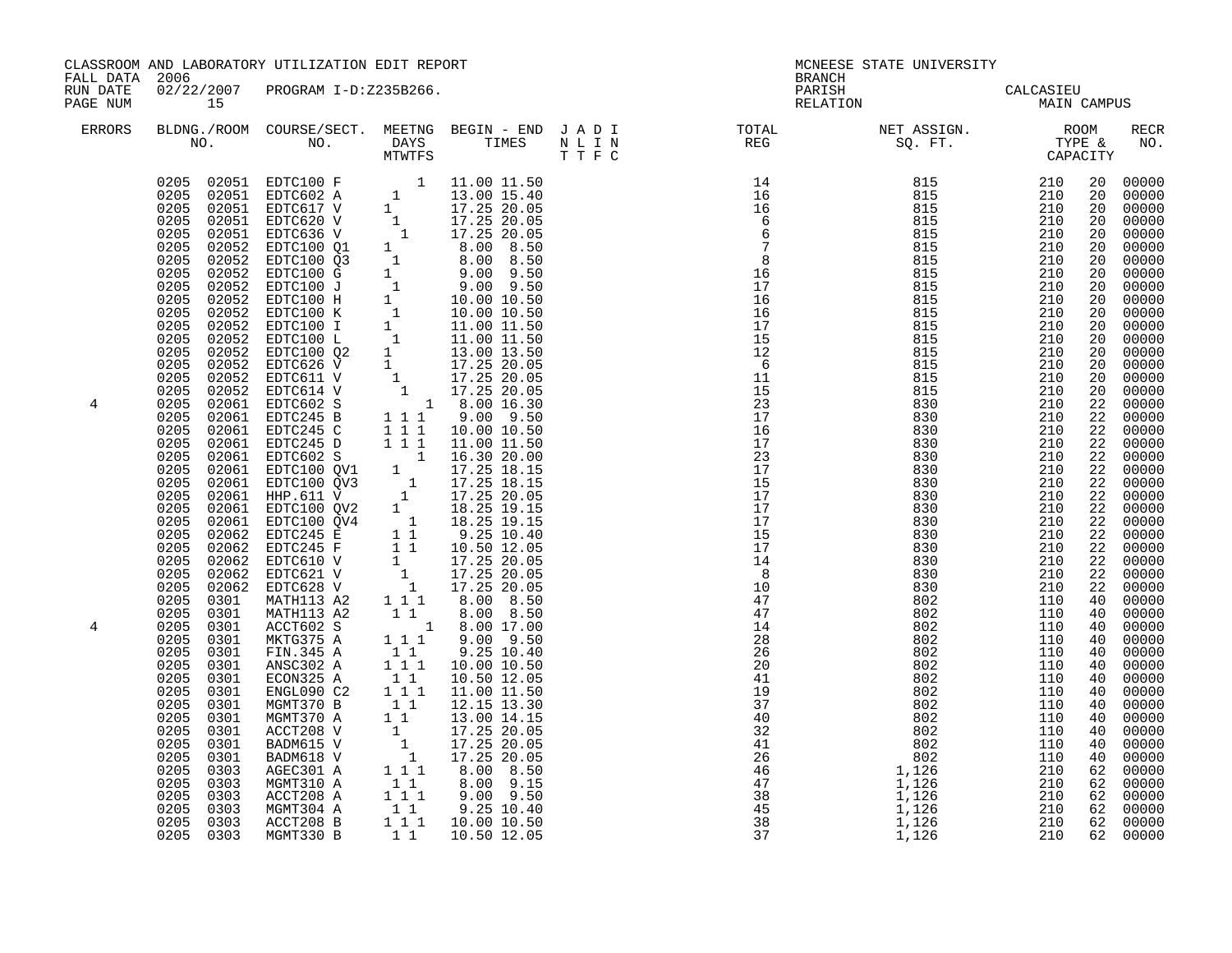CLASSROOM AND LABORATORY UTILIZATION EDIT REPORT
FALL DATA 2006
RUN DATE 02/22/2007 PROGRAM I-D:Z235B266.
PAGE NUM 15

MCNEESE STATE UNIVERSITY
BRANCH
PARISH CALCASIEU
RELATION MAIN CAMPUS

| ERRORS | BLDNG. | ROOM NO. | COURSE/SECT. NO. | M | T | W | T | F | S | BEGIN | END | J A D I / N L I N / T T F C | TOTAL REG | NET ASSIGN. SQ. FT. | ROOM TYPE | CAPACITY | RECR NO. |
|---|---|---|---|---|---|---|---|---|---|---|---|---|---|---|---|---|---|
| | 0205 | 02051 | EDTC100 F | | | | | 1 | | 11.00 | 11.50 | | 14 | 815 | 210 | 20 | 00000 |
| | 0205 | 02051 | EDTC602 A | | 1 | | | | | 13.00 | 15.40 | | 16 | 815 | 210 | 20 | 00000 |
| | 0205 | 02051 | EDTC617 V | 1 | | | | | | 17.25 | 20.05 | | 16 | 815 | 210 | 20 | 00000 |
| | 0205 | 02051 | EDTC620 V | | 1 | | | | | 17.25 | 20.05 | | 6 | 815 | 210 | 20 | 00000 |
| | 0205 | 02051 | EDTC636 V | | | 1 | | | | 17.25 | 20.05 | | 6 | 815 | 210 | 20 | 00000 |
| | 0205 | 02052 | EDTC100 Q1 | 1 | | | | | | 8.00 | 8.50 | | 7 | 815 | 210 | 20 | 00000 |
| | 0205 | 02052 | EDTC100 Q3 | | 1 | | | | | 8.00 | 8.50 | | 8 | 815 | 210 | 20 | 00000 |
| | 0205 | 02052 | EDTC100 G | 1 | | | | | | 9.00 | 9.50 | | 16 | 815 | 210 | 20 | 00000 |
| | 0205 | 02052 | EDTC100 J | | 1 | | | | | 9.00 | 9.50 | | 17 | 815 | 210 | 20 | 00000 |
| | 0205 | 02052 | EDTC100 H | 1 | | | | | | 10.00 | 10.50 | | 16 | 815 | 210 | 20 | 00000 |
| | 0205 | 02052 | EDTC100 K | | 1 | | | | | 10.00 | 10.50 | | 16 | 815 | 210 | 20 | 00000 |
| | 0205 | 02052 | EDTC100 I | 1 | | | | | | 11.00 | 11.50 | | 17 | 815 | 210 | 20 | 00000 |
| | 0205 | 02052 | EDTC100 L | | 1 | | | | | 11.00 | 11.50 | | 15 | 815 | 210 | 20 | 00000 |
| | 0205 | 02052 | EDTC100 Q2 | 1 | | | | | | 13.00 | 13.50 | | 12 | 815 | 210 | 20 | 00000 |
| | 0205 | 02052 | EDTC626 V | 1 | | | | | | 17.25 | 20.05 | | 6 | 815 | 210 | 20 | 00000 |
| | 0205 | 02052 | EDTC611 V | | 1 | | | | | 17.25 | 20.05 | | 11 | 815 | 210 | 20 | 00000 |
| | 0205 | 02052 | EDTC614 V | | 1 | | | | | 17.25 | 20.05 | | 15 | 815 | 210 | 20 | 00000 |
| 4 | 0205 | 02061 | EDTC602 S | | | | | | 1 | 8.00 | 16.30 | | 23 | 830 | 210 | 22 | 00000 |
| | 0205 | 02061 | EDTC245 B | 1 | | 1 | | 1 | | 9.00 | 9.50 | | 17 | 830 | 210 | 22 | 00000 |
| | 0205 | 02061 | EDTC245 C | 1 | | 1 | | 1 | | 10.00 | 10.50 | | 16 | 830 | 210 | 22 | 00000 |
| | 0205 | 02061 | EDTC245 D | 1 | | 1 | | 1 | | 11.00 | 11.50 | | 17 | 830 | 210 | 22 | 00000 |
| | 0205 | 02061 | EDTC602 S | | | | | | 1 | 16.30 | 20.00 | | 23 | 830 | 210 | 22 | 00000 |
| | 0205 | 02061 | EDTC100 QV1 | | 1 | | | | | 17.25 | 18.15 | | 17 | 830 | 210 | 22 | 00000 |
| | 0205 | 02061 | EDTC100 QV3 | | | | 1 | | | 17.25 | 18.15 | | 15 | 830 | 210 | 22 | 00000 |
| | 0205 | 02061 | HHP.611 V | | | 1 | | | | 17.25 | 20.05 | | 17 | 830 | 210 | 22 | 00000 |
| | 0205 | 02061 | EDTC100 QV2 | | 1 | | | | | 18.25 | 19.15 | | 17 | 830 | 210 | 22 | 00000 |
| | 0205 | 02061 | EDTC100 QV4 | | | | 1 | | | 18.25 | 19.15 | | 17 | 830 | 210 | 22 | 00000 |
| | 0205 | 02062 | EDTC245 E | | 1 | | 1 | | | 9.25 | 10.40 | | 15 | 830 | 210 | 22 | 00000 |
| | 0205 | 02062 | EDTC245 F | | 1 | | 1 | | | 10.50 | 12.05 | | 17 | 830 | 210 | 22 | 00000 |
| | 0205 | 02062 | EDTC610 V | 1 | | | | | | 17.25 | 20.05 | | 14 | 830 | 210 | 22 | 00000 |
| | 0205 | 02062 | EDTC621 V | | 1 | | | | | 17.25 | 20.05 | | 8 | 830 | 210 | 22 | 00000 |
| | 0205 | 02062 | EDTC628 V | | | 1 | | | | 17.25 | 20.05 | | 10 | 830 | 210 | 22 | 00000 |
| | 0205 | 0301 | MATH113 A2 | 1 | | 1 | | 1 | | 8.00 | 8.50 | | 47 | 802 | 110 | 40 | 00000 |
| | 0205 | 0301 | MATH113 A2 | | 1 | | 1 | | | 8.00 | 8.50 | | 47 | 802 | 110 | 40 | 00000 |
| 4 | 0205 | 0301 | ACCT602 S | | | | | | 1 | 8.00 | 17.00 | | 14 | 802 | 110 | 40 | 00000 |
| | 0205 | 0301 | MKTG375 A | 1 | | 1 | | 1 | | 9.00 | 9.50 | | 28 | 802 | 110 | 40 | 00000 |
| | 0205 | 0301 | FIN.345 A | | 1 | | 1 | | | 9.25 | 10.40 | | 26 | 802 | 110 | 40 | 00000 |
| | 0205 | 0301 | ANSC302 A | 1 | | 1 | | 1 | | 10.00 | 10.50 | | 20 | 802 | 110 | 40 | 00000 |
| | 0205 | 0301 | ECON325 A | | 1 | | 1 | | | 10.50 | 12.05 | | 41 | 802 | 110 | 40 | 00000 |
| | 0205 | 0301 | ENGL090 C2 | 1 | | 1 | | 1 | | 11.00 | 11.50 | | 19 | 802 | 110 | 40 | 00000 |
| | 0205 | 0301 | MGMT370 B | | 1 | | 1 | | | 12.15 | 13.30 | | 37 | 802 | 110 | 40 | 00000 |
| | 0205 | 0301 | MGMT370 A | 1 | | 1 | | | | 13.00 | 14.15 | | 40 | 802 | 110 | 40 | 00000 |
| | 0205 | 0301 | ACCT208 V | | 1 | | | | | 17.25 | 20.05 | | 32 | 802 | 110 | 40 | 00000 |
| | 0205 | 0301 | BADM615 V | | | 1 | | | | 17.25 | 20.05 | | 41 | 802 | 110 | 40 | 00000 |
| | 0205 | 0301 | BADM618 V | | | | 1 | | | 17.25 | 20.05 | | 26 | 802 | 110 | 40 | 00000 |
| | 0205 | 0303 | AGEC301 A | 1 | | 1 | | 1 | | 8.00 | 8.50 | | 46 | 1,126 | 210 | 62 | 00000 |
| | 0205 | 0303 | MGMT310 A | | 1 | | 1 | | | 8.00 | 9.15 | | 47 | 1,126 | 210 | 62 | 00000 |
| | 0205 | 0303 | ACCT208 A | 1 | | 1 | | 1 | | 9.00 | 9.50 | | 38 | 1,126 | 210 | 62 | 00000 |
| | 0205 | 0303 | MGMT304 A | | 1 | | 1 | | | 9.25 | 10.40 | | 45 | 1,126 | 210 | 62 | 00000 |
| | 0205 | 0303 | ACCT208 B | 1 | | 1 | | 1 | | 10.00 | 10.50 | | 38 | 1,126 | 210 | 62 | 00000 |
| | 0205 | 0303 | MGMT330 B | | 1 | | 1 | | | 10.50 | 12.05 | | 37 | 1,126 | 210 | 62 | 00000 |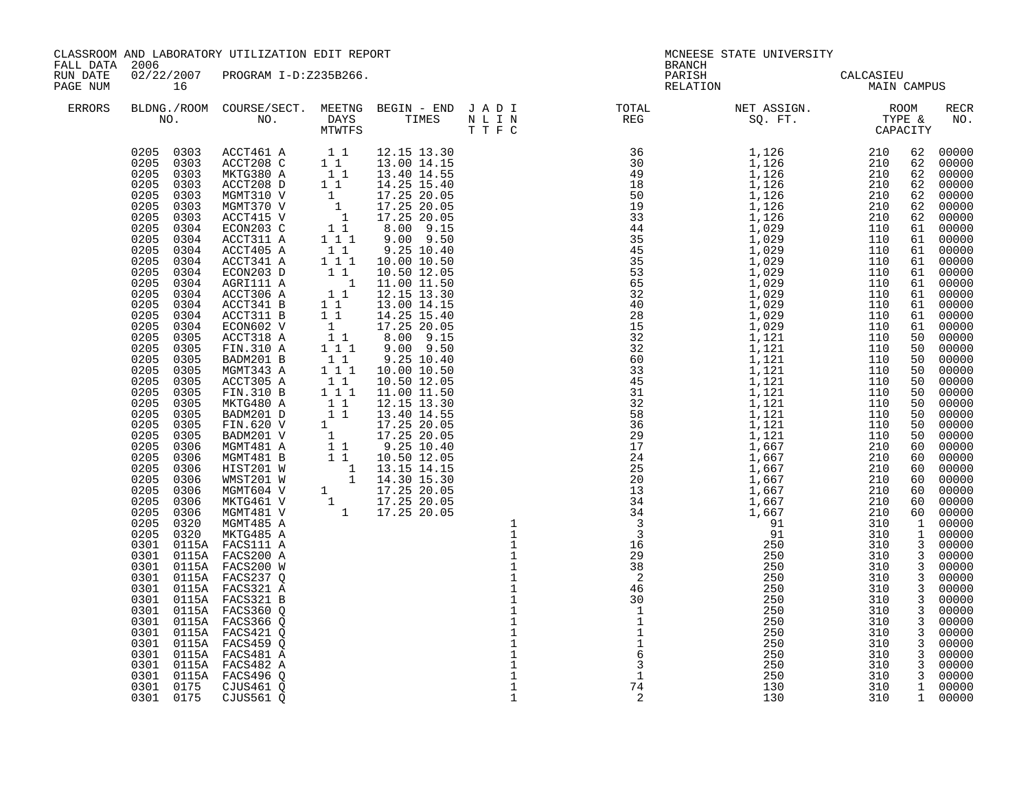CLASSROOM AND LABORATORY UTILIZATION EDIT REPORT
FALL DATA 2006
RUN DATE 02/22/2007 PROGRAM I-D:Z235B266.
PAGE NUM 16

MCNEESE STATE UNIVERSITY
BRANCH
PARISH CALCASIEU
RELATION MAIN CAMPUS

| ERRORS | BLDNG./ROOM NO. | COURSE/SECT. NO. | MEETNG DAYS MTWTFS | BEGIN - END TIMES | J A D I N L I N T T F C | TOTAL REG | NET ASSIGN. SQ. FT. | ROOM TYPE & CAPACITY | | RECR NO. |
|---|---|---|---|---|---|---|---|---|---|---|
| | 0205 0303 | ACCT461 A | 1 1 | 12.15 13.30 | | 36 | 1,126 | 210 | 62 | 00000 |
| | 0205 0303 | ACCT208 C | 1 1 | 13.00 14.15 | | 30 | 1,126 | 210 | 62 | 00000 |
| | 0205 0303 | MKTG380 A | 1 1 | 13.40 14.55 | | 49 | 1,126 | 210 | 62 | 00000 |
| | 0205 0303 | ACCT208 D | 1 1 | 14.25 15.40 | | 18 | 1,126 | 210 | 62 | 00000 |
| | 0205 0303 | MGMT310 V | 1 | 17.25 20.05 | | 50 | 1,126 | 210 | 62 | 00000 |
| | 0205 0303 | MGMT370 V | 1 | 17.25 20.05 | | 19 | 1,126 | 210 | 62 | 00000 |
| | 0205 0303 | ACCT415 V | 1 | 17.25 20.05 | | 33 | 1,126 | 210 | 62 | 00000 |
| | 0205 0304 | ECON203 C | 1 1 | 8.00 9.15 | | 44 | 1,029 | 110 | 61 | 00000 |
| | 0205 0304 | ACCT311 A | 1 1 1 | 9.00 9.50 | | 35 | 1,029 | 110 | 61 | 00000 |
| | 0205 0304 | ACCT405 A | 1 1 | 9.25 10.40 | | 45 | 1,029 | 110 | 61 | 00000 |
| | 0205 0304 | ACCT341 A | 1 1 1 | 10.00 10.50 | | 35 | 1,029 | 110 | 61 | 00000 |
| | 0205 0304 | ECON203 D | 1 1 | 10.50 12.05 | | 53 | 1,029 | 110 | 61 | 00000 |
| | 0205 0304 | AGRI111 A | 1 | 11.00 11.50 | | 65 | 1,029 | 110 | 61 | 00000 |
| | 0205 0304 | ACCT306 A | 1 1 | 12.15 13.30 | | 32 | 1,029 | 110 | 61 | 00000 |
| | 0205 0304 | ACCT341 B | 1 1 | 13.00 14.15 | | 40 | 1,029 | 110 | 61 | 00000 |
| | 0205 0304 | ACCT311 B | 1 1 | 14.25 15.40 | | 28 | 1,029 | 110 | 61 | 00000 |
| | 0205 0304 | ECON602 V | 1 | 17.25 20.05 | | 15 | 1,029 | 110 | 61 | 00000 |
| | 0205 0305 | ACCT318 A | 1 1 | 8.00 9.15 | | 32 | 1,121 | 110 | 50 | 00000 |
| | 0205 0305 | FIN.310 A | 1 1 1 | 9.00 9.50 | | 32 | 1,121 | 110 | 50 | 00000 |
| | 0205 0305 | BADM201 B | 1 1 | 9.25 10.40 | | 60 | 1,121 | 110 | 50 | 00000 |
| | 0205 0305 | MGMT343 A | 1 1 1 | 10.00 10.50 | | 33 | 1,121 | 110 | 50 | 00000 |
| | 0205 0305 | ACCT305 A | 1 1 | 10.50 12.05 | | 45 | 1,121 | 110 | 50 | 00000 |
| | 0205 0305 | FIN.310 B | 1 1 1 | 11.00 11.50 | | 31 | 1,121 | 110 | 50 | 00000 |
| | 0205 0305 | MKTG480 A | 1 1 | 12.15 13.30 | | 32 | 1,121 | 110 | 50 | 00000 |
| | 0205 0305 | BADM201 D | 1 1 | 13.40 14.55 | | 58 | 1,121 | 110 | 50 | 00000 |
| | 0205 0305 | FIN.620 V | 1 | 17.25 20.05 | | 36 | 1,121 | 110 | 50 | 00000 |
| | 0205 0305 | BADM201 V | 1 | 17.25 20.05 | | 29 | 1,121 | 110 | 50 | 00000 |
| | 0205 0306 | MGMT481 A | 1 1 | 9.25 10.40 | | 17 | 1,667 | 210 | 60 | 00000 |
| | 0205 0306 | MGMT481 B | 1 1 | 10.50 12.05 | | 24 | 1,667 | 210 | 60 | 00000 |
| | 0205 0306 | HIST201 W | 1 | 13.15 14.15 | | 25 | 1,667 | 210 | 60 | 00000 |
| | 0205 0306 | WMST201 W | 1 | 14.30 15.30 | | 20 | 1,667 | 210 | 60 | 00000 |
| | 0205 0306 | MGMT604 V | 1 | 17.25 20.05 | | 13 | 1,667 | 210 | 60 | 00000 |
| | 0205 0306 | MKTG461 V | 1 | 17.25 20.05 | | 34 | 1,667 | 210 | 60 | 00000 |
| | 0205 0306 | MGMT481 V | 1 | 17.25 20.05 | | 34 | 1,667 | 210 | 60 | 00000 |
| | 0205 0320 | MGMT485 A | | | 1 | 3 | 91 | 310 | 1 | 00000 |
| | 0205 0320 | MKTG485 A | | | 1 | 3 | 91 | 310 | 1 | 00000 |
| | 0301 0115A | FACS111 A | | | 1 | 16 | 250 | 310 | 3 | 00000 |
| | 0301 0115A | FACS200 A | | | 1 | 29 | 250 | 310 | 3 | 00000 |
| | 0301 0115A | FACS200 W | | | 1 | 38 | 250 | 310 | 3 | 00000 |
| | 0301 0115A | FACS237 Q | | | 1 | 2 | 250 | 310 | 3 | 00000 |
| | 0301 0115A | FACS321 A | | | 1 | 46 | 250 | 310 | 3 | 00000 |
| | 0301 0115A | FACS321 B | | | 1 | 30 | 250 | 310 | 3 | 00000 |
| | 0301 0115A | FACS360 Q | | | 1 | 1 | 250 | 310 | 3 | 00000 |
| | 0301 0115A | FACS366 Q | | | 1 | 1 | 250 | 310 | 3 | 00000 |
| | 0301 0115A | FACS421 Q | | | 1 | 1 | 250 | 310 | 3 | 00000 |
| | 0301 0115A | FACS459 Q | | | 1 | 1 | 250 | 310 | 3 | 00000 |
| | 0301 0115A | FACS481 A | | | 1 | 6 | 250 | 310 | 3 | 00000 |
| | 0301 0115A | FACS482 A | | | 1 | 3 | 250 | 310 | 3 | 00000 |
| | 0301 0115A | FACS496 Q | | | 1 | 1 | 250 | 310 | 3 | 00000 |
| | 0301 0175 | CJUS461 Q | | | 1 | 74 | 130 | 310 | 1 | 00000 |
| | 0301 0175 | CJUS561 Q | | | 1 | 2 | 130 | 310 | 1 | 00000 |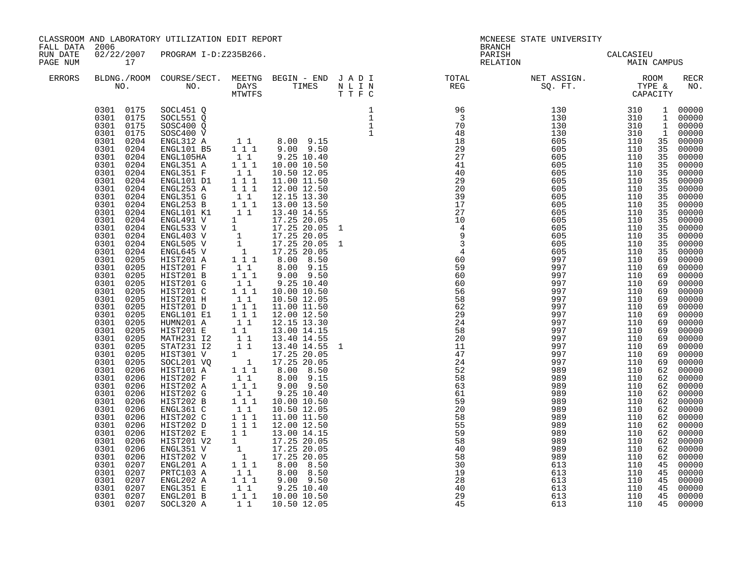CLASSROOM AND LABORATORY UTILIZATION EDIT REPORT
FALL DATA 2006
RUN DATE 02/22/2007 PROGRAM I-D:Z235B266.

MCNEESE STATE UNIVERSITY
BRANCH
PARISH CALCASIEU
RELATION MAIN CAMPUS

| ERRORS | BLDG. NO. | ROOM NO. | COURSE/SECT. NO. | M | T | W | T | F | S | BEGIN | END | J (N T) | A (L T) | D (I F) | I (N C) | TOTAL REG | NET ASSIGN. SQ. FT. | ROOM TYPE | CAPACITY | RECR NO. |
|---|---|---|---|---|---|---|---|---|---|---|---|---|---|---|---|---|---|---|---|---|
| | 0301 | 0175 | SOCL451 Q | | | | | | | | | | | | 1 | 96 | 130 | 310 | 1 | 00000 |
| | 0301 | 0175 | SOCL551 Q | | | | | | | | | | | | 1 | 3 | 130 | 310 | 1 | 00000 |
| | 0301 | 0175 | SOSC400 Q | | | | | | | | | | | | 1 | 70 | 130 | 310 | 1 | 00000 |
| | 0301 | 0175 | SOSC400 V | | | | | | | | | | | | 1 | 48 | 130 | 310 | 1 | 00000 |
| | 0301 | 0204 | ENGL312 A | 1 | | 1 | | | | 8.00 | 9.15 | | | | | 18 | 605 | 110 | 35 | 00000 |
| | 0301 | 0204 | ENGL101 B5 | 1 | | 1 | | 1 | | 9.00 | 9.50 | | | | | 29 | 605 | 110 | 35 | 00000 |
| | 0301 | 0204 | ENGL105HA | | 1 | | 1 | | | 9.25 | 10.40 | | | | | 27 | 605 | 110 | 35 | 00000 |
| | 0301 | 0204 | ENGL351 A | 1 | | 1 | | 1 | | 10.00 | 10.50 | | | | | 41 | 605 | 110 | 35 | 00000 |
| | 0301 | 0204 | ENGL351 F | | 1 | | 1 | | | 10.50 | 12.05 | | | | | 40 | 605 | 110 | 35 | 00000 |
| | 0301 | 0204 | ENGL101 D1 | 1 | | 1 | | 1 | | 11.00 | 11.50 | | | | | 29 | 605 | 110 | 35 | 00000 |
| | 0301 | 0204 | ENGL253 A | 1 | | 1 | | 1 | | 12.00 | 12.50 | | | | | 20 | 605 | 110 | 35 | 00000 |
| | 0301 | 0204 | ENGL351 G | | 1 | | 1 | | | 12.15 | 13.30 | | | | | 39 | 605 | 110 | 35 | 00000 |
| | 0301 | 0204 | ENGL253 B | 1 | | 1 | | 1 | | 13.00 | 13.50 | | | | | 17 | 605 | 110 | 35 | 00000 |
| | 0301 | 0204 | ENGL101 K1 | | 1 | | 1 | | | 13.40 | 14.55 | | | | | 27 | 605 | 110 | 35 | 00000 |
| | 0301 | 0204 | ENGL491 V | 1 | | | | | | 17.25 | 20.05 | | | | | 10 | 605 | 110 | 35 | 00000 |
| | 0301 | 0204 | ENGL533 V | 1 | | | | | | 17.25 | 20.05 | 1 | | | | 4 | 605 | 110 | 35 | 00000 |
| | 0301 | 0204 | ENGL403 V | | 1 | | | | | 17.25 | 20.05 | | | | | 9 | 605 | 110 | 35 | 00000 |
| | 0301 | 0204 | ENGL505 V | | 1 | | | | | 17.25 | 20.05 | 1 | | | | 3 | 605 | 110 | 35 | 00000 |
| | 0301 | 0204 | ENGL645 V | | | 1 | | | | 17.25 | 20.05 | | | | | 4 | 605 | 110 | 35 | 00000 |
| | 0301 | 0205 | HIST201 A | 1 | | 1 | | 1 | | 8.00 | 8.50 | | | | | 60 | 997 | 110 | 69 | 00000 |
| | 0301 | 0205 | HIST201 F | | 1 | | 1 | | | 8.00 | 9.15 | | | | | 59 | 997 | 110 | 69 | 00000 |
| | 0301 | 0205 | HIST201 B | 1 | | 1 | | 1 | | 9.00 | 9.50 | | | | | 60 | 997 | 110 | 69 | 00000 |
| | 0301 | 0205 | HIST201 G | | 1 | | 1 | | | 9.25 | 10.40 | | | | | 60 | 997 | 110 | 69 | 00000 |
| | 0301 | 0205 | HIST201 C | 1 | | 1 | | 1 | | 10.00 | 10.50 | | | | | 56 | 997 | 110 | 69 | 00000 |
| | 0301 | 0205 | HIST201 H | | 1 | | 1 | | | 10.50 | 12.05 | | | | | 58 | 997 | 110 | 69 | 00000 |
| | 0301 | 0205 | HIST201 D | 1 | | 1 | | 1 | | 11.00 | 11.50 | | | | | 62 | 997 | 110 | 69 | 00000 |
| | 0301 | 0205 | ENGL101 E1 | 1 | | 1 | | 1 | | 12.00 | 12.50 | | | | | 29 | 997 | 110 | 69 | 00000 |
| | 0301 | 0205 | HUMN201 A | | 1 | | 1 | | | 12.15 | 13.30 | | | | | 24 | 997 | 110 | 69 | 00000 |
| | 0301 | 0205 | HIST201 E | 1 | | 1 | | | | 13.00 | 14.15 | | | | | 58 | 997 | 110 | 69 | 00000 |
| | 0301 | 0205 | MATH231 I2 | | 1 | | 1 | | | 13.40 | 14.55 | | | | | 20 | 997 | 110 | 69 | 00000 |
| | 0301 | 0205 | STAT231 I2 | | 1 | | 1 | | | 13.40 | 14.55 | 1 | | | | 11 | 997 | 110 | 69 | 00000 |
| | 0301 | 0205 | HIST301 V | 1 | | | | | | 17.25 | 20.05 | | | | | 47 | 997 | 110 | 69 | 00000 |
| | 0301 | 0205 | SOCL201 VQ | | | 1 | | | | 17.25 | 20.05 | | | | | 24 | 997 | 110 | 69 | 00000 |
| | 0301 | 0206 | HIST101 A | 1 | | 1 | | 1 | | 8.00 | 8.50 | | | | | 52 | 989 | 110 | 62 | 00000 |
| | 0301 | 0206 | HIST202 F | | 1 | | 1 | | | 8.00 | 9.15 | | | | | 58 | 989 | 110 | 62 | 00000 |
| | 0301 | 0206 | HIST202 A | 1 | | 1 | | 1 | | 9.00 | 9.50 | | | | | 63 | 989 | 110 | 62 | 00000 |
| | 0301 | 0206 | HIST202 G | | 1 | | 1 | | | 9.25 | 10.40 | | | | | 61 | 989 | 110 | 62 | 00000 |
| | 0301 | 0206 | HIST202 B | 1 | | 1 | | 1 | | 10.00 | 10.50 | | | | | 59 | 989 | 110 | 62 | 00000 |
| | 0301 | 0206 | ENGL361 C | | 1 | | 1 | | | 10.50 | 12.05 | | | | | 20 | 989 | 110 | 62 | 00000 |
| | 0301 | 0206 | HIST202 C | 1 | | 1 | | 1 | | 11.00 | 11.50 | | | | | 58 | 989 | 110 | 62 | 00000 |
| | 0301 | 0206 | HIST202 D | 1 | | 1 | | 1 | | 12.00 | 12.50 | | | | | 55 | 989 | 110 | 62 | 00000 |
| | 0301 | 0206 | HIST202 E | 1 | | 1 | | | | 13.00 | 14.15 | | | | | 59 | 989 | 110 | 62 | 00000 |
| | 0301 | 0206 | HIST201 V2 | 1 | | | | | | 17.25 | 20.05 | | | | | 58 | 989 | 110 | 62 | 00000 |
| | 0301 | 0206 | ENGL351 V | | 1 | | | | | 17.25 | 20.05 | | | | | 40 | 989 | 110 | 62 | 00000 |
| | 0301 | 0206 | HIST202 V | | 1 | | | | | 17.25 | 20.05 | | | | | 58 | 989 | 110 | 62 | 00000 |
| | 0301 | 0207 | ENGL201 A | 1 | | 1 | | 1 | | 8.00 | 8.50 | | | | | 30 | 613 | 110 | 45 | 00000 |
| | 0301 | 0207 | PRTC103 A | | 1 | | 1 | | | 8.00 | 8.50 | | | | | 19 | 613 | 110 | 45 | 00000 |
| | 0301 | 0207 | ENGL202 A | 1 | | 1 | | 1 | | 9.00 | 9.50 | | | | | 28 | 613 | 110 | 45 | 00000 |
| | 0301 | 0207 | ENGL351 E | | 1 | | 1 | | | 9.25 | 10.40 | | | | | 40 | 613 | 110 | 45 | 00000 |
| | 0301 | 0207 | ENGL201 B | 1 | | 1 | | 1 | | 10.00 | 10.50 | | | | | 29 | 613 | 110 | 45 | 00000 |
| | 0301 | 0207 | SOCL320 A | | 1 | | 1 | | | 10.50 | 12.05 | | | | | 45 | 613 | 110 | 45 | 00000 |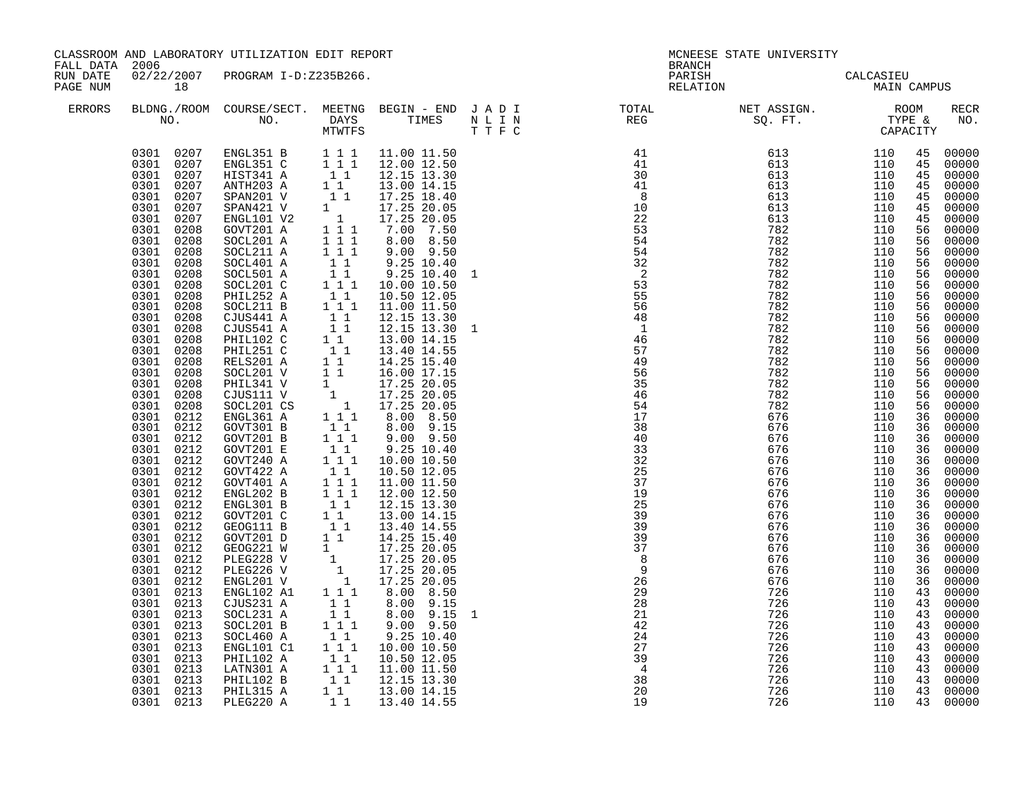CLASSROOM AND LABORATORY UTILIZATION EDIT REPORT

FALL DATA 2006
RUN DATE 02/22/2007 PROGRAM I-D:Z235B266.

MCNEESE STATE UNIVERSITY
BRANCH
PARISH CALCASIEU
RELATION MAIN CAMPUS

| ERRORS | BLDNG. NO. | ROOM NO. | COURSE/SECT. NO. | M | T | W | T | F | S | BEGIN TIME | END TIME | J T | A T | D F | I C | TOTAL REG | NET ASSIGN. SQ. FT. | ROOM TYPE | CAPACITY | RECR NO. |
|---|---|---|---|---|---|---|---|---|---|---|---|---|---|---|---|---|---|---|---|---|
| | 0301 | 0207 | ENGL351 B | 1 | | 1 | | 1 | | 11.00 | 11.50 | | | | | 41 | 613 | 110 | 45 | 00000 |
| | 0301 | 0207 | ENGL351 C | 1 | | 1 | | 1 | | 12.00 | 12.50 | | | | | 41 | 613 | 110 | 45 | 00000 |
| | 0301 | 0207 | HIST341 A | | 1 | | 1 | | | 12.15 | 13.30 | | | | | 30 | 613 | 110 | 45 | 00000 |
| | 0301 | 0207 | ANTH203 A | 1 | | 1 | | | | 13.00 | 14.15 | | | | | 41 | 613 | 110 | 45 | 00000 |
| | 0301 | 0207 | SPAN201 V | | 1 | | 1 | | | 17.25 | 18.40 | | | | | 8 | 613 | 110 | 45 | 00000 |
| | 0301 | 0207 | SPAN421 V | 1 | | | | | | 17.25 | 20.05 | | | | | 10 | 613 | 110 | 45 | 00000 |
| | 0301 | 0207 | ENGL101 V2 | | 1 | | | | | 17.25 | 20.05 | | | | | 22 | 613 | 110 | 45 | 00000 |
| | 0301 | 0208 | GOVT201 A | 1 | | 1 | | 1 | | 7.00 | 7.50 | | | | | 53 | 782 | 110 | 56 | 00000 |
| | 0301 | 0208 | SOCL201 A | 1 | | 1 | | 1 | | 8.00 | 8.50 | | | | | 54 | 782 | 110 | 56 | 00000 |
| | 0301 | 0208 | SOCL211 A | 1 | | 1 | | 1 | | 9.00 | 9.50 | | | | | 54 | 782 | 110 | 56 | 00000 |
| | 0301 | 0208 | SOCL401 A | | 1 | | 1 | | | 9.25 | 10.40 | | | | | 32 | 782 | 110 | 56 | 00000 |
| | 0301 | 0208 | SOCL501 A | | 1 | | 1 | | | 9.25 | 10.40 | 1 | | | | 2 | 782 | 110 | 56 | 00000 |
| | 0301 | 0208 | SOCL201 C | 1 | | 1 | | 1 | | 10.00 | 10.50 | | | | | 53 | 782 | 110 | 56 | 00000 |
| | 0301 | 0208 | PHIL252 A | | 1 | | 1 | | | 10.50 | 12.05 | | | | | 55 | 782 | 110 | 56 | 00000 |
| | 0301 | 0208 | SOCL211 B | 1 | | 1 | | 1 | | 11.00 | 11.50 | | | | | 56 | 782 | 110 | 56 | 00000 |
| | 0301 | 0208 | CJUS441 A | | 1 | | 1 | | | 12.15 | 13.30 | | | | | 48 | 782 | 110 | 56 | 00000 |
| | 0301 | 0208 | CJUS541 A | | 1 | | 1 | | | 12.15 | 13.30 | 1 | | | | 1 | 782 | 110 | 56 | 00000 |
| | 0301 | 0208 | PHIL102 C | 1 | | 1 | | | | 13.00 | 14.15 | | | | | 46 | 782 | 110 | 56 | 00000 |
| | 0301 | 0208 | PHIL251 C | | 1 | | 1 | | | 13.40 | 14.55 | | | | | 57 | 782 | 110 | 56 | 00000 |
| | 0301 | 0208 | RELS201 A | 1 | | 1 | | | | 14.25 | 15.40 | | | | | 49 | 782 | 110 | 56 | 00000 |
| | 0301 | 0208 | SOCL201 V | 1 | | 1 | | | | 16.00 | 17.15 | | | | | 56 | 782 | 110 | 56 | 00000 |
| | 0301 | 0208 | PHIL341 V | 1 | | | | | | 17.25 | 20.05 | | | | | 35 | 782 | 110 | 56 | 00000 |
| | 0301 | 0208 | CJUS111 V | | 1 | | | | | 17.25 | 20.05 | | | | | 46 | 782 | 110 | 56 | 00000 |
| | 0301 | 0208 | SOCL201 CS | | | 1 | | | | 17.25 | 20.05 | | | | | 54 | 782 | 110 | 56 | 00000 |
| | 0301 | 0212 | ENGL361 A | 1 | | 1 | | 1 | | 8.00 | 8.50 | | | | | 17 | 676 | 110 | 36 | 00000 |
| | 0301 | 0212 | GOVT301 B | | 1 | | 1 | | | 8.00 | 9.15 | | | | | 38 | 676 | 110 | 36 | 00000 |
| | 0301 | 0212 | GOVT201 B | 1 | | 1 | | 1 | | 9.00 | 9.50 | | | | | 40 | 676 | 110 | 36 | 00000 |
| | 0301 | 0212 | GOVT201 E | | 1 | | 1 | | | 9.25 | 10.40 | | | | | 33 | 676 | 110 | 36 | 00000 |
| | 0301 | 0212 | GOVT240 A | 1 | | 1 | | 1 | | 10.00 | 10.50 | | | | | 32 | 676 | 110 | 36 | 00000 |
| | 0301 | 0212 | GOVT422 A | | 1 | | 1 | | | 10.50 | 12.05 | | | | | 25 | 676 | 110 | 36 | 00000 |
| | 0301 | 0212 | GOVT401 A | 1 | | 1 | | 1 | | 11.00 | 11.50 | | | | | 37 | 676 | 110 | 36 | 00000 |
| | 0301 | 0212 | ENGL202 B | 1 | | 1 | | 1 | | 12.00 | 12.50 | | | | | 19 | 676 | 110 | 36 | 00000 |
| | 0301 | 0212 | ENGL301 B | | 1 | | 1 | | | 12.15 | 13.30 | | | | | 25 | 676 | 110 | 36 | 00000 |
| | 0301 | 0212 | GOVT201 C | 1 | | 1 | | | | 13.00 | 14.15 | | | | | 39 | 676 | 110 | 36 | 00000 |
| | 0301 | 0212 | GEOG111 B | | 1 | | 1 | | | 13.40 | 14.55 | | | | | 39 | 676 | 110 | 36 | 00000 |
| | 0301 | 0212 | GOVT201 D | 1 | | 1 | | | | 14.25 | 15.40 | | | | | 39 | 676 | 110 | 36 | 00000 |
| | 0301 | 0212 | GEOG221 W | 1 | | | | | | 17.25 | 20.05 | | | | | 37 | 676 | 110 | 36 | 00000 |
| | 0301 | 0212 | PLEG228 V | | 1 | | | | | 17.25 | 20.05 | | | | | 8 | 676 | 110 | 36 | 00000 |
| | 0301 | 0212 | PLEG226 V | | 1 | | | | | 17.25 | 20.05 | | | | | 9 | 676 | 110 | 36 | 00000 |
| | 0301 | 0212 | ENGL201 V | | | 1 | | | | 17.25 | 20.05 | | | | | 26 | 676 | 110 | 36 | 00000 |
| | 0301 | 0213 | ENGL102 A1 | 1 | | 1 | | 1 | | 8.00 | 8.50 | | | | | 29 | 726 | 110 | 43 | 00000 |
| | 0301 | 0213 | CJUS231 A | | 1 | | 1 | | | 8.00 | 9.15 | | | | | 28 | 726 | 110 | 43 | 00000 |
| | 0301 | 0213 | SOCL231 A | | 1 | | 1 | | | 8.00 | 9.15 | 1 | | | | 21 | 726 | 110 | 43 | 00000 |
| | 0301 | 0213 | SOCL201 B | 1 | | 1 | | 1 | | 9.00 | 9.50 | | | | | 42 | 726 | 110 | 43 | 00000 |
| | 0301 | 0213 | SOCL460 A | | 1 | | 1 | | | 9.25 | 10.40 | | | | | 24 | 726 | 110 | 43 | 00000 |
| | 0301 | 0213 | ENGL101 C1 | 1 | | 1 | | 1 | | 10.00 | 10.50 | | | | | 27 | 726 | 110 | 43 | 00000 |
| | 0301 | 0213 | PHIL102 A | | 1 | | 1 | | | 10.50 | 12.05 | | | | | 39 | 726 | 110 | 43 | 00000 |
| | 0301 | 0213 | LATN301 A | 1 | | 1 | | 1 | | 11.00 | 11.50 | | | | | 4 | 726 | 110 | 43 | 00000 |
| | 0301 | 0213 | PHIL102 B | | 1 | | 1 | | | 12.15 | 13.30 | | | | | 38 | 726 | 110 | 43 | 00000 |
| | 0301 | 0213 | PHIL315 A | 1 | | 1 | | | | 13.00 | 14.15 | | | | | 20 | 726 | 110 | 43 | 00000 |
| | 0301 | 0213 | PLEG220 A | | 1 | | 1 | | | 13.40 | 14.55 | | | | | 19 | 726 | 110 | 43 | 00000 |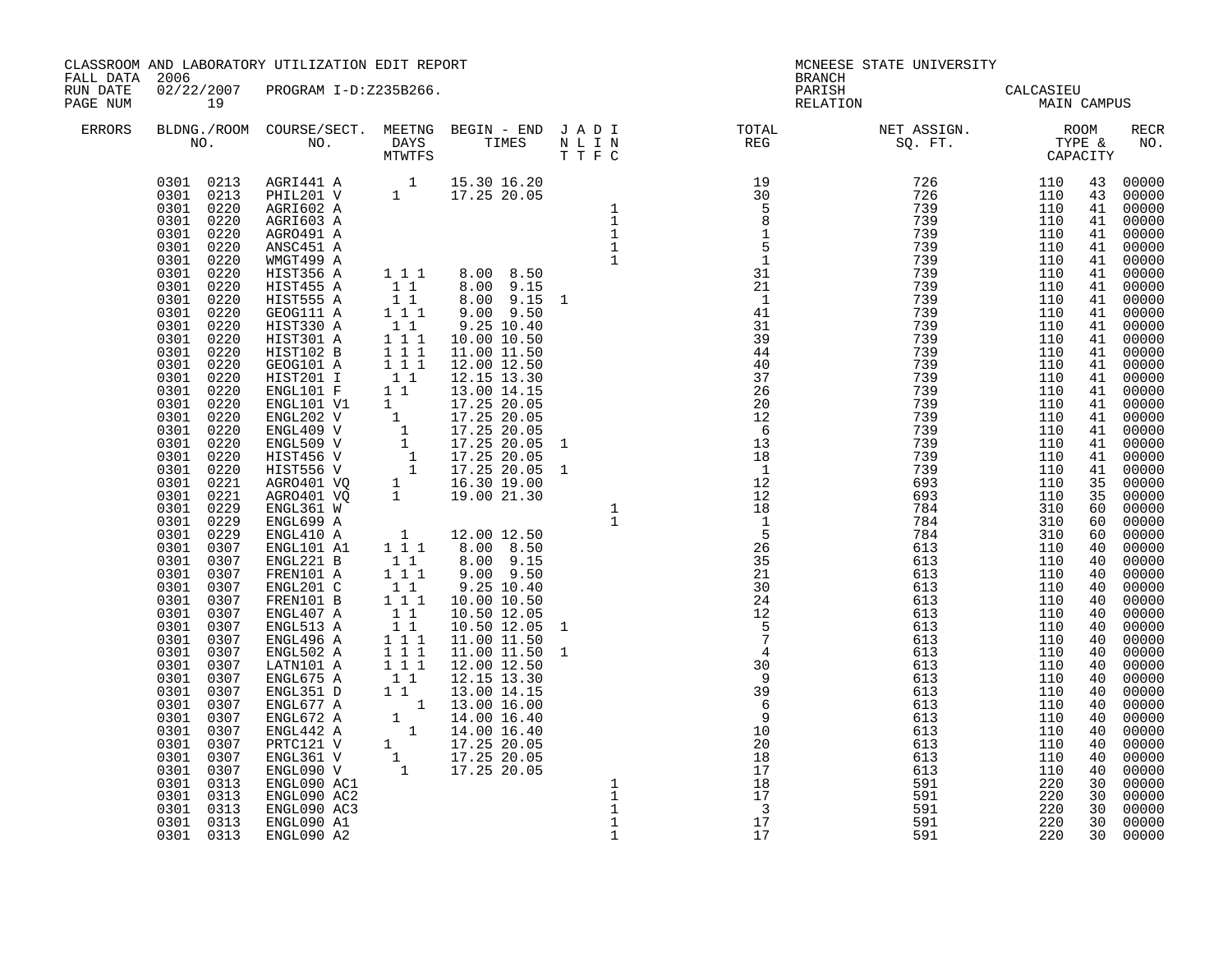CLASSROOM AND LABORATORY UTILIZATION EDIT REPORT
FALL DATA 2006
RUN DATE 02/22/2007 PROGRAM I-D:Z235B266.
PAGE NUM 19

MCNEESE STATE UNIVERSITY
BRANCH
PARISH CALCASIEU
RELATION MAIN CAMPUS

| ERRORS | BLDNG./ROOM NO. | COURSE/SECT. NO. | MEETNG DAYS MTWTFS | BEGIN - END TIMES | J A D I N L I N T T F C | TOTAL REG | NET ASSIGN. SQ. FT. | ROOM TYPE & CAPACITY | | RECR NO. |
|---|---|---|---|---|---|---|---|---|---|---|
| | 0301 0213 | AGRI441 A | 1 | 15.30 16.20 | | 19 | 726 | 110 | 43 | 00000 |
| | 0301 0213 | PHIL201 V | 1 | 17.25 20.05 | | 30 | 726 | 110 | 43 | 00000 |
| | 0301 0220 | AGRI602 A | | | 1 | 5 | 739 | 110 | 41 | 00000 |
| | 0301 0220 | AGRI603 A | | | 1 | 8 | 739 | 110 | 41 | 00000 |
| | 0301 0220 | AGRO491 A | | | 1 | 1 | 739 | 110 | 41 | 00000 |
| | 0301 0220 | ANSC451 A | | | 1 | 5 | 739 | 110 | 41 | 00000 |
| | 0301 0220 | WMGT499 A | | | 1 | 1 | 739 | 110 | 41 | 00000 |
| | 0301 0220 | HIST356 A | 1 1 1 | 8.00 8.50 | | 31 | 739 | 110 | 41 | 00000 |
| | 0301 0220 | HIST455 A | 1 1 | 8.00 9.15 | | 21 | 739 | 110 | 41 | 00000 |
| | 0301 0220 | HIST555 A | 1 1 | 8.00 9.15 | 1 | 1 | 739 | 110 | 41 | 00000 |
| | 0301 0220 | GEOG111 A | 1 1 1 | 9.00 9.50 | | 41 | 739 | 110 | 41 | 00000 |
| | 0301 0220 | HIST330 A | 1 1 | 9.25 10.40 | | 31 | 739 | 110 | 41 | 00000 |
| | 0301 0220 | HIST301 A | 1 1 1 | 10.00 10.50 | | 39 | 739 | 110 | 41 | 00000 |
| | 0301 0220 | HIST102 B | 1 1 1 | 11.00 11.50 | | 44 | 739 | 110 | 41 | 00000 |
| | 0301 0220 | GEOG101 A | 1 1 1 | 12.00 12.50 | | 40 | 739 | 110 | 41 | 00000 |
| | 0301 0220 | HIST201 I | 1 1 | 12.15 13.30 | | 37 | 739 | 110 | 41 | 00000 |
| | 0301 0220 | ENGL101 F | 1 1 | 13.00 14.15 | | 26 | 739 | 110 | 41 | 00000 |
| | 0301 0220 | ENGL101 V1 | 1 | 17.25 20.05 | | 20 | 739 | 110 | 41 | 00000 |
| | 0301 0220 | ENGL202 V | 1 | 17.25 20.05 | | 12 | 739 | 110 | 41 | 00000 |
| | 0301 0220 | ENGL409 V | 1 | 17.25 20.05 | | 6 | 739 | 110 | 41 | 00000 |
| | 0301 0220 | ENGL509 V | 1 | 17.25 20.05 | 1 | 13 | 739 | 110 | 41 | 00000 |
| | 0301 0220 | HIST456 V | 1 | 17.25 20.05 | | 18 | 739 | 110 | 41 | 00000 |
| | 0301 0220 | HIST556 V | 1 | 17.25 20.05 | 1 | 1 | 739 | 110 | 41 | 00000 |
| | 0301 0221 | AGRO401 VQ | 1 | 16.30 19.00 | | 12 | 693 | 110 | 35 | 00000 |
| | 0301 0221 | AGRO401 VQ | 1 | 19.00 21.30 | | 12 | 693 | 110 | 35 | 00000 |
| | 0301 0229 | ENGL361 W | | | 1 | 18 | 784 | 310 | 60 | 00000 |
| | 0301 0229 | ENGL699 A | | | 1 | 1 | 784 | 310 | 60 | 00000 |
| | 0301 0229 | ENGL410 A | 1 | 12.00 12.50 | | 5 | 784 | 310 | 60 | 00000 |
| | 0301 0307 | ENGL101 A1 | 1 1 1 | 8.00 8.50 | | 26 | 613 | 110 | 40 | 00000 |
| | 0301 0307 | ENGL221 B | 1 1 | 8.00 9.15 | | 35 | 613 | 110 | 40 | 00000 |
| | 0301 0307 | FREN101 A | 1 1 1 | 9.00 9.50 | | 21 | 613 | 110 | 40 | 00000 |
| | 0301 0307 | ENGL201 C | 1 1 | 9.25 10.40 | | 30 | 613 | 110 | 40 | 00000 |
| | 0301 0307 | FREN101 B | 1 1 1 | 10.00 10.50 | | 24 | 613 | 110 | 40 | 00000 |
| | 0301 0307 | ENGL407 A | 1 1 | 10.50 12.05 | | 12 | 613 | 110 | 40 | 00000 |
| | 0301 0307 | ENGL513 A | 1 1 | 10.50 12.05 | 1 | 5 | 613 | 110 | 40 | 00000 |
| | 0301 0307 | ENGL496 A | 1 1 1 | 11.00 11.50 | | 7 | 613 | 110 | 40 | 00000 |
| | 0301 0307 | ENGL502 A | 1 1 1 | 11.00 11.50 | 1 | 4 | 613 | 110 | 40 | 00000 |
| | 0301 0307 | LATN101 A | 1 1 1 | 12.00 12.50 | | 30 | 613 | 110 | 40 | 00000 |
| | 0301 0307 | ENGL675 A | 1 1 | 12.15 13.30 | | 9 | 613 | 110 | 40 | 00000 |
| | 0301 0307 | ENGL351 D | 1 1 | 13.00 14.15 | | 39 | 613 | 110 | 40 | 00000 |
| | 0301 0307 | ENGL677 A | 1 | 13.00 16.00 | | 6 | 613 | 110 | 40 | 00000 |
| | 0301 0307 | ENGL672 A | 1 | 14.00 16.40 | | 9 | 613 | 110 | 40 | 00000 |
| | 0301 0307 | ENGL442 A | 1 | 14.00 16.40 | | 10 | 613 | 110 | 40 | 00000 |
| | 0301 0307 | PRTC121 V | 1 | 17.25 20.05 | | 20 | 613 | 110 | 40 | 00000 |
| | 0301 0307 | ENGL361 V | 1 | 17.25 20.05 | | 18 | 613 | 110 | 40 | 00000 |
| | 0301 0307 | ENGL090 V | 1 | 17.25 20.05 | | 17 | 613 | 110 | 40 | 00000 |
| | 0301 0313 | ENGL090 AC1 | | | 1 | 18 | 591 | 220 | 30 | 00000 |
| | 0301 0313 | ENGL090 AC2 | | | 1 | 17 | 591 | 220 | 30 | 00000 |
| | 0301 0313 | ENGL090 AC3 | | | 1 | 3 | 591 | 220 | 30 | 00000 |
| | 0301 0313 | ENGL090 A1 | | | 1 | 17 | 591 | 220 | 30 | 00000 |
| | 0301 0313 | ENGL090 A2 | | | 1 | 17 | 591 | 220 | 30 | 00000 |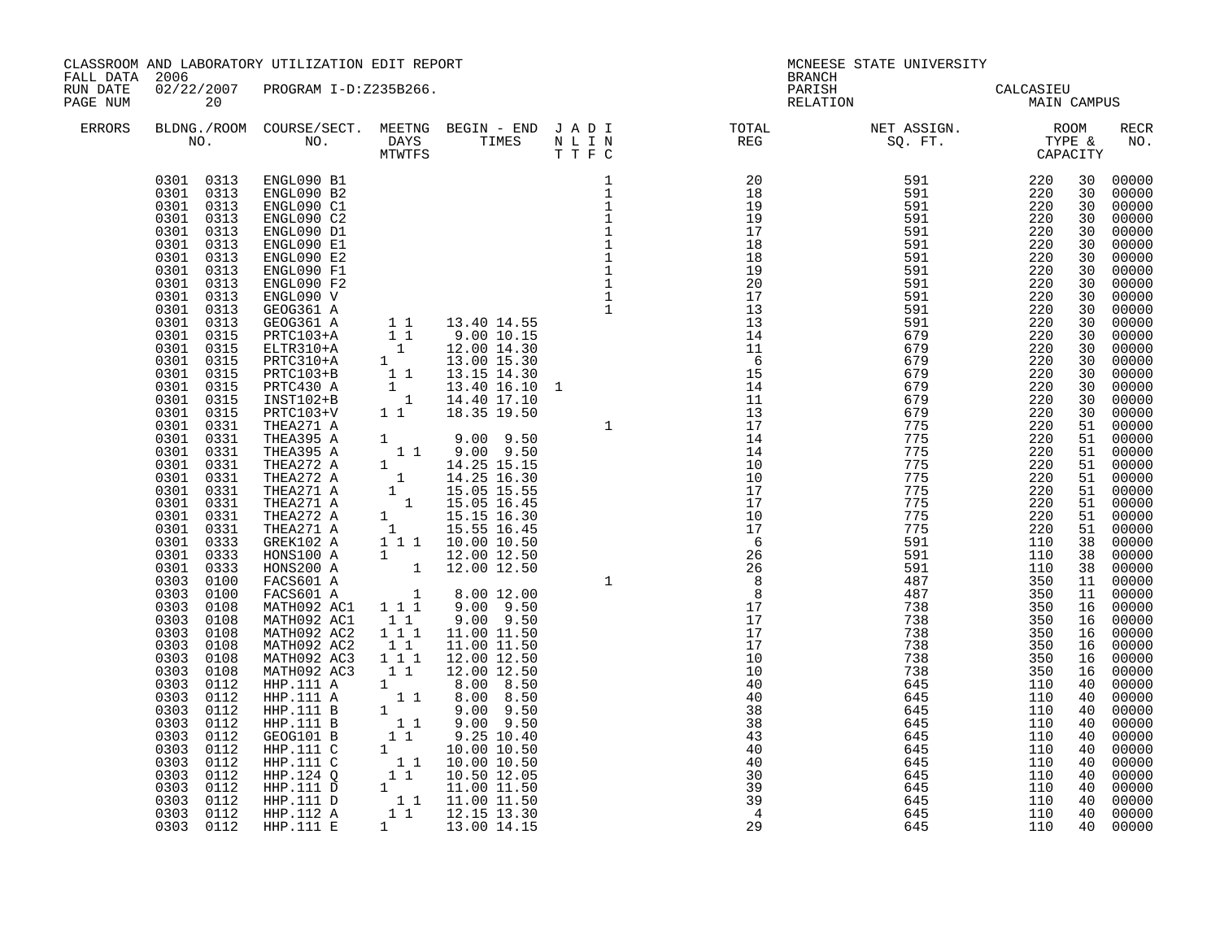CLASSROOM AND LABORATORY UTILIZATION EDIT REPORT
FALL DATA 2006
RUN DATE 02/22/2007 PROGRAM I-D:Z235B266.

MCNEESE STATE UNIVERSITY
BRANCH
PARISH CALCASIEU
RELATION MAIN CAMPUS

| ERRORS | BLDG. NO. | ROOM NO. | COURSE/SECT. NO. | M | T | W | T | F | S | BEGIN TIME | END TIME | J | A | D | I | TOTAL REG | NET ASSIGN. SQ. FT. | ROOM TYPE | CAPACITY | RECR NO. |
|---|---|---|---|---|---|---|---|---|---|---|---|---|---|---|---|---|---|---|---|---|
| | 0301 | 0313 | ENGL090 B1 | | | | | | | | | | | | 1 | 20 | 591 | 220 | 30 | 00000 |
| | 0301 | 0313 | ENGL090 B2 | | | | | | | | | | | | 1 | 18 | 591 | 220 | 30 | 00000 |
| | 0301 | 0313 | ENGL090 C1 | | | | | | | | | | | | 1 | 19 | 591 | 220 | 30 | 00000 |
| | 0301 | 0313 | ENGL090 C2 | | | | | | | | | | | | 1 | 19 | 591 | 220 | 30 | 00000 |
| | 0301 | 0313 | ENGL090 D1 | | | | | | | | | | | | 1 | 17 | 591 | 220 | 30 | 00000 |
| | 0301 | 0313 | ENGL090 E1 | | | | | | | | | | | | 1 | 18 | 591 | 220 | 30 | 00000 |
| | 0301 | 0313 | ENGL090 E2 | | | | | | | | | | | | 1 | 18 | 591 | 220 | 30 | 00000 |
| | 0301 | 0313 | ENGL090 F1 | | | | | | | | | | | | 1 | 19 | 591 | 220 | 30 | 00000 |
| | 0301 | 0313 | ENGL090 F2 | | | | | | | | | | | | 1 | 20 | 591 | 220 | 30 | 00000 |
| | 0301 | 0313 | ENGL090 V | | | | | | | | | | | | 1 | 17 | 591 | 220 | 30 | 00000 |
| | 0301 | 0313 | GEOG361 A | | | | | | | | | | | | 1 | 13 | 591 | 220 | 30 | 00000 |
| | 0301 | 0313 | GEOG361 A | | 1 | | 1 | | | 13.40 | 14.55 | | | | | 13 | 591 | 220 | 30 | 00000 |
| | 0301 | 0315 | PRTC103+A | | 1 | | 1 | | | 9.00 | 10.15 | | | | | 14 | 679 | 220 | 30 | 00000 |
| | 0301 | 0315 | ELTR310+A | | | 1 | | | | 12.00 | 14.30 | | | | | 11 | 679 | 220 | 30 | 00000 |
| | 0301 | 0315 | PRTC310+A | 1 | | | | | | 13.00 | 15.30 | | | | | 6 | 679 | 220 | 30 | 00000 |
| | 0301 | 0315 | PRTC103+B | | 1 | | 1 | | | 13.15 | 14.30 | | | | | 15 | 679 | 220 | 30 | 00000 |
| | 0301 | 0315 | PRTC430 A | 1 | | | | | | 13.40 | 16.10 | 1 | | | | 14 | 679 | 220 | 30 | 00000 |
| | 0301 | 0315 | INST102+B | | | | 1 | | | 14.40 | 17.10 | | | | | 11 | 679 | 220 | 30 | 00000 |
| | 0301 | 0315 | PRTC103+V | 1 | | 1 | | | | 18.35 | 19.50 | | | | | 13 | 679 | 220 | 30 | 00000 |
| | 0301 | 0331 | THEA271 A | | | | | | | | | | | | 1 | 17 | 775 | 220 | 51 | 00000 |
| | 0301 | 0331 | THEA395 A | 1 | | | | | | 9.00 | 9.50 | | | | | 14 | 775 | 220 | 51 | 00000 |
| | 0301 | 0331 | THEA395 A | | 1 | | 1 | | | 9.00 | 9.50 | | | | | 14 | 775 | 220 | 51 | 00000 |
| | 0301 | 0331 | THEA272 A | 1 | | | | | | 14.25 | 15.15 | | | | | 10 | 775 | 220 | 51 | 00000 |
| | 0301 | 0331 | THEA272 A | | 1 | | | | | 14.25 | 16.30 | | | | | 10 | 775 | 220 | 51 | 00000 |
| | 0301 | 0331 | THEA271 A | | | 1 | | | | 15.05 | 15.55 | | | | | 17 | 775 | 220 | 51 | 00000 |
| | 0301 | 0331 | THEA271 A | | | | 1 | | | 15.05 | 16.45 | | | | | 17 | 775 | 220 | 51 | 00000 |
| | 0301 | 0331 | THEA272 A | 1 | | | | | | 15.15 | 16.30 | | | | | 10 | 775 | 220 | 51 | 00000 |
| | 0301 | 0331 | THEA271 A | | 1 | | | | | 15.55 | 16.45 | | | | | 17 | 775 | 220 | 51 | 00000 |
| | 0301 | 0333 | GREK102 A | 1 | | 1 | | 1 | | 10.00 | 10.50 | | | | | 6 | 591 | 110 | 38 | 00000 |
| | 0301 | 0333 | HONS100 A | 1 | | | | | | 12.00 | 12.50 | | | | | 26 | 591 | 110 | 38 | 00000 |
| | 0301 | 0333 | HONS200 A | | | | | 1 | | 12.00 | 12.50 | | | | | 26 | 591 | 110 | 38 | 00000 |
| | 0303 | 0100 | FACS601 A | | | | | | | | | | | | 1 | 8 | 487 | 350 | 11 | 00000 |
| | 0303 | 0100 | FACS601 A | | | | | 1 | | 8.00 | 12.00 | | | | | 8 | 487 | 350 | 11 | 00000 |
| | 0303 | 0108 | MATH092 AC1 | 1 | | 1 | | 1 | | 9.00 | 9.50 | | | | | 17 | 738 | 350 | 16 | 00000 |
| | 0303 | 0108 | MATH092 AC1 | | 1 | | 1 | | | 9.00 | 9.50 | | | | | 17 | 738 | 350 | 16 | 00000 |
| | 0303 | 0108 | MATH092 AC2 | 1 | | 1 | | 1 | | 11.00 | 11.50 | | | | | 17 | 738 | 350 | 16 | 00000 |
| | 0303 | 0108 | MATH092 AC2 | | 1 | | 1 | | | 11.00 | 11.50 | | | | | 17 | 738 | 350 | 16 | 00000 |
| | 0303 | 0108 | MATH092 AC3 | 1 | | 1 | | 1 | | 12.00 | 12.50 | | | | | 10 | 738 | 350 | 16 | 00000 |
| | 0303 | 0108 | MATH092 AC3 | | 1 | | 1 | | | 12.00 | 12.50 | | | | | 10 | 738 | 350 | 16 | 00000 |
| | 0303 | 0112 | HHP.111 A | 1 | | | | | | 8.00 | 8.50 | | | | | 40 | 645 | 110 | 40 | 00000 |
| | 0303 | 0112 | HHP.111 A | | 1 | | 1 | | | 8.00 | 8.50 | | | | | 40 | 645 | 110 | 40 | 00000 |
| | 0303 | 0112 | HHP.111 B | 1 | | | | | | 9.00 | 9.50 | | | | | 38 | 645 | 110 | 40 | 00000 |
| | 0303 | 0112 | HHP.111 B | | 1 | | 1 | | | 9.00 | 9.50 | | | | | 38 | 645 | 110 | 40 | 00000 |
| | 0303 | 0112 | GEOG101 B | | 1 | | 1 | | | 9.25 | 10.40 | | | | | 43 | 645 | 110 | 40 | 00000 |
| | 0303 | 0112 | HHP.111 C | 1 | | | | | | 10.00 | 10.50 | | | | | 40 | 645 | 110 | 40 | 00000 |
| | 0303 | 0112 | HHP.111 C | | 1 | | 1 | | | 10.00 | 10.50 | | | | | 40 | 645 | 110 | 40 | 00000 |
| | 0303 | 0112 | HHP.124 Q | | 1 | | 1 | | | 10.50 | 12.05 | | | | | 30 | 645 | 110 | 40 | 00000 |
| | 0303 | 0112 | HHP.111 D | 1 | | | | | | 11.00 | 11.50 | | | | | 39 | 645 | 110 | 40 | 00000 |
| | 0303 | 0112 | HHP.111 D | | 1 | | 1 | | | 11.00 | 11.50 | | | | | 39 | 645 | 110 | 40 | 00000 |
| | 0303 | 0112 | HHP.112 A | | 1 | | 1 | | | 12.15 | 13.30 | | | | | 4 | 645 | 110 | 40 | 00000 |
| | 0303 | 0112 | HHP.111 E | 1 | | | | | | 13.00 | 14.15 | | | | | 29 | 645 | 110 | 40 | 00000 |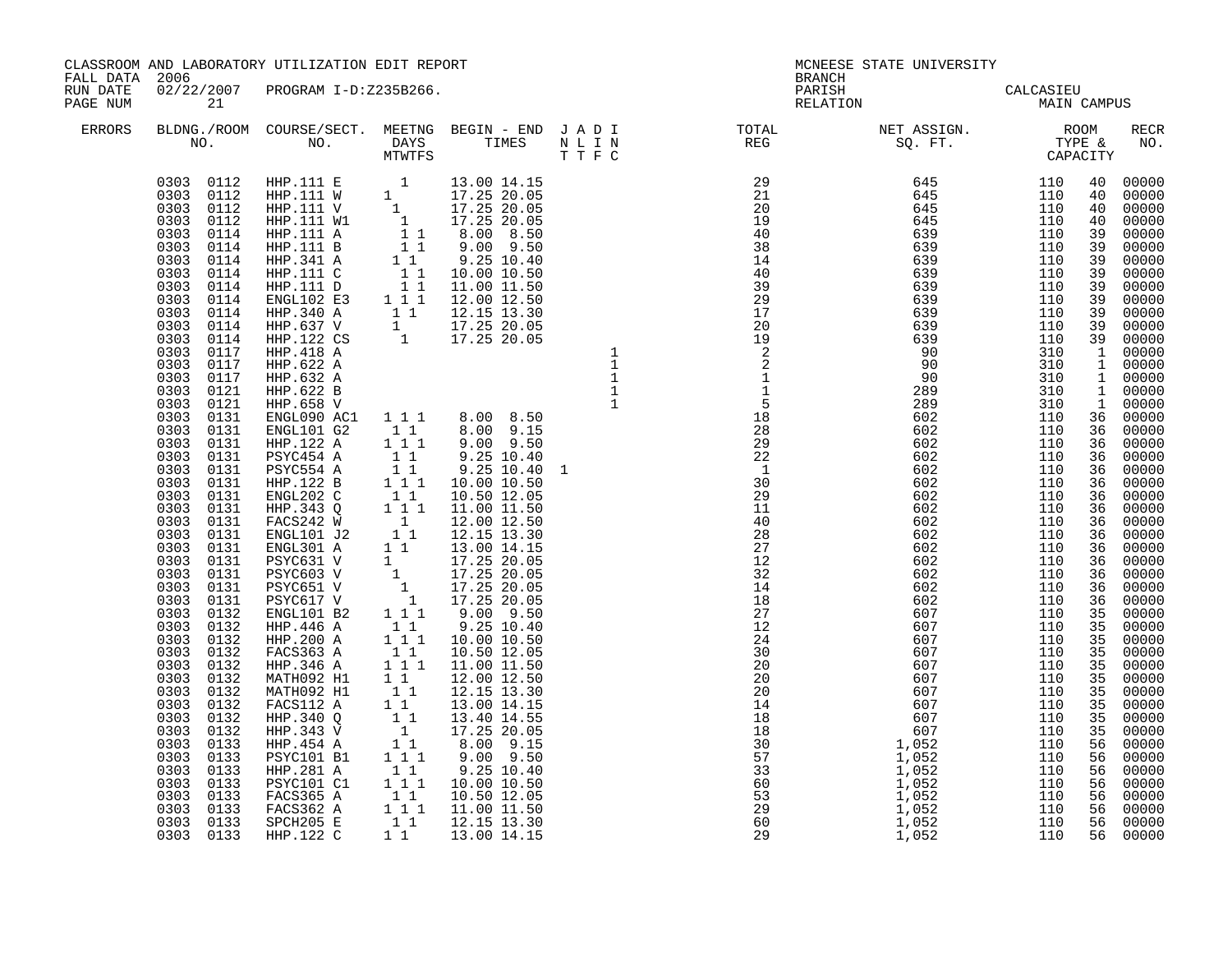CLASSROOM AND LABORATORY UTILIZATION EDIT REPORT
FALL DATA 2006
RUN DATE 02/22/2007 PROGRAM I-D:Z235B266.
PAGE NUM 21

MCNEESE STATE UNIVERSITY
BRANCH
PARISH CALCASIEU
RELATION MAIN CAMPUS

| ERRORS | BLDNG./ROOM NO. | COURSE/SECT. NO. | MEETNG DAYS MTWTFS | BEGIN - END TIMES | J N T | A L T | D I F | I N C | TOTAL REG | NET ASSIGN. SQ. FT. | ROOM TYPE & CAPACITY | RECR NO. |
|---|---|---|---|---|---|---|---|---|---|---|---|---|
| | 0303 0112 | HHP.111 E | 1 (W) | 13.00 14.15 | | | | | 29 | 645 | 110 40 | 00000 |
| | 0303 0112 | HHP.111 W | 1 (M) | 17.25 20.05 | | | | | 21 | 645 | 110 40 | 00000 |
| | 0303 0112 | HHP.111 V | 1 (T) | 17.25 20.05 | | | | | 20 | 645 | 110 40 | 00000 |
| | 0303 0112 | HHP.111 W1 | 1 (W) | 17.25 20.05 | | | | | 19 | 645 | 110 40 | 00000 |
| | 0303 0114 | HHP.111 A | 1 1 (T T) | 8.00 8.50 | | | | | 40 | 639 | 110 39 | 00000 |
| | 0303 0114 | HHP.111 B | 1 1 (T T) | 9.00 9.50 | | | | | 38 | 639 | 110 39 | 00000 |
| | 0303 0114 | HHP.341 A | 1 1 (M W) | 9.25 10.40 | | | | | 14 | 639 | 110 39 | 00000 |
| | 0303 0114 | HHP.111 C | 1 1 (T T) | 10.00 10.50 | | | | | 40 | 639 | 110 39 | 00000 |
| | 0303 0114 | HHP.111 D | 1 1 (T T) | 11.00 11.50 | | | | | 39 | 639 | 110 39 | 00000 |
| | 0303 0114 | ENGL102 E3 | 1 1 1 (M W F) | 12.00 12.50 | | | | | 29 | 639 | 110 39 | 00000 |
| | 0303 0114 | HHP.340 A | 1 1 (T T) | 12.15 13.30 | | | | | 17 | 639 | 110 39 | 00000 |
| | 0303 0114 | HHP.637 V | 1 (T) | 17.25 20.05 | | | | | 20 | 639 | 110 39 | 00000 |
| | 0303 0114 | HHP.122 CS | 1 (W) | 17.25 20.05 | | | | | 19 | 639 | 110 39 | 00000 |
| | 0303 0117 | HHP.418 A | | | | | | 1 | 2 | 90 | 310 1 | 00000 |
| | 0303 0117 | HHP.622 A | | | | | | 1 | 2 | 90 | 310 1 | 00000 |
| | 0303 0117 | HHP.632 A | | | | | | 1 | 1 | 90 | 310 1 | 00000 |
| | 0303 0121 | HHP.622 B | | | | | | 1 | 1 | 289 | 310 1 | 00000 |
| | 0303 0121 | HHP.658 V | | | | | | 1 | 5 | 289 | 310 1 | 00000 |
| | 0303 0131 | ENGL090 AC1 | 1 1 1 (M W F) | 8.00 8.50 | | | | | 18 | 602 | 110 36 | 00000 |
| | 0303 0131 | ENGL101 G2 | 1 1 (T T) | 8.00 9.15 | | | | | 28 | 602 | 110 36 | 00000 |
| | 0303 0131 | HHP.122 A | 1 1 1 (M W F) | 9.00 9.50 | | | | | 29 | 602 | 110 36 | 00000 |
| | 0303 0131 | PSYC454 A | 1 1 (T T) | 9.25 10.40 | | | | | 22 | 602 | 110 36 | 00000 |
| | 0303 0131 | PSYC554 A | 1 1 (T T) | 9.25 10.40 | 1 | | | | 1 | 602 | 110 36 | 00000 |
| | 0303 0131 | HHP.122 B | 1 1 1 (M W F) | 10.00 10.50 | | | | | 30 | 602 | 110 36 | 00000 |
| | 0303 0131 | ENGL202 C | 1 1 (T T) | 10.50 12.05 | | | | | 29 | 602 | 110 36 | 00000 |
| | 0303 0131 | HHP.343 Q | 1 1 1 (M W F) | 11.00 11.50 | | | | | 11 | 602 | 110 36 | 00000 |
| | 0303 0131 | FACS242 W | 1 (W) | 12.00 12.50 | | | | | 40 | 602 | 110 36 | 00000 |
| | 0303 0131 | ENGL101 J2 | 1 1 (T T) | 12.15 13.30 | | | | | 28 | 602 | 110 36 | 00000 |
| | 0303 0131 | ENGL301 A | 1 1 (M W) | 13.00 14.15 | | | | | 27 | 602 | 110 36 | 00000 |
| | 0303 0131 | PSYC631 V | 1 (M) | 17.25 20.05 | | | | | 12 | 602 | 110 36 | 00000 |
| | 0303 0131 | PSYC603 V | 1 (T) | 17.25 20.05 | | | | | 32 | 602 | 110 36 | 00000 |
| | 0303 0131 | PSYC651 V | 1 (W) | 17.25 20.05 | | | | | 14 | 602 | 110 36 | 00000 |
| | 0303 0131 | PSYC617 V | 1 (T) | 17.25 20.05 | | | | | 18 | 602 | 110 36 | 00000 |
| | 0303 0132 | ENGL101 B2 | 1 1 1 (M W F) | 9.00 9.50 | | | | | 27 | 607 | 110 35 | 00000 |
| | 0303 0132 | HHP.446 A | 1 1 (T T) | 9.25 10.40 | | | | | 12 | 607 | 110 35 | 00000 |
| | 0303 0132 | HHP.200 A | 1 1 1 (M W F) | 10.00 10.50 | | | | | 24 | 607 | 110 35 | 00000 |
| | 0303 0132 | FACS363 A | 1 1 (T T) | 10.50 12.05 | | | | | 30 | 607 | 110 35 | 00000 |
| | 0303 0132 | HHP.346 A | 1 1 1 (M W F) | 11.00 11.50 | | | | | 20 | 607 | 110 35 | 00000 |
| | 0303 0132 | MATH092 H1 | 1 1 (M W) | 12.00 12.50 | | | | | 20 | 607 | 110 35 | 00000 |
| | 0303 0132 | MATH092 H1 | 1 1 (T T) | 12.15 13.30 | | | | | 20 | 607 | 110 35 | 00000 |
| | 0303 0132 | FACS112 A | 1 1 (M W) | 13.00 14.15 | | | | | 14 | 607 | 110 35 | 00000 |
| | 0303 0132 | HHP.340 Q | 1 1 (T T) | 13.40 14.55 | | | | | 18 | 607 | 110 35 | 00000 |
| | 0303 0132 | HHP.343 V | 1 (W) | 17.25 20.05 | | | | | 18 | 607 | 110 35 | 00000 |
| | 0303 0133 | HHP.454 A | 1 1 (T T) | 8.00 9.15 | | | | | 30 | 1,052 | 110 56 | 00000 |
| | 0303 0133 | PSYC101 B1 | 1 1 1 (M W F) | 9.00 9.50 | | | | | 57 | 1,052 | 110 56 | 00000 |
| | 0303 0133 | HHP.281 A | 1 1 (T T) | 9.25 10.40 | | | | | 33 | 1,052 | 110 56 | 00000 |
| | 0303 0133 | PSYC101 C1 | 1 1 1 (M W F) | 10.00 10.50 | | | | | 60 | 1,052 | 110 56 | 00000 |
| | 0303 0133 | FACS365 A | 1 1 (T T) | 10.50 12.05 | | | | | 53 | 1,052 | 110 56 | 00000 |
| | 0303 0133 | FACS362 A | 1 1 1 (M W F) | 11.00 11.50 | | | | | 29 | 1,052 | 110 56 | 00000 |
| | 0303 0133 | SPCH205 E | 1 1 (T T) | 12.15 13.30 | | | | | 60 | 1,052 | 110 56 | 00000 |
| | 0303 0133 | HHP.122 C | 1 1 (M W) | 13.00 14.15 | | | | | 29 | 1,052 | 110 56 | 00000 |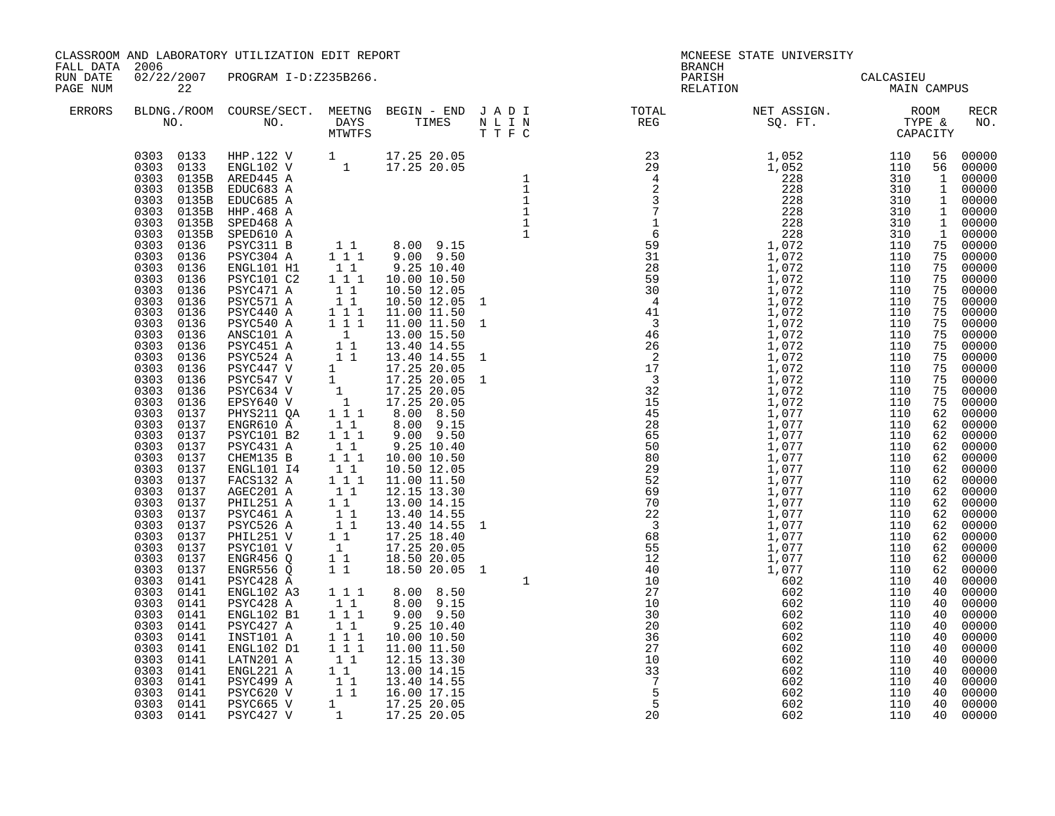CLASSROOM AND LABORATORY UTILIZATION EDIT REPORT
FALL DATA 2006
RUN DATE 02/22/2007 PROGRAM I-D:Z235B266.
PAGE NUM 22

MCNEESE STATE UNIVERSITY
BRANCH
PARISH CALCASIEU
RELATION MAIN CAMPUS

| ERRORS | BLDNG./ROOM NO. | COURSE/SECT. NO. | MEETNG DAYS MTWTFS | BEGIN - END TIMES | J A D I N L I N T T F C | TOTAL REG | NET ASSIGN. SQ. FT. | ROOM TYPE & CAPACITY | | RECR NO. |
|---|---|---|---|---|---|---|---|---|---|---|
| | 0303 0133 | HHP.122 V | 1 | 17.25 20.05 | | 23 | 1,052 | 110 | 56 | 00000 |
| | 0303 0133 | ENGL102 V | 1 | 17.25 20.05 | | 29 | 1,052 | 110 | 56 | 00000 |
| | 0303 0135B | ARED445 A | | | 1 | 4 | 228 | 310 | 1 | 00000 |
| | 0303 0135B | EDUC683 A | | | 1 | 2 | 228 | 310 | 1 | 00000 |
| | 0303 0135B | EDUC685 A | | | 1 | 3 | 228 | 310 | 1 | 00000 |
| | 0303 0135B | HHP.468 A | | | 1 | 7 | 228 | 310 | 1 | 00000 |
| | 0303 0135B | SPED468 A | | | 1 | 1 | 228 | 310 | 1 | 00000 |
| | 0303 0135B | SPED610 A | | | 1 | 6 | 228 | 310 | 1 | 00000 |
| | 0303 0136 | PSYC311 B | 1 1 | 8.00 9.15 | | 59 | 1,072 | 110 | 75 | 00000 |
| | 0303 0136 | PSYC304 A | 1 1 1 | 9.00 9.50 | | 31 | 1,072 | 110 | 75 | 00000 |
| | 0303 0136 | ENGL101 H1 | 1 1 | 9.25 10.40 | | 28 | 1,072 | 110 | 75 | 00000 |
| | 0303 0136 | PSYC101 C2 | 1 1 1 | 10.00 10.50 | | 59 | 1,072 | 110 | 75 | 00000 |
| | 0303 0136 | PSYC471 A | 1 1 | 10.50 12.05 | | 30 | 1,072 | 110 | 75 | 00000 |
| | 0303 0136 | PSYC571 A | 1 1 | 10.50 12.05 | 1 | 4 | 1,072 | 110 | 75 | 00000 |
| | 0303 0136 | PSYC440 A | 1 1 1 | 11.00 11.50 | | 41 | 1,072 | 110 | 75 | 00000 |
| | 0303 0136 | PSYC540 A | 1 1 1 | 11.00 11.50 | 1 | 3 | 1,072 | 110 | 75 | 00000 |
| | 0303 0136 | ANSC101 A | 1 | 13.00 15.50 | | 46 | 1,072 | 110 | 75 | 00000 |
| | 0303 0136 | PSYC451 A | 1 1 | 13.40 14.55 | | 26 | 1,072 | 110 | 75 | 00000 |
| | 0303 0136 | PSYC524 A | 1 1 | 13.40 14.55 | 1 | 2 | 1,072 | 110 | 75 | 00000 |
| | 0303 0136 | PSYC447 V | 1 | 17.25 20.05 | | 17 | 1,072 | 110 | 75 | 00000 |
| | 0303 0136 | PSYC547 V | 1 | 17.25 20.05 | 1 | 3 | 1,072 | 110 | 75 | 00000 |
| | 0303 0136 | PSYC634 V | 1 | 17.25 20.05 | | 32 | 1,072 | 110 | 75 | 00000 |
| | 0303 0136 | EPSY640 V | 1 | 17.25 20.05 | | 15 | 1,072 | 110 | 75 | 00000 |
| | 0303 0137 | PHYS211 QA | 1 1 1 | 8.00 8.50 | | 45 | 1,077 | 110 | 62 | 00000 |
| | 0303 0137 | ENGR610 A | 1 1 | 8.00 9.15 | | 28 | 1,077 | 110 | 62 | 00000 |
| | 0303 0137 | PSYC101 B2 | 1 1 1 | 9.00 9.50 | | 65 | 1,077 | 110 | 62 | 00000 |
| | 0303 0137 | PSYC431 A | 1 1 | 9.25 10.40 | | 50 | 1,077 | 110 | 62 | 00000 |
| | 0303 0137 | CHEM135 B | 1 1 1 | 10.00 10.50 | | 80 | 1,077 | 110 | 62 | 00000 |
| | 0303 0137 | ENGL101 I4 | 1 1 | 10.50 12.05 | | 29 | 1,077 | 110 | 62 | 00000 |
| | 0303 0137 | FACS132 A | 1 1 1 | 11.00 11.50 | | 52 | 1,077 | 110 | 62 | 00000 |
| | 0303 0137 | AGEC201 A | 1 1 | 12.15 13.30 | | 69 | 1,077 | 110 | 62 | 00000 |
| | 0303 0137 | PHIL251 A | 1 1 | 13.00 14.15 | | 70 | 1,077 | 110 | 62 | 00000 |
| | 0303 0137 | PSYC461 A | 1 1 | 13.40 14.55 | | 22 | 1,077 | 110 | 62 | 00000 |
| | 0303 0137 | PSYC526 A | 1 1 | 13.40 14.55 | 1 | 3 | 1,077 | 110 | 62 | 00000 |
| | 0303 0137 | PHIL251 V | 1 1 | 17.25 18.40 | | 68 | 1,077 | 110 | 62 | 00000 |
| | 0303 0137 | PSYC101 V | 1 | 17.25 20.05 | | 55 | 1,077 | 110 | 62 | 00000 |
| | 0303 0137 | ENGR456 Q | 1 1 | 18.50 20.05 | | 12 | 1,077 | 110 | 62 | 00000 |
| | 0303 0137 | ENGR556 Q | 1 1 | 18.50 20.05 | 1 | 40 | 1,077 | 110 | 62 | 00000 |
| | 0303 0141 | PSYC428 A | | | 1 | 10 | 602 | 110 | 40 | 00000 |
| | 0303 0141 | ENGL102 A3 | 1 1 1 | 8.00 8.50 | | 27 | 602 | 110 | 40 | 00000 |
| | 0303 0141 | PSYC428 A | 1 1 | 8.00 9.15 | | 10 | 602 | 110 | 40 | 00000 |
| | 0303 0141 | ENGL102 B1 | 1 1 1 | 9.00 9.50 | | 30 | 602 | 110 | 40 | 00000 |
| | 0303 0141 | PSYC427 A | 1 1 | 9.25 10.40 | | 20 | 602 | 110 | 40 | 00000 |
| | 0303 0141 | INST101 A | 1 1 1 | 10.00 10.50 | | 36 | 602 | 110 | 40 | 00000 |
| | 0303 0141 | ENGL102 D1 | 1 1 1 | 11.00 11.50 | | 27 | 602 | 110 | 40 | 00000 |
| | 0303 0141 | LATN201 A | 1 1 | 12.15 13.30 | | 10 | 602 | 110 | 40 | 00000 |
| | 0303 0141 | ENGL221 A | 1 1 | 13.00 14.15 | | 33 | 602 | 110 | 40 | 00000 |
| | 0303 0141 | PSYC499 A | 1 1 | 13.40 14.55 | | 7 | 602 | 110 | 40 | 00000 |
| | 0303 0141 | PSYC620 V | 1 1 | 16.00 17.15 | | 5 | 602 | 110 | 40 | 00000 |
| | 0303 0141 | PSYC665 V | 1 | 17.25 20.05 | | 5 | 602 | 110 | 40 | 00000 |
| | 0303 0141 | PSYC427 V | 1 | 17.25 20.05 | | 20 | 602 | 110 | 40 | 00000 |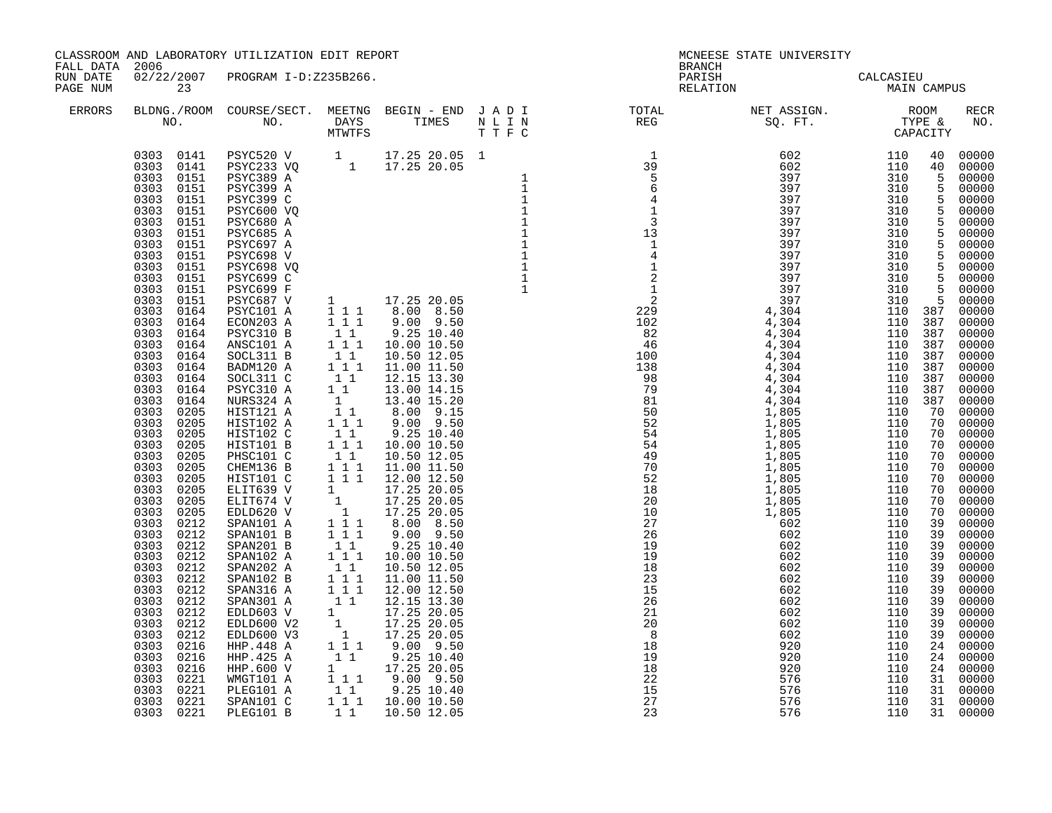CLASSROOM AND LABORATORY UTILIZATION EDIT REPORT
FALL DATA 2006
RUN DATE 02/22/2007 PROGRAM I-D:Z235B266.

MCNEESE STATE UNIVERSITY
BRANCH
PARISH CALCASIEU
RELATION MAIN CAMPUS

| ERRORS | BLDG. NO. | ROOM NO. | COURSE/SECT. NO. | M | T | W | T | F | S | BEGIN TIMES | END TIMES | J N T | A L T | D I F | I N C | TOTAL REG | NET ASSIGN. SQ. FT. | ROOM TYPE | CAPACITY | RECR NO. |
|---|---|---|---|---|---|---|---|---|---|---|---|---|---|---|---|---|---|---|---|---|
| | 0303 | 0141 | PSYC520 V | 1 | | | | | | 17.25 | 20.05 | 1 | | | | 1 | 602 | 110 | 40 | 00000 |
| | 0303 | 0141 | PSYC233 VQ | | | | 1 | | | 17.25 | 20.05 | | | | | 39 | 602 | 110 | 40 | 00000 |
| | 0303 | 0151 | PSYC389 A | | | | | | | | | | | | 1 | 5 | 397 | 310 | 5 | 00000 |
| | 0303 | 0151 | PSYC399 A | | | | | | | | | | | | 1 | 6 | 397 | 310 | 5 | 00000 |
| | 0303 | 0151 | PSYC399 C | | | | | | | | | | | | 1 | 4 | 397 | 310 | 5 | 00000 |
| | 0303 | 0151 | PSYC600 VQ | | | | | | | | | | | | 1 | 1 | 397 | 310 | 5 | 00000 |
| | 0303 | 0151 | PSYC680 A | | | | | | | | | | | | 1 | 3 | 397 | 310 | 5 | 00000 |
| | 0303 | 0151 | PSYC685 A | | | | | | | | | | | | 1 | 13 | 397 | 310 | 5 | 00000 |
| | 0303 | 0151 | PSYC697 A | | | | | | | | | | | | 1 | 1 | 397 | 310 | 5 | 00000 |
| | 0303 | 0151 | PSYC698 V | | | | | | | | | | | | 1 | 4 | 397 | 310 | 5 | 00000 |
| | 0303 | 0151 | PSYC698 VQ | | | | | | | | | | | | 1 | 1 | 397 | 310 | 5 | 00000 |
| | 0303 | 0151 | PSYC699 C | | | | | | | | | | | | 1 | 2 | 397 | 310 | 5 | 00000 |
| | 0303 | 0151 | PSYC699 F | | | | | | | | | | | | 1 | 1 | 397 | 310 | 5 | 00000 |
| | 0303 | 0151 | PSYC687 V | 1 | | | | | | 17.25 | 20.05 | | | | | 2 | 397 | 310 | 5 | 00000 |
| | 0303 | 0164 | PSYC101 A | 1 | | 1 | | 1 | | 8.00 | 8.50 | | | | | 229 | 4,304 | 110 | 387 | 00000 |
| | 0303 | 0164 | ECON203 A | 1 | | 1 | | 1 | | 9.00 | 9.50 | | | | | 102 | 4,304 | 110 | 387 | 00000 |
| | 0303 | 0164 | PSYC310 B | | 1 | | 1 | | | 9.25 | 10.40 | | | | | 82 | 4,304 | 110 | 387 | 00000 |
| | 0303 | 0164 | ANSC101 A | 1 | | 1 | | 1 | | 10.00 | 10.50 | | | | | 46 | 4,304 | 110 | 387 | 00000 |
| | 0303 | 0164 | SOCL311 B | | 1 | | 1 | | | 10.50 | 12.05 | | | | | 100 | 4,304 | 110 | 387 | 00000 |
| | 0303 | 0164 | BADM120 A | 1 | | 1 | | 1 | | 11.00 | 11.50 | | | | | 138 | 4,304 | 110 | 387 | 00000 |
| | 0303 | 0164 | SOCL311 C | | 1 | | 1 | | | 12.15 | 13.30 | | | | | 98 | 4,304 | 110 | 387 | 00000 |
| | 0303 | 0164 | PSYC310 A | 1 | | 1 | | | | 13.00 | 14.15 | | | | | 79 | 4,304 | 110 | 387 | 00000 |
| | 0303 | 0164 | NURS324 A | | 1 | | | | | 13.40 | 15.20 | | | | | 81 | 4,304 | 110 | 387 | 00000 |
| | 0303 | 0205 | HIST121 A | | 1 | | 1 | | | 8.00 | 9.15 | | | | | 50 | 1,805 | 110 | 70 | 00000 |
| | 0303 | 0205 | HIST102 A | 1 | | 1 | | 1 | | 9.00 | 9.50 | | | | | 52 | 1,805 | 110 | 70 | 00000 |
| | 0303 | 0205 | HIST102 C | | 1 | | 1 | | | 9.25 | 10.40 | | | | | 54 | 1,805 | 110 | 70 | 00000 |
| | 0303 | 0205 | HIST101 B | 1 | | 1 | | 1 | | 10.00 | 10.50 | | | | | 54 | 1,805 | 110 | 70 | 00000 |
| | 0303 | 0205 | PHSC101 C | | 1 | | 1 | | | 10.50 | 12.05 | | | | | 49 | 1,805 | 110 | 70 | 00000 |
| | 0303 | 0205 | CHEM136 B | 1 | | 1 | | 1 | | 11.00 | 11.50 | | | | | 70 | 1,805 | 110 | 70 | 00000 |
| | 0303 | 0205 | HIST101 C | 1 | | 1 | | 1 | | 12.00 | 12.50 | | | | | 52 | 1,805 | 110 | 70 | 00000 |
| | 0303 | 0205 | ELIT639 V | 1 | | | | | | 17.25 | 20.05 | | | | | 18 | 1,805 | 110 | 70 | 00000 |
| | 0303 | 0205 | ELIT674 V | | 1 | | | | | 17.25 | 20.05 | | | | | 20 | 1,805 | 110 | 70 | 00000 |
| | 0303 | 0205 | EDLD620 V | | | 1 | | | | 17.25 | 20.05 | | | | | 10 | 1,805 | 110 | 70 | 00000 |
| | 0303 | 0212 | SPAN101 A | 1 | | 1 | | 1 | | 8.00 | 8.50 | | | | | 27 | 602 | 110 | 39 | 00000 |
| | 0303 | 0212 | SPAN101 B | 1 | | 1 | | 1 | | 9.00 | 9.50 | | | | | 26 | 602 | 110 | 39 | 00000 |
| | 0303 | 0212 | SPAN201 B | | 1 | | 1 | | | 9.25 | 10.40 | | | | | 19 | 602 | 110 | 39 | 00000 |
| | 0303 | 0212 | SPAN102 A | 1 | | 1 | | 1 | | 10.00 | 10.50 | | | | | 19 | 602 | 110 | 39 | 00000 |
| | 0303 | 0212 | SPAN202 A | | 1 | | 1 | | | 10.50 | 12.05 | | | | | 18 | 602 | 110 | 39 | 00000 |
| | 0303 | 0212 | SPAN102 B | 1 | | 1 | | 1 | | 11.00 | 11.50 | | | | | 23 | 602 | 110 | 39 | 00000 |
| | 0303 | 0212 | SPAN316 A | 1 | | 1 | | 1 | | 12.00 | 12.50 | | | | | 15 | 602 | 110 | 39 | 00000 |
| | 0303 | 0212 | SPAN301 A | | 1 | | 1 | | | 12.15 | 13.30 | | | | | 26 | 602 | 110 | 39 | 00000 |
| | 0303 | 0212 | EDLD603 V | 1 | | | | | | 17.25 | 20.05 | | | | | 21 | 602 | 110 | 39 | 00000 |
| | 0303 | 0212 | EDLD600 V2 | | 1 | | | | | 17.25 | 20.05 | | | | | 20 | 602 | 110 | 39 | 00000 |
| | 0303 | 0212 | EDLD600 V3 | | | 1 | | | | 17.25 | 20.05 | | | | | 8 | 602 | 110 | 39 | 00000 |
| | 0303 | 0216 | HHP.448 A | 1 | | 1 | | 1 | | 9.00 | 9.50 | | | | | 18 | 920 | 110 | 24 | 00000 |
| | 0303 | 0216 | HHP.425 A | | 1 | | 1 | | | 9.25 | 10.40 | | | | | 19 | 920 | 110 | 24 | 00000 |
| | 0303 | 0216 | HHP.600 V | 1 | | | | | | 17.25 | 20.05 | | | | | 18 | 920 | 110 | 24 | 00000 |
| | 0303 | 0221 | WMGT101 A | 1 | | 1 | | 1 | | 9.00 | 9.50 | | | | | 22 | 576 | 110 | 31 | 00000 |
| | 0303 | 0221 | PLEG101 A | | 1 | | 1 | | | 9.25 | 10.40 | | | | | 15 | 576 | 110 | 31 | 00000 |
| | 0303 | 0221 | SPAN101 C | 1 | | 1 | | 1 | | 10.00 | 10.50 | | | | | 27 | 576 | 110 | 31 | 00000 |
| | 0303 | 0221 | PLEG101 B | | 1 | | 1 | | | 10.50 | 12.05 | | | | | 23 | 576 | 110 | 31 | 00000 |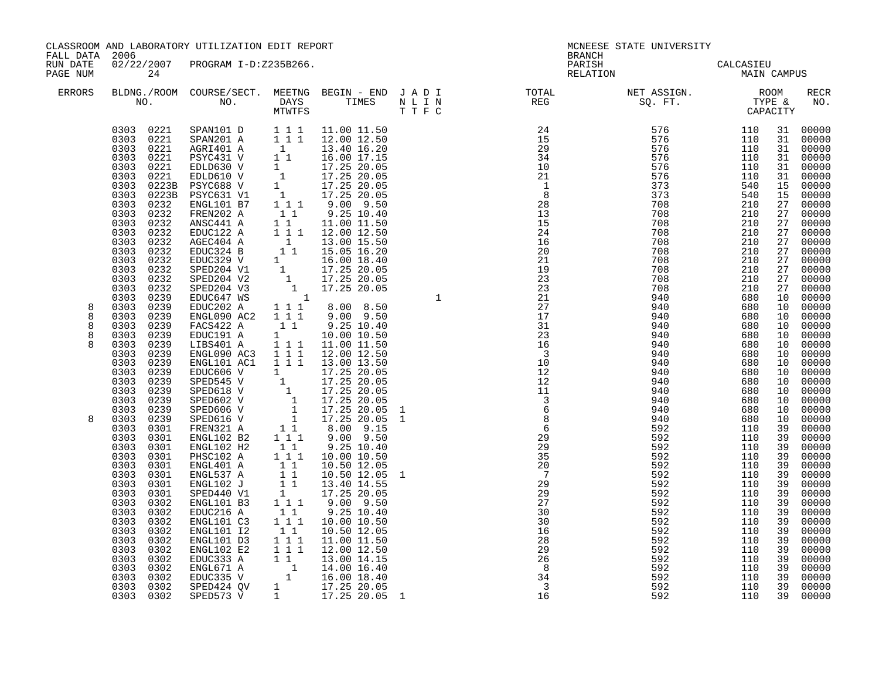CLASSROOM AND LABORATORY UTILIZATION EDIT REPORT
FALL DATA 2006
RUN DATE 02/22/2007 PROGRAM I-D:Z235B266.

MCNEESE STATE UNIVERSITY
BRANCH
PARISH CALCASIEU
RELATION MAIN CAMPUS

| ERRORS | BLDNG./ROOM NO. | COURSE/SECT. NO. | MEETNG DAYS MTWTFS | BEGIN - END TIMES | J A D I N L I N T T F C | TOTAL REG | NET ASSIGN. SQ. FT. | ROOM TYPE & CAPACITY | RECR NO. |
|---|---|---|---|---|---|---|---|---|---|
| | 0303 0221 | SPAN101 D | 1 1 1 | 11.00 11.50 | | 24 | 576 | 110 31 | 00000 |
| | 0303 0221 | SPAN201 A | 1 1 1 | 12.00 12.50 | | 15 | 576 | 110 31 | 00000 |
| | 0303 0221 | AGRI401 A | 1 | 13.40 16.20 | | 29 | 576 | 110 31 | 00000 |
| | 0303 0221 | PSYC431 V | 1 1 | 16.00 17.15 | | 34 | 576 | 110 31 | 00000 |
| | 0303 0221 | EDLD630 V | 1 | 17.25 20.05 | | 10 | 576 | 110 31 | 00000 |
| | 0303 0221 | EDLD610 V | 1 | 17.25 20.05 | | 21 | 576 | 110 31 | 00000 |
| | 0303 0223B | PSYC688 V | 1 | 17.25 20.05 | | 1 | 373 | 540 15 | 00000 |
| | 0303 0223B | PSYC631 V1 | 1 | 17.25 20.05 | | 8 | 373 | 540 15 | 00000 |
| | 0303 0232 | ENGL101 B7 | 1 1 1 | 9.00 9.50 | | 28 | 708 | 210 27 | 00000 |
| | 0303 0232 | FREN202 A | 1 1 | 9.25 10.40 | | 13 | 708 | 210 27 | 00000 |
| | 0303 0232 | ANSC441 A | 1 1 | 11.00 11.50 | | 15 | 708 | 210 27 | 00000 |
| | 0303 0232 | EDUC122 A | 1 1 1 | 12.00 12.50 | | 24 | 708 | 210 27 | 00000 |
| | 0303 0232 | AGEC404 A | 1 | 13.00 15.50 | | 16 | 708 | 210 27 | 00000 |
| | 0303 0232 | EDUC324 B | 1 1 | 15.05 16.20 | | 20 | 708 | 210 27 | 00000 |
| | 0303 0232 | EDUC329 V | 1 | 16.00 18.40 | | 21 | 708 | 210 27 | 00000 |
| | 0303 0232 | SPED204 V1 | 1 | 17.25 20.05 | | 19 | 708 | 210 27 | 00000 |
| | 0303 0232 | SPED204 V2 | 1 | 17.25 20.05 | | 23 | 708 | 210 27 | 00000 |
| | 0303 0232 | SPED204 V3 | 1 | 17.25 20.05 | | 23 | 708 | 210 27 | 00000 |
| | 0303 0239 | EDUC647 WS | 1 | | 1 | 21 | 940 | 680 10 | 00000 |
| 8 | 0303 0239 | EDUC202 A | 1 1 1 | 8.00 8.50 | | 27 | 940 | 680 10 | 00000 |
| 8 | 0303 0239 | ENGL090 AC2 | 1 1 1 | 9.00 9.50 | | 17 | 940 | 680 10 | 00000 |
| 8 | 0303 0239 | FACS422 A | 1 1 | 9.25 10.40 | | 31 | 940 | 680 10 | 00000 |
| 8 | 0303 0239 | EDUC191 A | 1 | 10.00 10.50 | | 23 | 940 | 680 10 | 00000 |
| 8 | 0303 0239 | LIBS401 A | 1 1 1 | 11.00 11.50 | | 16 | 940 | 680 10 | 00000 |
| | 0303 0239 | ENGL090 AC3 | 1 1 1 | 12.00 12.50 | | 3 | 940 | 680 10 | 00000 |
| | 0303 0239 | ENGL101 AC1 | 1 1 1 | 13.00 13.50 | | 10 | 940 | 680 10 | 00000 |
| | 0303 0239 | EDUC606 V | 1 | 17.25 20.05 | | 12 | 940 | 680 10 | 00000 |
| | 0303 0239 | SPED545 V | 1 | 17.25 20.05 | | 12 | 940 | 680 10 | 00000 |
| | 0303 0239 | SPED618 V | 1 | 17.25 20.05 | | 11 | 940 | 680 10 | 00000 |
| | 0303 0239 | SPED602 V | 1 | 17.25 20.05 | | 3 | 940 | 680 10 | 00000 |
| | 0303 0239 | SPED606 V | 1 | 17.25 20.05 | 1 | 6 | 940 | 680 10 | 00000 |
| 8 | 0303 0239 | SPED616 V | 1 | 17.25 20.05 | 1 | 8 | 940 | 680 10 | 00000 |
| | 0303 0301 | FREN321 A | 1 1 | 8.00 9.15 | | 6 | 592 | 110 39 | 00000 |
| | 0303 0301 | ENGL102 B2 | 1 1 1 | 9.00 9.50 | | 29 | 592 | 110 39 | 00000 |
| | 0303 0301 | ENGL102 H2 | 1 1 | 9.25 10.40 | | 29 | 592 | 110 39 | 00000 |
| | 0303 0301 | PHSC102 A | 1 1 1 | 10.00 10.50 | | 35 | 592 | 110 39 | 00000 |
| | 0303 0301 | ENGL401 A | 1 1 | 10.50 12.05 | | 20 | 592 | 110 39 | 00000 |
| | 0303 0301 | ENGL537 A | 1 1 | 10.50 12.05 | 1 | 7 | 592 | 110 39 | 00000 |
| | 0303 0301 | ENGL102 J | 1 1 | 13.40 14.55 | | 29 | 592 | 110 39 | 00000 |
| | 0303 0301 | SPED440 V1 | 1 | 17.25 20.05 | | 29 | 592 | 110 39 | 00000 |
| | 0303 0302 | ENGL101 B3 | 1 1 1 | 9.00 9.50 | | 27 | 592 | 110 39 | 00000 |
| | 0303 0302 | EDUC216 A | 1 1 | 9.25 10.40 | | 30 | 592 | 110 39 | 00000 |
| | 0303 0302 | ENGL101 C3 | 1 1 1 | 10.00 10.50 | | 30 | 592 | 110 39 | 00000 |
| | 0303 0302 | ENGL101 I2 | 1 1 | 10.50 12.05 | | 16 | 592 | 110 39 | 00000 |
| | 0303 0302 | ENGL101 D3 | 1 1 1 | 11.00 11.50 | | 28 | 592 | 110 39 | 00000 |
| | 0303 0302 | ENGL102 E2 | 1 1 1 | 12.00 12.50 | | 29 | 592 | 110 39 | 00000 |
| | 0303 0302 | EDUC333 A | 1 1 | 13.00 14.15 | | 26 | 592 | 110 39 | 00000 |
| | 0303 0302 | ENGL671 A | 1 | 14.00 16.40 | | 8 | 592 | 110 39 | 00000 |
| | 0303 0302 | EDUC335 V | 1 | 16.00 18.40 | | 34 | 592 | 110 39 | 00000 |
| | 0303 0302 | SPED424 QV | 1 | 17.25 20.05 | | 3 | 592 | 110 39 | 00000 |
| | 0303 0302 | SPED573 V | 1 | 17.25 20.05 | 1 | 16 | 592 | 110 39 | 00000 |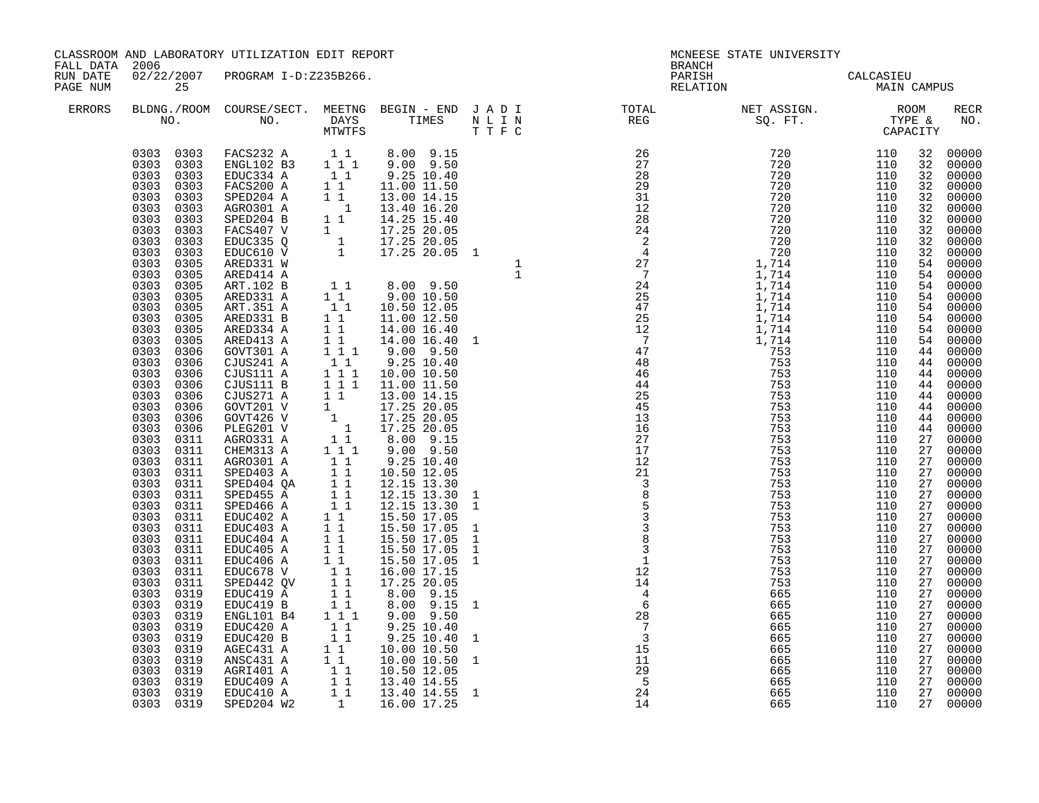CLASSROOM AND LABORATORY UTILIZATION EDIT REPORT
FALL DATA 2006
RUN DATE 02/22/2007 PROGRAM I-D:Z235B266.
PAGE NUM 25

MCNEESE STATE UNIVERSITY
BRANCH
PARISH CALCASIEU
RELATION MAIN CAMPUS

| ERRORS | BLDNG./ROOM NO. | COURSE/SECT. NO. | MEETNG DAYS MTWTFS | BEGIN - END TIMES | J A D I N L I N T T F C | TOTAL REG | NET ASSIGN. SQ. FT. | ROOM TYPE & CAPACITY | | RECR NO. |
|---|---|---|---|---|---|---|---|---|---|---|
| | 0303 0303 | FACS232 A | 1 1 | 8.00 9.15 | | 26 | 720 | 110 | 32 | 00000 |
| | 0303 0303 | ENGL102 B3 | 1 1 1 | 9.00 9.50 | | 27 | 720 | 110 | 32 | 00000 |
| | 0303 0303 | EDUC334 A | 1 1 | 9.25 10.40 | | 28 | 720 | 110 | 32 | 00000 |
| | 0303 0303 | FACS200 A | 1 1 | 11.00 11.50 | | 29 | 720 | 110 | 32 | 00000 |
| | 0303 0303 | SPED204 A | 1 1 | 13.00 14.15 | | 31 | 720 | 110 | 32 | 00000 |
| | 0303 0303 | AGRO301 A | 1 | 13.40 16.20 | | 12 | 720 | 110 | 32 | 00000 |
| | 0303 0303 | SPED204 B | 1 1 | 14.25 15.40 | | 28 | 720 | 110 | 32 | 00000 |
| | 0303 0303 | FACS407 V | 1 | 17.25 20.05 | | 24 | 720 | 110 | 32 | 00000 |
| | 0303 0303 | EDUC335 Q | 1 | 17.25 20.05 | | 2 | 720 | 110 | 32 | 00000 |
| | 0303 0303 | EDUC610 V | 1 | 17.25 20.05 | 1 | 4 | 720 | 110 | 32 | 00000 |
| | 0303 0305 | ARED331 W | | | 1 | 27 | 1,714 | 110 | 54 | 00000 |
| | 0303 0305 | ARED414 A | | | 1 | 7 | 1,714 | 110 | 54 | 00000 |
| | 0303 0305 | ART.102 B | 1 1 | 8.00 9.50 | | 24 | 1,714 | 110 | 54 | 00000 |
| | 0303 0305 | ARED331 A | 1 1 | 9.00 10.50 | | 25 | 1,714 | 110 | 54 | 00000 |
| | 0303 0305 | ART.351 A | 1 1 | 10.50 12.05 | | 47 | 1,714 | 110 | 54 | 00000 |
| | 0303 0305 | ARED331 B | 1 1 | 11.00 12.50 | | 25 | 1,714 | 110 | 54 | 00000 |
| | 0303 0305 | ARED334 A | 1 1 | 14.00 16.40 | | 12 | 1,714 | 110 | 54 | 00000 |
| | 0303 0305 | ARED413 A | 1 1 | 14.00 16.40 | 1 | 7 | 1,714 | 110 | 54 | 00000 |
| | 0303 0306 | GOVT301 A | 1 1 1 | 9.00 9.50 | | 47 | 753 | 110 | 44 | 00000 |
| | 0303 0306 | CJUS241 A | 1 1 | 9.25 10.40 | | 48 | 753 | 110 | 44 | 00000 |
| | 0303 0306 | CJUS111 A | 1 1 1 | 10.00 10.50 | | 46 | 753 | 110 | 44 | 00000 |
| | 0303 0306 | CJUS111 B | 1 1 1 | 11.00 11.50 | | 44 | 753 | 110 | 44 | 00000 |
| | 0303 0306 | CJUS271 A | 1 1 | 13.00 14.15 | | 25 | 753 | 110 | 44 | 00000 |
| | 0303 0306 | GOVT201 V | 1 | 17.25 20.05 | | 45 | 753 | 110 | 44 | 00000 |
| | 0303 0306 | GOVT426 V | 1 | 17.25 20.05 | | 13 | 753 | 110 | 44 | 00000 |
| | 0303 0306 | PLEG201 V | 1 | 17.25 20.05 | | 16 | 753 | 110 | 44 | 00000 |
| | 0303 0311 | AGRO331 A | 1 1 | 8.00 9.15 | | 27 | 753 | 110 | 27 | 00000 |
| | 0303 0311 | CHEM313 A | 1 1 1 | 9.00 9.50 | | 17 | 753 | 110 | 27 | 00000 |
| | 0303 0311 | AGRO301 A | 1 1 | 9.25 10.40 | | 12 | 753 | 110 | 27 | 00000 |
| | 0303 0311 | SPED403 A | 1 1 | 10.50 12.05 | | 21 | 753 | 110 | 27 | 00000 |
| | 0303 0311 | SPED404 QA | 1 1 | 12.15 13.30 | | 3 | 753 | 110 | 27 | 00000 |
| | 0303 0311 | SPED455 A | 1 1 | 12.15 13.30 | 1 | 8 | 753 | 110 | 27 | 00000 |
| | 0303 0311 | SPED466 A | 1 1 | 12.15 13.30 | 1 | 5 | 753 | 110 | 27 | 00000 |
| | 0303 0311 | EDUC402 A | 1 1 | 15.50 17.05 | | 3 | 753 | 110 | 27 | 00000 |
| | 0303 0311 | EDUC403 A | 1 1 | 15.50 17.05 | 1 | 3 | 753 | 110 | 27 | 00000 |
| | 0303 0311 | EDUC404 A | 1 1 | 15.50 17.05 | 1 | 8 | 753 | 110 | 27 | 00000 |
| | 0303 0311 | EDUC405 A | 1 1 | 15.50 17.05 | 1 | 3 | 753 | 110 | 27 | 00000 |
| | 0303 0311 | EDUC406 A | 1 1 | 15.50 17.05 | 1 | 1 | 753 | 110 | 27 | 00000 |
| | 0303 0311 | EDUC678 V | 1 1 | 16.00 17.15 | | 12 | 753 | 110 | 27 | 00000 |
| | 0303 0311 | SPED442 QV | 1 1 | 17.25 20.05 | | 14 | 753 | 110 | 27 | 00000 |
| | 0303 0319 | EDUC419 A | 1 1 | 8.00 9.15 | | 4 | 665 | 110 | 27 | 00000 |
| | 0303 0319 | EDUC419 B | 1 1 | 8.00 9.15 | 1 | 6 | 665 | 110 | 27 | 00000 |
| | 0303 0319 | ENGL101 B4 | 1 1 1 | 9.00 9.50 | | 28 | 665 | 110 | 27 | 00000 |
| | 0303 0319 | EDUC420 A | 1 1 | 9.25 10.40 | | 7 | 665 | 110 | 27 | 00000 |
| | 0303 0319 | EDUC420 B | 1 1 | 9.25 10.40 | 1 | 3 | 665 | 110 | 27 | 00000 |
| | 0303 0319 | AGEC431 A | 1 1 | 10.00 10.50 | | 15 | 665 | 110 | 27 | 00000 |
| | 0303 0319 | ANSC431 A | 1 1 | 10.00 10.50 | 1 | 11 | 665 | 110 | 27 | 00000 |
| | 0303 0319 | AGRI401 A | 1 1 | 10.50 12.05 | | 29 | 665 | 110 | 27 | 00000 |
| | 0303 0319 | EDUC409 A | 1 1 | 13.40 14.55 | | 5 | 665 | 110 | 27 | 00000 |
| | 0303 0319 | EDUC410 A | 1 1 | 13.40 14.55 | 1 | 24 | 665 | 110 | 27 | 00000 |
| | 0303 0319 | SPED204 W2 | 1 | 16.00 17.25 | | 14 | 665 | 110 | 27 | 00000 |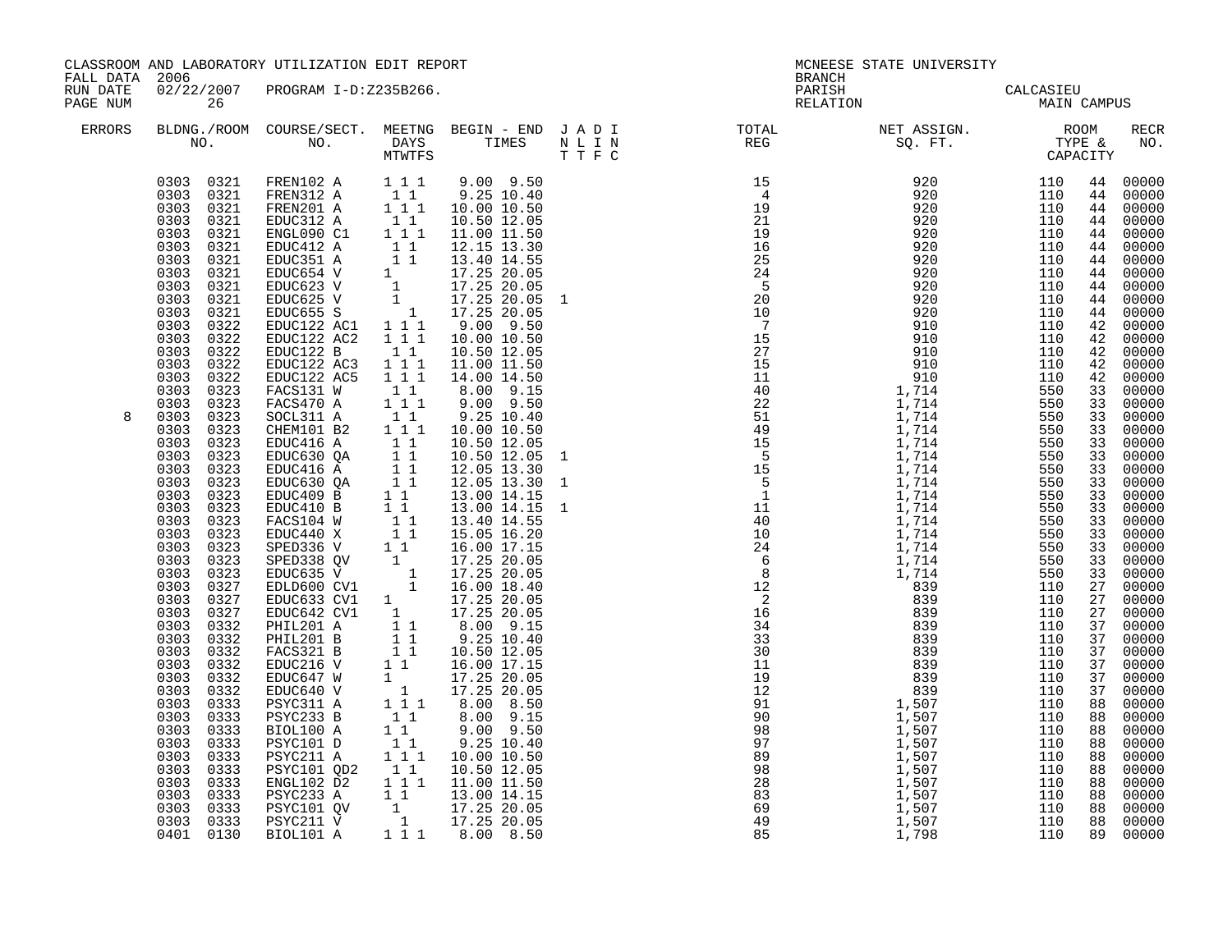CLASSROOM AND LABORATORY UTILIZATION EDIT REPORT
FALL DATA 2006
RUN DATE 02/22/2007 PROGRAM I-D:Z235B266.

MCNEESE STATE UNIVERSITY
BRANCH
PARISH CALCASIEU
RELATION MAIN CAMPUS

| ERRORS | BLDG. NO. | ROOM NO. | COURSE/SECT. NO. | M | T | W | T | F | S | BEGIN TIME | END TIME | J T | A T | D F | I C | TOTAL REG | NET ASSIGN. SQ. FT. | ROOM TYPE | CAPACITY | RECR NO. |
|---|---|---|---|---|---|---|---|---|---|---|---|---|---|---|---|---|---|---|---|---|
| | 0303 | 0321 | FREN102 A | 1 | | 1 | | 1 | | 9.00 | 9.50 | | | | | 15 | 920 | 110 | 44 | 00000 |
| | 0303 | 0321 | FREN312 A | | 1 | | 1 | | | 9.25 | 10.40 | | | | | 4 | 920 | 110 | 44 | 00000 |
| | 0303 | 0321 | FREN201 A | 1 | | 1 | | 1 | | 10.00 | 10.50 | | | | | 19 | 920 | 110 | 44 | 00000 |
| | 0303 | 0321 | EDUC312 A | | 1 | | 1 | | | 10.50 | 12.05 | | | | | 21 | 920 | 110 | 44 | 00000 |
| | 0303 | 0321 | ENGL090 C1 | 1 | | 1 | | 1 | | 11.00 | 11.50 | | | | | 19 | 920 | 110 | 44 | 00000 |
| | 0303 | 0321 | EDUC412 A | | 1 | | 1 | | | 12.15 | 13.30 | | | | | 16 | 920 | 110 | 44 | 00000 |
| | 0303 | 0321 | EDUC351 A | | 1 | | 1 | | | 13.40 | 14.55 | | | | | 25 | 920 | 110 | 44 | 00000 |
| | 0303 | 0321 | EDUC654 V | 1 | | | | | | 17.25 | 20.05 | | | | | 24 | 920 | 110 | 44 | 00000 |
| | 0303 | 0321 | EDUC623 V | | 1 | | | | | 17.25 | 20.05 | | | | | 5 | 920 | 110 | 44 | 00000 |
| | 0303 | 0321 | EDUC625 V | | 1 | | | | | 17.25 | 20.05 | 1 | | | | 20 | 920 | 110 | 44 | 00000 |
| | 0303 | 0321 | EDUC655 S | | | | 1 | | | 17.25 | 20.05 | | | | | 10 | 920 | 110 | 44 | 00000 |
| | 0303 | 0322 | EDUC122 AC1 | 1 | | 1 | | 1 | | 9.00 | 9.50 | | | | | 7 | 910 | 110 | 42 | 00000 |
| | 0303 | 0322 | EDUC122 AC2 | 1 | | 1 | | 1 | | 10.00 | 10.50 | | | | | 15 | 910 | 110 | 42 | 00000 |
| | 0303 | 0322 | EDUC122 B | | 1 | | 1 | | | 10.50 | 12.05 | | | | | 27 | 910 | 110 | 42 | 00000 |
| | 0303 | 0322 | EDUC122 AC3 | 1 | | 1 | | 1 | | 11.00 | 11.50 | | | | | 15 | 910 | 110 | 42 | 00000 |
| | 0303 | 0322 | EDUC122 AC5 | 1 | | 1 | | 1 | | 14.00 | 14.50 | | | | | 11 | 910 | 110 | 42 | 00000 |
| | 0303 | 0323 | FACS131 W | | 1 | | 1 | | | 8.00 | 9.15 | | | | | 40 | 1,714 | 550 | 33 | 00000 |
| | 0303 | 0323 | FACS470 A | 1 | | 1 | | 1 | | 9.00 | 9.50 | | | | | 22 | 1,714 | 550 | 33 | 00000 |
| 8 | 0303 | 0323 | SOCL311 A | | 1 | | 1 | | | 9.25 | 10.40 | | | | | 51 | 1,714 | 550 | 33 | 00000 |
| | 0303 | 0323 | CHEM101 B2 | 1 | | 1 | | 1 | | 10.00 | 10.50 | | | | | 49 | 1,714 | 550 | 33 | 00000 |
| | 0303 | 0323 | EDUC416 A | | 1 | | 1 | | | 10.50 | 12.05 | | | | | 15 | 1,714 | 550 | 33 | 00000 |
| | 0303 | 0323 | EDUC630 QA | | 1 | | 1 | | | 10.50 | 12.05 | 1 | | | | 5 | 1,714 | 550 | 33 | 00000 |
| | 0303 | 0323 | EDUC416 A | | 1 | | 1 | | | 12.05 | 13.30 | | | | | 15 | 1,714 | 550 | 33 | 00000 |
| | 0303 | 0323 | EDUC630 QA | | 1 | | 1 | | | 12.05 | 13.30 | 1 | | | | 5 | 1,714 | 550 | 33 | 00000 |
| | 0303 | 0323 | EDUC409 B | 1 | | 1 | | | | 13.00 | 14.15 | | | | | 1 | 1,714 | 550 | 33 | 00000 |
| | 0303 | 0323 | EDUC410 B | 1 | | 1 | | | | 13.00 | 14.15 | 1 | | | | 11 | 1,714 | 550 | 33 | 00000 |
| | 0303 | 0323 | FACS104 W | | 1 | | 1 | | | 13.40 | 14.55 | | | | | 40 | 1,714 | 550 | 33 | 00000 |
| | 0303 | 0323 | EDUC440 X | | 1 | | 1 | | | 15.05 | 16.20 | | | | | 10 | 1,714 | 550 | 33 | 00000 |
| | 0303 | 0323 | SPED336 V | 1 | | 1 | | | | 16.00 | 17.15 | | | | | 24 | 1,714 | 550 | 33 | 00000 |
| | 0303 | 0323 | SPED338 QV | | 1 | | | | | 17.25 | 20.05 | | | | | 6 | 1,714 | 550 | 33 | 00000 |
| | 0303 | 0323 | EDUC635 V | | | | 1 | | | 17.25 | 20.05 | | | | | 8 | 1,714 | 550 | 33 | 00000 |
| | 0303 | 0327 | EDLD600 CV1 | | | | 1 | | | 16.00 | 18.40 | | | | | 12 | 839 | 110 | 27 | 00000 |
| | 0303 | 0327 | EDUC633 CV1 | 1 | | | | | | 17.25 | 20.05 | | | | | 2 | 839 | 110 | 27 | 00000 |
| | 0303 | 0327 | EDUC642 CV1 | | 1 | | | | | 17.25 | 20.05 | | | | | 16 | 839 | 110 | 27 | 00000 |
| | 0303 | 0332 | PHIL201 A | | 1 | | 1 | | | 8.00 | 9.15 | | | | | 34 | 839 | 110 | 37 | 00000 |
| | 0303 | 0332 | PHIL201 B | | 1 | | 1 | | | 9.25 | 10.40 | | | | | 33 | 839 | 110 | 37 | 00000 |
| | 0303 | 0332 | FACS321 B | | 1 | | 1 | | | 10.50 | 12.05 | | | | | 30 | 839 | 110 | 37 | 00000 |
| | 0303 | 0332 | EDUC216 V | 1 | | 1 | | | | 16.00 | 17.15 | | | | | 11 | 839 | 110 | 37 | 00000 |
| | 0303 | 0332 | EDUC647 W | 1 | | | | | | 17.25 | 20.05 | | | | | 19 | 839 | 110 | 37 | 00000 |
| | 0303 | 0332 | EDUC640 V | | 1 | | | | | 17.25 | 20.05 | | | | | 12 | 839 | 110 | 37 | 00000 |
| | 0303 | 0333 | PSYC311 A | 1 | | 1 | | 1 | | 8.00 | 8.50 | | | | | 91 | 1,507 | 110 | 88 | 00000 |
| | 0303 | 0333 | PSYC233 B | | 1 | | 1 | | | 8.00 | 9.15 | | | | | 90 | 1,507 | 110 | 88 | 00000 |
| | 0303 | 0333 | BIOL100 A | 1 | | 1 | | | | 9.00 | 9.50 | | | | | 98 | 1,507 | 110 | 88 | 00000 |
| | 0303 | 0333 | PSYC101 D | | 1 | | 1 | | | 9.25 | 10.40 | | | | | 97 | 1,507 | 110 | 88 | 00000 |
| | 0303 | 0333 | PSYC211 A | 1 | | 1 | | 1 | | 10.00 | 10.50 | | | | | 89 | 1,507 | 110 | 88 | 00000 |
| | 0303 | 0333 | PSYC101 QD2 | | 1 | | 1 | | | 10.50 | 12.05 | | | | | 98 | 1,507 | 110 | 88 | 00000 |
| | 0303 | 0333 | ENGL102 D2 | 1 | | 1 | | 1 | | 11.00 | 11.50 | | | | | 28 | 1,507 | 110 | 88 | 00000 |
| | 0303 | 0333 | PSYC233 A | 1 | | 1 | | | | 13.00 | 14.15 | | | | | 83 | 1,507 | 110 | 88 | 00000 |
| | 0303 | 0333 | PSYC101 QV | | 1 | | | | | 17.25 | 20.05 | | | | | 69 | 1,507 | 110 | 88 | 00000 |
| | 0303 | 0333 | PSYC211 V | | 1 | | | | | 17.25 | 20.05 | | | | | 49 | 1,507 | 110 | 88 | 00000 |
| | 0401 | 0130 | BIOL101 A | 1 | | 1 | | 1 | | 8.00 | 8.50 | | | | | 85 | 1,798 | 110 | 89 | 00000 |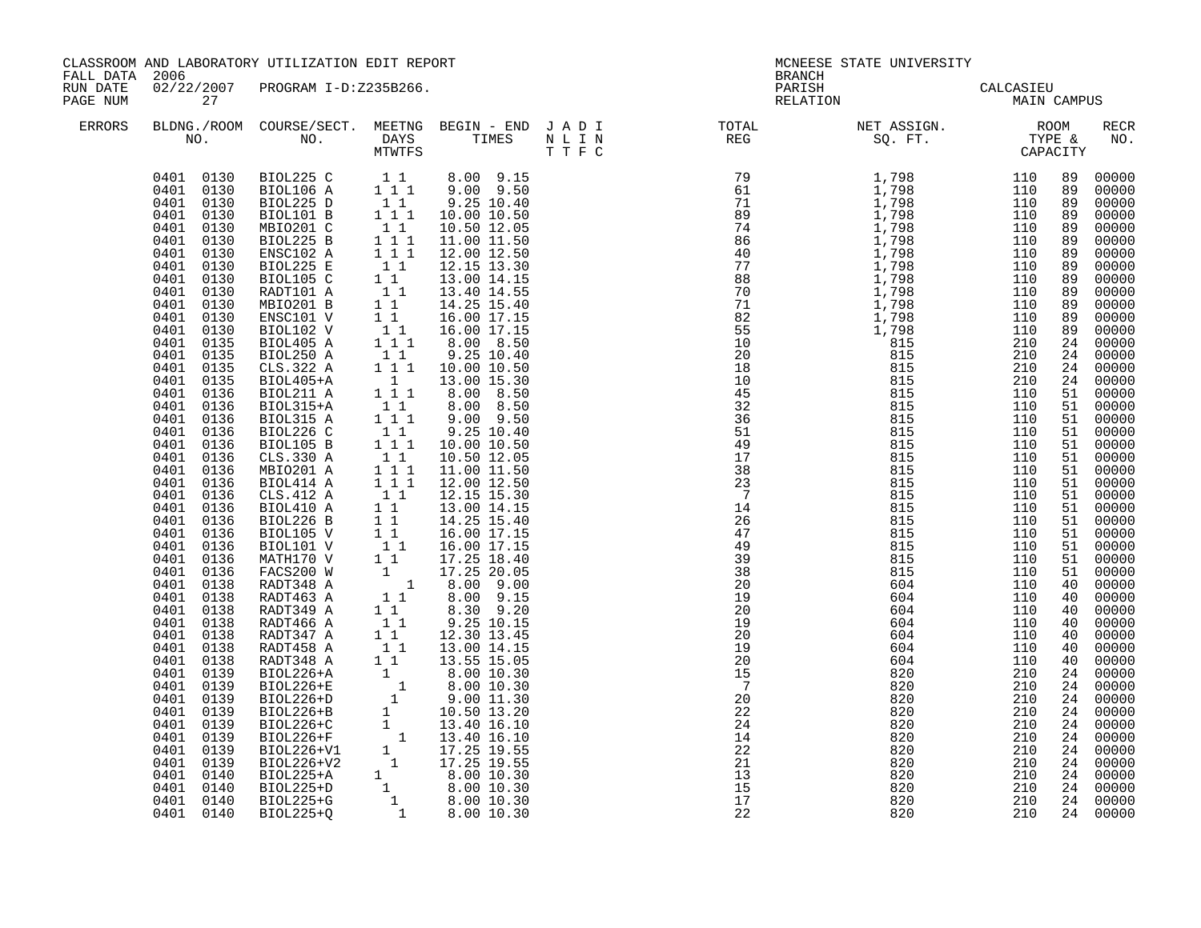CLASSROOM AND LABORATORY UTILIZATION EDIT REPORT
FALL DATA 2006
RUN DATE 02/22/2007 PROGRAM I-D:Z235B266.
PAGE NUM 27

MCNEESE STATE UNIVERSITY
BRANCH
PARISH CALCASIEU
RELATION MAIN CAMPUS

| ERRORS | BLDNG./ROOM NO. | COURSE/SECT. NO. | MEETNG DAYS MTWTFS | BEGIN - END TIMES | J A D I N L I N T T F C | TOTAL REG | NET ASSIGN. SQ. FT. | ROOM TYPE & CAPACITY | | RECR NO. |
|---|---|---|---|---|---|---|---|---|---|---|
| | 0401 0130 | BIOL225 C | 1 1 | 8.00 9.15 | | 79 | 1,798 | 110 | 89 | 00000 |
| | 0401 0130 | BIOL106 A | 1 1 1 | 9.00 9.50 | | 61 | 1,798 | 110 | 89 | 00000 |
| | 0401 0130 | BIOL225 D | 1 1 | 9.25 10.40 | | 71 | 1,798 | 110 | 89 | 00000 |
| | 0401 0130 | BIOL101 B | 1 1 1 | 10.00 10.50 | | 89 | 1,798 | 110 | 89 | 00000 |
| | 0401 0130 | MBIO201 C | 1 1 | 10.50 12.05 | | 74 | 1,798 | 110 | 89 | 00000 |
| | 0401 0130 | BIOL225 B | 1 1 1 | 11.00 11.50 | | 86 | 1,798 | 110 | 89 | 00000 |
| | 0401 0130 | ENSC102 A | 1 1 1 | 12.00 12.50 | | 40 | 1,798 | 110 | 89 | 00000 |
| | 0401 0130 | BIOL225 E | 1 1 | 12.15 13.30 | | 77 | 1,798 | 110 | 89 | 00000 |
| | 0401 0130 | BIOL105 C | 1 1 | 13.00 14.15 | | 88 | 1,798 | 110 | 89 | 00000 |
| | 0401 0130 | RADT101 A | 1 1 | 13.40 14.55 | | 70 | 1,798 | 110 | 89 | 00000 |
| | 0401 0130 | MBIO201 B | 1 1 | 14.25 15.40 | | 71 | 1,798 | 110 | 89 | 00000 |
| | 0401 0130 | ENSC101 V | 1 1 | 16.00 17.15 | | 82 | 1,798 | 110 | 89 | 00000 |
| | 0401 0130 | BIOL102 V | 1 1 | 16.00 17.15 | | 55 | 1,798 | 110 | 89 | 00000 |
| | 0401 0135 | BIOL405 A | 1 1 1 | 8.00 8.50 | | 10 | 815 | 210 | 24 | 00000 |
| | 0401 0135 | BIOL250 A | 1 1 | 9.25 10.40 | | 20 | 815 | 210 | 24 | 00000 |
| | 0401 0135 | CLS.322 A | 1 1 1 | 10.00 10.50 | | 18 | 815 | 210 | 24 | 00000 |
| | 0401 0135 | BIOL405+A | 1 | 13.00 15.30 | | 10 | 815 | 210 | 24 | 00000 |
| | 0401 0136 | BIOL211 A | 1 1 1 | 8.00 8.50 | | 45 | 815 | 110 | 51 | 00000 |
| | 0401 0136 | BIOL315+A | 1 1 | 8.00 8.50 | | 32 | 815 | 110 | 51 | 00000 |
| | 0401 0136 | BIOL315 A | 1 1 1 | 9.00 9.50 | | 36 | 815 | 110 | 51 | 00000 |
| | 0401 0136 | BIOL226 C | 1 1 | 9.25 10.40 | | 51 | 815 | 110 | 51 | 00000 |
| | 0401 0136 | BIOL105 B | 1 1 1 | 10.00 10.50 | | 49 | 815 | 110 | 51 | 00000 |
| | 0401 0136 | CLS.330 A | 1 1 | 10.50 12.05 | | 17 | 815 | 110 | 51 | 00000 |
| | 0401 0136 | MBIO201 A | 1 1 1 | 11.00 11.50 | | 38 | 815 | 110 | 51 | 00000 |
| | 0401 0136 | BIOL414 A | 1 1 1 | 12.00 12.50 | | 23 | 815 | 110 | 51 | 00000 |
| | 0401 0136 | CLS.412 A | 1 1 | 12.15 15.30 | | 7 | 815 | 110 | 51 | 00000 |
| | 0401 0136 | BIOL410 A | 1 1 | 13.00 14.15 | | 14 | 815 | 110 | 51 | 00000 |
| | 0401 0136 | BIOL226 B | 1 1 | 14.25 15.40 | | 26 | 815 | 110 | 51 | 00000 |
| | 0401 0136 | BIOL105 V | 1 1 | 16.00 17.15 | | 47 | 815 | 110 | 51 | 00000 |
| | 0401 0136 | BIOL101 V | 1 1 | 16.00 17.15 | | 49 | 815 | 110 | 51 | 00000 |
| | 0401 0136 | MATH170 V | 1 1 | 17.25 18.40 | | 39 | 815 | 110 | 51 | 00000 |
| | 0401 0136 | FACS200 W | 1 | 17.25 20.05 | | 38 | 815 | 110 | 51 | 00000 |
| | 0401 0138 | RADT348 A | 1 | 8.00 9.00 | | 20 | 604 | 110 | 40 | 00000 |
| | 0401 0138 | RADT463 A | 1 1 | 8.00 9.15 | | 19 | 604 | 110 | 40 | 00000 |
| | 0401 0138 | RADT349 A | 1 1 | 8.30 9.20 | | 20 | 604 | 110 | 40 | 00000 |
| | 0401 0138 | RADT466 A | 1 1 | 9.25 10.15 | | 19 | 604 | 110 | 40 | 00000 |
| | 0401 0138 | RADT347 A | 1 1 | 12.30 13.45 | | 20 | 604 | 110 | 40 | 00000 |
| | 0401 0138 | RADT458 A | 1 1 | 13.00 14.15 | | 19 | 604 | 110 | 40 | 00000 |
| | 0401 0138 | RADT348 A | 1 1 | 13.55 15.05 | | 20 | 604 | 110 | 40 | 00000 |
| | 0401 0139 | BIOL226+A | 1 | 8.00 10.30 | | 15 | 820 | 210 | 24 | 00000 |
| | 0401 0139 | BIOL226+E | 1 | 8.00 10.30 | | 7 | 820 | 210 | 24 | 00000 |
| | 0401 0139 | BIOL226+D | 1 | 9.00 11.30 | | 20 | 820 | 210 | 24 | 00000 |
| | 0401 0139 | BIOL226+B | 1 | 10.50 13.20 | | 22 | 820 | 210 | 24 | 00000 |
| | 0401 0139 | BIOL226+C | 1 | 13.40 16.10 | | 24 | 820 | 210 | 24 | 00000 |
| | 0401 0139 | BIOL226+F | 1 | 13.40 16.10 | | 14 | 820 | 210 | 24 | 00000 |
| | 0401 0139 | BIOL226+V1 | 1 | 17.25 19.55 | | 22 | 820 | 210 | 24 | 00000 |
| | 0401 0139 | BIOL226+V2 | 1 | 17.25 19.55 | | 21 | 820 | 210 | 24 | 00000 |
| | 0401 0140 | BIOL225+A | 1 | 8.00 10.30 | | 13 | 820 | 210 | 24 | 00000 |
| | 0401 0140 | BIOL225+D | 1 | 8.00 10.30 | | 15 | 820 | 210 | 24 | 00000 |
| | 0401 0140 | BIOL225+G | 1 | 8.00 10.30 | | 17 | 820 | 210 | 24 | 00000 |
| | 0401 0140 | BIOL225+Q | 1 | 8.00 10.30 | | 22 | 820 | 210 | 24 | 00000 |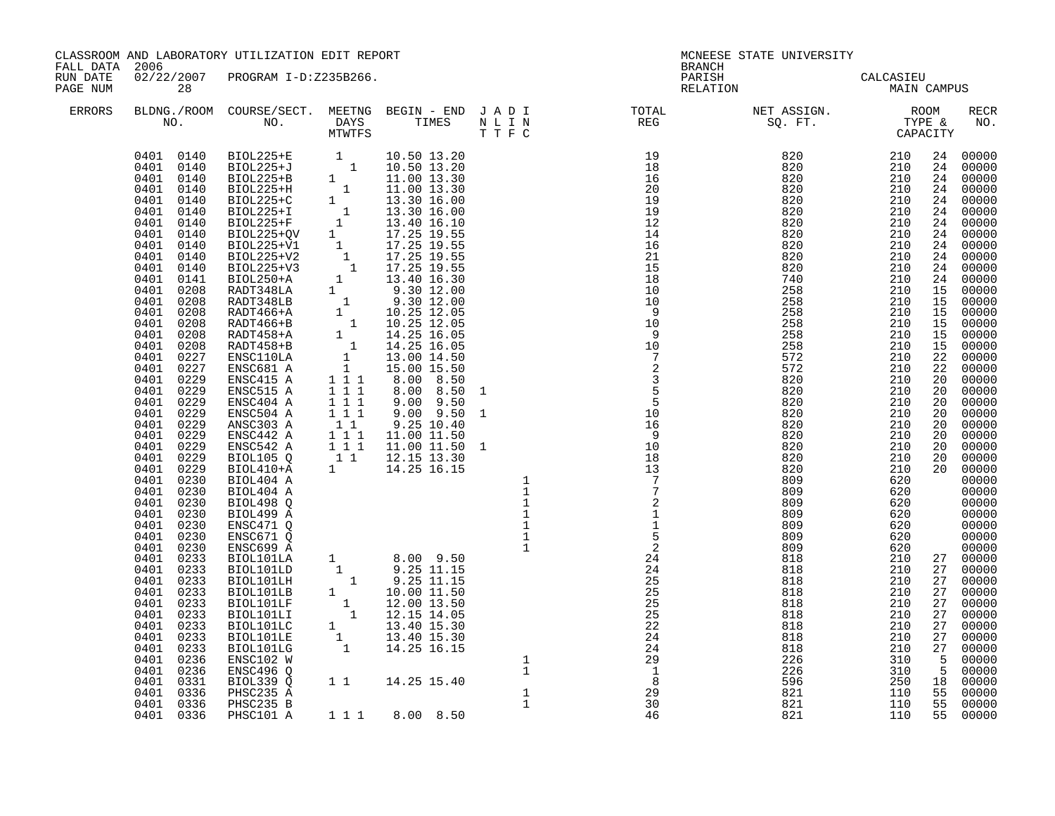CLASSROOM AND LABORATORY UTILIZATION EDIT REPORT
FALL DATA 2006
RUN DATE 02/22/2007 PROGRAM I-D:Z235B266.
PAGE NUM 28

MCNEESE STATE UNIVERSITY
BRANCH
PARISH CALCASIEU
RELATION MAIN CAMPUS

| ERRORS | BLDG. NO. | ROOM NO. | COURSE/SECT. NO. | M | T | W | T | F | S | BEGIN TIME | END TIME | J | A | D | I | TOTAL REG | NET ASSIGN. SQ. FT. | ROOM TYPE | CAPACITY | RECR NO. |
|---|---|---|---|---|---|---|---|---|---|---|---|---|---|---|---|---|---|---|---|---|
| | 0401 | 0140 | BIOL225+E | 1 | | | | | | 10.50 | 13.20 | | | | | 19 | 820 | 210 | 24 | 00000 |
| | 0401 | 0140 | BIOL225+J | | | | 1 | | | 10.50 | 13.20 | | | | | 18 | 820 | 210 | 24 | 00000 |
| | 0401 | 0140 | BIOL225+B | 1 | | | | | | 11.00 | 13.30 | | | | | 16 | 820 | 210 | 24 | 00000 |
| | 0401 | 0140 | BIOL225+H | | | 1 | | | | 11.00 | 13.30 | | | | | 20 | 820 | 210 | 24 | 00000 |
| | 0401 | 0140 | BIOL225+C | 1 | | | | | | 13.30 | 16.00 | | | | | 19 | 820 | 210 | 24 | 00000 |
| | 0401 | 0140 | BIOL225+I | | | 1 | | | | 13.30 | 16.00 | | | | | 19 | 820 | 210 | 24 | 00000 |
| | 0401 | 0140 | BIOL225+F | | 1 | | | | | 13.40 | 16.10 | | | | | 12 | 820 | 210 | 24 | 00000 |
| | 0401 | 0140 | BIOL225+QV | 1 | | | | | | 17.25 | 19.55 | | | | | 14 | 820 | 210 | 24 | 00000 |
| | 0401 | 0140 | BIOL225+V1 | | 1 | | | | | 17.25 | 19.55 | | | | | 16 | 820 | 210 | 24 | 00000 |
| | 0401 | 0140 | BIOL225+V2 | | | 1 | | | | 17.25 | 19.55 | | | | | 21 | 820 | 210 | 24 | 00000 |
| | 0401 | 0140 | BIOL225+V3 | | | | 1 | | | 17.25 | 19.55 | | | | | 15 | 820 | 210 | 24 | 00000 |
| | 0401 | 0141 | BIOL250+A | | 1 | | | | | 13.40 | 16.30 | | | | | 18 | 740 | 210 | 24 | 00000 |
| | 0401 | 0208 | RADT348LA | 1 | | | | | | 9.30 | 12.00 | | | | | 10 | 258 | 210 | 15 | 00000 |
| | 0401 | 0208 | RADT348LB | | | 1 | | | | 9.30 | 12.00 | | | | | 10 | 258 | 210 | 15 | 00000 |
| | 0401 | 0208 | RADT466+A | | 1 | | | | | 10.25 | 12.05 | | | | | 9 | 258 | 210 | 15 | 00000 |
| | 0401 | 0208 | RADT466+B | | | | 1 | | | 10.25 | 12.05 | | | | | 10 | 258 | 210 | 15 | 00000 |
| | 0401 | 0208 | RADT458+A | | 1 | | | | | 14.25 | 16.05 | | | | | 9 | 258 | 210 | 15 | 00000 |
| | 0401 | 0208 | RADT458+B | | | | 1 | | | 14.25 | 16.05 | | | | | 10 | 258 | 210 | 15 | 00000 |
| | 0401 | 0227 | ENSC110LA | | 1 | | | | | 13.00 | 14.50 | | | | | 7 | 572 | 210 | 22 | 00000 |
| | 0401 | 0227 | ENSC681 A | | 1 | | | | | 15.00 | 15.50 | | | | | 2 | 572 | 210 | 22 | 00000 |
| | 0401 | 0229 | ENSC415 A | 1 | | 1 | | 1 | | 8.00 | 8.50 | | | | | 3 | 820 | 210 | 20 | 00000 |
| | 0401 | 0229 | ENSC515 A | 1 | | 1 | | 1 | | 8.00 | 8.50 | 1 | | | | 5 | 820 | 210 | 20 | 00000 |
| | 0401 | 0229 | ENSC404 A | 1 | | 1 | | 1 | | 9.00 | 9.50 | | | | | 5 | 820 | 210 | 20 | 00000 |
| | 0401 | 0229 | ENSC504 A | 1 | | 1 | | 1 | | 9.00 | 9.50 | 1 | | | | 10 | 820 | 210 | 20 | 00000 |
| | 0401 | 0229 | ANSC303 A | | 1 | | 1 | | | 9.25 | 10.40 | | | | | 16 | 820 | 210 | 20 | 00000 |
| | 0401 | 0229 | ENSC442 A | 1 | | 1 | | 1 | | 11.00 | 11.50 | | | | | 9 | 820 | 210 | 20 | 00000 |
| | 0401 | 0229 | ENSC542 A | 1 | | 1 | | 1 | | 11.00 | 11.50 | 1 | | | | 10 | 820 | 210 | 20 | 00000 |
| | 0401 | 0229 | BIOL105 Q | | 1 | | 1 | | | 12.15 | 13.30 | | | | | 18 | 820 | 210 | 20 | 00000 |
| | 0401 | 0229 | BIOL410+A | 1 | | | | | | 14.25 | 16.15 | | | | | 13 | 820 | 210 | 20 | 00000 |
| | 0401 | 0230 | BIOL404 A | | | | | | | | | | | | 1 | 7 | 809 | 620 | | 00000 |
| | 0401 | 0230 | BIOL404 A | | | | | | | | | | | | 1 | 7 | 809 | 620 | | 00000 |
| | 0401 | 0230 | BIOL498 Q | | | | | | | | | | | | 1 | 2 | 809 | 620 | | 00000 |
| | 0401 | 0230 | BIOL499 A | | | | | | | | | | | | 1 | 1 | 809 | 620 | | 00000 |
| | 0401 | 0230 | ENSC471 Q | | | | | | | | | | | | 1 | 1 | 809 | 620 | | 00000 |
| | 0401 | 0230 | ENSC671 Q | | | | | | | | | | | | 1 | 5 | 809 | 620 | | 00000 |
| | 0401 | 0230 | ENSC699 A | | | | | | | | | | | | 1 | 2 | 809 | 620 | | 00000 |
| | 0401 | 0233 | BIOL101LA | 1 | | | | | | 8.00 | 9.50 | | | | | 24 | 818 | 210 | 27 | 00000 |
| | 0401 | 0233 | BIOL101LD | | 1 | | | | | 9.25 | 11.15 | | | | | 24 | 818 | 210 | 27 | 00000 |
| | 0401 | 0233 | BIOL101LH | | | | 1 | | | 9.25 | 11.15 | | | | | 25 | 818 | 210 | 27 | 00000 |
| | 0401 | 0233 | BIOL101LB | 1 | | | | | | 10.00 | 11.50 | | | | | 25 | 818 | 210 | 27 | 00000 |
| | 0401 | 0233 | BIOL101LF | | | 1 | | | | 12.00 | 13.50 | | | | | 25 | 818 | 210 | 27 | 00000 |
| | 0401 | 0233 | BIOL101LI | | | | 1 | | | 12.15 | 14.05 | | | | | 25 | 818 | 210 | 27 | 00000 |
| | 0401 | 0233 | BIOL101LC | 1 | | | | | | 13.40 | 15.30 | | | | | 22 | 818 | 210 | 27 | 00000 |
| | 0401 | 0233 | BIOL101LE | | 1 | | | | | 13.40 | 15.30 | | | | | 24 | 818 | 210 | 27 | 00000 |
| | 0401 | 0233 | BIOL101LG | | | 1 | | | | 14.25 | 16.15 | | | | | 24 | 818 | 210 | 27 | 00000 |
| | 0401 | 0236 | ENSC102 W | | | | | | | | | | | | 1 | 29 | 226 | 310 | 5 | 00000 |
| | 0401 | 0236 | ENSC496 Q | | | | | | | | | | | | 1 | 1 | 226 | 310 | 5 | 00000 |
| | 0401 | 0331 | BIOL339 Q | 1 | | 1 | | | | 14.25 | 15.40 | | | | | 8 | 596 | 250 | 18 | 00000 |
| | 0401 | 0336 | PHSC235 A | | | | | | | | | | | | 1 | 29 | 821 | 110 | 55 | 00000 |
| | 0401 | 0336 | PHSC235 B | | | | | | | | | | | | 1 | 30 | 821 | 110 | 55 | 00000 |
| | 0401 | 0336 | PHSC101 A | 1 | | 1 | | 1 | | 8.00 | 8.50 | | | | | 46 | 821 | 110 | 55 | 00000 |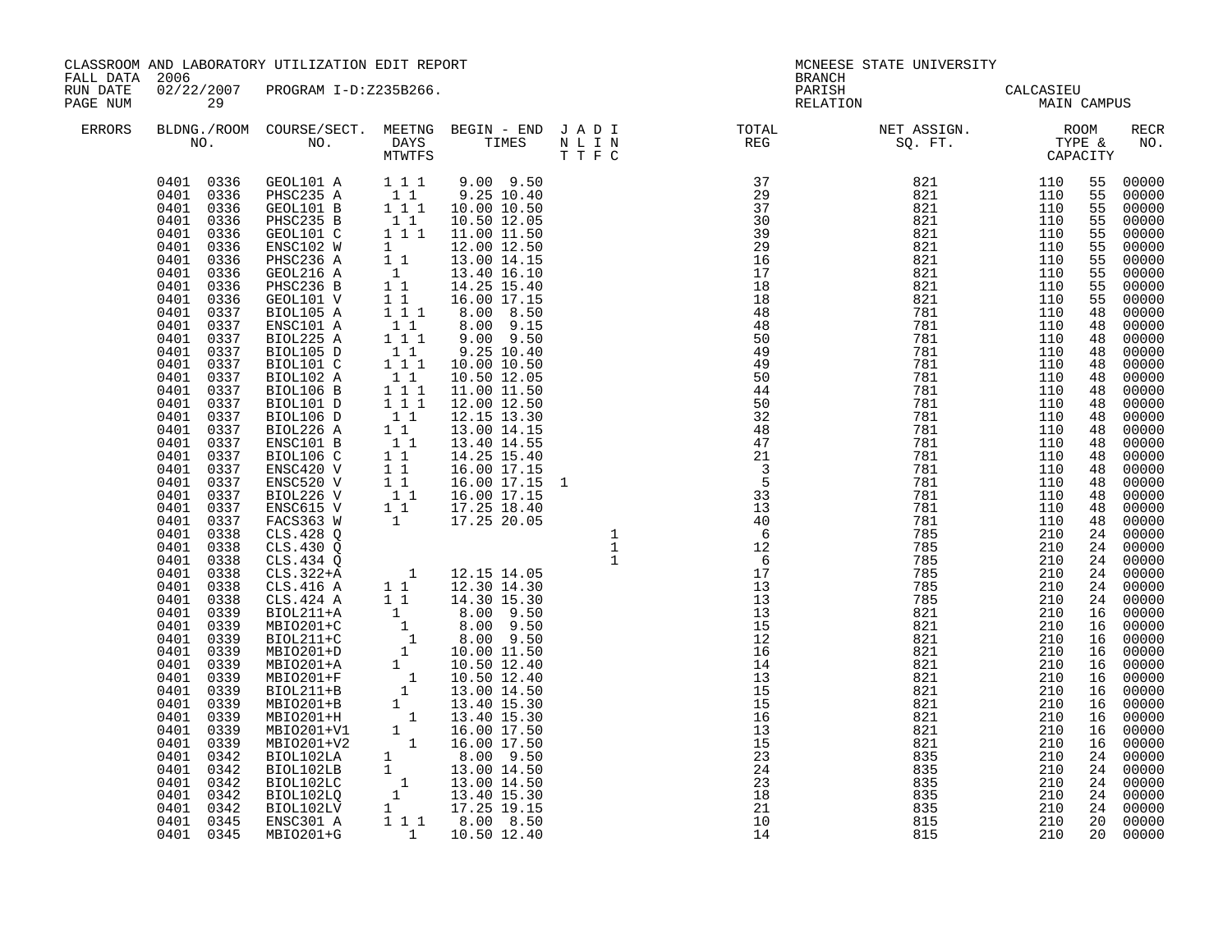CLASSROOM AND LABORATORY UTILIZATION EDIT REPORT
FALL DATA 2006
RUN DATE 02/22/2007 PROGRAM I-D:Z235B266.
PAGE NUM 29

MCNEESE STATE UNIVERSITY
BRANCH
PARISH CALCASIEU
RELATION MAIN CAMPUS

| ERRORS | BLDNG./ROOM NO. | COURSE/SECT. NO. | MEETNG DAYS MTWTFS | BEGIN - END TIMES | JADI NLIN TTFC | TOTAL REG | NET ASSIGN. SQ. FT. | ROOM TYPE & CAPACITY | | RECR NO. |
|---|---|---|---|---|---|---|---|---|---|---|
| | 0401 0336 | GEOL101 A | 1 1 1 | 9.00 9.50 | | 37 | 821 | 110 | 55 | 00000 |
| | 0401 0336 | PHSC235 A | 1 1 | 9.25 10.40 | | 29 | 821 | 110 | 55 | 00000 |
| | 0401 0336 | GEOL101 B | 1 1 1 | 10.00 10.50 | | 37 | 821 | 110 | 55 | 00000 |
| | 0401 0336 | PHSC235 B | 1 1 | 10.50 12.05 | | 30 | 821 | 110 | 55 | 00000 |
| | 0401 0336 | GEOL101 C | 1 1 1 | 11.00 11.50 | | 39 | 821 | 110 | 55 | 00000 |
| | 0401 0336 | ENSC102 W | 1 | 12.00 12.50 | | 29 | 821 | 110 | 55 | 00000 |
| | 0401 0336 | PHSC236 A | 1 1 | 13.00 14.15 | | 16 | 821 | 110 | 55 | 00000 |
| | 0401 0336 | GEOL216 A | 1 | 13.40 16.10 | | 17 | 821 | 110 | 55 | 00000 |
| | 0401 0336 | PHSC236 B | 1 1 | 14.25 15.40 | | 18 | 821 | 110 | 55 | 00000 |
| | 0401 0336 | GEOL101 V | 1 1 | 16.00 17.15 | | 18 | 821 | 110 | 55 | 00000 |
| | 0401 0337 | BIOL105 A | 1 1 1 | 8.00 8.50 | | 48 | 781 | 110 | 48 | 00000 |
| | 0401 0337 | ENSC101 A | 1 1 | 8.00 9.15 | | 48 | 781 | 110 | 48 | 00000 |
| | 0401 0337 | BIOL225 A | 1 1 1 | 9.00 9.50 | | 50 | 781 | 110 | 48 | 00000 |
| | 0401 0337 | BIOL105 D | 1 1 | 9.25 10.40 | | 49 | 781 | 110 | 48 | 00000 |
| | 0401 0337 | BIOL101 C | 1 1 1 | 10.00 10.50 | | 49 | 781 | 110 | 48 | 00000 |
| | 0401 0337 | BIOL102 A | 1 1 | 10.50 12.05 | | 50 | 781 | 110 | 48 | 00000 |
| | 0401 0337 | BIOL106 B | 1 1 1 | 11.00 11.50 | | 44 | 781 | 110 | 48 | 00000 |
| | 0401 0337 | BIOL101 D | 1 1 1 | 12.00 12.50 | | 50 | 781 | 110 | 48 | 00000 |
| | 0401 0337 | BIOL106 D | 1 1 | 12.15 13.30 | | 32 | 781 | 110 | 48 | 00000 |
| | 0401 0337 | BIOL226 A | 1 1 | 13.00 14.15 | | 48 | 781 | 110 | 48 | 00000 |
| | 0401 0337 | ENSC101 B | 1 1 | 13.40 14.55 | | 47 | 781 | 110 | 48 | 00000 |
| | 0401 0337 | BIOL106 C | 1 1 | 14.25 15.40 | | 21 | 781 | 110 | 48 | 00000 |
| | 0401 0337 | ENSC420 V | 1 1 | 16.00 17.15 | | 3 | 781 | 110 | 48 | 00000 |
| | 0401 0337 | ENSC520 V | 1 1 | 16.00 17.15 | 1 | 5 | 781 | 110 | 48 | 00000 |
| | 0401 0337 | BIOL226 V | 1 1 | 16.00 17.15 | | 33 | 781 | 110 | 48 | 00000 |
| | 0401 0337 | ENSC615 V | 1 1 | 17.25 18.40 | | 13 | 781 | 110 | 48 | 00000 |
| | 0401 0337 | FACS363 W | 1 | 17.25 20.05 | | 40 | 781 | 110 | 48 | 00000 |
| | 0401 0338 | CLS.428 Q | | | 1 | 6 | 785 | 210 | 24 | 00000 |
| | 0401 0338 | CLS.430 Q | | | 1 | 12 | 785 | 210 | 24 | 00000 |
| | 0401 0338 | CLS.434 Q | | | 1 | 6 | 785 | 210 | 24 | 00000 |
| | 0401 0338 | CLS.322+A | 1 | 12.15 14.05 | | 17 | 785 | 210 | 24 | 00000 |
| | 0401 0338 | CLS.416 A | 1 1 | 12.30 14.30 | | 13 | 785 | 210 | 24 | 00000 |
| | 0401 0338 | CLS.424 A | 1 1 | 14.30 15.30 | | 13 | 785 | 210 | 24 | 00000 |
| | 0401 0339 | BIOL211+A | 1 | 8.00 9.50 | | 13 | 821 | 210 | 16 | 00000 |
| | 0401 0339 | MBIO201+C | 1 | 8.00 9.50 | | 15 | 821 | 210 | 16 | 00000 |
| | 0401 0339 | BIOL211+C | 1 | 8.00 9.50 | | 12 | 821 | 210 | 16 | 00000 |
| | 0401 0339 | MBIO201+D | 1 | 10.00 11.50 | | 16 | 821 | 210 | 16 | 00000 |
| | 0401 0339 | MBIO201+A | 1 | 10.50 12.40 | | 14 | 821 | 210 | 16 | 00000 |
| | 0401 0339 | MBIO201+F | 1 | 10.50 12.40 | | 13 | 821 | 210 | 16 | 00000 |
| | 0401 0339 | BIOL211+B | 1 | 13.00 14.50 | | 15 | 821 | 210 | 16 | 00000 |
| | 0401 0339 | MBIO201+B | 1 | 13.40 15.30 | | 15 | 821 | 210 | 16 | 00000 |
| | 0401 0339 | MBIO201+H | 1 | 13.40 15.30 | | 16 | 821 | 210 | 16 | 00000 |
| | 0401 0339 | MBIO201+V1 | 1 | 16.00 17.50 | | 13 | 821 | 210 | 16 | 00000 |
| | 0401 0339 | MBIO201+V2 | 1 | 16.00 17.50 | | 15 | 821 | 210 | 16 | 00000 |
| | 0401 0342 | BIOL102LA | 1 | 8.00 9.50 | | 23 | 835 | 210 | 24 | 00000 |
| | 0401 0342 | BIOL102LB | 1 | 13.00 14.50 | | 24 | 835 | 210 | 24 | 00000 |
| | 0401 0342 | BIOL102LC | 1 | 13.00 14.50 | | 23 | 835 | 210 | 24 | 00000 |
| | 0401 0342 | BIOL102LQ | 1 | 13.40 15.30 | | 18 | 835 | 210 | 24 | 00000 |
| | 0401 0342 | BIOL102LV | 1 | 17.25 19.15 | | 21 | 835 | 210 | 24 | 00000 |
| | 0401 0345 | ENSC301 A | 1 1 1 | 8.00 8.50 | | 10 | 815 | 210 | 20 | 00000 |
| | 0401 0345 | MBIO201+G | 1 | 10.50 12.40 | | 14 | 815 | 210 | 20 | 00000 |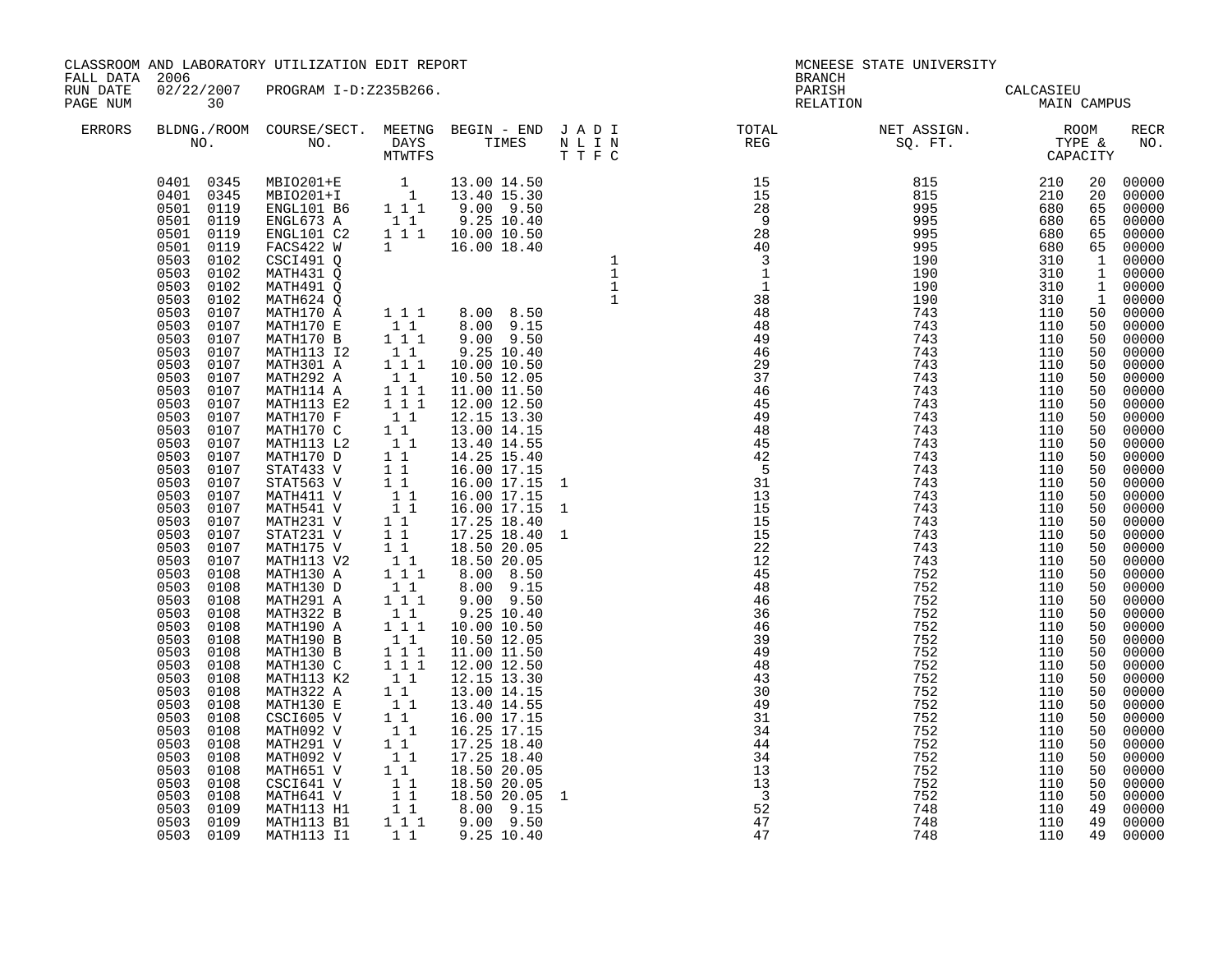CLASSROOM AND LABORATORY UTILIZATION EDIT REPORT
FALL DATA 2006
RUN DATE 02/22/2007 PROGRAM I-D:Z235B266.

MCNEESE STATE UNIVERSITY
BRANCH
PARISH CALCASIEU
RELATION MAIN CAMPUS

| ERRORS | BLDG./ROOM NO. | COURSE/SECT. NO. | MEETNG DAYS MTWTFS | BEGIN - END TIMES | J T | A L | D I | I C | TOTAL REG | NET ASSIGN. SQ. FT. | ROOM TYPE | CAPACITY | RECR NO. |
|---|---|---|---|---|---|---|---|---|---|---|---|---|---|
| | 0401 0345 | MBIO201+E | 1 | 13.00 14.50 | | | | | 15 | 815 | 210 | 20 | 00000 |
| | 0401 0345 | MBIO201+I | 1 | 13.40 15.30 | | | | | 15 | 815 | 210 | 20 | 00000 |
| | 0501 0119 | ENGL101 B6 | 1 1 1 | 9.00 9.50 | | | | | 28 | 995 | 680 | 65 | 00000 |
| | 0501 0119 | ENGL673 A | 1 1 | 9.25 10.40 | | | | | 9 | 995 | 680 | 65 | 00000 |
| | 0501 0119 | ENGL101 C2 | 1 1 1 | 10.00 10.50 | | | | | 28 | 995 | 680 | 65 | 00000 |
| | 0501 0119 | FACS422 W | 1 | 16.00 18.40 | | | | | 40 | 995 | 680 | 65 | 00000 |
| | 0503 0102 | CSCI491 Q | | | | | | 1 | 3 | 190 | 310 | 1 | 00000 |
| | 0503 0102 | MATH431 Q | | | | | | 1 | 1 | 190 | 310 | 1 | 00000 |
| | 0503 0102 | MATH491 Q | | | | | | 1 | 1 | 190 | 310 | 1 | 00000 |
| | 0503 0102 | MATH624 Q | | | | | | 1 | 38 | 190 | 310 | 1 | 00000 |
| | 0503 0107 | MATH170 A | 1 1 1 | 8.00 8.50 | | | | | 48 | 743 | 110 | 50 | 00000 |
| | 0503 0107 | MATH170 E | 1 1 | 8.00 9.15 | | | | | 48 | 743 | 110 | 50 | 00000 |
| | 0503 0107 | MATH170 B | 1 1 1 | 9.00 9.50 | | | | | 49 | 743 | 110 | 50 | 00000 |
| | 0503 0107 | MATH113 I2 | 1 1 | 9.25 10.40 | | | | | 46 | 743 | 110 | 50 | 00000 |
| | 0503 0107 | MATH301 A | 1 1 1 | 10.00 10.50 | | | | | 29 | 743 | 110 | 50 | 00000 |
| | 0503 0107 | MATH292 A | 1 1 | 10.50 12.05 | | | | | 37 | 743 | 110 | 50 | 00000 |
| | 0503 0107 | MATH114 A | 1 1 1 | 11.00 11.50 | | | | | 46 | 743 | 110 | 50 | 00000 |
| | 0503 0107 | MATH113 E2 | 1 1 1 | 12.00 12.50 | | | | | 45 | 743 | 110 | 50 | 00000 |
| | 0503 0107 | MATH170 F | 1 1 | 12.15 13.30 | | | | | 49 | 743 | 110 | 50 | 00000 |
| | 0503 0107 | MATH170 C | 1 1 | 13.00 14.15 | | | | | 48 | 743 | 110 | 50 | 00000 |
| | 0503 0107 | MATH113 L2 | 1 1 | 13.40 14.55 | | | | | 45 | 743 | 110 | 50 | 00000 |
| | 0503 0107 | MATH170 D | 1 1 | 14.25 15.40 | | | | | 42 | 743 | 110 | 50 | 00000 |
| | 0503 0107 | STAT433 V | 1 1 | 16.00 17.15 | | | | | 5 | 743 | 110 | 50 | 00000 |
| | 0503 0107 | STAT563 V | 1 1 | 16.00 17.15 | 1 | | | | 31 | 743 | 110 | 50 | 00000 |
| | 0503 0107 | MATH411 V | 1 1 | 16.00 17.15 | | | | | 13 | 743 | 110 | 50 | 00000 |
| | 0503 0107 | MATH541 V | 1 1 | 16.00 17.15 | 1 | | | | 15 | 743 | 110 | 50 | 00000 |
| | 0503 0107 | MATH231 V | 1 1 | 17.25 18.40 | | | | | 15 | 743 | 110 | 50 | 00000 |
| | 0503 0107 | STAT231 V | 1 1 | 17.25 18.40 | 1 | | | | 15 | 743 | 110 | 50 | 00000 |
| | 0503 0107 | MATH175 V | 1 1 | 18.50 20.05 | | | | | 22 | 743 | 110 | 50 | 00000 |
| | 0503 0107 | MATH113 V2 | 1 1 | 18.50 20.05 | | | | | 12 | 743 | 110 | 50 | 00000 |
| | 0503 0108 | MATH130 A | 1 1 1 | 8.00 8.50 | | | | | 45 | 752 | 110 | 50 | 00000 |
| | 0503 0108 | MATH130 D | 1 1 | 8.00 9.15 | | | | | 48 | 752 | 110 | 50 | 00000 |
| | 0503 0108 | MATH291 A | 1 1 1 | 9.00 9.50 | | | | | 46 | 752 | 110 | 50 | 00000 |
| | 0503 0108 | MATH322 B | 1 1 | 9.25 10.40 | | | | | 36 | 752 | 110 | 50 | 00000 |
| | 0503 0108 | MATH190 A | 1 1 1 | 10.00 10.50 | | | | | 46 | 752 | 110 | 50 | 00000 |
| | 0503 0108 | MATH190 B | 1 1 | 10.50 12.05 | | | | | 39 | 752 | 110 | 50 | 00000 |
| | 0503 0108 | MATH130 B | 1 1 1 | 11.00 11.50 | | | | | 49 | 752 | 110 | 50 | 00000 |
| | 0503 0108 | MATH130 C | 1 1 1 | 12.00 12.50 | | | | | 48 | 752 | 110 | 50 | 00000 |
| | 0503 0108 | MATH113 K2 | 1 1 | 12.15 13.30 | | | | | 43 | 752 | 110 | 50 | 00000 |
| | 0503 0108 | MATH322 A | 1 1 | 13.00 14.15 | | | | | 30 | 752 | 110 | 50 | 00000 |
| | 0503 0108 | MATH130 E | 1 1 | 13.40 14.55 | | | | | 49 | 752 | 110 | 50 | 00000 |
| | 0503 0108 | CSCI605 V | 1 1 | 16.00 17.15 | | | | | 31 | 752 | 110 | 50 | 00000 |
| | 0503 0108 | MATH092 V | 1 1 | 16.25 17.15 | | | | | 34 | 752 | 110 | 50 | 00000 |
| | 0503 0108 | MATH291 V | 1 1 | 17.25 18.40 | | | | | 44 | 752 | 110 | 50 | 00000 |
| | 0503 0108 | MATH092 V | 1 1 | 17.25 18.40 | | | | | 34 | 752 | 110 | 50 | 00000 |
| | 0503 0108 | MATH651 V | 1 1 | 18.50 20.05 | | | | | 13 | 752 | 110 | 50 | 00000 |
| | 0503 0108 | CSCI641 V | 1 1 | 18.50 20.05 | | | | | 13 | 752 | 110 | 50 | 00000 |
| | 0503 0108 | MATH641 V | 1 1 | 18.50 20.05 | 1 | | | | 3 | 752 | 110 | 50 | 00000 |
| | 0503 0109 | MATH113 H1 | 1 1 | 8.00 9.15 | | | | | 52 | 748 | 110 | 49 | 00000 |
| | 0503 0109 | MATH113 B1 | 1 1 1 | 9.00 9.50 | | | | | 47 | 748 | 110 | 49 | 00000 |
| | 0503 0109 | MATH113 I1 | 1 1 | 9.25 10.40 | | | | | 47 | 748 | 110 | 49 | 00000 |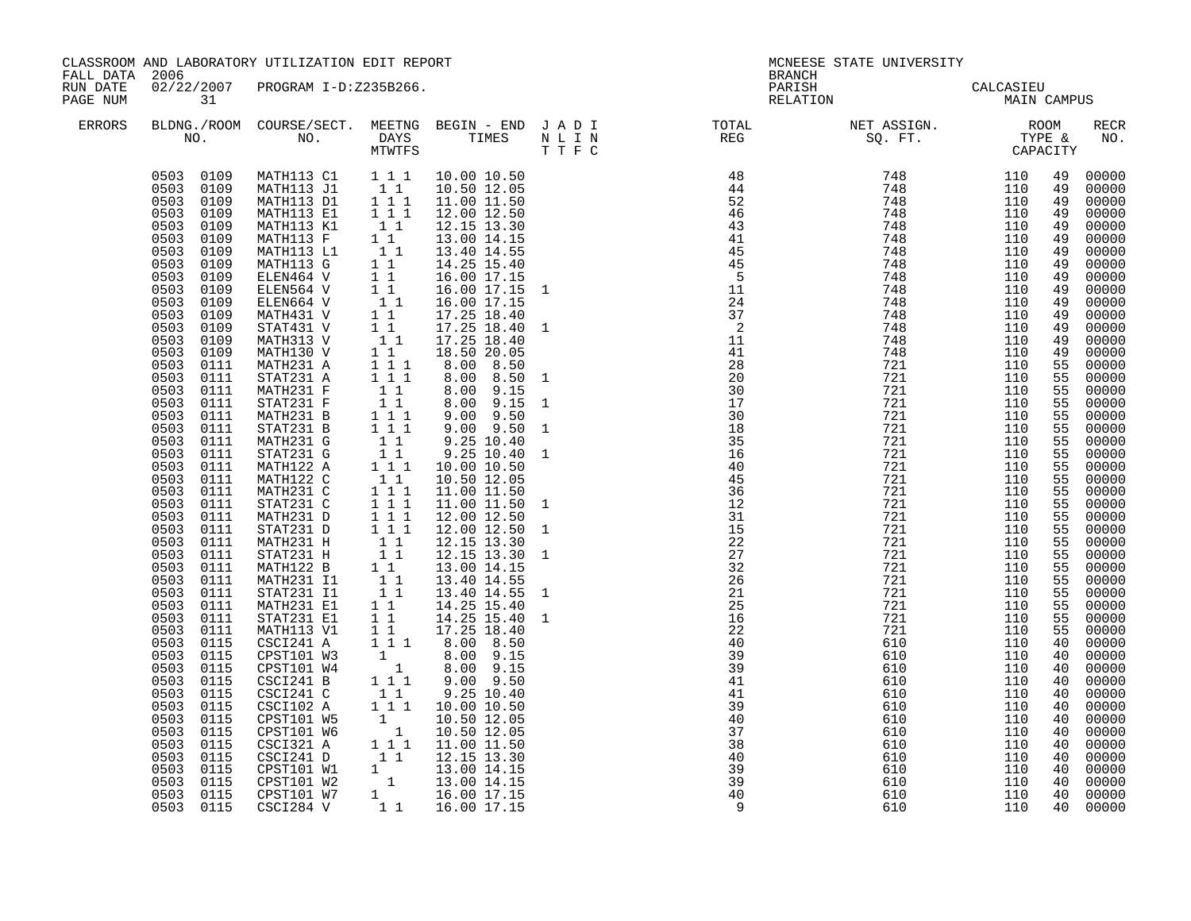CLASSROOM AND LABORATORY UTILIZATION EDIT REPORT
FALL DATA 2006
RUN DATE 02/22/2007 PROGRAM I-D:Z235B266.
PAGE NUM 31

MCNEESE STATE UNIVERSITY
BRANCH
PARISH CALCASIEU
RELATION MAIN CAMPUS

| ERRORS | BLDNG./ROOM NO. | COURSE/SECT. NO. | MEETNG DAYS MTWTFS | BEGIN - END TIMES | J A D I N L I N T T F C | TOTAL REG | NET ASSIGN. SQ. FT. | ROOM TYPE & CAPACITY | | RECR NO. |
|---|---|---|---|---|---|---|---|---|---|---|
| | 0503 0109 | MATH113 C1 | 1 1 1 | 10.00 10.50 | | 48 | 748 | 110 | 49 | 00000 |
| | 0503 0109 | MATH113 J1 | 1 1 | 10.50 12.05 | | 44 | 748 | 110 | 49 | 00000 |
| | 0503 0109 | MATH113 D1 | 1 1 1 | 11.00 11.50 | | 52 | 748 | 110 | 49 | 00000 |
| | 0503 0109 | MATH113 E1 | 1 1 1 | 12.00 12.50 | | 46 | 748 | 110 | 49 | 00000 |
| | 0503 0109 | MATH113 K1 | 1 1 | 12.15 13.30 | | 43 | 748 | 110 | 49 | 00000 |
| | 0503 0109 | MATH113 F | 1 1 | 13.00 14.15 | | 41 | 748 | 110 | 49 | 00000 |
| | 0503 0109 | MATH113 L1 | 1 1 | 13.40 14.55 | | 45 | 748 | 110 | 49 | 00000 |
| | 0503 0109 | MATH113 G | 1 1 | 14.25 15.40 | | 45 | 748 | 110 | 49 | 00000 |
| | 0503 0109 | ELEN464 V | 1 1 | 16.00 17.15 | | 5 | 748 | 110 | 49 | 00000 |
| | 0503 0109 | ELEN564 V | 1 1 | 16.00 17.15 | 1 | 11 | 748 | 110 | 49 | 00000 |
| | 0503 0109 | ELEN664 V | 1 1 | 16.00 17.15 | | 24 | 748 | 110 | 49 | 00000 |
| | 0503 0109 | MATH431 V | 1 1 | 17.25 18.40 | | 37 | 748 | 110 | 49 | 00000 |
| | 0503 0109 | STAT431 V | 1 1 | 17.25 18.40 | 1 | 2 | 748 | 110 | 49 | 00000 |
| | 0503 0109 | MATH313 V | 1 1 | 17.25 18.40 | | 11 | 748 | 110 | 49 | 00000 |
| | 0503 0109 | MATH130 V | 1 1 | 18.50 20.05 | | 41 | 748 | 110 | 49 | 00000 |
| | 0503 0111 | MATH231 A | 1 1 1 | 8.00 8.50 | | 28 | 721 | 110 | 55 | 00000 |
| | 0503 0111 | STAT231 A | 1 1 1 | 8.00 8.50 | 1 | 20 | 721 | 110 | 55 | 00000 |
| | 0503 0111 | MATH231 F | 1 1 | 8.00 9.15 | | 30 | 721 | 110 | 55 | 00000 |
| | 0503 0111 | STAT231 F | 1 1 | 8.00 9.15 | 1 | 17 | 721 | 110 | 55 | 00000 |
| | 0503 0111 | MATH231 B | 1 1 1 | 9.00 9.50 | | 30 | 721 | 110 | 55 | 00000 |
| | 0503 0111 | STAT231 B | 1 1 1 | 9.00 9.50 | 1 | 18 | 721 | 110 | 55 | 00000 |
| | 0503 0111 | MATH231 G | 1 1 | 9.25 10.40 | | 35 | 721 | 110 | 55 | 00000 |
| | 0503 0111 | STAT231 G | 1 1 | 9.25 10.40 | 1 | 16 | 721 | 110 | 55 | 00000 |
| | 0503 0111 | MATH122 A | 1 1 1 | 10.00 10.50 | | 40 | 721 | 110 | 55 | 00000 |
| | 0503 0111 | MATH122 C | 1 1 | 10.50 12.05 | | 45 | 721 | 110 | 55 | 00000 |
| | 0503 0111 | MATH231 C | 1 1 1 | 11.00 11.50 | | 36 | 721 | 110 | 55 | 00000 |
| | 0503 0111 | STAT231 C | 1 1 1 | 11.00 11.50 | 1 | 12 | 721 | 110 | 55 | 00000 |
| | 0503 0111 | MATH231 D | 1 1 1 | 12.00 12.50 | | 31 | 721 | 110 | 55 | 00000 |
| | 0503 0111 | STAT231 D | 1 1 1 | 12.00 12.50 | 1 | 15 | 721 | 110 | 55 | 00000 |
| | 0503 0111 | MATH231 H | 1 1 | 12.15 13.30 | | 22 | 721 | 110 | 55 | 00000 |
| | 0503 0111 | STAT231 H | 1 1 | 12.15 13.30 | 1 | 27 | 721 | 110 | 55 | 00000 |
| | 0503 0111 | MATH122 B | 1 1 | 13.00 14.15 | | 32 | 721 | 110 | 55 | 00000 |
| | 0503 0111 | MATH231 I1 | 1 1 | 13.40 14.55 | | 26 | 721 | 110 | 55 | 00000 |
| | 0503 0111 | STAT231 I1 | 1 1 | 13.40 14.55 | 1 | 21 | 721 | 110 | 55 | 00000 |
| | 0503 0111 | MATH231 E1 | 1 1 | 14.25 15.40 | | 25 | 721 | 110 | 55 | 00000 |
| | 0503 0111 | STAT231 E1 | 1 1 | 14.25 15.40 | 1 | 16 | 721 | 110 | 55 | 00000 |
| | 0503 0111 | MATH113 V1 | 1 1 | 17.25 18.40 | | 22 | 721 | 110 | 55 | 00000 |
| | 0503 0115 | CSCI241 A | 1 1 1 | 8.00 8.50 | | 40 | 610 | 110 | 40 | 00000 |
| | 0503 0115 | CPST101 W3 | 1 | 8.00 9.15 | | 39 | 610 | 110 | 40 | 00000 |
| | 0503 0115 | CPST101 W4 | 1 | 8.00 9.15 | | 39 | 610 | 110 | 40 | 00000 |
| | 0503 0115 | CSCI241 B | 1 1 1 | 9.00 9.50 | | 41 | 610 | 110 | 40 | 00000 |
| | 0503 0115 | CSCI241 C | 1 1 | 9.25 10.40 | | 41 | 610 | 110 | 40 | 00000 |
| | 0503 0115 | CSCI102 A | 1 1 1 | 10.00 10.50 | | 39 | 610 | 110 | 40 | 00000 |
| | 0503 0115 | CPST101 W5 | 1 | 10.50 12.05 | | 40 | 610 | 110 | 40 | 00000 |
| | 0503 0115 | CPST101 W6 | 1 | 10.50 12.05 | | 37 | 610 | 110 | 40 | 00000 |
| | 0503 0115 | CSCI321 A | 1 1 1 | 11.00 11.50 | | 38 | 610 | 110 | 40 | 00000 |
| | 0503 0115 | CSCI241 D | 1 1 | 12.15 13.30 | | 40 | 610 | 110 | 40 | 00000 |
| | 0503 0115 | CPST101 W1 | 1 | 13.00 14.15 | | 39 | 610 | 110 | 40 | 00000 |
| | 0503 0115 | CPST101 W2 | 1 | 13.00 14.15 | | 39 | 610 | 110 | 40 | 00000 |
| | 0503 0115 | CPST101 W7 | 1 | 16.00 17.15 | | 40 | 610 | 110 | 40 | 00000 |
| | 0503 0115 | CSCI284 V | 1 1 | 16.00 17.15 | | 9 | 610 | 110 | 40 | 00000 |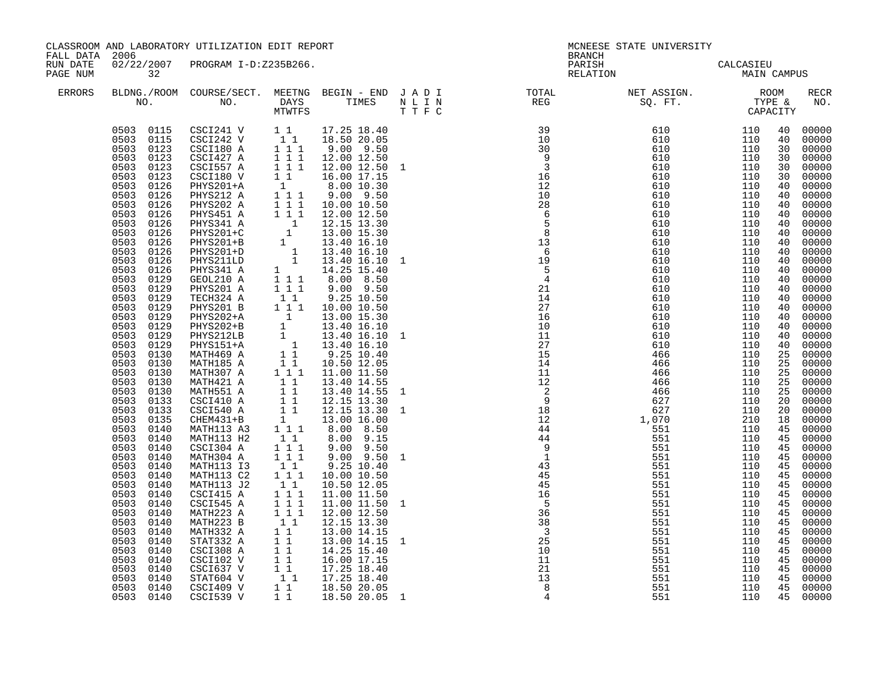CLASSROOM AND LABORATORY UTILIZATION EDIT REPORT
FALL DATA 2006
RUN DATE 02/22/2007 PROGRAM I-D:Z235B266.
PAGE NUM 32

MCNEESE STATE UNIVERSITY
BRANCH
PARISH CALCASIEU
RELATION MAIN CAMPUS

| ERRORS | BLDNG./ROOM NO. | COURSE/SECT. NO. | MEETNG DAYS MTWTFS | BEGIN - END TIMES | J A D I / N L I N / T T F C | TOTAL REG | NET ASSIGN. SQ. FT. | ROOM TYPE & CAPACITY | | RECR NO. |
|---|---|---|---|---|---|---|---|---|---|---|
| | 0503 0115 | CSCI241 V | 1 1 | 17.25 18.40 | | 39 | 610 | 110 | 40 | 00000 |
| | 0503 0115 | CSCI242 V | 1 1 | 18.50 20.05 | | 10 | 610 | 110 | 40 | 00000 |
| | 0503 0123 | CSCI180 A | 1 1 1 | 9.00 9.50 | | 30 | 610 | 110 | 30 | 00000 |
| | 0503 0123 | CSCI427 A | 1 1 1 | 12.00 12.50 | | 9 | 610 | 110 | 30 | 00000 |
| | 0503 0123 | CSCI557 A | 1 1 1 | 12.00 12.50 | 1 | 3 | 610 | 110 | 30 | 00000 |
| | 0503 0123 | CSCI180 V | 1 1 | 16.00 17.15 | | 16 | 610 | 110 | 30 | 00000 |
| | 0503 0126 | PHYS201+A | 1 | 8.00 10.30 | | 12 | 610 | 110 | 40 | 00000 |
| | 0503 0126 | PHYS212 A | 1 1 1 | 9.00 9.50 | | 10 | 610 | 110 | 40 | 00000 |
| | 0503 0126 | PHYS202 A | 1 1 1 | 10.00 10.50 | | 28 | 610 | 110 | 40 | 00000 |
| | 0503 0126 | PHYS451 A | 1 1 1 | 12.00 12.50 | | 6 | 610 | 110 | 40 | 00000 |
| | 0503 0126 | PHYS341 A | 1 | 12.15 13.30 | | 5 | 610 | 110 | 40 | 00000 |
| | 0503 0126 | PHYS201+C | 1 | 13.00 15.30 | | 8 | 610 | 110 | 40 | 00000 |
| | 0503 0126 | PHYS201+B | 1 | 13.40 16.10 | | 13 | 610 | 110 | 40 | 00000 |
| | 0503 0126 | PHYS201+D | 1 | 13.40 16.10 | | 6 | 610 | 110 | 40 | 00000 |
| | 0503 0126 | PHYS211LD | 1 | 13.40 16.10 | 1 | 19 | 610 | 110 | 40 | 00000 |
| | 0503 0126 | PHYS341 A | 1 | 14.25 15.40 | | 5 | 610 | 110 | 40 | 00000 |
| | 0503 0129 | GEOL210 A | 1 1 1 | 8.00 8.50 | | 4 | 610 | 110 | 40 | 00000 |
| | 0503 0129 | PHYS201 A | 1 1 1 | 9.00 9.50 | | 21 | 610 | 110 | 40 | 00000 |
| | 0503 0129 | TECH324 A | 1 1 | 9.25 10.50 | | 14 | 610 | 110 | 40 | 00000 |
| | 0503 0129 | PHYS201 B | 1 1 1 | 10.00 10.50 | | 27 | 610 | 110 | 40 | 00000 |
| | 0503 0129 | PHYS202+A | 1 | 13.00 15.30 | | 16 | 610 | 110 | 40 | 00000 |
| | 0503 0129 | PHYS202+B | 1 | 13.40 16.10 | | 10 | 610 | 110 | 40 | 00000 |
| | 0503 0129 | PHYS212LB | 1 | 13.40 16.10 | 1 | 11 | 610 | 110 | 40 | 00000 |
| | 0503 0129 | PHYS151+A | 1 | 13.40 16.10 | | 27 | 610 | 110 | 40 | 00000 |
| | 0503 0130 | MATH469 A | 1 1 | 9.25 10.40 | | 15 | 466 | 110 | 25 | 00000 |
| | 0503 0130 | MATH185 A | 1 1 | 10.50 12.05 | | 14 | 466 | 110 | 25 | 00000 |
| | 0503 0130 | MATH307 A | 1 1 1 | 11.00 11.50 | | 11 | 466 | 110 | 25 | 00000 |
| | 0503 0130 | MATH421 A | 1 1 | 13.40 14.55 | | 12 | 466 | 110 | 25 | 00000 |
| | 0503 0130 | MATH551 A | 1 1 | 13.40 14.55 | 1 | 2 | 466 | 110 | 25 | 00000 |
| | 0503 0133 | CSCI410 A | 1 1 | 12.15 13.30 | | 9 | 627 | 110 | 20 | 00000 |
| | 0503 0133 | CSCI540 A | 1 1 | 12.15 13.30 | 1 | 18 | 627 | 110 | 20 | 00000 |
| | 0503 0135 | CHEM431+B | 1 | 13.00 16.00 | | 12 | 1,070 | 210 | 18 | 00000 |
| | 0503 0140 | MATH113 A3 | 1 1 1 | 8.00 8.50 | | 44 | 551 | 110 | 45 | 00000 |
| | 0503 0140 | MATH113 H2 | 1 1 | 8.00 9.15 | | 44 | 551 | 110 | 45 | 00000 |
| | 0503 0140 | CSCI304 A | 1 1 1 | 9.00 9.50 | | 9 | 551 | 110 | 45 | 00000 |
| | 0503 0140 | MATH304 A | 1 1 1 | 9.00 9.50 | 1 | 1 | 551 | 110 | 45 | 00000 |
| | 0503 0140 | MATH113 I3 | 1 1 | 9.25 10.40 | | 43 | 551 | 110 | 45 | 00000 |
| | 0503 0140 | MATH113 C2 | 1 1 1 | 10.00 10.50 | | 45 | 551 | 110 | 45 | 00000 |
| | 0503 0140 | MATH113 J2 | 1 1 | 10.50 12.05 | | 45 | 551 | 110 | 45 | 00000 |
| | 0503 0140 | CSCI415 A | 1 1 1 | 11.00 11.50 | | 16 | 551 | 110 | 45 | 00000 |
| | 0503 0140 | CSCI545 A | 1 1 1 | 11.00 11.50 | 1 | 5 | 551 | 110 | 45 | 00000 |
| | 0503 0140 | MATH223 A | 1 1 1 | 12.00 12.50 | | 36 | 551 | 110 | 45 | 00000 |
| | 0503 0140 | MATH223 B | 1 1 | 12.15 13.30 | | 38 | 551 | 110 | 45 | 00000 |
| | 0503 0140 | MATH332 A | 1 1 | 13.00 14.15 | | 3 | 551 | 110 | 45 | 00000 |
| | 0503 0140 | STAT332 A | 1 1 | 13.00 14.15 | 1 | 25 | 551 | 110 | 45 | 00000 |
| | 0503 0140 | CSCI308 A | 1 1 | 14.25 15.40 | | 10 | 551 | 110 | 45 | 00000 |
| | 0503 0140 | CSCI102 V | 1 1 | 16.00 17.15 | | 11 | 551 | 110 | 45 | 00000 |
| | 0503 0140 | CSCI637 V | 1 1 | 17.25 18.40 | | 21 | 551 | 110 | 45 | 00000 |
| | 0503 0140 | STAT604 V | 1 1 | 17.25 18.40 | | 13 | 551 | 110 | 45 | 00000 |
| | 0503 0140 | CSCI409 V | 1 1 | 18.50 20.05 | | 8 | 551 | 110 | 45 | 00000 |
| | 0503 0140 | CSCI539 V | 1 1 | 18.50 20.05 | 1 | 4 | 551 | 110 | 45 | 00000 |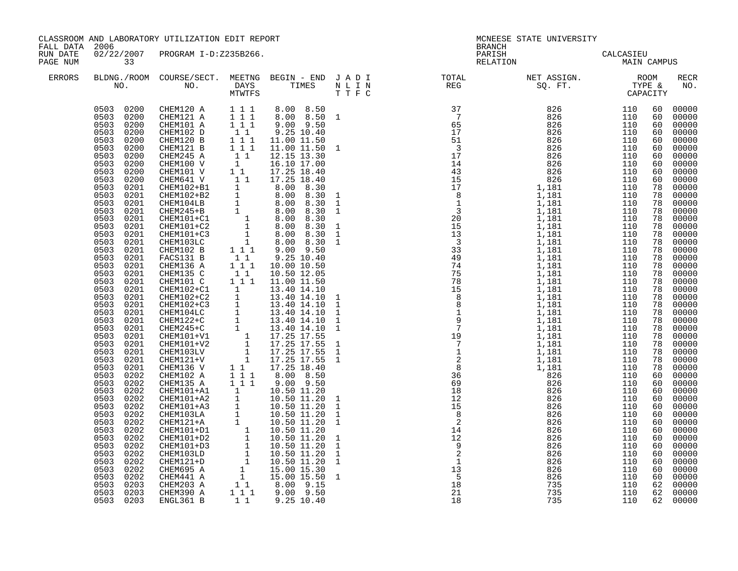CLASSROOM AND LABORATORY UTILIZATION EDIT REPORT
FALL DATA 2006
RUN DATE 02/22/2007 PROGRAM I-D:Z235B266.

MCNEESE STATE UNIVERSITY
BRANCH
PARISH CALCASIEU
RELATION MAIN CAMPUS

| ERRORS | BLDG./ROOM NO. | COURSE/SECT. NO. | MEETNG DAYS MTWTFS | BEGIN - END TIMES | J A D I / N L I N / T T F C | TOTAL REG | NET ASSIGN. SQ. FT. | ROOM TYPE & CAPACITY | RECR NO. |
|---|---|---|---|---|---|---|---|---|---|
| | 0503 0200 | CHEM120 A | 1 1 1 | 8.00 8.50 | | 37 | 826 | 110 60 | 00000 |
| | 0503 0200 | CHEM121 A | 1 1 1 | 8.00 8.50 | 1 | 7 | 826 | 110 60 | 00000 |
| | 0503 0200 | CHEM101 A | 1 1 1 | 9.00 9.50 | | 65 | 826 | 110 60 | 00000 |
| | 0503 0200 | CHEM102 D | 1 1 | 9.25 10.40 | | 17 | 826 | 110 60 | 00000 |
| | 0503 0200 | CHEM120 B | 1 1 1 | 11.00 11.50 | | 51 | 826 | 110 60 | 00000 |
| | 0503 0200 | CHEM121 B | 1 1 1 | 11.00 11.50 | 1 | 3 | 826 | 110 60 | 00000 |
| | 0503 0200 | CHEM245 A | 1 1 | 12.15 13.30 | | 17 | 826 | 110 60 | 00000 |
| | 0503 0200 | CHEM100 V | 1 | 16.10 17.00 | | 14 | 826 | 110 60 | 00000 |
| | 0503 0200 | CHEM101 V | 1 1 | 17.25 18.40 | | 43 | 826 | 110 60 | 00000 |
| | 0503 0200 | CHEM641 V | 1 1 | 17.25 18.40 | | 15 | 826 | 110 60 | 00000 |
| | 0503 0201 | CHEM102+B1 | 1 | 8.00 8.30 | | 17 | 1,181 | 110 78 | 00000 |
| | 0503 0201 | CHEM102+B2 | 1 | 8.00 8.30 | 1 | 8 | 1,181 | 110 78 | 00000 |
| | 0503 0201 | CHEM104LB | 1 | 8.00 8.30 | 1 | 1 | 1,181 | 110 78 | 00000 |
| | 0503 0201 | CHEM245+B | 1 | 8.00 8.30 | 1 | 3 | 1,181 | 110 78 | 00000 |
| | 0503 0201 | CHEM101+C1 | 1 | 8.00 8.30 | | 20 | 1,181 | 110 78 | 00000 |
| | 0503 0201 | CHEM101+C2 | 1 | 8.00 8.30 | 1 | 15 | 1,181 | 110 78 | 00000 |
| | 0503 0201 | CHEM101+C3 | 1 | 8.00 8.30 | 1 | 13 | 1,181 | 110 78 | 00000 |
| | 0503 0201 | CHEM103LC | 1 | 8.00 8.30 | 1 | 3 | 1,181 | 110 78 | 00000 |
| | 0503 0201 | CHEM102 B | 1 1 1 | 9.00 9.50 | | 33 | 1,181 | 110 78 | 00000 |
| | 0503 0201 | FACS131 B | 1 1 | 9.25 10.40 | | 49 | 1,181 | 110 78 | 00000 |
| | 0503 0201 | CHEM136 A | 1 1 1 | 10.00 10.50 | | 74 | 1,181 | 110 78 | 00000 |
| | 0503 0201 | CHEM135 C | 1 1 | 10.50 12.05 | | 75 | 1,181 | 110 78 | 00000 |
| | 0503 0201 | CHEM101 C | 1 1 1 | 11.00 11.50 | | 78 | 1,181 | 110 78 | 00000 |
| | 0503 0201 | CHEM102+C1 | 1 | 13.40 14.10 | | 15 | 1,181 | 110 78 | 00000 |
| | 0503 0201 | CHEM102+C2 | 1 | 13.40 14.10 | 1 | 8 | 1,181 | 110 78 | 00000 |
| | 0503 0201 | CHEM102+C3 | 1 | 13.40 14.10 | 1 | 8 | 1,181 | 110 78 | 00000 |
| | 0503 0201 | CHEM104LC | 1 | 13.40 14.10 | 1 | 1 | 1,181 | 110 78 | 00000 |
| | 0503 0201 | CHEM122+C | 1 | 13.40 14.10 | 1 | 9 | 1,181 | 110 78 | 00000 |
| | 0503 0201 | CHEM245+C | 1 | 13.40 14.10 | 1 | 7 | 1,181 | 110 78 | 00000 |
| | 0503 0201 | CHEM101+V1 | 1 | 17.25 17.55 | | 19 | 1,181 | 110 78 | 00000 |
| | 0503 0201 | CHEM101+V2 | 1 | 17.25 17.55 | 1 | 7 | 1,181 | 110 78 | 00000 |
| | 0503 0201 | CHEM103LV | 1 | 17.25 17.55 | 1 | 1 | 1,181 | 110 78 | 00000 |
| | 0503 0201 | CHEM121+V | 1 | 17.25 17.55 | 1 | 2 | 1,181 | 110 78 | 00000 |
| | 0503 0201 | CHEM136 V | 1 1 | 17.25 18.40 | | 8 | 1,181 | 110 78 | 00000 |
| | 0503 0202 | CHEM102 A | 1 1 1 | 8.00 8.50 | | 36 | 826 | 110 60 | 00000 |
| | 0503 0202 | CHEM135 A | 1 1 1 | 9.00 9.50 | | 69 | 826 | 110 60 | 00000 |
| | 0503 0202 | CHEM101+A1 | 1 | 10.50 11.20 | | 18 | 826 | 110 60 | 00000 |
| | 0503 0202 | CHEM101+A2 | 1 | 10.50 11.20 | 1 | 12 | 826 | 110 60 | 00000 |
| | 0503 0202 | CHEM101+A3 | 1 | 10.50 11.20 | 1 | 15 | 826 | 110 60 | 00000 |
| | 0503 0202 | CHEM103LA | 1 | 10.50 11.20 | 1 | 8 | 826 | 110 60 | 00000 |
| | 0503 0202 | CHEM121+A | 1 | 10.50 11.20 | 1 | 2 | 826 | 110 60 | 00000 |
| | 0503 0202 | CHEM101+D1 | 1 | 10.50 11.20 | | 14 | 826 | 110 60 | 00000 |
| | 0503 0202 | CHEM101+D2 | 1 | 10.50 11.20 | 1 | 12 | 826 | 110 60 | 00000 |
| | 0503 0202 | CHEM101+D3 | 1 | 10.50 11.20 | 1 | 9 | 826 | 110 60 | 00000 |
| | 0503 0202 | CHEM103LD | 1 | 10.50 11.20 | 1 | 2 | 826 | 110 60 | 00000 |
| | 0503 0202 | CHEM121+D | 1 | 10.50 11.20 | 1 | 1 | 826 | 110 60 | 00000 |
| | 0503 0202 | CHEM695 A | 1 | 15.00 15.30 | | 13 | 826 | 110 60 | 00000 |
| | 0503 0202 | CHEM441 A | 1 | 15.00 15.50 | 1 | 5 | 826 | 110 60 | 00000 |
| | 0503 0203 | CHEM203 A | 1 1 | 8.00 9.15 | | 18 | 735 | 110 62 | 00000 |
| | 0503 0203 | CHEM390 A | 1 1 1 | 9.00 9.50 | | 21 | 735 | 110 62 | 00000 |
| | 0503 0203 | ENGL361 B | 1 1 | 9.25 10.40 | | 18 | 735 | 110 62 | 00000 |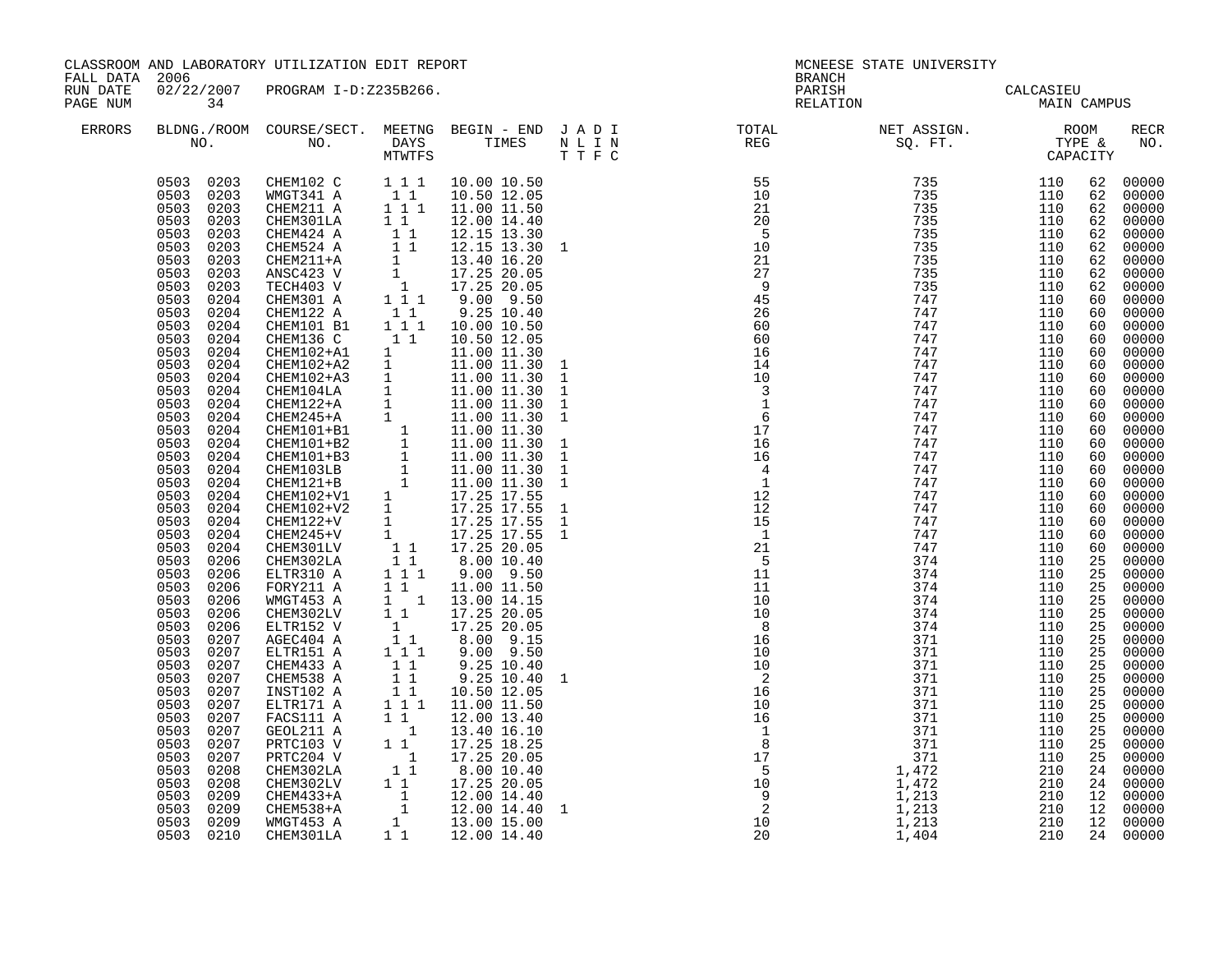CLASSROOM AND LABORATORY UTILIZATION EDIT REPORT
FALL DATA 2006
RUN DATE 02/22/2007 PROGRAM I-D:Z235B266.
PAGE NUM 34

MCNEESE STATE UNIVERSITY
BRANCH
PARISH CALCASIEU
RELATION MAIN CAMPUS

| ERRORS | BLDNG./ROOM NO. | COURSE/SECT. NO. | MEETNG DAYS MTWTFS | BEGIN - END TIMES | J A D I N L I N T T F C | TOTAL REG | NET ASSIGN. SQ. FT. | ROOM TYPE & CAPACITY | | RECR NO. |
|---|---|---|---|---|---|---|---|---|---|---|
| | 0503 0203 | CHEM102 C | 1 1 1 | 10.00 10.50 | | 55 | 735 | 110 | 62 | 00000 |
| | 0503 0203 | WMGT341 A | 1 1 | 10.50 12.05 | | 10 | 735 | 110 | 62 | 00000 |
| | 0503 0203 | CHEM211 A | 1 1 1 | 11.00 11.50 | | 21 | 735 | 110 | 62 | 00000 |
| | 0503 0203 | CHEM301LA | 1 1 | 12.00 14.40 | | 20 | 735 | 110 | 62 | 00000 |
| | 0503 0203 | CHEM424 A | 1 1 | 12.15 13.30 | | 5 | 735 | 110 | 62 | 00000 |
| | 0503 0203 | CHEM524 A | 1 1 | 12.15 13.30 | 1 | 10 | 735 | 110 | 62 | 00000 |
| | 0503 0203 | CHEM211+A | 1 | 13.40 16.20 | | 21 | 735 | 110 | 62 | 00000 |
| | 0503 0203 | ANSC423 V | 1 | 17.25 20.05 | | 27 | 735 | 110 | 62 | 00000 |
| | 0503 0203 | TECH403 V | 1 | 17.25 20.05 | | 9 | 735 | 110 | 62 | 00000 |
| | 0503 0204 | CHEM301 A | 1 1 1 | 9.00 9.50 | | 45 | 747 | 110 | 60 | 00000 |
| | 0503 0204 | CHEM122 A | 1 1 | 9.25 10.40 | | 26 | 747 | 110 | 60 | 00000 |
| | 0503 0204 | CHEM101 B1 | 1 1 1 | 10.00 10.50 | | 60 | 747 | 110 | 60 | 00000 |
| | 0503 0204 | CHEM136 C | 1 1 | 10.50 12.05 | | 60 | 747 | 110 | 60 | 00000 |
| | 0503 0204 | CHEM102+A1 | 1 | 11.00 11.30 | | 16 | 747 | 110 | 60 | 00000 |
| | 0503 0204 | CHEM102+A2 | 1 | 11.00 11.30 | 1 | 14 | 747 | 110 | 60 | 00000 |
| | 0503 0204 | CHEM102+A3 | 1 | 11.00 11.30 | 1 | 10 | 747 | 110 | 60 | 00000 |
| | 0503 0204 | CHEM104LA | 1 | 11.00 11.30 | 1 | 3 | 747 | 110 | 60 | 00000 |
| | 0503 0204 | CHEM122+A | 1 | 11.00 11.30 | 1 | 1 | 747 | 110 | 60 | 00000 |
| | 0503 0204 | CHEM245+A | 1 | 11.00 11.30 | 1 | 6 | 747 | 110 | 60 | 00000 |
| | 0503 0204 | CHEM101+B1 | 1 | 11.00 11.30 | | 17 | 747 | 110 | 60 | 00000 |
| | 0503 0204 | CHEM101+B2 | 1 | 11.00 11.30 | 1 | 16 | 747 | 110 | 60 | 00000 |
| | 0503 0204 | CHEM101+B3 | 1 | 11.00 11.30 | 1 | 16 | 747 | 110 | 60 | 00000 |
| | 0503 0204 | CHEM103LB | 1 | 11.00 11.30 | 1 | 4 | 747 | 110 | 60 | 00000 |
| | 0503 0204 | CHEM121+B | 1 | 11.00 11.30 | 1 | 1 | 747 | 110 | 60 | 00000 |
| | 0503 0204 | CHEM102+V1 | 1 | 17.25 17.55 | | 12 | 747 | 110 | 60 | 00000 |
| | 0503 0204 | CHEM102+V2 | 1 | 17.25 17.55 | 1 | 12 | 747 | 110 | 60 | 00000 |
| | 0503 0204 | CHEM122+V | 1 | 17.25 17.55 | 1 | 15 | 747 | 110 | 60 | 00000 |
| | 0503 0204 | CHEM245+V | 1 | 17.25 17.55 | 1 | 1 | 747 | 110 | 60 | 00000 |
| | 0503 0204 | CHEM301LV | 1 1 | 17.25 20.05 | | 21 | 747 | 110 | 60 | 00000 |
| | 0503 0206 | CHEM302LA | 1 1 | 8.00 10.40 | | 5 | 374 | 110 | 25 | 00000 |
| | 0503 0206 | ELTR310 A | 1 1 1 | 9.00 9.50 | | 11 | 374 | 110 | 25 | 00000 |
| | 0503 0206 | FORY211 A | 1 1 | 11.00 11.50 | | 11 | 374 | 110 | 25 | 00000 |
| | 0503 0206 | WMGT453 A | 1 1 | 13.00 14.15 | | 10 | 374 | 110 | 25 | 00000 |
| | 0503 0206 | CHEM302LV | 1 1 | 17.25 20.05 | | 10 | 374 | 110 | 25 | 00000 |
| | 0503 0206 | ELTR152 V | 1 | 17.25 20.05 | | 8 | 374 | 110 | 25 | 00000 |
| | 0503 0207 | AGEC404 A | 1 1 | 8.00 9.15 | | 16 | 371 | 110 | 25 | 00000 |
| | 0503 0207 | ELTR151 A | 1 1 1 | 9.00 9.50 | | 10 | 371 | 110 | 25 | 00000 |
| | 0503 0207 | CHEM433 A | 1 1 | 9.25 10.40 | | 10 | 371 | 110 | 25 | 00000 |
| | 0503 0207 | CHEM538 A | 1 1 | 9.25 10.40 | 1 | 2 | 371 | 110 | 25 | 00000 |
| | 0503 0207 | INST102 A | 1 1 | 10.50 12.05 | | 16 | 371 | 110 | 25 | 00000 |
| | 0503 0207 | ELTR171 A | 1 1 1 | 11.00 11.50 | | 10 | 371 | 110 | 25 | 00000 |
| | 0503 0207 | FACS111 A | 1 1 | 12.00 13.40 | | 16 | 371 | 110 | 25 | 00000 |
| | 0503 0207 | GEOL211 A | 1 | 13.40 16.10 | | 1 | 371 | 110 | 25 | 00000 |
| | 0503 0207 | PRTC103 V | 1 1 | 17.25 18.25 | | 8 | 371 | 110 | 25 | 00000 |
| | 0503 0207 | PRTC204 V | 1 | 17.25 20.05 | | 17 | 371 | 110 | 25 | 00000 |
| | 0503 0208 | CHEM302LA | 1 1 | 8.00 10.40 | | 5 | 1,472 | 210 | 24 | 00000 |
| | 0503 0208 | CHEM302LV | 1 1 | 17.25 20.05 | | 10 | 1,472 | 210 | 24 | 00000 |
| | 0503 0209 | CHEM433+A | 1 | 12.00 14.40 | | 9 | 1,213 | 210 | 12 | 00000 |
| | 0503 0209 | CHEM538+A | 1 | 12.00 14.40 | 1 | 2 | 1,213 | 210 | 12 | 00000 |
| | 0503 0209 | WMGT453 A | 1 | 13.00 15.00 | | 10 | 1,213 | 210 | 12 | 00000 |
| | 0503 0210 | CHEM301LA | 1 1 | 12.00 14.40 | | 20 | 1,404 | 210 | 24 | 00000 |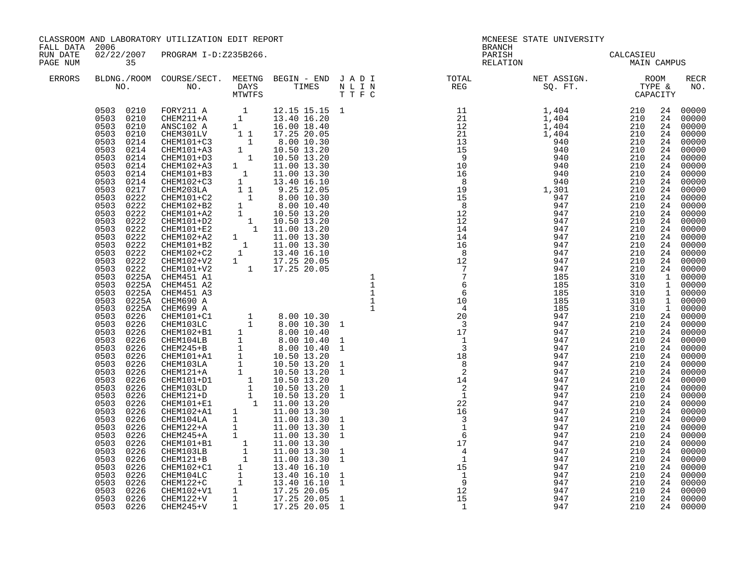CLASSROOM AND LABORATORY UTILIZATION EDIT REPORT
FALL DATA 2006
RUN DATE 02/22/2007 PROGRAM I-D:Z235B266.

MCNEESE STATE UNIVERSITY
BRANCH
PARISH CALCASIEU
RELATION MAIN CAMPUS

| ERRORS | BLDNG./ROOM NO. | COURSE/SECT. NO. | MEETNG DAYS MTWTFS | BEGIN - END TIMES | J A D I N L I N T T F C | TOTAL REG | NET ASSIGN. SQ. FT. | ROOM TYPE & CAPACITY | | RECR NO. |
|---|---|---|---|---|---|---|---|---|---|---|
| | 0503 0210 | FORY211 A | 1 | 12.15 15.15 | 1 | 11 | 1,404 | 210 | 24 | 00000 |
| | 0503 0210 | CHEM211+A | 1 | 13.40 16.20 | | 21 | 1,404 | 210 | 24 | 00000 |
| | 0503 0210 | ANSC102 A | 1 | 16.00 18.40 | | 12 | 1,404 | 210 | 24 | 00000 |
| | 0503 0210 | CHEM301LV | 1 1 | 17.25 20.05 | | 21 | 1,404 | 210 | 24 | 00000 |
| | 0503 0214 | CHEM101+C3 | 1 | 8.00 10.30 | | 13 | 940 | 210 | 24 | 00000 |
| | 0503 0214 | CHEM101+A3 | 1 | 10.50 13.20 | | 15 | 940 | 210 | 24 | 00000 |
| | 0503 0214 | CHEM101+D3 | 1 | 10.50 13.20 | | 9 | 940 | 210 | 24 | 00000 |
| | 0503 0214 | CHEM102+A3 | 1 | 11.00 13.30 | | 10 | 940 | 210 | 24 | 00000 |
| | 0503 0214 | CHEM101+B3 | 1 | 11.00 13.30 | | 16 | 940 | 210 | 24 | 00000 |
| | 0503 0214 | CHEM102+C3 | 1 | 13.40 16.10 | | 8 | 940 | 210 | 24 | 00000 |
| | 0503 0217 | CHEM203LA | 1 1 | 9.25 12.05 | | 19 | 1,301 | 210 | 24 | 00000 |
| | 0503 0222 | CHEM101+C2 | 1 | 8.00 10.30 | | 15 | 947 | 210 | 24 | 00000 |
| | 0503 0222 | CHEM102+B2 | 1 | 8.00 10.40 | | 8 | 947 | 210 | 24 | 00000 |
| | 0503 0222 | CHEM101+A2 | 1 | 10.50 13.20 | | 12 | 947 | 210 | 24 | 00000 |
| | 0503 0222 | CHEM101+D2 | 1 | 10.50 13.20 | | 12 | 947 | 210 | 24 | 00000 |
| | 0503 0222 | CHEM101+E2 | 1 | 11.00 13.20 | | 14 | 947 | 210 | 24 | 00000 |
| | 0503 0222 | CHEM102+A2 | 1 | 11.00 13.30 | | 14 | 947 | 210 | 24 | 00000 |
| | 0503 0222 | CHEM101+B2 | 1 | 11.00 13.30 | | 16 | 947 | 210 | 24 | 00000 |
| | 0503 0222 | CHEM102+C2 | 1 | 13.40 16.10 | | 8 | 947 | 210 | 24 | 00000 |
| | 0503 0222 | CHEM102+V2 | 1 | 17.25 20.05 | | 12 | 947 | 210 | 24 | 00000 |
| | 0503 0222 | CHEM101+V2 | 1 | 17.25 20.05 | | 7 | 947 | 210 | 24 | 00000 |
| | 0503 0225A | CHEM451 A1 | | | 1 | 7 | 185 | 310 | 1 | 00000 |
| | 0503 0225A | CHEM451 A2 | | | 1 | 6 | 185 | 310 | 1 | 00000 |
| | 0503 0225A | CHEM451 A3 | | | 1 | 6 | 185 | 310 | 1 | 00000 |
| | 0503 0225A | CHEM690 A | | | 1 | 10 | 185 | 310 | 1 | 00000 |
| | 0503 0225A | CHEM699 A | | | 1 | 4 | 185 | 310 | 1 | 00000 |
| | 0503 0226 | CHEM101+C1 | 1 | 8.00 10.30 | | 20 | 947 | 210 | 24 | 00000 |
| | 0503 0226 | CHEM103LC | 1 | 8.00 10.30 | 1 | 3 | 947 | 210 | 24 | 00000 |
| | 0503 0226 | CHEM102+B1 | 1 | 8.00 10.40 | | 17 | 947 | 210 | 24 | 00000 |
| | 0503 0226 | CHEM104LB | 1 | 8.00 10.40 | 1 | 1 | 947 | 210 | 24 | 00000 |
| | 0503 0226 | CHEM245+B | 1 | 8.00 10.40 | 1 | 3 | 947 | 210 | 24 | 00000 |
| | 0503 0226 | CHEM101+A1 | 1 | 10.50 13.20 | | 18 | 947 | 210 | 24 | 00000 |
| | 0503 0226 | CHEM103LA | 1 | 10.50 13.20 | 1 | 8 | 947 | 210 | 24 | 00000 |
| | 0503 0226 | CHEM121+A | 1 | 10.50 13.20 | 1 | 2 | 947 | 210 | 24 | 00000 |
| | 0503 0226 | CHEM101+D1 | 1 | 10.50 13.20 | | 14 | 947 | 210 | 24 | 00000 |
| | 0503 0226 | CHEM103LD | 1 | 10.50 13.20 | 1 | 2 | 947 | 210 | 24 | 00000 |
| | 0503 0226 | CHEM121+D | 1 | 10.50 13.20 | 1 | 1 | 947 | 210 | 24 | 00000 |
| | 0503 0226 | CHEM101+E1 | 1 | 11.00 13.20 | | 22 | 947 | 210 | 24 | 00000 |
| | 0503 0226 | CHEM102+A1 | 1 | 11.00 13.30 | | 16 | 947 | 210 | 24 | 00000 |
| | 0503 0226 | CHEM104LA | 1 | 11.00 13.30 | 1 | 3 | 947 | 210 | 24 | 00000 |
| | 0503 0226 | CHEM122+A | 1 | 11.00 13.30 | 1 | 1 | 947 | 210 | 24 | 00000 |
| | 0503 0226 | CHEM245+A | 1 | 11.00 13.30 | 1 | 6 | 947 | 210 | 24 | 00000 |
| | 0503 0226 | CHEM101+B1 | 1 | 11.00 13.30 | | 17 | 947 | 210 | 24 | 00000 |
| | 0503 0226 | CHEM103LB | 1 | 11.00 13.30 | 1 | 4 | 947 | 210 | 24 | 00000 |
| | 0503 0226 | CHEM121+B | 1 | 11.00 13.30 | 1 | 1 | 947 | 210 | 24 | 00000 |
| | 0503 0226 | CHEM102+C1 | 1 | 13.40 16.10 | | 15 | 947 | 210 | 24 | 00000 |
| | 0503 0226 | CHEM104LC | 1 | 13.40 16.10 | 1 | 1 | 947 | 210 | 24 | 00000 |
| | 0503 0226 | CHEM122+C | 1 | 13.40 16.10 | 1 | 9 | 947 | 210 | 24 | 00000 |
| | 0503 0226 | CHEM102+V1 | 1 | 17.25 20.05 | | 12 | 947 | 210 | 24 | 00000 |
| | 0503 0226 | CHEM122+V | 1 | 17.25 20.05 | 1 | 15 | 947 | 210 | 24 | 00000 |
| | 0503 0226 | CHEM245+V | 1 | 17.25 20.05 | 1 | 1 | 947 | 210 | 24 | 00000 |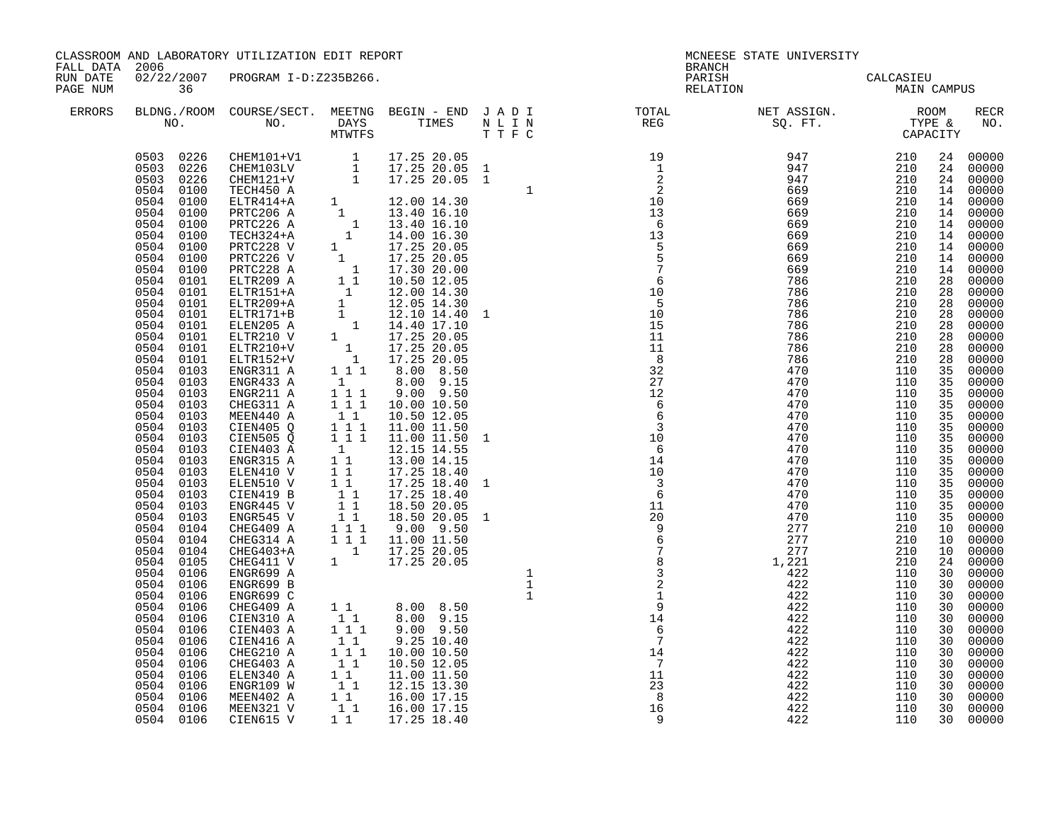CLASSROOM AND LABORATORY UTILIZATION EDIT REPORT
FALL DATA 2006
RUN DATE 02/22/2007 PROGRAM I-D:Z235B266.

MCNEESE STATE UNIVERSITY
BRANCH
PARISH CALCASIEU
RELATION MAIN CAMPUS

| ERRORS | BLDG. NO. | ROOM NO. | COURSE/SECT. NO. | M | T | W | T | F | S | BEGIN TIME | END TIME | J | A | D | I | TOTAL REG | NET ASSIGN. SQ. FT. | ROOM TYPE | CAPACITY | RECR NO. |
|---|---|---|---|---|---|---|---|---|---|---|---|---|---|---|---|---|---|---|---|---|
| | 0503 | 0226 | CHEM101+V1 | | | 1 | | | | 17.25 | 20.05 | | | | | 19 | 947 | 210 | 24 | 00000 |
| | 0503 | 0226 | CHEM103LV | | | 1 | | | | 17.25 | 20.05 | 1 | | | | 1 | 947 | 210 | 24 | 00000 |
| | 0503 | 0226 | CHEM121+V | | | 1 | | | | 17.25 | 20.05 | 1 | | | | 2 | 947 | 210 | 24 | 00000 |
| | 0504 | 0100 | TECH450 A | | | | | | | | | | | | 1 | 2 | 669 | 210 | 14 | 00000 |
| | 0504 | 0100 | ELTR414+A | 1 | | | | | | 12.00 | 14.30 | | | | | 10 | 669 | 210 | 14 | 00000 |
| | 0504 | 0100 | PRTC206 A | | 1 | | | | | 13.40 | 16.10 | | | | | 13 | 669 | 210 | 14 | 00000 |
| | 0504 | 0100 | PRTC226 A | | | 1 | | | | 13.40 | 16.10 | | | | | 6 | 669 | 210 | 14 | 00000 |
| | 0504 | 0100 | TECH324+A | | 1 | | | | | 14.00 | 16.30 | | | | | 13 | 669 | 210 | 14 | 00000 |
| | 0504 | 0100 | PRTC228 V | 1 | | | | | | 17.25 | 20.05 | | | | | 5 | 669 | 210 | 14 | 00000 |
| | 0504 | 0100 | PRTC226 V | | 1 | | | | | 17.25 | 20.05 | | | | | 5 | 669 | 210 | 14 | 00000 |
| | 0504 | 0100 | PRTC228 A | | | | 1 | | | 17.30 | 20.00 | | | | | 7 | 669 | 210 | 14 | 00000 |
| | 0504 | 0101 | ELTR209 A | | 1 | | 1 | | | 10.50 | 12.05 | | | | | 6 | 786 | 210 | 28 | 00000 |
| | 0504 | 0101 | ELTR151+A | | 1 | | | | | 12.00 | 14.30 | | | | | 10 | 786 | 210 | 28 | 00000 |
| | 0504 | 0101 | ELTR209+A | 1 | | | | | | 12.05 | 14.30 | | | | | 5 | 786 | 210 | 28 | 00000 |
| | 0504 | 0101 | ELTR171+B | 1 | | | | | | 12.10 | 14.40 | 1 | | | | 10 | 786 | 210 | 28 | 00000 |
| | 0504 | 0101 | ELEN205 A | | | | 1 | | | 14.40 | 17.10 | | | | | 15 | 786 | 210 | 28 | 00000 |
| | 0504 | 0101 | ELTR210 V | 1 | | | | | | 17.25 | 20.05 | | | | | 11 | 786 | 210 | 28 | 00000 |
| | 0504 | 0101 | ELTR210+V | | 1 | | | | | 17.25 | 20.05 | | | | | 11 | 786 | 210 | 28 | 00000 |
| | 0504 | 0101 | ELTR152+V | | | 1 | | | | 17.25 | 20.05 | | | | | 8 | 786 | 210 | 28 | 00000 |
| | 0504 | 0103 | ENGR311 A | 1 | | 1 | | 1 | | 8.00 | 8.50 | | | | | 32 | 470 | 110 | 35 | 00000 |
| | 0504 | 0103 | ENGR433 A | | 1 | | | | | 8.00 | 9.15 | | | | | 27 | 470 | 110 | 35 | 00000 |
| | 0504 | 0103 | ENGR211 A | 1 | | 1 | | 1 | | 9.00 | 9.50 | | | | | 12 | 470 | 110 | 35 | 00000 |
| | 0504 | 0103 | CHEG311 A | 1 | | 1 | | 1 | | 10.00 | 10.50 | | | | | 6 | 470 | 110 | 35 | 00000 |
| | 0504 | 0103 | MEEN440 A | | 1 | | 1 | | | 10.50 | 12.05 | | | | | 6 | 470 | 110 | 35 | 00000 |
| | 0504 | 0103 | CIEN405 Q | 1 | | 1 | | 1 | | 11.00 | 11.50 | | | | | 3 | 470 | 110 | 35 | 00000 |
| | 0504 | 0103 | CIEN505 Q | 1 | | 1 | | 1 | | 11.00 | 11.50 | 1 | | | | 10 | 470 | 110 | 35 | 00000 |
| | 0504 | 0103 | CIEN403 A | | 1 | | | | | 12.15 | 14.55 | | | | | 6 | 470 | 110 | 35 | 00000 |
| | 0504 | 0103 | ENGR315 A | 1 | | 1 | | | | 13.00 | 14.15 | | | | | 14 | 470 | 110 | 35 | 00000 |
| | 0504 | 0103 | ELEN410 V | 1 | | 1 | | | | 17.25 | 18.40 | | | | | 10 | 470 | 110 | 35 | 00000 |
| | 0504 | 0103 | ELEN510 V | 1 | | 1 | | | | 17.25 | 18.40 | 1 | | | | 3 | 470 | 110 | 35 | 00000 |
| | 0504 | 0103 | CIEN419 B | | 1 | | 1 | | | 17.25 | 18.40 | | | | | 6 | 470 | 110 | 35 | 00000 |
| | 0504 | 0103 | ENGR445 V | | 1 | | 1 | | | 18.50 | 20.05 | | | | | 11 | 470 | 110 | 35 | 00000 |
| | 0504 | 0103 | ENGR545 V | | 1 | | 1 | | | 18.50 | 20.05 | 1 | | | | 20 | 470 | 110 | 35 | 00000 |
| | 0504 | 0104 | CHEG409 A | 1 | | 1 | | 1 | | 9.00 | 9.50 | | | | | 9 | 277 | 210 | 10 | 00000 |
| | 0504 | 0104 | CHEG314 A | 1 | | 1 | | 1 | | 11.00 | 11.50 | | | | | 6 | 277 | 210 | 10 | 00000 |
| | 0504 | 0104 | CHEG403+A | | | | 1 | | | 17.25 | 20.05 | | | | | 7 | 277 | 210 | 10 | 00000 |
| | 0504 | 0105 | CHEG411 V | 1 | | | | | | 17.25 | 20.05 | | | | | 8 | 1,221 | 210 | 24 | 00000 |
| | 0504 | 0106 | ENGR699 A | | | | | | | | | | | | 1 | 3 | 422 | 110 | 30 | 00000 |
| | 0504 | 0106 | ENGR699 B | | | | | | | | | | | | 1 | 2 | 422 | 110 | 30 | 00000 |
| | 0504 | 0106 | ENGR699 C | | | | | | | | | | | | 1 | 1 | 422 | 110 | 30 | 00000 |
| | 0504 | 0106 | CHEG409 A | 1 | | 1 | | | | 8.00 | 8.50 | | | | | 9 | 422 | 110 | 30 | 00000 |
| | 0504 | 0106 | CIEN310 A | | 1 | | 1 | | | 8.00 | 9.15 | | | | | 14 | 422 | 110 | 30 | 00000 |
| | 0504 | 0106 | CIEN403 A | 1 | | 1 | | 1 | | 9.00 | 9.50 | | | | | 6 | 422 | 110 | 30 | 00000 |
| | 0504 | 0106 | CIEN416 A | | 1 | | 1 | | | 9.25 | 10.40 | | | | | 7 | 422 | 110 | 30 | 00000 |
| | 0504 | 0106 | CHEG210 A | 1 | | 1 | | 1 | | 10.00 | 10.50 | | | | | 14 | 422 | 110 | 30 | 00000 |
| | 0504 | 0106 | CHEG403 A | | 1 | | 1 | | | 10.50 | 12.05 | | | | | 7 | 422 | 110 | 30 | 00000 |
| | 0504 | 0106 | ELEN340 A | 1 | | 1 | | | | 11.00 | 11.50 | | | | | 11 | 422 | 110 | 30 | 00000 |
| | 0504 | 0106 | ENGR109 W | | 1 | | 1 | | | 12.15 | 13.30 | | | | | 23 | 422 | 110 | 30 | 00000 |
| | 0504 | 0106 | MEEN402 A | 1 | | 1 | | | | 16.00 | 17.15 | | | | | 8 | 422 | 110 | 30 | 00000 |
| | 0504 | 0106 | MEEN321 V | | 1 | | 1 | | | 16.00 | 17.15 | | | | | 16 | 422 | 110 | 30 | 00000 |
| | 0504 | 0106 | CIEN615 V | 1 | | 1 | | | | 17.25 | 18.40 | | | | | 9 | 422 | 110 | 30 | 00000 |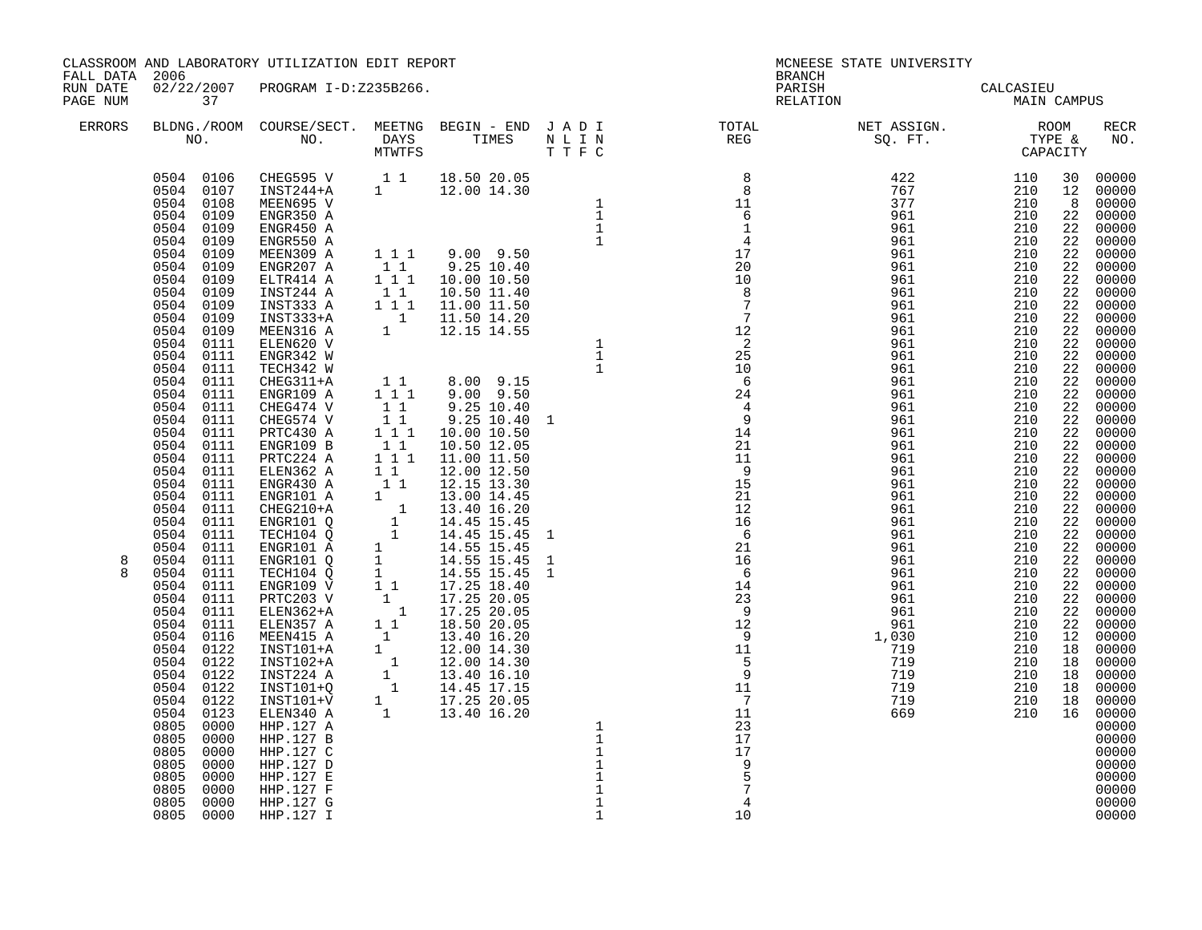CLASSROOM AND LABORATORY UTILIZATION EDIT REPORT
FALL DATA 2006
RUN DATE 02/22/2007 PROGRAM I-D:Z235B266.
PAGE NUM 37

MCNEESE STATE UNIVERSITY
BRANCH
PARISH CALCASIEU
RELATION MAIN CAMPUS

| ERRORS | BLDNG./ROOM NO. | COURSE/SECT. NO. | MEETNG DAYS MTWTFS | BEGIN - END TIMES | J A D I N L I N T T F C | TOTAL REG | NET ASSIGN. SQ. FT. | ROOM TYPE & CAPACITY | | RECR NO. |
|---|---|---|---|---|---|---|---|---|---|---|
| | 0504 0106 | CHEG595 V | 1 1 | 18.50 20.05 | | 8 | 422 | 110 | 30 | 00000 |
| | 0504 0107 | INST244+A | 1 | 12.00 14.30 | | 8 | 767 | 210 | 12 | 00000 |
| | 0504 0108 | MEEN695 V | | | 1 | 11 | 377 | 210 | 8 | 00000 |
| | 0504 0109 | ENGR350 A | | | 1 | 6 | 961 | 210 | 22 | 00000 |
| | 0504 0109 | ENGR450 A | | | 1 | 1 | 961 | 210 | 22 | 00000 |
| | 0504 0109 | ENGR550 A | | | 1 | 4 | 961 | 210 | 22 | 00000 |
| | 0504 0109 | MEEN309 A | 1 1 1 | 9.00 9.50 | | 17 | 961 | 210 | 22 | 00000 |
| | 0504 0109 | ENGR207 A | 1 1 | 9.25 10.40 | | 20 | 961 | 210 | 22 | 00000 |
| | 0504 0109 | ELTR414 A | 1 1 1 | 10.00 10.50 | | 10 | 961 | 210 | 22 | 00000 |
| | 0504 0109 | INST244 A | 1 1 | 10.50 11.40 | | 8 | 961 | 210 | 22 | 00000 |
| | 0504 0109 | INST333 A | 1 1 1 | 11.00 11.50 | | 7 | 961 | 210 | 22 | 00000 |
| | 0504 0109 | INST333+A | 1 | 11.50 14.20 | | 7 | 961 | 210 | 22 | 00000 |
| | 0504 0109 | MEEN316 A | 1 | 12.15 14.55 | | 12 | 961 | 210 | 22 | 00000 |
| | 0504 0111 | ELEN620 V | | | 1 | 2 | 961 | 210 | 22 | 00000 |
| | 0504 0111 | ENGR342 W | | | 1 | 25 | 961 | 210 | 22 | 00000 |
| | 0504 0111 | TECH342 W | | | 1 | 10 | 961 | 210 | 22 | 00000 |
| | 0504 0111 | CHEG311+A | 1 1 | 8.00 9.15 | | 6 | 961 | 210 | 22 | 00000 |
| | 0504 0111 | ENGR109 A | 1 1 1 | 9.00 9.50 | | 24 | 961 | 210 | 22 | 00000 |
| | 0504 0111 | CHEG474 V | 1 1 | 9.25 10.40 | | 4 | 961 | 210 | 22 | 00000 |
| | 0504 0111 | CHEG574 V | 1 1 | 9.25 10.40 | 1 | 9 | 961 | 210 | 22 | 00000 |
| | 0504 0111 | PRTC430 A | 1 1 1 | 10.00 10.50 | | 14 | 961 | 210 | 22 | 00000 |
| | 0504 0111 | ENGR109 B | 1 1 | 10.50 12.05 | | 21 | 961 | 210 | 22 | 00000 |
| | 0504 0111 | PRTC224 A | 1 1 1 | 11.00 11.50 | | 11 | 961 | 210 | 22 | 00000 |
| | 0504 0111 | ELEN362 A | 1 1 | 12.00 12.50 | | 9 | 961 | 210 | 22 | 00000 |
| | 0504 0111 | ENGR430 A | 1 1 | 12.15 13.30 | | 15 | 961 | 210 | 22 | 00000 |
| | 0504 0111 | ENGR101 A | 1 | 13.00 14.45 | | 21 | 961 | 210 | 22 | 00000 |
| | 0504 0111 | CHEG210+A | 1 | 13.40 16.20 | | 12 | 961 | 210 | 22 | 00000 |
| | 0504 0111 | ENGR101 Q | 1 | 14.45 15.45 | | 16 | 961 | 210 | 22 | 00000 |
| | 0504 0111 | TECH104 Q | 1 | 14.45 15.45 | 1 | 6 | 961 | 210 | 22 | 00000 |
| | 0504 0111 | ENGR101 A | 1 | 14.55 15.45 | | 21 | 961 | 210 | 22 | 00000 |
| 8 | 0504 0111 | ENGR101 Q | 1 | 14.55 15.45 | 1 | 16 | 961 | 210 | 22 | 00000 |
| 8 | 0504 0111 | TECH104 Q | 1 | 14.55 15.45 | 1 | 6 | 961 | 210 | 22 | 00000 |
| | 0504 0111 | ENGR109 V | 1 1 | 17.25 18.40 | | 14 | 961 | 210 | 22 | 00000 |
| | 0504 0111 | PRTC203 V | 1 | 17.25 20.05 | | 23 | 961 | 210 | 22 | 00000 |
| | 0504 0111 | ELEN362+A | 1 | 17.25 20.05 | | 9 | 961 | 210 | 22 | 00000 |
| | 0504 0111 | ELEN357 A | 1 1 | 18.50 20.05 | | 12 | 961 | 210 | 22 | 00000 |
| | 0504 0116 | MEEN415 A | 1 | 13.40 16.20 | | 9 | 1,030 | 210 | 12 | 00000 |
| | 0504 0122 | INST101+A | 1 | 12.00 14.30 | | 11 | 719 | 210 | 18 | 00000 |
| | 0504 0122 | INST102+A | 1 | 12.00 14.30 | | 5 | 719 | 210 | 18 | 00000 |
| | 0504 0122 | INST224 A | 1 | 13.40 16.10 | | 9 | 719 | 210 | 18 | 00000 |
| | 0504 0122 | INST101+Q | 1 | 14.45 17.15 | | 11 | 719 | 210 | 18 | 00000 |
| | 0504 0122 | INST101+V | 1 | 17.25 20.05 | | 7 | 719 | 210 | 18 | 00000 |
| | 0504 0123 | ELEN340 A | 1 | 13.40 16.20 | | 11 | 669 | 210 | 16 | 00000 |
| | 0805 0000 | HHP.127 A | | | 1 | 23 | | | | 00000 |
| | 0805 0000 | HHP.127 B | | | 1 | 17 | | | | 00000 |
| | 0805 0000 | HHP.127 C | | | 1 | 17 | | | | 00000 |
| | 0805 0000 | HHP.127 D | | | 1 | 9 | | | | 00000 |
| | 0805 0000 | HHP.127 E | | | 1 | 5 | | | | 00000 |
| | 0805 0000 | HHP.127 F | | | 1 | 7 | | | | 00000 |
| | 0805 0000 | HHP.127 G | | | 1 | 4 | | | | 00000 |
| | 0805 0000 | HHP.127 I | | | 1 | 10 | | | | 00000 |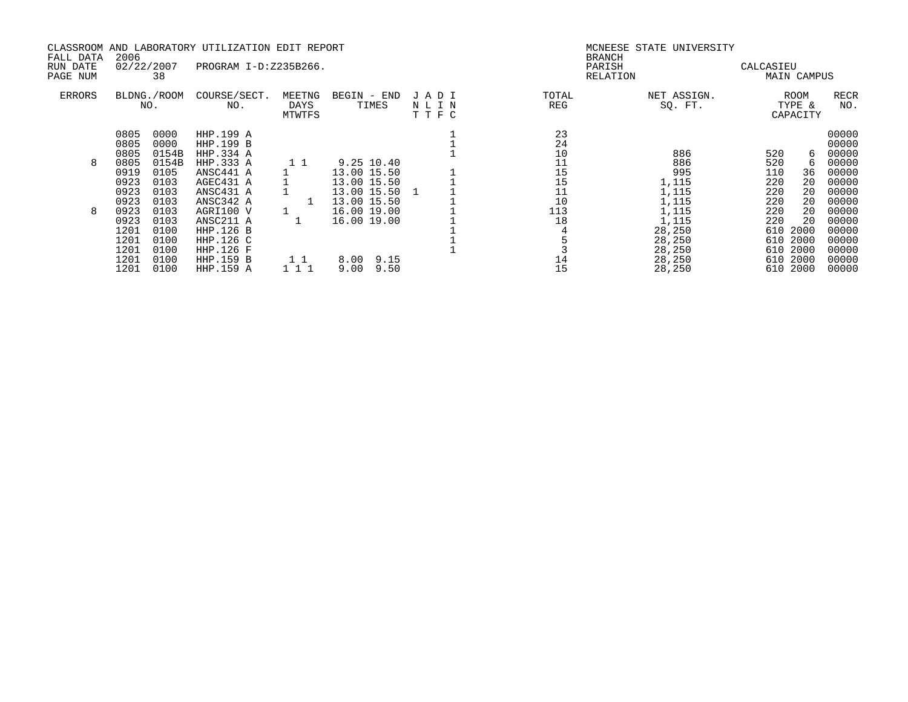CLASSROOM AND LABORATORY UTILIZATION EDIT REPORT
FALL DATA 2006
RUN DATE 02/22/2007 PROGRAM I-D:Z235B266.
PAGE NUM 38

MCNEESE STATE UNIVERSITY
BRANCH
PARISH CALCASIEU
RELATION MAIN CAMPUS

| ERRORS | BLDNG. | ROOM NO. | COURSE/SECT. NO. | MEETNG DAYS MTWTFS | BEGIN - END TIMES | J N T | A L T | D I F | I N C | TOTAL REG | NET ASSIGN. SQ. FT. | ROOM TYPE | CAPACITY | RECR NO. |
|---|---|---|---|---|---|---|---|---|---|---|---|---|---|---|
| | 0805 | 0000 | HHP.199 A | | | | | | 1 | 23 | | | | 00000 |
| | 0805 | 0000 | HHP.199 B | | | | | | 1 | 24 | | | | 00000 |
| | 0805 | 0154B | HHP.334 A | | | | | | 1 | 10 | 886 | 520 | 6 | 00000 |
| 8 | 0805 | 0154B | HHP.333 A | 1 1 | 9.25 10.40 | | | | | 11 | 886 | 520 | 6 | 00000 |
| | 0919 | 0105 | ANSC441 A | 1 | 13.00 15.50 | | | | 1 | 15 | 995 | 110 | 36 | 00000 |
| | 0923 | 0103 | AGEC431 A | 1 | 13.00 15.50 | | | | 1 | 15 | 1,115 | 220 | 20 | 00000 |
| | 0923 | 0103 | ANSC431 A | 1 | 13.00 15.50 | 1 | | | 1 | 11 | 1,115 | 220 | 20 | 00000 |
| | 0923 | 0103 | ANSC342 A | 1 | 13.00 15.50 | | | | 1 | 10 | 1,115 | 220 | 20 | 00000 |
| 8 | 0923 | 0103 | AGRI100 V | 1 | 16.00 19.00 | | | | 1 | 113 | 1,115 | 220 | 20 | 00000 |
| | 0923 | 0103 | ANSC211 A | 1 | 16.00 19.00 | | | | 1 | 18 | 1,115 | 220 | 20 | 00000 |
| | 1201 | 0100 | HHP.126 B | | | | | | 1 | 4 | 28,250 | 610 | 2000 | 00000 |
| | 1201 | 0100 | HHP.126 C | | | | | | 1 | 5 | 28,250 | 610 | 2000 | 00000 |
| | 1201 | 0100 | HHP.126 F | | | | | | 1 | 3 | 28,250 | 610 | 2000 | 00000 |
| | 1201 | 0100 | HHP.159 B | 1 1 | 8.00 9.15 | | | | | 14 | 28,250 | 610 | 2000 | 00000 |
| | 1201 | 0100 | HHP.159 A | 1 1 1 | 9.00 9.50 | | | | | 15 | 28,250 | 610 | 2000 | 00000 |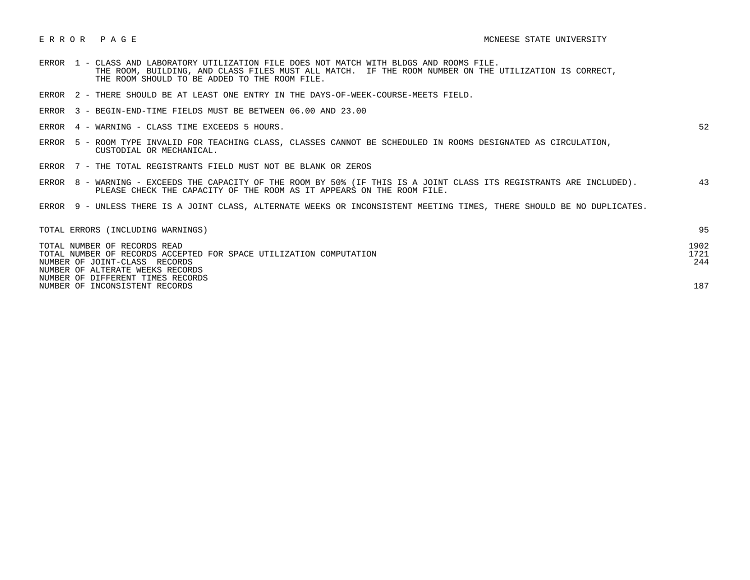# E R R O R   P A G E

MCNEESE STATE UNIVERSITY

| Error | Description | Count |
|---|---|---|
| ERROR 1 | CLASS AND LABORATORY UTILIZATION FILE DOES NOT MATCH WITH BLDGS AND ROOMS FILE. THE ROOM, BUILDING, AND CLASS FILES MUST ALL MATCH. IF THE ROOM NUMBER ON THE UTILIZATION IS CORRECT, THE ROOM SHOULD TO BE ADDED TO THE ROOM FILE. | |
| ERROR 2 | THERE SHOULD BE AT LEAST ONE ENTRY IN THE DAYS-OF-WEEK-COURSE-MEETS FIELD. | |
| ERROR 3 | BEGIN-END-TIME FIELDS MUST BE BETWEEN 06.00 AND 23.00 | |
| ERROR 4 | WARNING - CLASS TIME EXCEEDS 5 HOURS. | 52 |
| ERROR 5 | ROOM TYPE INVALID FOR TEACHING CLASS, CLASSES CANNOT BE SCHEDULED IN ROOMS DESIGNATED AS CIRCULATION, CUSTODIAL OR MECHANICAL. | |
| ERROR 7 | THE TOTAL REGISTRANTS FIELD MUST NOT BE BLANK OR ZEROS | |
| ERROR 8 | WARNING - EXCEEDS THE CAPACITY OF THE ROOM BY 50% (IF THIS IS A JOINT CLASS ITS REGISTRANTS ARE INCLUDED). PLEASE CHECK THE CAPACITY OF THE ROOM AS IT APPEARS ON THE ROOM FILE. | 43 |
| ERROR 9 | UNLESS THERE IS A JOINT CLASS, ALTERNATE WEEKS OR INCONSISTENT MEETING TIMES, THERE SHOULD BE NO DUPLICATES. | |

| | |
|---|---|
| TOTAL ERRORS (INCLUDING WARNINGS) | 95 |
| TOTAL NUMBER OF RECORDS READ | 1902 |
| TOTAL NUMBER OF RECORDS ACCEPTED FOR SPACE UTILIZATION COMPUTATION | 1721 |
| NUMBER OF JOINT-CLASS RECORDS | 244 |
| NUMBER OF ALTERATE WEEKS RECORDS | |
| NUMBER OF DIFFERENT TIMES RECORDS | |
| NUMBER OF INCONSISTENT RECORDS | 187 |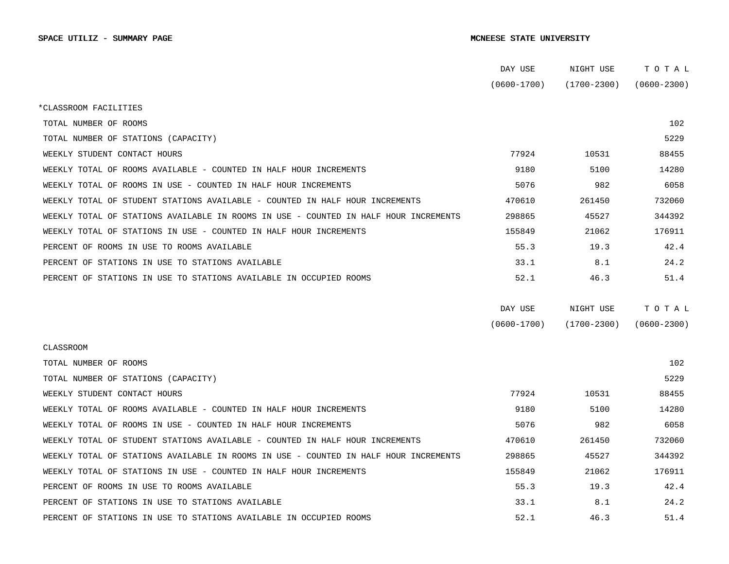**SPACE UTILIZ - SUMMARY PAGE** **MCNEESE STATE UNIVERSITY**

| | DAY USE (0600-1700) | NIGHT USE (1700-2300) | T O T A L (0600-2300) |
|---|---|---|---|
| *CLASSROOM FACILITIES | | | |
| TOTAL NUMBER OF ROOMS | | | 102 |
| TOTAL NUMBER OF STATIONS (CAPACITY) | | | 5229 |
| WEEKLY STUDENT CONTACT HOURS | 77924 | 10531 | 88455 |
| WEEKLY TOTAL OF ROOMS AVAILABLE - COUNTED IN HALF HOUR INCREMENTS | 9180 | 5100 | 14280 |
| WEEKLY TOTAL OF ROOMS IN USE - COUNTED IN HALF HOUR INCREMENTS | 5076 | 982 | 6058 |
| WEEKLY TOTAL OF STUDENT STATIONS AVAILABLE - COUNTED IN HALF HOUR INCREMENTS | 470610 | 261450 | 732060 |
| WEEKLY TOTAL OF STATIONS AVAILABLE IN ROOMS IN USE - COUNTED IN HALF HOUR INCREMENTS | 298865 | 45527 | 344392 |
| WEEKLY TOTAL OF STATIONS IN USE - COUNTED IN HALF HOUR INCREMENTS | 155849 | 21062 | 176911 |
| PERCENT OF ROOMS IN USE TO ROOMS AVAILABLE | 55.3 | 19.3 | 42.4 |
| PERCENT OF STATIONS IN USE TO STATIONS AVAILABLE | 33.1 | 8.1 | 24.2 |
| PERCENT OF STATIONS IN USE TO STATIONS AVAILABLE IN OCCUPIED ROOMS | 52.1 | 46.3 | 51.4 |

| | DAY USE (0600-1700) | NIGHT USE (1700-2300) | T O T A L (0600-2300) |
|---|---|---|---|
| CLASSROOM | | | |
| TOTAL NUMBER OF ROOMS | | | 102 |
| TOTAL NUMBER OF STATIONS (CAPACITY) | | | 5229 |
| WEEKLY STUDENT CONTACT HOURS | 77924 | 10531 | 88455 |
| WEEKLY TOTAL OF ROOMS AVAILABLE - COUNTED IN HALF HOUR INCREMENTS | 9180 | 5100 | 14280 |
| WEEKLY TOTAL OF ROOMS IN USE - COUNTED IN HALF HOUR INCREMENTS | 5076 | 982 | 6058 |
| WEEKLY TOTAL OF STUDENT STATIONS AVAILABLE - COUNTED IN HALF HOUR INCREMENTS | 470610 | 261450 | 732060 |
| WEEKLY TOTAL OF STATIONS AVAILABLE IN ROOMS IN USE - COUNTED IN HALF HOUR INCREMENTS | 298865 | 45527 | 344392 |
| WEEKLY TOTAL OF STATIONS IN USE - COUNTED IN HALF HOUR INCREMENTS | 155849 | 21062 | 176911 |
| PERCENT OF ROOMS IN USE TO ROOMS AVAILABLE | 55.3 | 19.3 | 42.4 |
| PERCENT OF STATIONS IN USE TO STATIONS AVAILABLE | 33.1 | 8.1 | 24.2 |
| PERCENT OF STATIONS IN USE TO STATIONS AVAILABLE IN OCCUPIED ROOMS | 52.1 | 46.3 | 51.4 |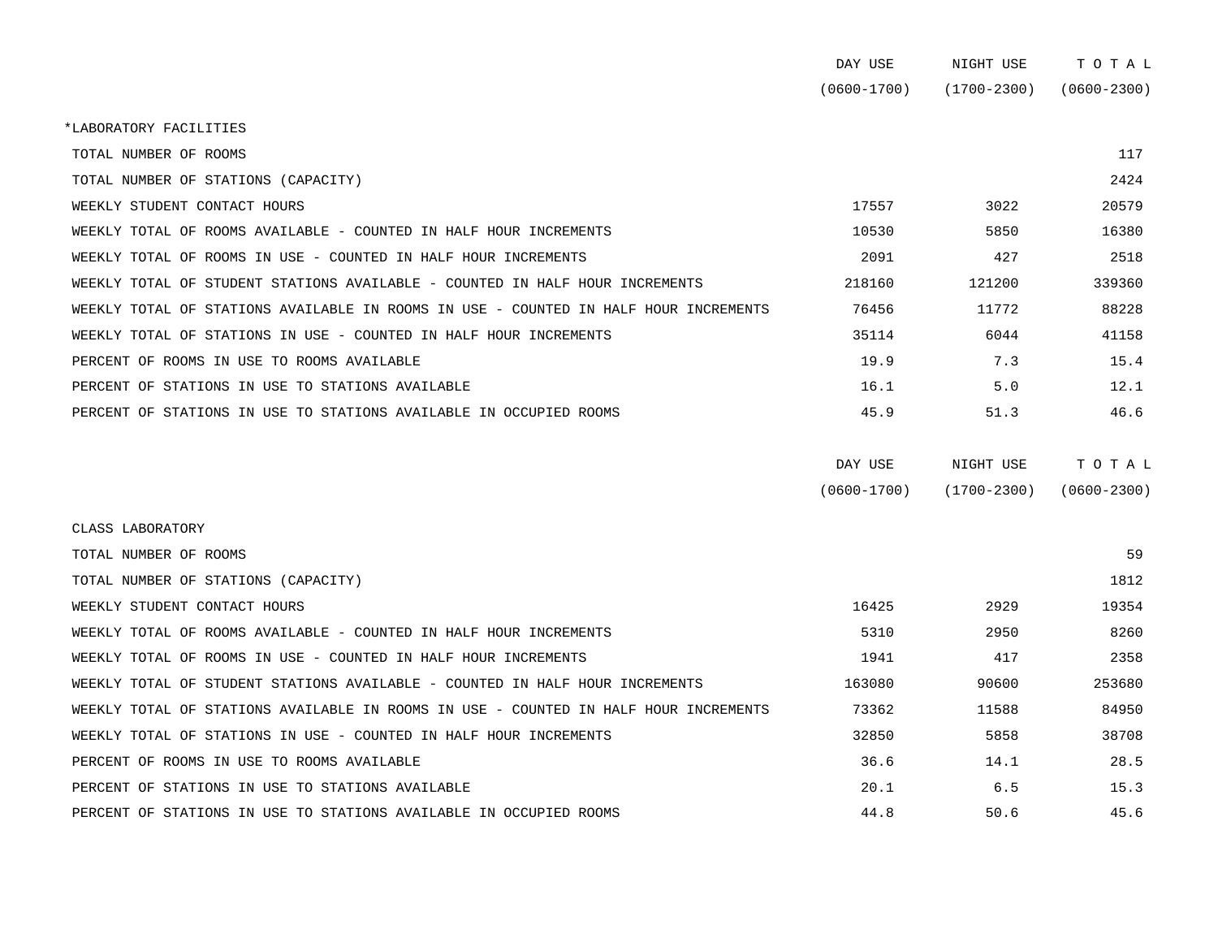| | DAY USE (0600-1700) | NIGHT USE (1700-2300) | TOTAL (0600-2300) |
|---|---|---|---|
| *LABORATORY FACILITIES | | | |
| TOTAL NUMBER OF ROOMS | | | 117 |
| TOTAL NUMBER OF STATIONS (CAPACITY) | | | 2424 |
| WEEKLY STUDENT CONTACT HOURS | 17557 | 3022 | 20579 |
| WEEKLY TOTAL OF ROOMS AVAILABLE - COUNTED IN HALF HOUR INCREMENTS | 10530 | 5850 | 16380 |
| WEEKLY TOTAL OF ROOMS IN USE - COUNTED IN HALF HOUR INCREMENTS | 2091 | 427 | 2518 |
| WEEKLY TOTAL OF STUDENT STATIONS AVAILABLE - COUNTED IN HALF HOUR INCREMENTS | 218160 | 121200 | 339360 |
| WEEKLY TOTAL OF STATIONS AVAILABLE IN ROOMS IN USE - COUNTED IN HALF HOUR INCREMENTS | 76456 | 11772 | 88228 |
| WEEKLY TOTAL OF STATIONS IN USE - COUNTED IN HALF HOUR INCREMENTS | 35114 | 6044 | 41158 |
| PERCENT OF ROOMS IN USE TO ROOMS AVAILABLE | 19.9 | 7.3 | 15.4 |
| PERCENT OF STATIONS IN USE TO STATIONS AVAILABLE | 16.1 | 5.0 | 12.1 |
| PERCENT OF STATIONS IN USE TO STATIONS AVAILABLE IN OCCUPIED ROOMS | 45.9 | 51.3 | 46.6 |

| | DAY USE (0600-1700) | NIGHT USE (1700-2300) | TOTAL (0600-2300) |
|---|---|---|---|
| CLASS LABORATORY | | | |
| TOTAL NUMBER OF ROOMS | | | 59 |
| TOTAL NUMBER OF STATIONS (CAPACITY) | | | 1812 |
| WEEKLY STUDENT CONTACT HOURS | 16425 | 2929 | 19354 |
| WEEKLY TOTAL OF ROOMS AVAILABLE - COUNTED IN HALF HOUR INCREMENTS | 5310 | 2950 | 8260 |
| WEEKLY TOTAL OF ROOMS IN USE - COUNTED IN HALF HOUR INCREMENTS | 1941 | 417 | 2358 |
| WEEKLY TOTAL OF STUDENT STATIONS AVAILABLE - COUNTED IN HALF HOUR INCREMENTS | 163080 | 90600 | 253680 |
| WEEKLY TOTAL OF STATIONS AVAILABLE IN ROOMS IN USE - COUNTED IN HALF HOUR INCREMENTS | 73362 | 11588 | 84950 |
| WEEKLY TOTAL OF STATIONS IN USE - COUNTED IN HALF HOUR INCREMENTS | 32850 | 5858 | 38708 |
| PERCENT OF ROOMS IN USE TO ROOMS AVAILABLE | 36.6 | 14.1 | 28.5 |
| PERCENT OF STATIONS IN USE TO STATIONS AVAILABLE | 20.1 | 6.5 | 15.3 |
| PERCENT OF STATIONS IN USE TO STATIONS AVAILABLE IN OCCUPIED ROOMS | 44.8 | 50.6 | 45.6 |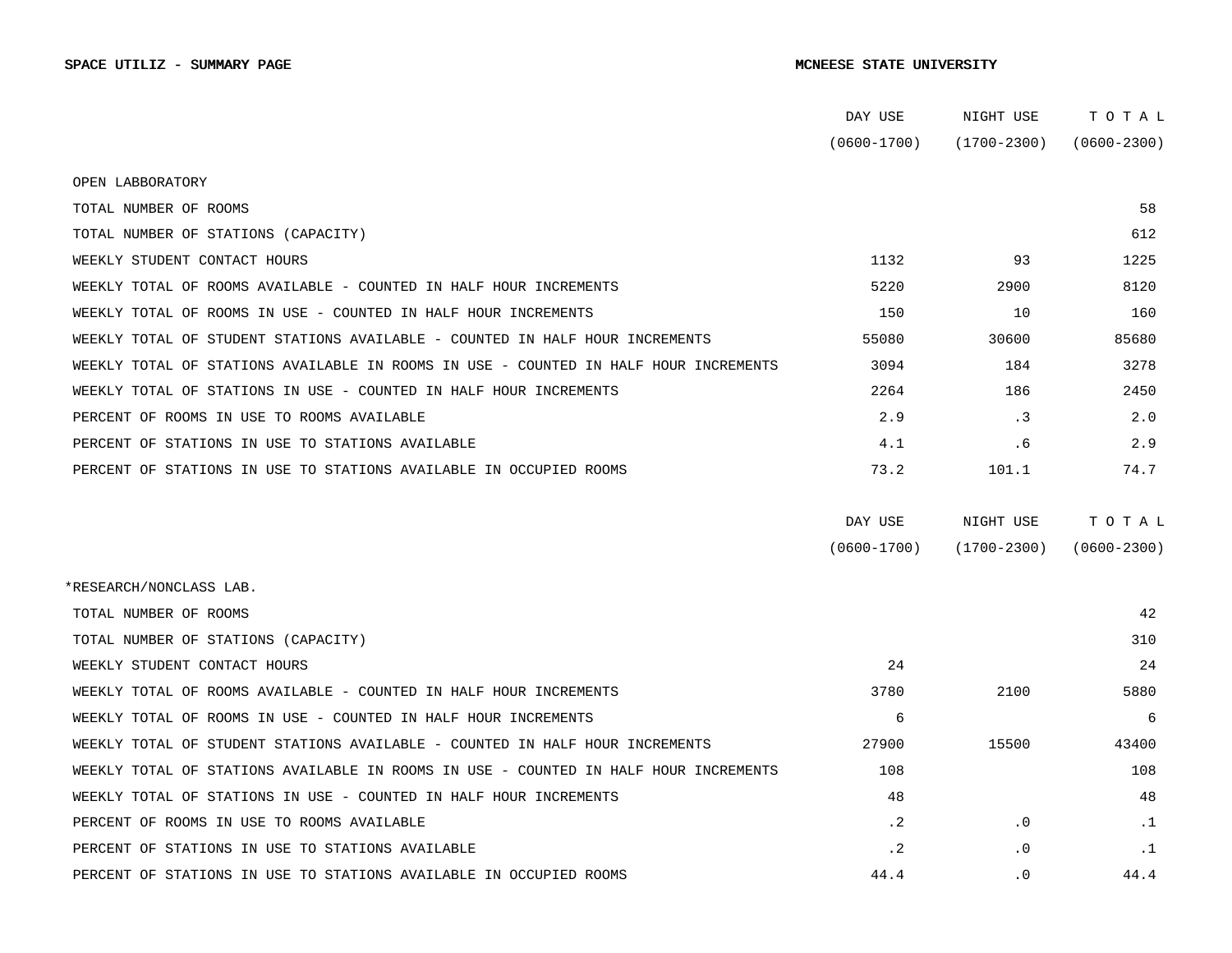**SPACE UTILIZ - SUMMARY PAGE** **MCNEESE STATE UNIVERSITY**

| | DAY USE (0600-1700) | NIGHT USE (1700-2300) | T O T A L (0600-2300) |
|---|---|---|---|
| OPEN LABBORATORY | | | |
| TOTAL NUMBER OF ROOMS | | | 58 |
| TOTAL NUMBER OF STATIONS (CAPACITY) | | | 612 |
| WEEKLY STUDENT CONTACT HOURS | 1132 | 93 | 1225 |
| WEEKLY TOTAL OF ROOMS AVAILABLE - COUNTED IN HALF HOUR INCREMENTS | 5220 | 2900 | 8120 |
| WEEKLY TOTAL OF ROOMS IN USE - COUNTED IN HALF HOUR INCREMENTS | 150 | 10 | 160 |
| WEEKLY TOTAL OF STUDENT STATIONS AVAILABLE - COUNTED IN HALF HOUR INCREMENTS | 55080 | 30600 | 85680 |
| WEEKLY TOTAL OF STATIONS AVAILABLE IN ROOMS IN USE - COUNTED IN HALF HOUR INCREMENTS | 3094 | 184 | 3278 |
| WEEKLY TOTAL OF STATIONS IN USE - COUNTED IN HALF HOUR INCREMENTS | 2264 | 186 | 2450 |
| PERCENT OF ROOMS IN USE TO ROOMS AVAILABLE | 2.9 | .3 | 2.0 |
| PERCENT OF STATIONS IN USE TO STATIONS AVAILABLE | 4.1 | .6 | 2.9 |
| PERCENT OF STATIONS IN USE TO STATIONS AVAILABLE IN OCCUPIED ROOMS | 73.2 | 101.1 | 74.7 |

| | DAY USE (0600-1700) | NIGHT USE (1700-2300) | T O T A L (0600-2300) |
|---|---|---|---|
| *RESEARCH/NONCLASS LAB. | | | |
| TOTAL NUMBER OF ROOMS | | | 42 |
| TOTAL NUMBER OF STATIONS (CAPACITY) | | | 310 |
| WEEKLY STUDENT CONTACT HOURS | 24 | | 24 |
| WEEKLY TOTAL OF ROOMS AVAILABLE - COUNTED IN HALF HOUR INCREMENTS | 3780 | 2100 | 5880 |
| WEEKLY TOTAL OF ROOMS IN USE - COUNTED IN HALF HOUR INCREMENTS | 6 | | 6 |
| WEEKLY TOTAL OF STUDENT STATIONS AVAILABLE - COUNTED IN HALF HOUR INCREMENTS | 27900 | 15500 | 43400 |
| WEEKLY TOTAL OF STATIONS AVAILABLE IN ROOMS IN USE - COUNTED IN HALF HOUR INCREMENTS | 108 | | 108 |
| WEEKLY TOTAL OF STATIONS IN USE - COUNTED IN HALF HOUR INCREMENTS | 48 | | 48 |
| PERCENT OF ROOMS IN USE TO ROOMS AVAILABLE | .2 | .0 | .1 |
| PERCENT OF STATIONS IN USE TO STATIONS AVAILABLE | .2 | .0 | .1 |
| PERCENT OF STATIONS IN USE TO STATIONS AVAILABLE IN OCCUPIED ROOMS | 44.4 | .0 | 44.4 |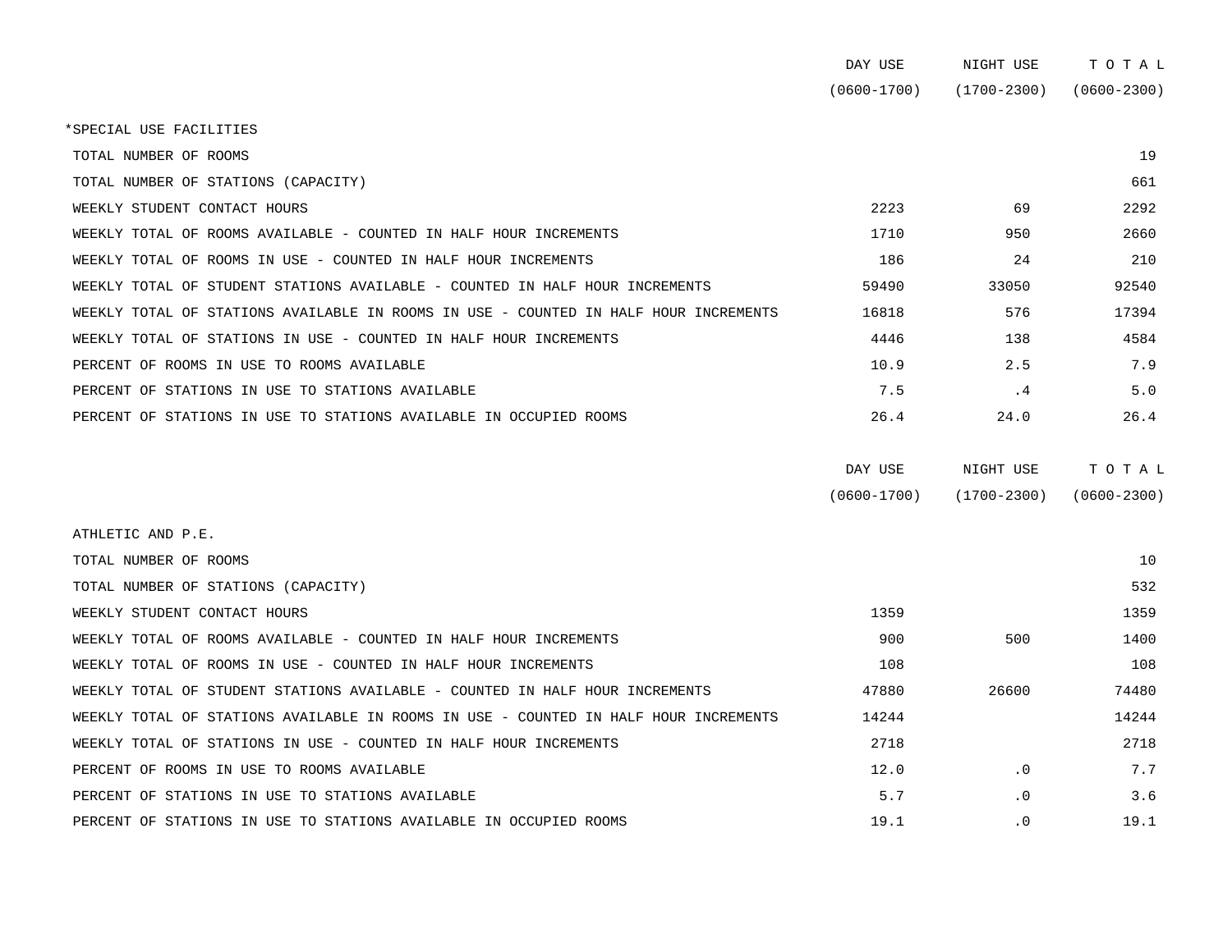| | DAY USE (0600-1700) | NIGHT USE (1700-2300) | T O T A L (0600-2300) |
|---|---|---|---|
| *SPECIAL USE FACILITIES | | | |
| TOTAL NUMBER OF ROOMS | | | 19 |
| TOTAL NUMBER OF STATIONS (CAPACITY) | | | 661 |
| WEEKLY STUDENT CONTACT HOURS | 2223 | 69 | 2292 |
| WEEKLY TOTAL OF ROOMS AVAILABLE - COUNTED IN HALF HOUR INCREMENTS | 1710 | 950 | 2660 |
| WEEKLY TOTAL OF ROOMS IN USE - COUNTED IN HALF HOUR INCREMENTS | 186 | 24 | 210 |
| WEEKLY TOTAL OF STUDENT STATIONS AVAILABLE - COUNTED IN HALF HOUR INCREMENTS | 59490 | 33050 | 92540 |
| WEEKLY TOTAL OF STATIONS AVAILABLE IN ROOMS IN USE - COUNTED IN HALF HOUR INCREMENTS | 16818 | 576 | 17394 |
| WEEKLY TOTAL OF STATIONS IN USE - COUNTED IN HALF HOUR INCREMENTS | 4446 | 138 | 4584 |
| PERCENT OF ROOMS IN USE TO ROOMS AVAILABLE | 10.9 | 2.5 | 7.9 |
| PERCENT OF STATIONS IN USE TO STATIONS AVAILABLE | 7.5 | .4 | 5.0 |
| PERCENT OF STATIONS IN USE TO STATIONS AVAILABLE IN OCCUPIED ROOMS | 26.4 | 24.0 | 26.4 |

| | DAY USE (0600-1700) | NIGHT USE (1700-2300) | T O T A L (0600-2300) |
|---|---|---|---|
| ATHLETIC AND P.E. | | | |
| TOTAL NUMBER OF ROOMS | | | 10 |
| TOTAL NUMBER OF STATIONS (CAPACITY) | | | 532 |
| WEEKLY STUDENT CONTACT HOURS | 1359 | | 1359 |
| WEEKLY TOTAL OF ROOMS AVAILABLE - COUNTED IN HALF HOUR INCREMENTS | 900 | 500 | 1400 |
| WEEKLY TOTAL OF ROOMS IN USE - COUNTED IN HALF HOUR INCREMENTS | 108 | | 108 |
| WEEKLY TOTAL OF STUDENT STATIONS AVAILABLE - COUNTED IN HALF HOUR INCREMENTS | 47880 | 26600 | 74480 |
| WEEKLY TOTAL OF STATIONS AVAILABLE IN ROOMS IN USE - COUNTED IN HALF HOUR INCREMENTS | 14244 | | 14244 |
| WEEKLY TOTAL OF STATIONS IN USE - COUNTED IN HALF HOUR INCREMENTS | 2718 | | 2718 |
| PERCENT OF ROOMS IN USE TO ROOMS AVAILABLE | 12.0 | .0 | 7.7 |
| PERCENT OF STATIONS IN USE TO STATIONS AVAILABLE | 5.7 | .0 | 3.6 |
| PERCENT OF STATIONS IN USE TO STATIONS AVAILABLE IN OCCUPIED ROOMS | 19.1 | .0 | 19.1 |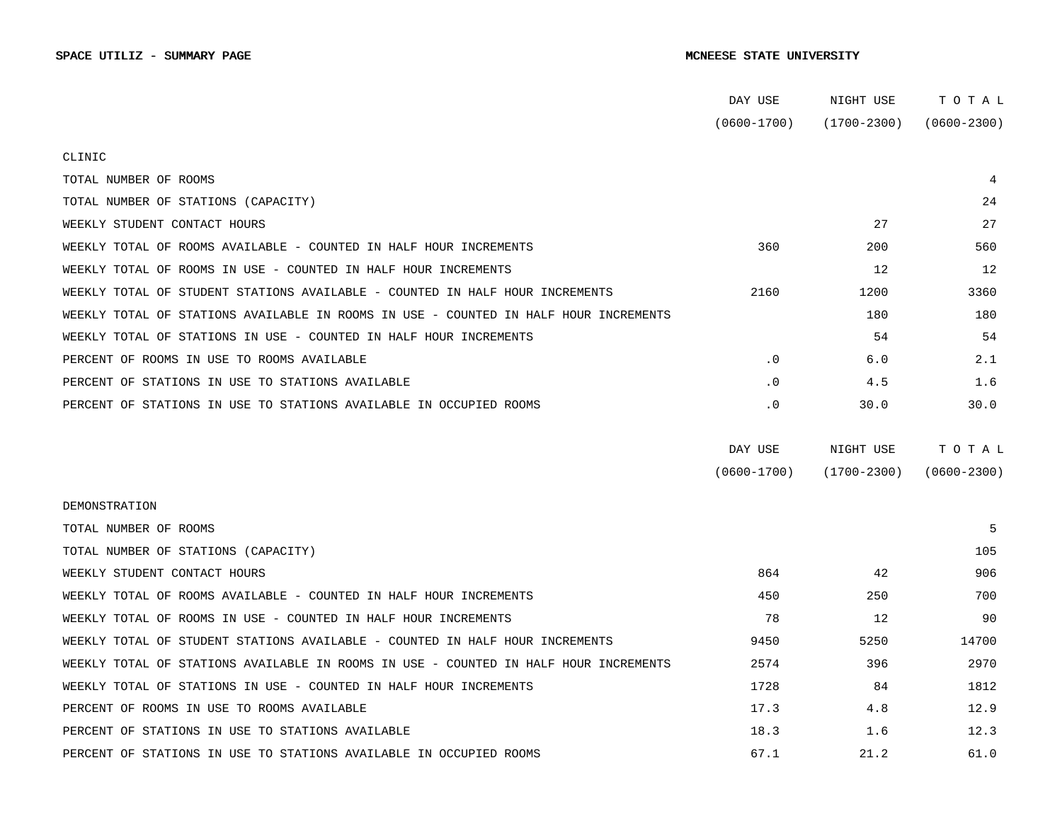**SPACE UTILIZ - SUMMARY PAGE** | **MCNEESE STATE UNIVERSITY**

| | DAY USE (0600-1700) | NIGHT USE (1700-2300) | TOTAL (0600-2300) |
|---|---|---|---|
| **CLINIC** | | | |
| TOTAL NUMBER OF ROOMS | | | 4 |
| TOTAL NUMBER OF STATIONS (CAPACITY) | | | 24 |
| WEEKLY STUDENT CONTACT HOURS | | 27 | 27 |
| WEEKLY TOTAL OF ROOMS AVAILABLE - COUNTED IN HALF HOUR INCREMENTS | 360 | 200 | 560 |
| WEEKLY TOTAL OF ROOMS IN USE - COUNTED IN HALF HOUR INCREMENTS | | 12 | 12 |
| WEEKLY TOTAL OF STUDENT STATIONS AVAILABLE - COUNTED IN HALF HOUR INCREMENTS | 2160 | 1200 | 3360 |
| WEEKLY TOTAL OF STATIONS AVAILABLE IN ROOMS IN USE - COUNTED IN HALF HOUR INCREMENTS | | 180 | 180 |
| WEEKLY TOTAL OF STATIONS IN USE - COUNTED IN HALF HOUR INCREMENTS | | 54 | 54 |
| PERCENT OF ROOMS IN USE TO ROOMS AVAILABLE | .0 | 6.0 | 2.1 |
| PERCENT OF STATIONS IN USE TO STATIONS AVAILABLE | .0 | 4.5 | 1.6 |
| PERCENT OF STATIONS IN USE TO STATIONS AVAILABLE IN OCCUPIED ROOMS | .0 | 30.0 | 30.0 |

| | DAY USE (0600-1700) | NIGHT USE (1700-2300) | TOTAL (0600-2300) |
|---|---|---|---|
| **DEMONSTRATION** | | | |
| TOTAL NUMBER OF ROOMS | | | 5 |
| TOTAL NUMBER OF STATIONS (CAPACITY) | | | 105 |
| WEEKLY STUDENT CONTACT HOURS | 864 | 42 | 906 |
| WEEKLY TOTAL OF ROOMS AVAILABLE - COUNTED IN HALF HOUR INCREMENTS | 450 | 250 | 700 |
| WEEKLY TOTAL OF ROOMS IN USE - COUNTED IN HALF HOUR INCREMENTS | 78 | 12 | 90 |
| WEEKLY TOTAL OF STUDENT STATIONS AVAILABLE - COUNTED IN HALF HOUR INCREMENTS | 9450 | 5250 | 14700 |
| WEEKLY TOTAL OF STATIONS AVAILABLE IN ROOMS IN USE - COUNTED IN HALF HOUR INCREMENTS | 2574 | 396 | 2970 |
| WEEKLY TOTAL OF STATIONS IN USE - COUNTED IN HALF HOUR INCREMENTS | 1728 | 84 | 1812 |
| PERCENT OF ROOMS IN USE TO ROOMS AVAILABLE | 17.3 | 4.8 | 12.9 |
| PERCENT OF STATIONS IN USE TO STATIONS AVAILABLE | 18.3 | 1.6 | 12.3 |
| PERCENT OF STATIONS IN USE TO STATIONS AVAILABLE IN OCCUPIED ROOMS | 67.1 | 21.2 | 61.0 |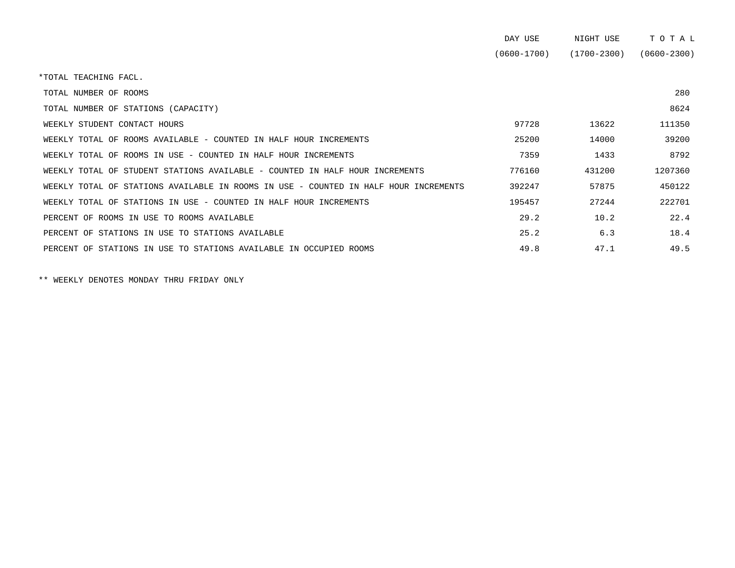| | DAY USE (0600-1700) | NIGHT USE (1700-2300) | T O T A L (0600-2300) |
|---|---|---|---|
| *TOTAL TEACHING FACL. | | | |
| TOTAL NUMBER OF ROOMS | | | 280 |
| TOTAL NUMBER OF STATIONS (CAPACITY) | | | 8624 |
| WEEKLY STUDENT CONTACT HOURS | 97728 | 13622 | 111350 |
| WEEKLY TOTAL OF ROOMS AVAILABLE - COUNTED IN HALF HOUR INCREMENTS | 25200 | 14000 | 39200 |
| WEEKLY TOTAL OF ROOMS IN USE - COUNTED IN HALF HOUR INCREMENTS | 7359 | 1433 | 8792 |
| WEEKLY TOTAL OF STUDENT STATIONS AVAILABLE - COUNTED IN HALF HOUR INCREMENTS | 776160 | 431200 | 1207360 |
| WEEKLY TOTAL OF STATIONS AVAILABLE IN ROOMS IN USE - COUNTED IN HALF HOUR INCREMENTS | 392247 | 57875 | 450122 |
| WEEKLY TOTAL OF STATIONS IN USE - COUNTED IN HALF HOUR INCREMENTS | 195457 | 27244 | 222701 |
| PERCENT OF ROOMS IN USE TO ROOMS AVAILABLE | 29.2 | 10.2 | 22.4 |
| PERCENT OF STATIONS IN USE TO STATIONS AVAILABLE | 25.2 | 6.3 | 18.4 |
| PERCENT OF STATIONS IN USE TO STATIONS AVAILABLE IN OCCUPIED ROOMS | 49.8 | 47.1 | 49.5 |

** WEEKLY DENOTES MONDAY THRU FRIDAY ONLY